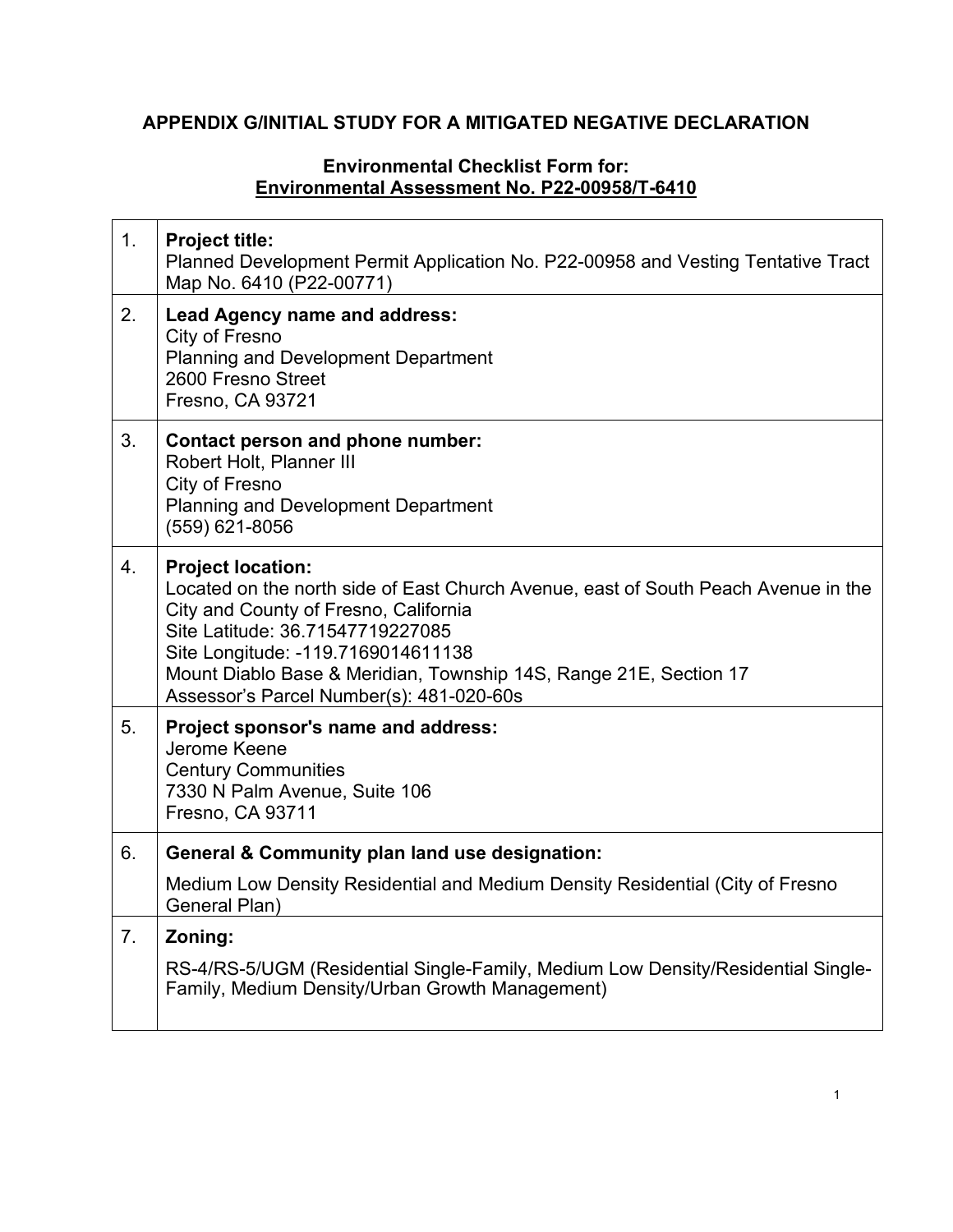# APPENDIX G/INITIAL STUDY FOR A MITIGATED NEGATIVE DECLARATION

## Environmental Checklist Form for: <u>Environmental Assessment No. P22-00958/T-6410</u>

| | |
|---|---|
| 1. | **Project title:**<br>Planned Development Permit Application No. P22-00958 and Vesting Tentative Tract Map No. 6410 (P22-00771) |
| 2. | **Lead Agency name and address:**<br>City of Fresno<br>Planning and Development Department<br>2600 Fresno Street<br>Fresno, CA 93721 |
| 3. | **Contact person and phone number:**<br>Robert Holt, Planner III<br>City of Fresno<br>Planning and Development Department<br>(559) 621-8056 |
| 4. | **Project location:**<br>Located on the north side of East Church Avenue, east of South Peach Avenue in the City and County of Fresno, California<br>Site Latitude: 36.71547719227085<br>Site Longitude: -119.7169014611138<br>Mount Diablo Base & Meridian, Township 14S, Range 21E, Section 17<br>Assessor's Parcel Number(s): 481-020-60s |
| 5. | **Project sponsor's name and address:**<br>Jerome Keene<br>Century Communities<br>7330 N Palm Avenue, Suite 106<br>Fresno, CA 93711 |
| 6. | **General & Community plan land use designation:**<br>Medium Low Density Residential and Medium Density Residential (City of Fresno General Plan) |
| 7. | **Zoning:**<br>RS-4/RS-5/UGM (Residential Single-Family, Medium Low Density/Residential Single-Family, Medium Density/Urban Growth Management) |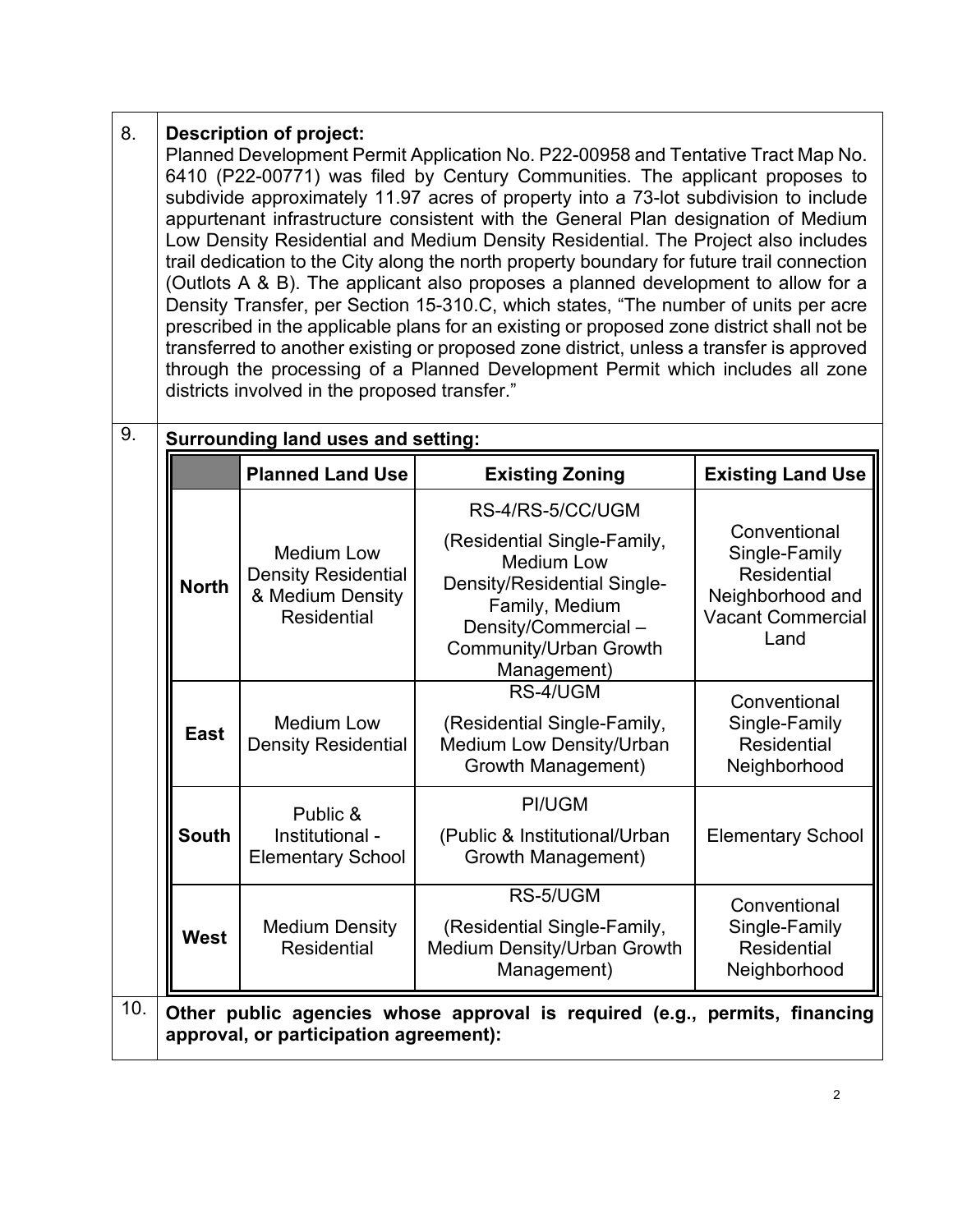8. **Description of project:**

Planned Development Permit Application No. P22-00958 and Tentative Tract Map No. 6410 (P22-00771) was filed by Century Communities. The applicant proposes to subdivide approximately 11.97 acres of property into a 73-lot subdivision to include appurtenant infrastructure consistent with the General Plan designation of Medium Low Density Residential and Medium Density Residential. The Project also includes trail dedication to the City along the north property boundary for future trail connection (Outlots A & B). The applicant also proposes a planned development to allow for a Density Transfer, per Section 15-310.C, which states, "The number of units per acre prescribed in the applicable plans for an existing or proposed zone district shall not be transferred to another existing or proposed zone district, unless a transfer is approved through the processing of a Planned Development Permit which includes all zone districts involved in the proposed transfer."

9. **Surrounding land uses and setting:**

| | Planned Land Use | Existing Zoning | Existing Land Use |
|---|---|---|---|
| **North** | Medium Low Density Residential & Medium Density Residential | RS-4/RS-5/CC/UGM (Residential Single-Family, Medium Low Density/Residential Single-Family, Medium Density/Commercial – Community/Urban Growth Management) | Conventional Single-Family Residential Neighborhood and Vacant Commercial Land |
| **East** | Medium Low Density Residential | RS-4/UGM (Residential Single-Family, Medium Low Density/Urban Growth Management) | Conventional Single-Family Residential Neighborhood |
| **South** | Public & Institutional - Elementary School | PI/UGM (Public & Institutional/Urban Growth Management) | Elementary School |
| **West** | Medium Density Residential | RS-5/UGM (Residential Single-Family, Medium Density/Urban Growth Management) | Conventional Single-Family Residential Neighborhood |

10. **Other public agencies whose approval is required (e.g., permits, financing approval, or participation agreement):**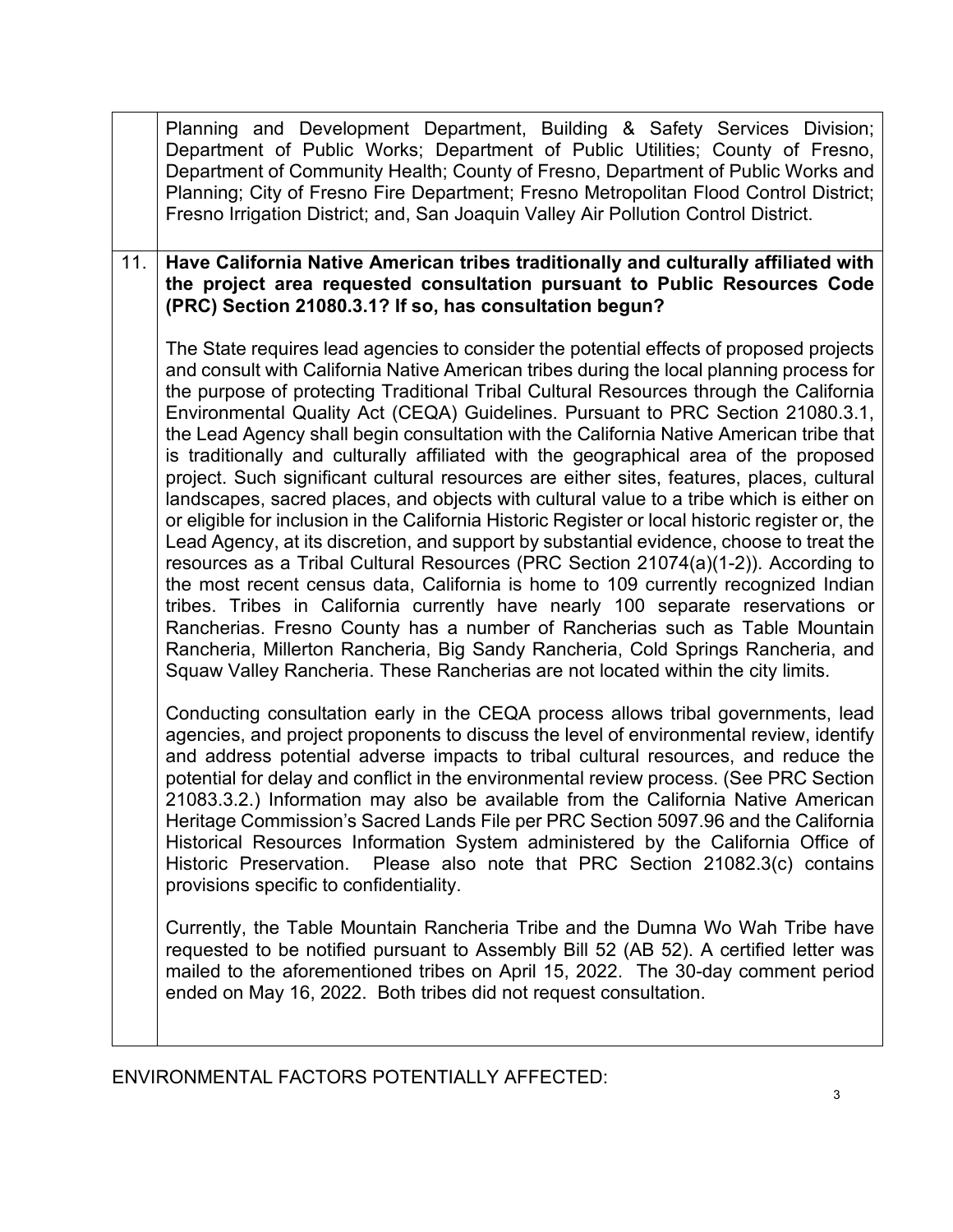| | |
|---|---|
| | Planning and Development Department, Building & Safety Services Division; Department of Public Works; Department of Public Utilities; County of Fresno, Department of Community Health; County of Fresno, Department of Public Works and Planning; City of Fresno Fire Department; Fresno Metropolitan Flood Control District; Fresno Irrigation District; and, San Joaquin Valley Air Pollution Control District. |
| 11. | **Have California Native American tribes traditionally and culturally affiliated with the project area requested consultation pursuant to Public Resources Code (PRC) Section 21080.3.1? If so, has consultation begun?**<br><br>The State requires lead agencies to consider the potential effects of proposed projects and consult with California Native American tribes during the local planning process for the purpose of protecting Traditional Tribal Cultural Resources through the California Environmental Quality Act (CEQA) Guidelines. Pursuant to PRC Section 21080.3.1, the Lead Agency shall begin consultation with the California Native American tribe that is traditionally and culturally affiliated with the geographical area of the proposed project. Such significant cultural resources are either sites, features, places, cultural landscapes, sacred places, and objects with cultural value to a tribe which is either on or eligible for inclusion in the California Historic Register or local historic register or, the Lead Agency, at its discretion, and support by substantial evidence, choose to treat the resources as a Tribal Cultural Resources (PRC Section 21074(a)(1-2)). According to the most recent census data, California is home to 109 currently recognized Indian tribes. Tribes in California currently have nearly 100 separate reservations or Rancherias. Fresno County has a number of Rancherias such as Table Mountain Rancheria, Millerton Rancheria, Big Sandy Rancheria, Cold Springs Rancheria, and Squaw Valley Rancheria. These Rancherias are not located within the city limits.<br><br>Conducting consultation early in the CEQA process allows tribal governments, lead agencies, and project proponents to discuss the level of environmental review, identify and address potential adverse impacts to tribal cultural resources, and reduce the potential for delay and conflict in the environmental review process. (See PRC Section 21083.3.2.) Information may also be available from the California Native American Heritage Commission's Sacred Lands File per PRC Section 5097.96 and the California Historical Resources Information System administered by the California Office of Historic Preservation. Please also note that PRC Section 21082.3(c) contains provisions specific to confidentiality.<br><br>Currently, the Table Mountain Rancheria Tribe and the Dumna Wo Wah Tribe have requested to be notified pursuant to Assembly Bill 52 (AB 52). A certified letter was mailed to the aforementioned tribes on April 15, 2022. The 30-day comment period ended on May 16, 2022. Both tribes did not request consultation. |

ENVIRONMENTAL FACTORS POTENTIALLY AFFECTED: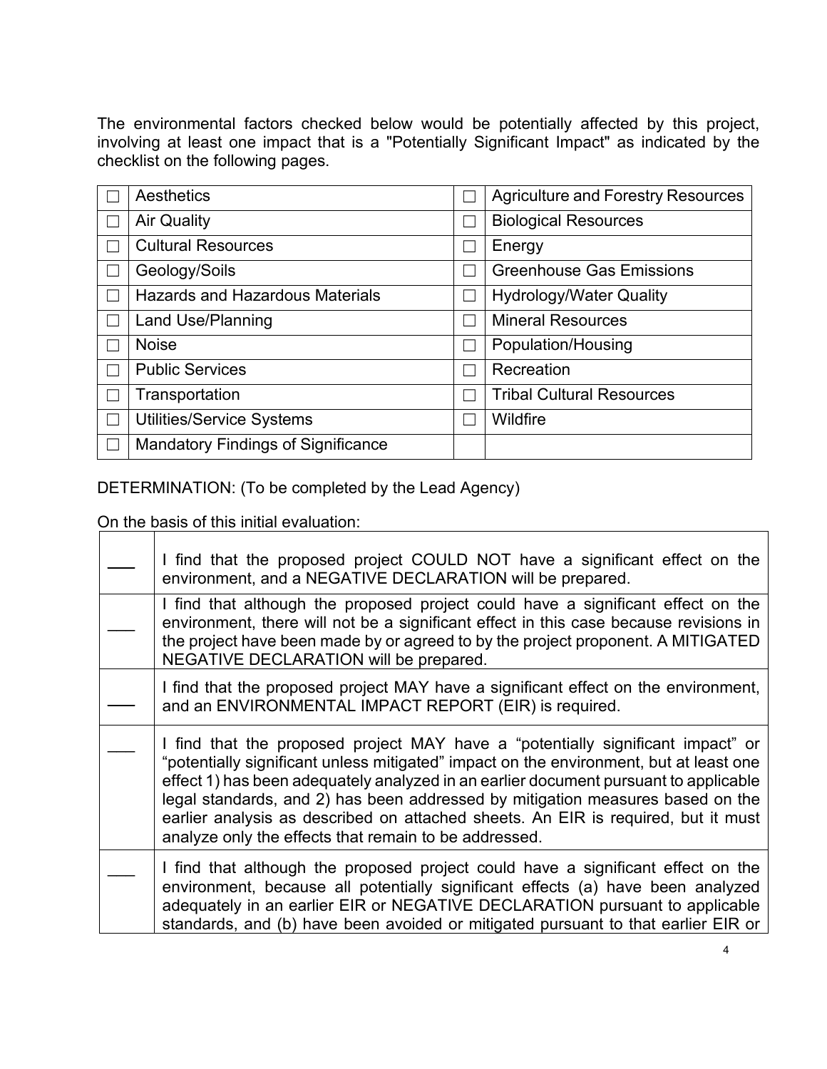The environmental factors checked below would be potentially affected by this project, involving at least one impact that is a "Potentially Significant Impact" as indicated by the checklist on the following pages.

| | | | |
|---|---|---|---|
| ☐ | Aesthetics | ☐ | Agriculture and Forestry Resources |
| ☐ | Air Quality | ☐ | Biological Resources |
| ☐ | Cultural Resources | ☐ | Energy |
| ☐ | Geology/Soils | ☐ | Greenhouse Gas Emissions |
| ☐ | Hazards and Hazardous Materials | ☐ | Hydrology/Water Quality |
| ☐ | Land Use/Planning | ☐ | Mineral Resources |
| ☐ | Noise | ☐ | Population/Housing |
| ☐ | Public Services | ☐ | Recreation |
| ☐ | Transportation | ☐ | Tribal Cultural Resources |
| ☐ | Utilities/Service Systems | ☐ | Wildfire |
| ☐ | Mandatory Findings of Significance | | |

DETERMINATION: (To be completed by the Lead Agency)

On the basis of this initial evaluation:

| | |
|---|---|
| ___ | I find that the proposed project COULD NOT have a significant effect on the environment, and a NEGATIVE DECLARATION will be prepared. |
| ___ | I find that although the proposed project could have a significant effect on the environment, there will not be a significant effect in this case because revisions in the project have been made by or agreed to by the project proponent. A MITIGATED NEGATIVE DECLARATION will be prepared. |
| ___ | I find that the proposed project MAY have a significant effect on the environment, and an ENVIRONMENTAL IMPACT REPORT (EIR) is required. |
| ___ | I find that the proposed project MAY have a "potentially significant impact" or "potentially significant unless mitigated" impact on the environment, but at least one effect 1) has been adequately analyzed in an earlier document pursuant to applicable legal standards, and 2) has been addressed by mitigation measures based on the earlier analysis as described on attached sheets. An EIR is required, but it must analyze only the effects that remain to be addressed. |
| ___ | I find that although the proposed project could have a significant effect on the environment, because all potentially significant effects (a) have been analyzed adequately in an earlier EIR or NEGATIVE DECLARATION pursuant to applicable standards, and (b) have been avoided or mitigated pursuant to that earlier EIR or |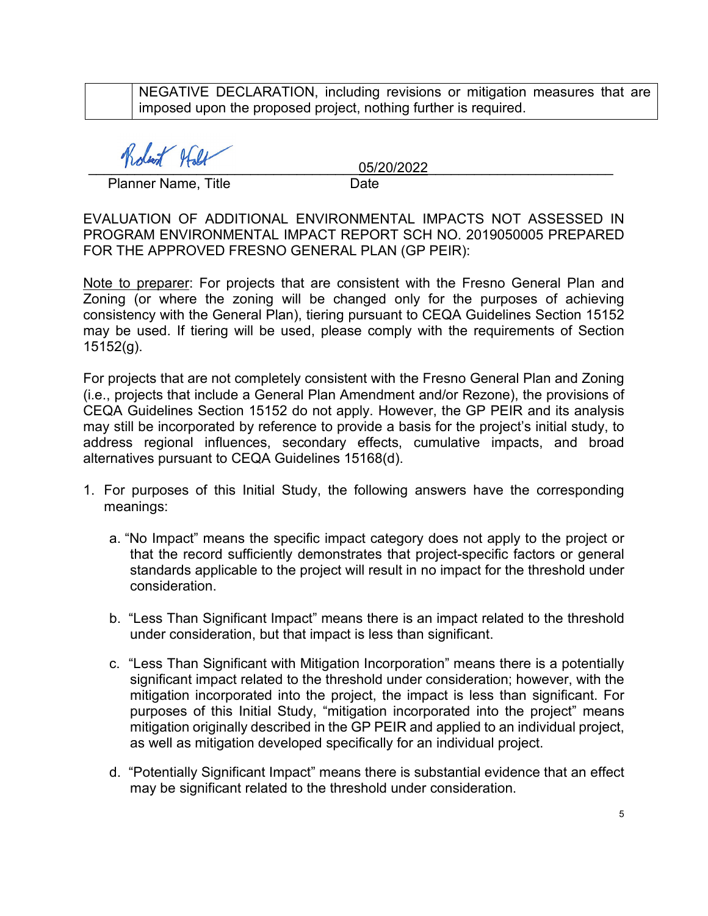|  | NEGATIVE DECLARATION, including revisions or mitigation measures that are imposed upon the proposed project, nothing further is required. |
|---|---|

Robert Holt 05/20/2022

Planner Name, Title Date

EVALUATION OF ADDITIONAL ENVIRONMENTAL IMPACTS NOT ASSESSED IN PROGRAM ENVIRONMENTAL IMPACT REPORT SCH NO. 2019050005 PREPARED FOR THE APPROVED FRESNO GENERAL PLAN (GP PEIR):

Note to preparer: For projects that are consistent with the Fresno General Plan and Zoning (or where the zoning will be changed only for the purposes of achieving consistency with the General Plan), tiering pursuant to CEQA Guidelines Section 15152 may be used. If tiering will be used, please comply with the requirements of Section 15152(g).

For projects that are not completely consistent with the Fresno General Plan and Zoning (i.e., projects that include a General Plan Amendment and/or Rezone), the provisions of CEQA Guidelines Section 15152 do not apply. However, the GP PEIR and its analysis may still be incorporated by reference to provide a basis for the project's initial study, to address regional influences, secondary effects, cumulative impacts, and broad alternatives pursuant to CEQA Guidelines 15168(d).

1. For purposes of this Initial Study, the following answers have the corresponding meanings:

   a. "No Impact" means the specific impact category does not apply to the project or that the record sufficiently demonstrates that project-specific factors or general standards applicable to the project will result in no impact for the threshold under consideration.

   b. "Less Than Significant Impact" means there is an impact related to the threshold under consideration, but that impact is less than significant.

   c. "Less Than Significant with Mitigation Incorporation" means there is a potentially significant impact related to the threshold under consideration; however, with the mitigation incorporated into the project, the impact is less than significant. For purposes of this Initial Study, "mitigation incorporated into the project" means mitigation originally described in the GP PEIR and applied to an individual project, as well as mitigation developed specifically for an individual project.

   d. "Potentially Significant Impact" means there is substantial evidence that an effect may be significant related to the threshold under consideration.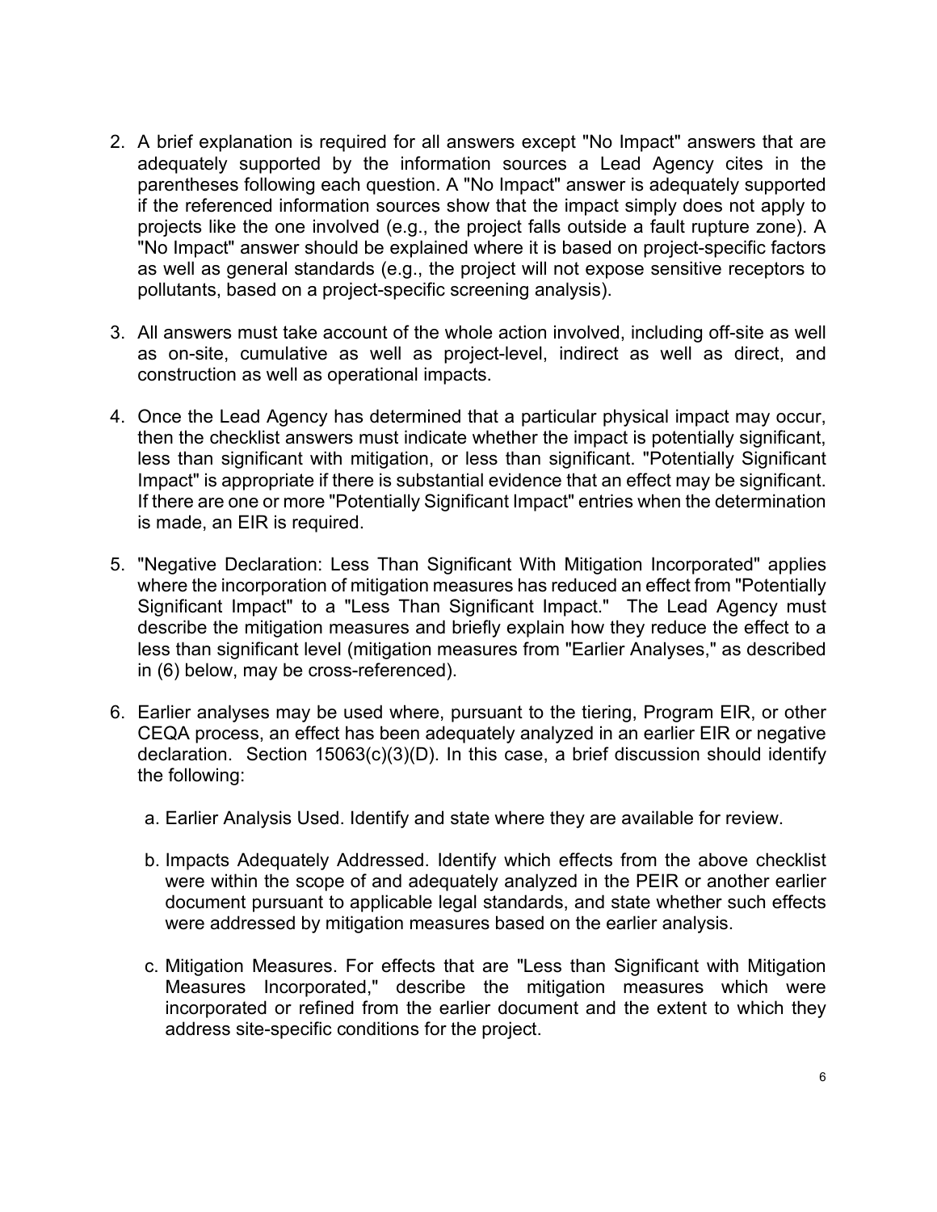2. A brief explanation is required for all answers except "No Impact" answers that are adequately supported by the information sources a Lead Agency cites in the parentheses following each question. A "No Impact" answer is adequately supported if the referenced information sources show that the impact simply does not apply to projects like the one involved (e.g., the project falls outside a fault rupture zone). A "No Impact" answer should be explained where it is based on project-specific factors as well as general standards (e.g., the project will not expose sensitive receptors to pollutants, based on a project-specific screening analysis).

3. All answers must take account of the whole action involved, including off-site as well as on-site, cumulative as well as project-level, indirect as well as direct, and construction as well as operational impacts.

4. Once the Lead Agency has determined that a particular physical impact may occur, then the checklist answers must indicate whether the impact is potentially significant, less than significant with mitigation, or less than significant. "Potentially Significant Impact" is appropriate if there is substantial evidence that an effect may be significant. If there are one or more "Potentially Significant Impact" entries when the determination is made, an EIR is required.

5. "Negative Declaration: Less Than Significant With Mitigation Incorporated" applies where the incorporation of mitigation measures has reduced an effect from "Potentially Significant Impact" to a "Less Than Significant Impact." The Lead Agency must describe the mitigation measures and briefly explain how they reduce the effect to a less than significant level (mitigation measures from "Earlier Analyses," as described in (6) below, may be cross-referenced).

6. Earlier analyses may be used where, pursuant to the tiering, Program EIR, or other CEQA process, an effect has been adequately analyzed in an earlier EIR or negative declaration. Section 15063(c)(3)(D). In this case, a brief discussion should identify the following:

   a. Earlier Analysis Used. Identify and state where they are available for review.

   b. Impacts Adequately Addressed. Identify which effects from the above checklist were within the scope of and adequately analyzed in the PEIR or another earlier document pursuant to applicable legal standards, and state whether such effects were addressed by mitigation measures based on the earlier analysis.

   c. Mitigation Measures. For effects that are "Less than Significant with Mitigation Measures Incorporated," describe the mitigation measures which were incorporated or refined from the earlier document and the extent to which they address site-specific conditions for the project.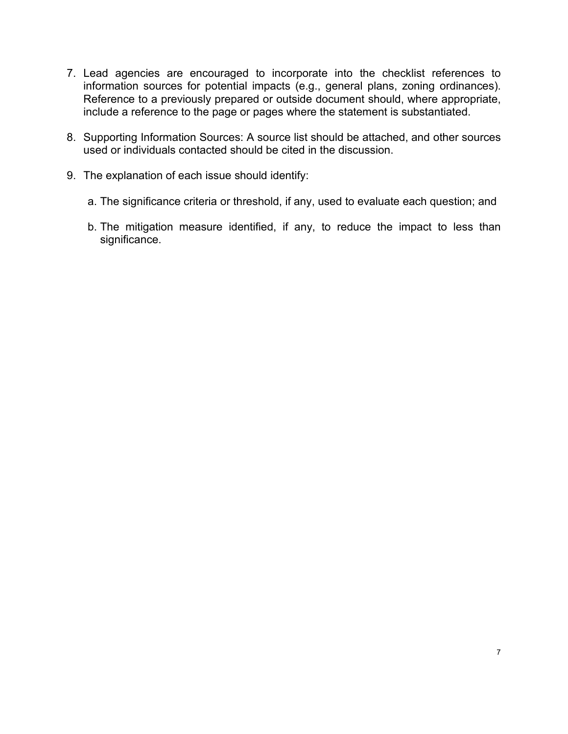7. Lead agencies are encouraged to incorporate into the checklist references to information sources for potential impacts (e.g., general plans, zoning ordinances). Reference to a previously prepared or outside document should, where appropriate, include a reference to the page or pages where the statement is substantiated.

8. Supporting Information Sources: A source list should be attached, and other sources used or individuals contacted should be cited in the discussion.

9. The explanation of each issue should identify:

   a. The significance criteria or threshold, if any, used to evaluate each question; and

   b. The mitigation measure identified, if any, to reduce the impact to less than significance.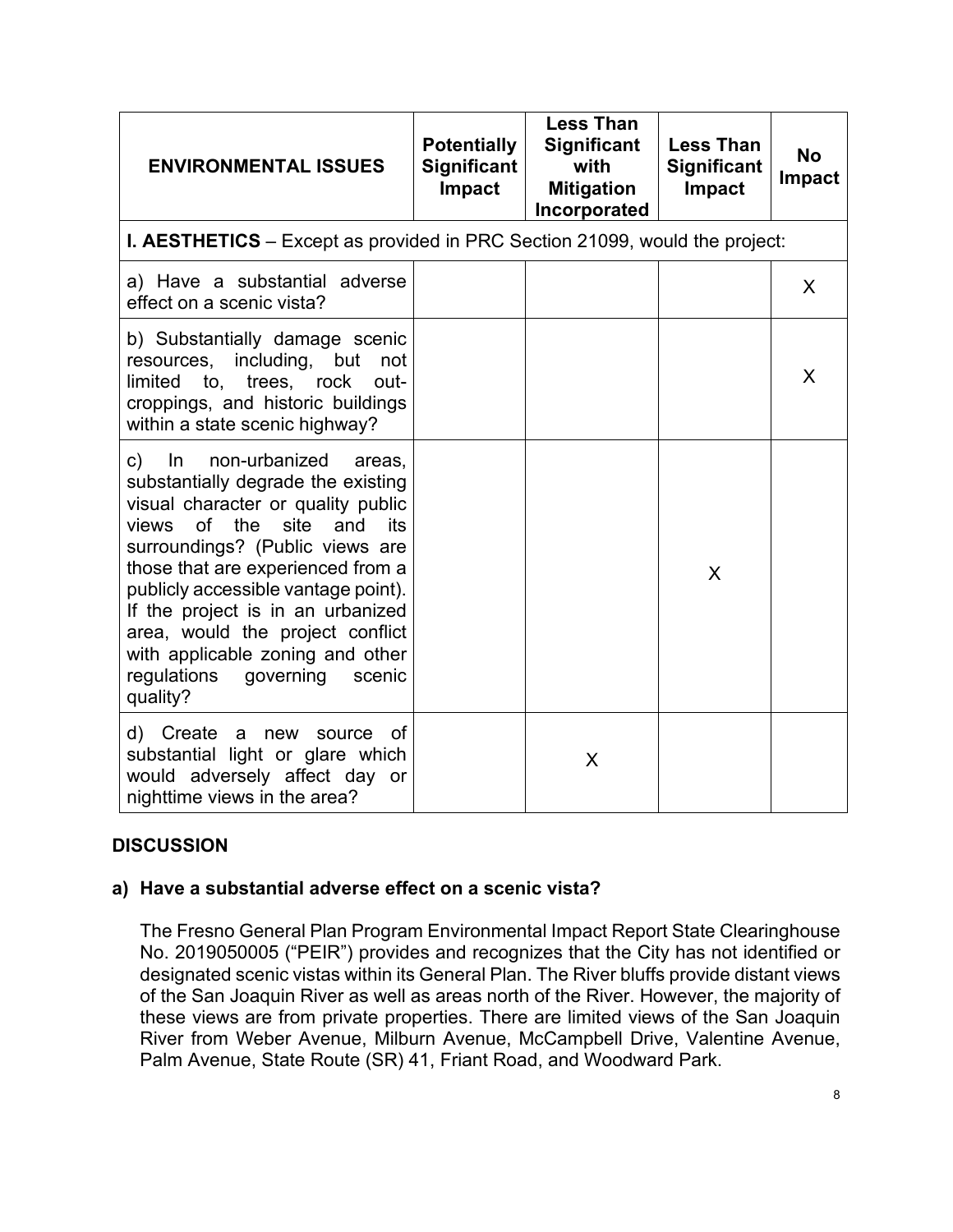| ENVIRONMENTAL ISSUES | Potentially Significant Impact | Less Than Significant with Mitigation Incorporated | Less Than Significant Impact | No Impact |
|---|---|---|---|---|
| **I. AESTHETICS** – Except as provided in PRC Section 21099, would the project: | | | | |
| a) Have a substantial adverse effect on a scenic vista? | | | | X |
| b) Substantially damage scenic resources, including, but not limited to, trees, rock out-croppings, and historic buildings within a state scenic highway? | | | | X |
| c) In non-urbanized areas, substantially degrade the existing visual character or quality public views of the site and its surroundings? (Public views are those that are experienced from a publicly accessible vantage point). If the project is in an urbanized area, would the project conflict with applicable zoning and other regulations governing scenic quality? | | | X | |
| d) Create a new source of substantial light or glare which would adversely affect day or nighttime views in the area? | | X | | |

## DISCUSSION

### a) Have a substantial adverse effect on a scenic vista?

The Fresno General Plan Program Environmental Impact Report State Clearinghouse No. 2019050005 ("PEIR") provides and recognizes that the City has not identified or designated scenic vistas within its General Plan. The River bluffs provide distant views of the San Joaquin River as well as areas north of the River. However, the majority of these views are from private properties. There are limited views of the San Joaquin River from Weber Avenue, Milburn Avenue, McCampbell Drive, Valentine Avenue, Palm Avenue, State Route (SR) 41, Friant Road, and Woodward Park.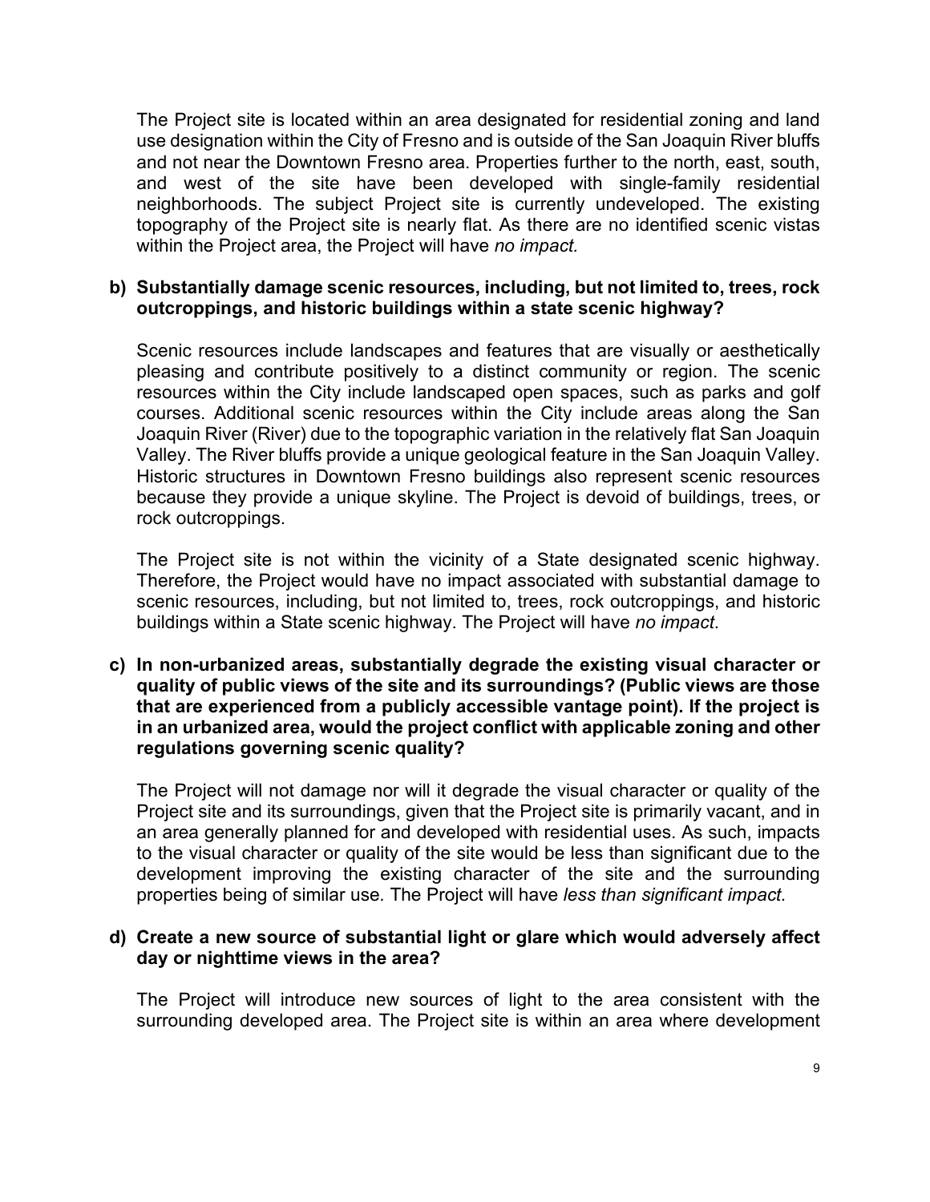The Project site is located within an area designated for residential zoning and land use designation within the City of Fresno and is outside of the San Joaquin River bluffs and not near the Downtown Fresno area. Properties further to the north, east, south, and west of the site have been developed with single-family residential neighborhoods. The subject Project site is currently undeveloped. The existing topography of the Project site is nearly flat. As there are no identified scenic vistas within the Project area, the Project will have *no impact.*

**b) Substantially damage scenic resources, including, but not limited to, trees, rock outcroppings, and historic buildings within a state scenic highway?**

Scenic resources include landscapes and features that are visually or aesthetically pleasing and contribute positively to a distinct community or region. The scenic resources within the City include landscaped open spaces, such as parks and golf courses. Additional scenic resources within the City include areas along the San Joaquin River (River) due to the topographic variation in the relatively flat San Joaquin Valley. The River bluffs provide a unique geological feature in the San Joaquin Valley. Historic structures in Downtown Fresno buildings also represent scenic resources because they provide a unique skyline. The Project is devoid of buildings, trees, or rock outcroppings.

The Project site is not within the vicinity of a State designated scenic highway. Therefore, the Project would have no impact associated with substantial damage to scenic resources, including, but not limited to, trees, rock outcroppings, and historic buildings within a State scenic highway. The Project will have *no impact*.

**c) In non-urbanized areas, substantially degrade the existing visual character or quality of public views of the site and its surroundings? (Public views are those that are experienced from a publicly accessible vantage point). If the project is in an urbanized area, would the project conflict with applicable zoning and other regulations governing scenic quality?**

The Project will not damage nor will it degrade the visual character or quality of the Project site and its surroundings, given that the Project site is primarily vacant, and in an area generally planned for and developed with residential uses. As such, impacts to the visual character or quality of the site would be less than significant due to the development improving the existing character of the site and the surrounding properties being of similar use. The Project will have *less than significant impact*.

**d) Create a new source of substantial light or glare which would adversely affect day or nighttime views in the area?**

The Project will introduce new sources of light to the area consistent with the surrounding developed area. The Project site is within an area where development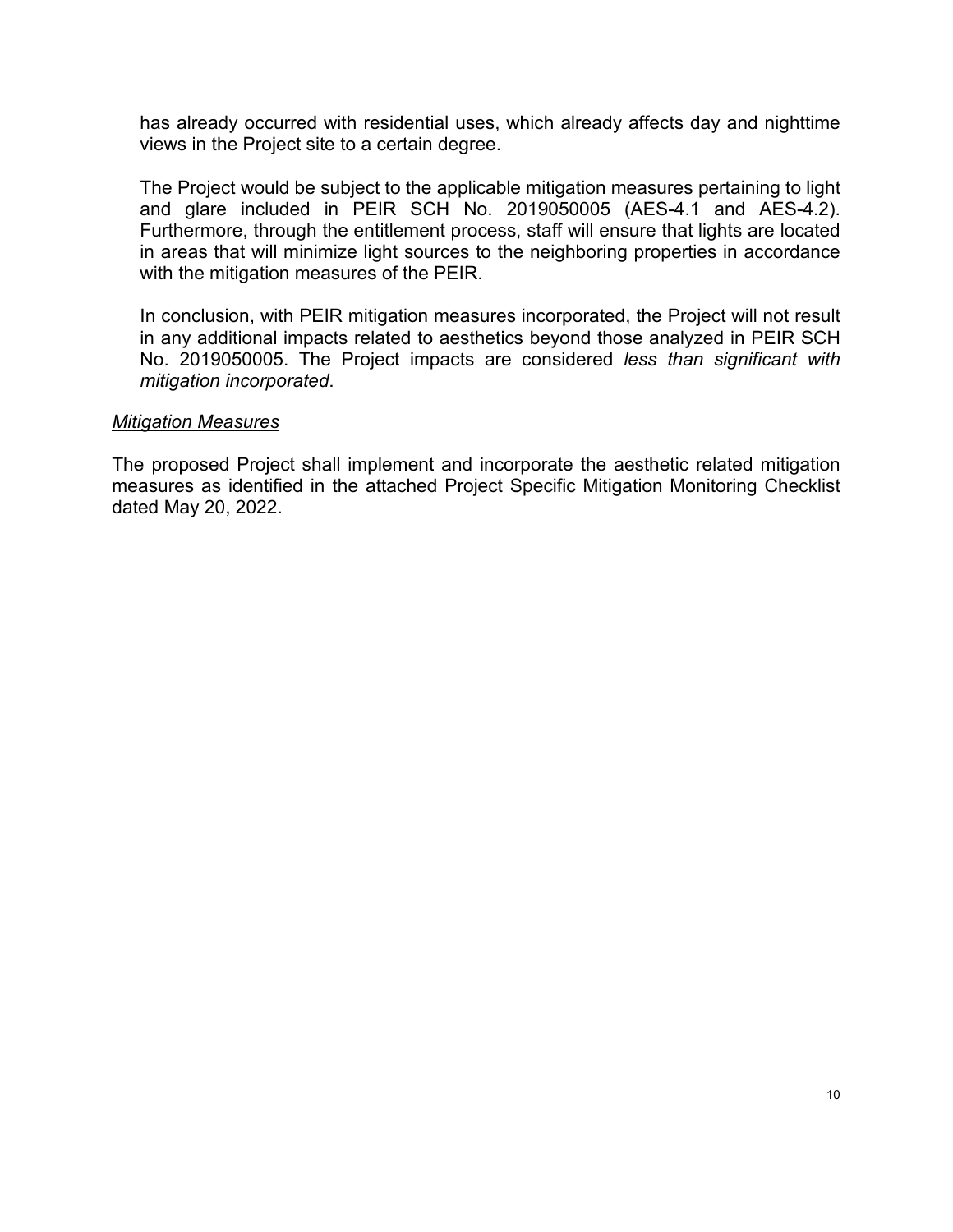has already occurred with residential uses, which already affects day and nighttime views in the Project site to a certain degree.

The Project would be subject to the applicable mitigation measures pertaining to light and glare included in PEIR SCH No. 2019050005 (AES-4.1 and AES-4.2). Furthermore, through the entitlement process, staff will ensure that lights are located in areas that will minimize light sources to the neighboring properties in accordance with the mitigation measures of the PEIR.

In conclusion, with PEIR mitigation measures incorporated, the Project will not result in any additional impacts related to aesthetics beyond those analyzed in PEIR SCH No. 2019050005. The Project impacts are considered *less than significant with mitigation incorporated*.

*Mitigation Measures*

The proposed Project shall implement and incorporate the aesthetic related mitigation measures as identified in the attached Project Specific Mitigation Monitoring Checklist dated May 20, 2022.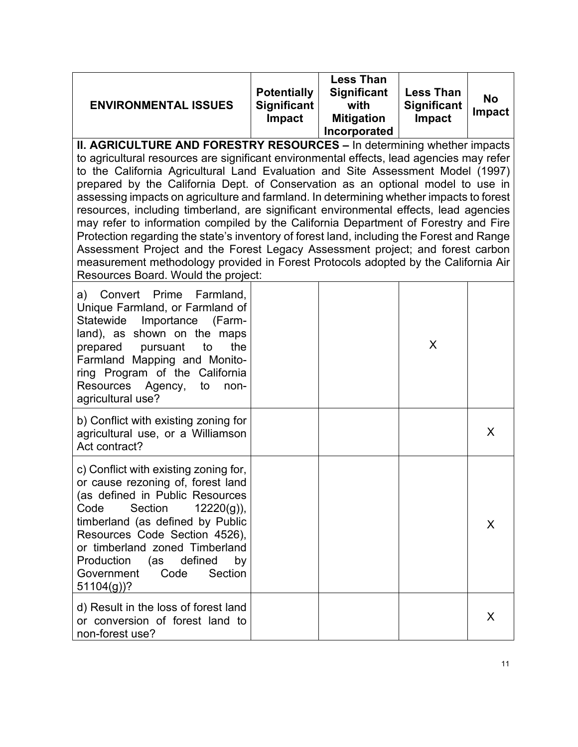| ENVIRONMENTAL ISSUES | Potentially Significant Impact | Less Than Significant with Mitigation Incorporated | Less Than Significant Impact | No Impact |
|---|---|---|---|---|
| **II. AGRICULTURE AND FORESTRY RESOURCES –** In determining whether impacts to agricultural resources are significant environmental effects, lead agencies may refer to the California Agricultural Land Evaluation and Site Assessment Model (1997) prepared by the California Dept. of Conservation as an optional model to use in assessing impacts on agriculture and farmland. In determining whether impacts to forest resources, including timberland, are significant environmental effects, lead agencies may refer to information compiled by the California Department of Forestry and Fire Protection regarding the state's inventory of forest land, including the Forest and Range Assessment Project and the Forest Legacy Assessment project; and forest carbon measurement methodology provided in Forest Protocols adopted by the California Air Resources Board. Would the project: | | | | |
| a) Convert Prime Farmland, Unique Farmland, or Farmland of Statewide Importance (Farmland), as shown on the maps prepared pursuant to the Farmland Mapping and Monitoring Program of the California Resources Agency, to non-agricultural use? | | | X | |
| b) Conflict with existing zoning for agricultural use, or a Williamson Act contract? | | | | X |
| c) Conflict with existing zoning for, or cause rezoning of, forest land (as defined in Public Resources Code Section 12220(g)), timberland (as defined by Public Resources Code Section 4526), or timberland zoned Timberland Production (as defined by Government Code Section 51104(g))? | | | | X |
| d) Result in the loss of forest land or conversion of forest land to non-forest use? | | | | X |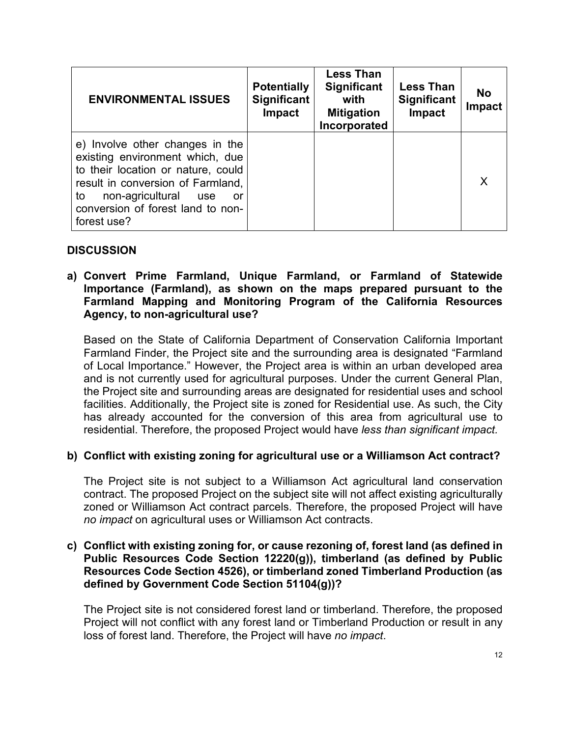| ENVIRONMENTAL ISSUES | Potentially Significant Impact | Less Than Significant with Mitigation Incorporated | Less Than Significant Impact | No Impact |
| --- | --- | --- | --- | --- |
| e) Involve other changes in the existing environment which, due to their location or nature, could result in conversion of Farmland, to non-agricultural use or conversion of forest land to non-forest use? | | | | X |

## DISCUSSION

**a) Convert Prime Farmland, Unique Farmland, or Farmland of Statewide Importance (Farmland), as shown on the maps prepared pursuant to the Farmland Mapping and Monitoring Program of the California Resources Agency, to non-agricultural use?**

Based on the State of California Department of Conservation California Important Farmland Finder, the Project site and the surrounding area is designated "Farmland of Local Importance." However, the Project area is within an urban developed area and is not currently used for agricultural purposes. Under the current General Plan, the Project site and surrounding areas are designated for residential uses and school facilities. Additionally, the Project site is zoned for Residential use. As such, the City has already accounted for the conversion of this area from agricultural use to residential. Therefore, the proposed Project would have *less than significant impact.*

**b) Conflict with existing zoning for agricultural use or a Williamson Act contract?**

The Project site is not subject to a Williamson Act agricultural land conservation contract. The proposed Project on the subject site will not affect existing agriculturally zoned or Williamson Act contract parcels. Therefore, the proposed Project will have *no impact* on agricultural uses or Williamson Act contracts.

**c) Conflict with existing zoning for, or cause rezoning of, forest land (as defined in Public Resources Code Section 12220(g)), timberland (as defined by Public Resources Code Section 4526), or timberland zoned Timberland Production (as defined by Government Code Section 51104(g))?**

The Project site is not considered forest land or timberland. Therefore, the proposed Project will not conflict with any forest land or Timberland Production or result in any loss of forest land. Therefore, the Project will have *no impact*.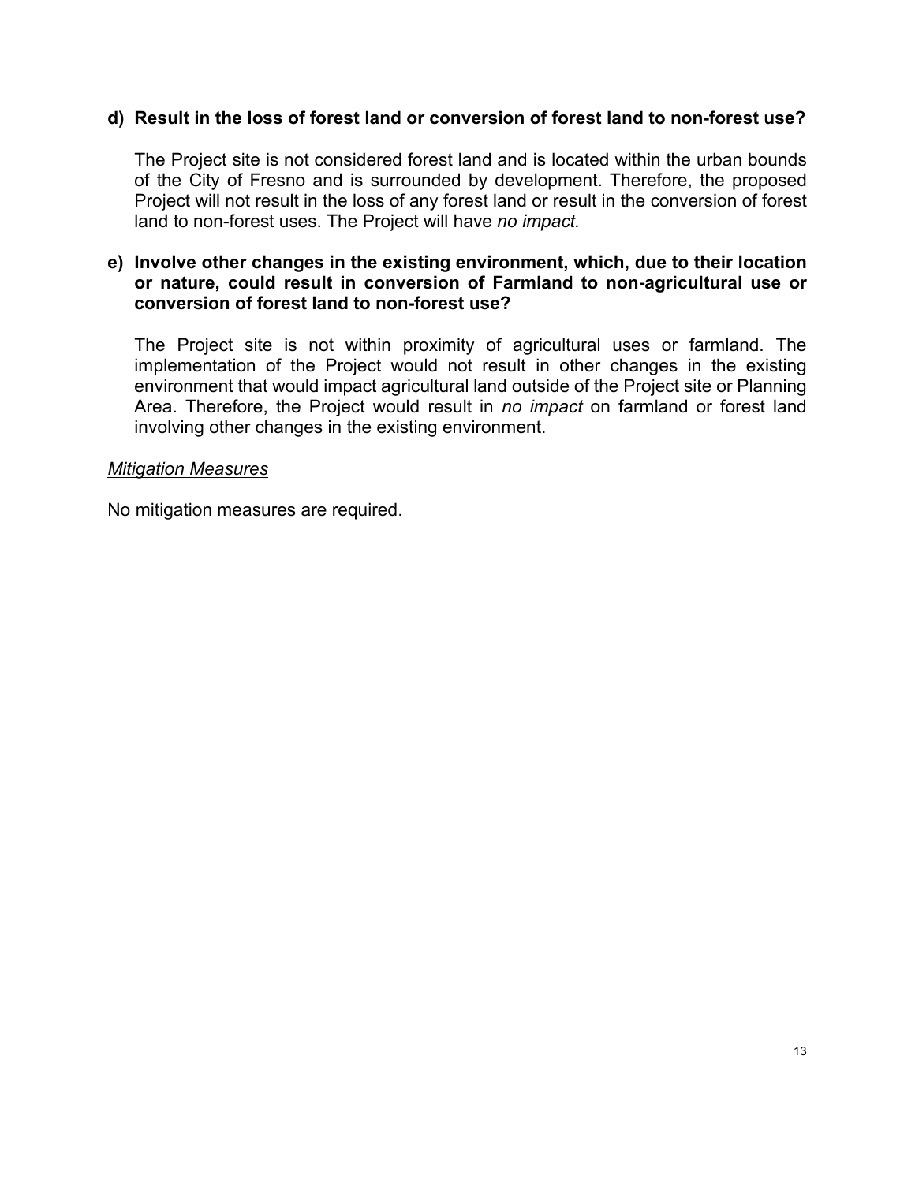**d) Result in the loss of forest land or conversion of forest land to non-forest use?**

The Project site is not considered forest land and is located within the urban bounds of the City of Fresno and is surrounded by development. Therefore, the proposed Project will not result in the loss of any forest land or result in the conversion of forest land to non-forest uses. The Project will have *no impact.*

**e) Involve other changes in the existing environment, which, due to their location or nature, could result in conversion of Farmland to non-agricultural use or conversion of forest land to non-forest use?**

The Project site is not within proximity of agricultural uses or farmland. The implementation of the Project would not result in other changes in the existing environment that would impact agricultural land outside of the Project site or Planning Area. Therefore, the Project would result in *no impact* on farmland or forest land involving other changes in the existing environment.

*Mitigation Measures*

No mitigation measures are required.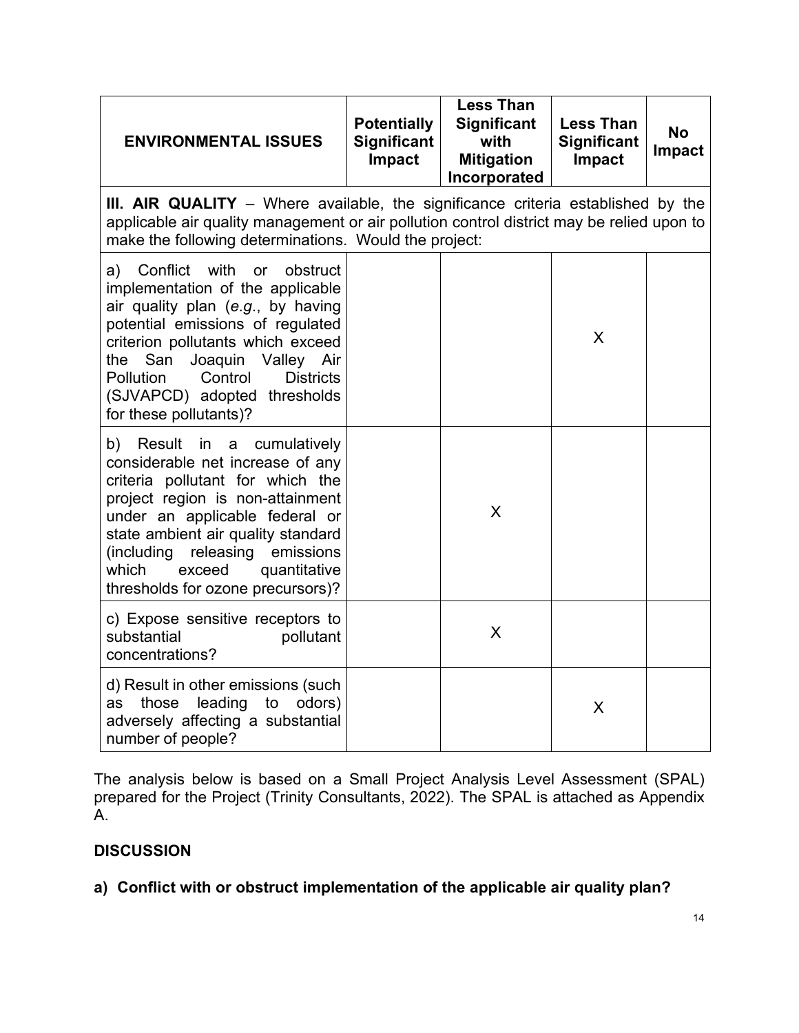| ENVIRONMENTAL ISSUES | Potentially Significant Impact | Less Than Significant with Mitigation Incorporated | Less Than Significant Impact | No Impact |
|---|---|---|---|---|
| **III. AIR QUALITY** – Where available, the significance criteria established by the applicable air quality management or air pollution control district may be relied upon to make the following determinations. Would the project: | | | | |
| a) Conflict with or obstruct implementation of the applicable air quality plan (*e.g.*, by having potential emissions of regulated criterion pollutants which exceed the San Joaquin Valley Air Pollution Control Districts (SJVAPCD) adopted thresholds for these pollutants)? | | | X | |
| b) Result in a cumulatively considerable net increase of any criteria pollutant for which the project region is non-attainment under an applicable federal or state ambient air quality standard (including releasing emissions which exceed quantitative thresholds for ozone precursors)? | | X | | |
| c) Expose sensitive receptors to substantial pollutant concentrations? | | X | | |
| d) Result in other emissions (such as those leading to odors) adversely affecting a substantial number of people? | | | X | |

The analysis below is based on a Small Project Analysis Level Assessment (SPAL) prepared for the Project (Trinity Consultants, 2022). The SPAL is attached as Appendix A.

## DISCUSSION

**a) Conflict with or obstruct implementation of the applicable air quality plan?**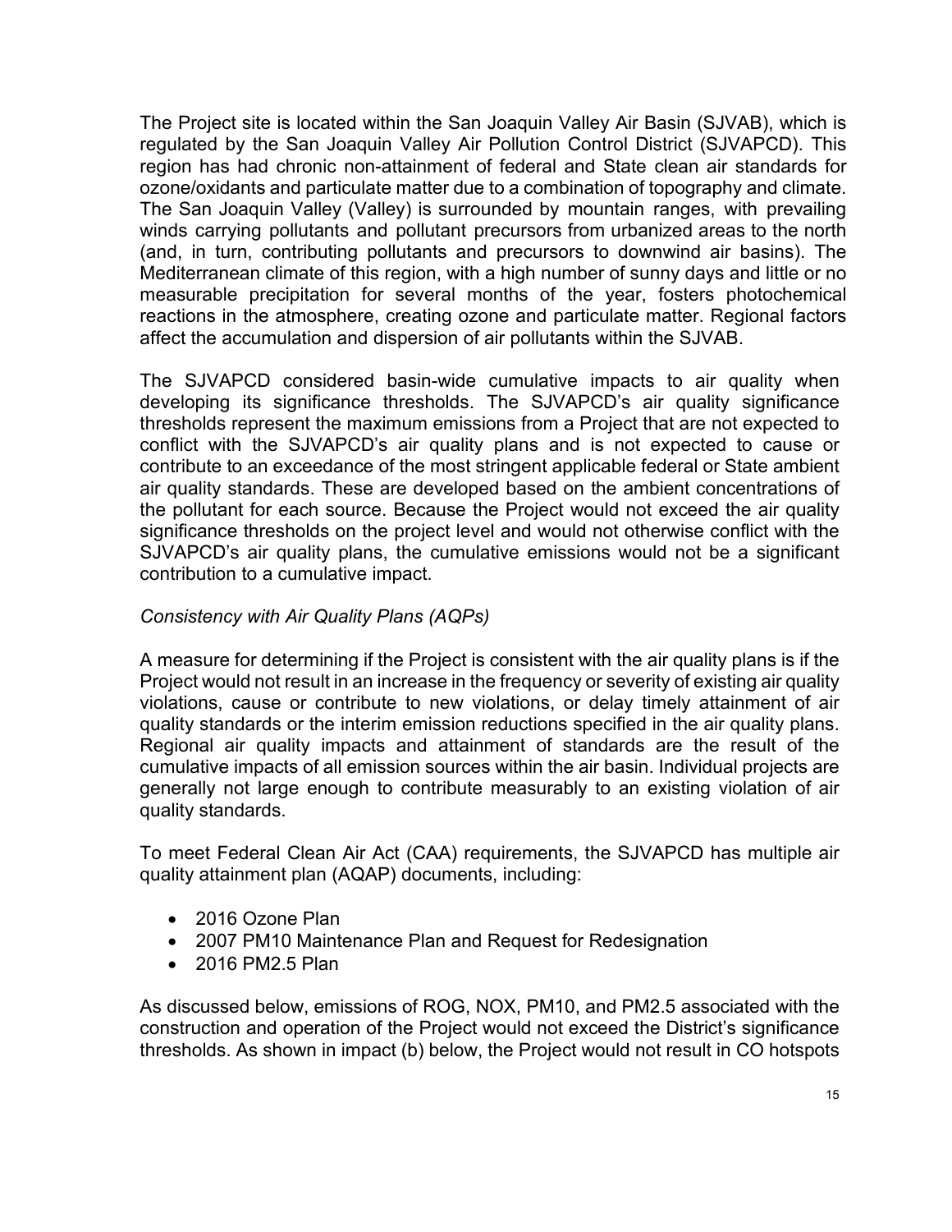The Project site is located within the San Joaquin Valley Air Basin (SJVAB), which is regulated by the San Joaquin Valley Air Pollution Control District (SJVAPCD). This region has had chronic non-attainment of federal and State clean air standards for ozone/oxidants and particulate matter due to a combination of topography and climate. The San Joaquin Valley (Valley) is surrounded by mountain ranges, with prevailing winds carrying pollutants and pollutant precursors from urbanized areas to the north (and, in turn, contributing pollutants and precursors to downwind air basins). The Mediterranean climate of this region, with a high number of sunny days and little or no measurable precipitation for several months of the year, fosters photochemical reactions in the atmosphere, creating ozone and particulate matter. Regional factors affect the accumulation and dispersion of air pollutants within the SJVAB.

The SJVAPCD considered basin-wide cumulative impacts to air quality when developing its significance thresholds. The SJVAPCD's air quality significance thresholds represent the maximum emissions from a Project that are not expected to conflict with the SJVAPCD's air quality plans and is not expected to cause or contribute to an exceedance of the most stringent applicable federal or State ambient air quality standards. These are developed based on the ambient concentrations of the pollutant for each source. Because the Project would not exceed the air quality significance thresholds on the project level and would not otherwise conflict with the SJVAPCD's air quality plans, the cumulative emissions would not be a significant contribution to a cumulative impact.

*Consistency with Air Quality Plans (AQPs)*

A measure for determining if the Project is consistent with the air quality plans is if the Project would not result in an increase in the frequency or severity of existing air quality violations, cause or contribute to new violations, or delay timely attainment of air quality standards or the interim emission reductions specified in the air quality plans. Regional air quality impacts and attainment of standards are the result of the cumulative impacts of all emission sources within the air basin. Individual projects are generally not large enough to contribute measurably to an existing violation of air quality standards.

To meet Federal Clean Air Act (CAA) requirements, the SJVAPCD has multiple air quality attainment plan (AQAP) documents, including:

- 2016 Ozone Plan
- 2007 PM10 Maintenance Plan and Request for Redesignation
- 2016 PM2.5 Plan

As discussed below, emissions of ROG, NOX, PM10, and PM2.5 associated with the construction and operation of the Project would not exceed the District's significance thresholds. As shown in impact (b) below, the Project would not result in CO hotspots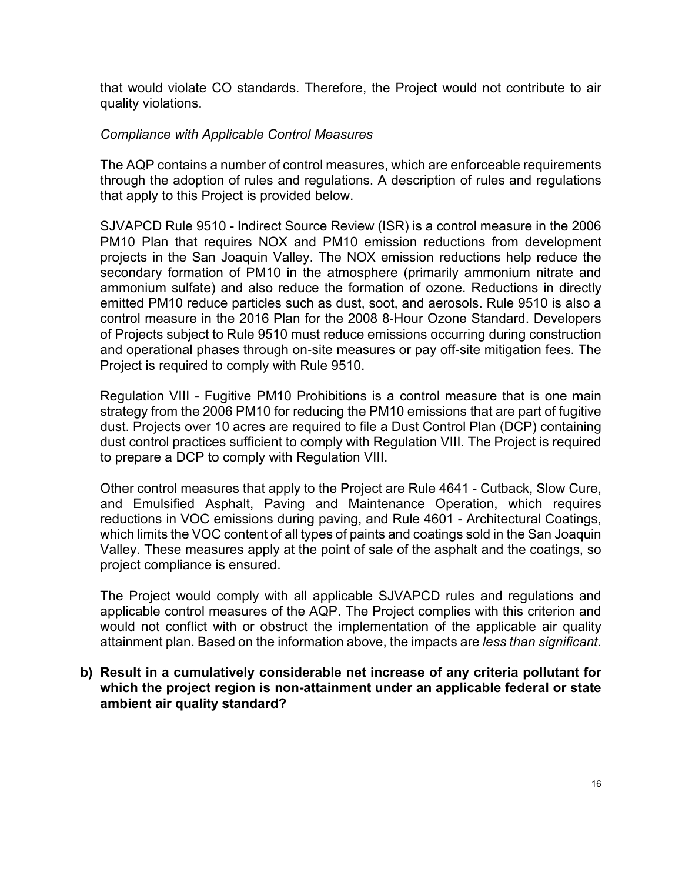that would violate CO standards. Therefore, the Project would not contribute to air quality violations.

*Compliance with Applicable Control Measures*

The AQP contains a number of control measures, which are enforceable requirements through the adoption of rules and regulations. A description of rules and regulations that apply to this Project is provided below.

SJVAPCD Rule 9510 - Indirect Source Review (ISR) is a control measure in the 2006 PM10 Plan that requires NOX and PM10 emission reductions from development projects in the San Joaquin Valley. The NOX emission reductions help reduce the secondary formation of PM10 in the atmosphere (primarily ammonium nitrate and ammonium sulfate) and also reduce the formation of ozone. Reductions in directly emitted PM10 reduce particles such as dust, soot, and aerosols. Rule 9510 is also a control measure in the 2016 Plan for the 2008 8-Hour Ozone Standard. Developers of Projects subject to Rule 9510 must reduce emissions occurring during construction and operational phases through on-site measures or pay off-site mitigation fees. The Project is required to comply with Rule 9510.

Regulation VIII - Fugitive PM10 Prohibitions is a control measure that is one main strategy from the 2006 PM10 for reducing the PM10 emissions that are part of fugitive dust. Projects over 10 acres are required to file a Dust Control Plan (DCP) containing dust control practices sufficient to comply with Regulation VIII. The Project is required to prepare a DCP to comply with Regulation VIII.

Other control measures that apply to the Project are Rule 4641 - Cutback, Slow Cure, and Emulsified Asphalt, Paving and Maintenance Operation, which requires reductions in VOC emissions during paving, and Rule 4601 - Architectural Coatings, which limits the VOC content of all types of paints and coatings sold in the San Joaquin Valley. These measures apply at the point of sale of the asphalt and the coatings, so project compliance is ensured.

The Project would comply with all applicable SJVAPCD rules and regulations and applicable control measures of the AQP. The Project complies with this criterion and would not conflict with or obstruct the implementation of the applicable air quality attainment plan. Based on the information above, the impacts are *less than significant*.

**b) Result in a cumulatively considerable net increase of any criteria pollutant for which the project region is non-attainment under an applicable federal or state ambient air quality standard?**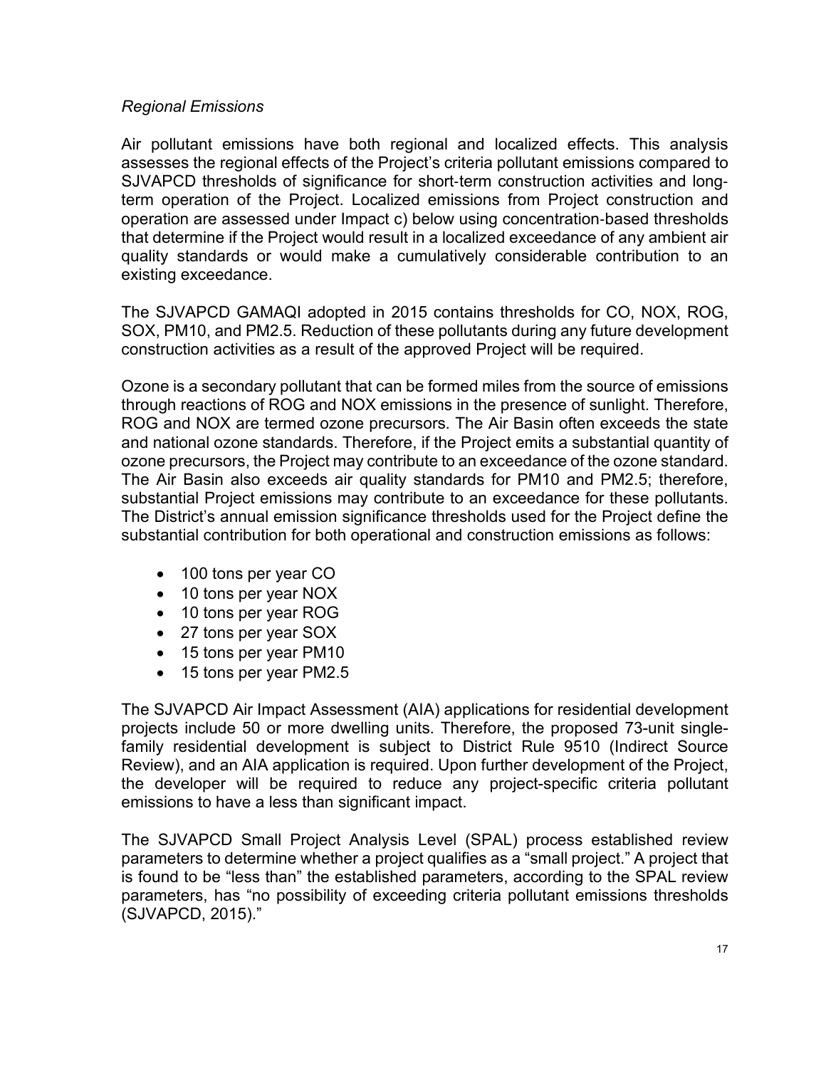*Regional Emissions*

Air pollutant emissions have both regional and localized effects. This analysis assesses the regional effects of the Project's criteria pollutant emissions compared to SJVAPCD thresholds of significance for short-term construction activities and long-term operation of the Project. Localized emissions from Project construction and operation are assessed under Impact c) below using concentration-based thresholds that determine if the Project would result in a localized exceedance of any ambient air quality standards or would make a cumulatively considerable contribution to an existing exceedance.

The SJVAPCD GAMAQI adopted in 2015 contains thresholds for CO, NOX, ROG, SOX, PM10, and PM2.5. Reduction of these pollutants during any future development construction activities as a result of the approved Project will be required.

Ozone is a secondary pollutant that can be formed miles from the source of emissions through reactions of ROG and NOX emissions in the presence of sunlight. Therefore, ROG and NOX are termed ozone precursors. The Air Basin often exceeds the state and national ozone standards. Therefore, if the Project emits a substantial quantity of ozone precursors, the Project may contribute to an exceedance of the ozone standard. The Air Basin also exceeds air quality standards for PM10 and PM2.5; therefore, substantial Project emissions may contribute to an exceedance for these pollutants. The District's annual emission significance thresholds used for the Project define the substantial contribution for both operational and construction emissions as follows:

- 100 tons per year CO
- 10 tons per year NOX
- 10 tons per year ROG
- 27 tons per year SOX
- 15 tons per year PM10
- 15 tons per year PM2.5

The SJVAPCD Air Impact Assessment (AIA) applications for residential development projects include 50 or more dwelling units. Therefore, the proposed 73-unit single-family residential development is subject to District Rule 9510 (Indirect Source Review), and an AIA application is required. Upon further development of the Project, the developer will be required to reduce any project-specific criteria pollutant emissions to have a less than significant impact.

The SJVAPCD Small Project Analysis Level (SPAL) process established review parameters to determine whether a project qualifies as a "small project." A project that is found to be "less than" the established parameters, according to the SPAL review parameters, has "no possibility of exceeding criteria pollutant emissions thresholds (SJVAPCD, 2015)."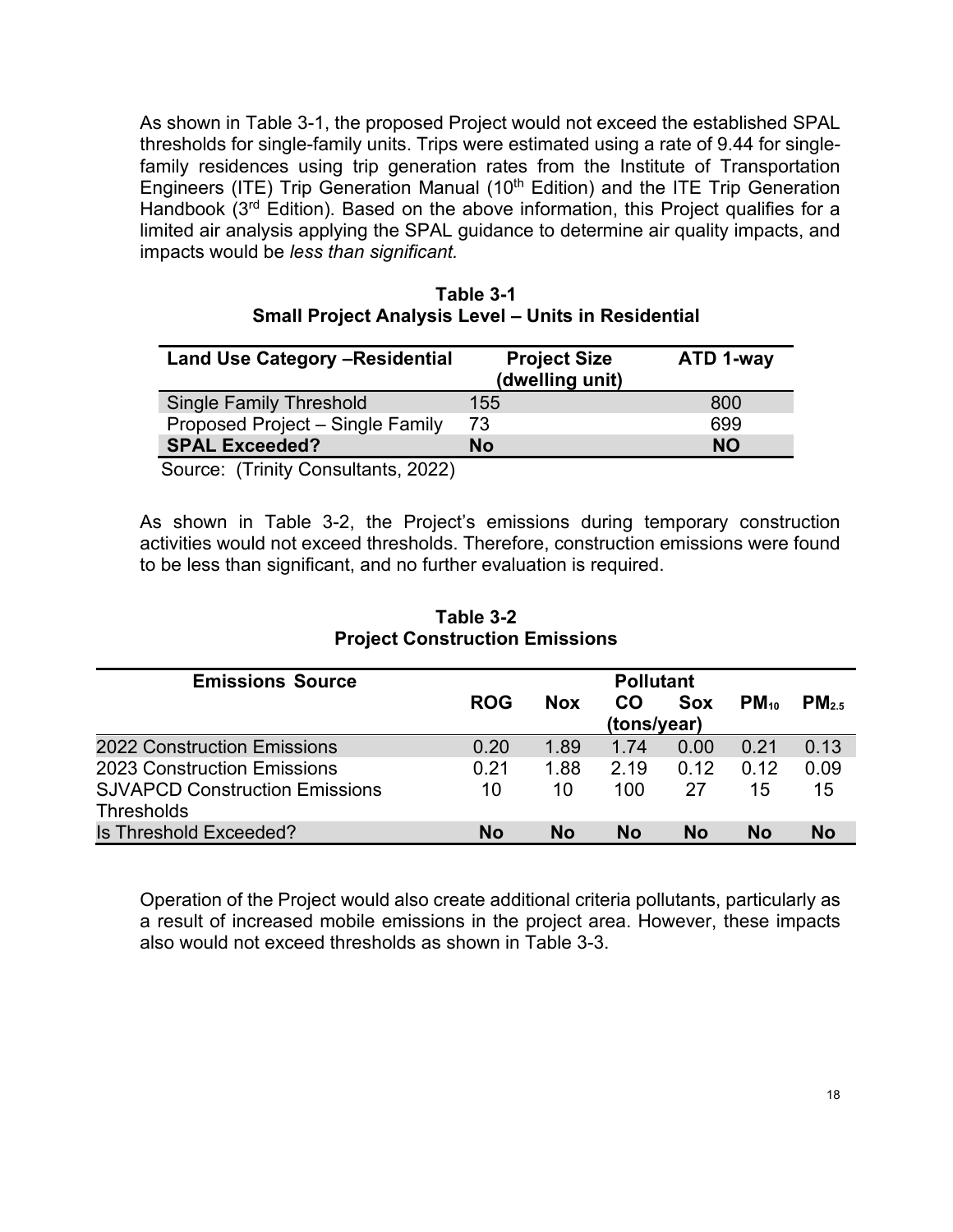As shown in Table 3-1, the proposed Project would not exceed the established SPAL thresholds for single-family units. Trips were estimated using a rate of 9.44 for single-family residences using trip generation rates from the Institute of Transportation Engineers (ITE) Trip Generation Manual (10th Edition) and the ITE Trip Generation Handbook (3rd Edition). Based on the above information, this Project qualifies for a limited air analysis applying the SPAL guidance to determine air quality impacts, and impacts would be *less than significant.*

**Table 3-1**
**Small Project Analysis Level – Units in Residential**

| Land Use Category –Residential | Project Size (dwelling unit) | ATD 1-way |
|---|---|---|
| Single Family Threshold | 155 | 800 |
| Proposed Project – Single Family | 73 | 699 |
| **SPAL Exceeded?** | **No** | **NO** |

Source: (Trinity Consultants, 2022)

As shown in Table 3-2, the Project's emissions during temporary construction activities would not exceed thresholds. Therefore, construction emissions were found to be less than significant, and no further evaluation is required.

**Table 3-2**
**Project Construction Emissions**

| Emissions Source | Pollutant | | | | | |
|---|---|---|---|---|---|---|
| | ROG | Nox | CO (tons/year) | Sox | $PM_{10}$ | $PM_{2.5}$ |
| 2022 Construction Emissions | 0.20 | 1.89 | 1.74 | 0.00 | 0.21 | 0.13 |
| 2023 Construction Emissions | 0.21 | 1.88 | 2.19 | 0.12 | 0.12 | 0.09 |
| SJVAPCD Construction Emissions Thresholds | 10 | 10 | 100 | 27 | 15 | 15 |
| Is Threshold Exceeded? | **No** | **No** | **No** | **No** | **No** | **No** |

Operation of the Project would also create additional criteria pollutants, particularly as a result of increased mobile emissions in the project area. However, these impacts also would not exceed thresholds as shown in Table 3-3.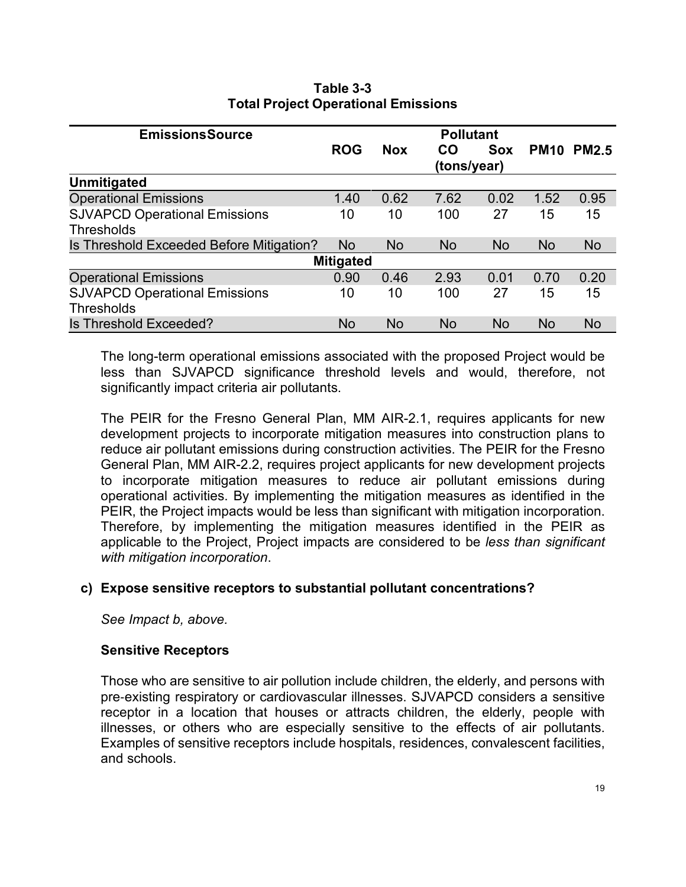**Table 3-3**
**Total Project Operational Emissions**

| EmissionsSource | Pollutant | | | | | |
|---|---|---|---|---|---|---|
| | ROG | Nox | CO (tons/year) | Sox | PM10 | PM2.5 |
| **Unmitigated** | | | | | | |
| Operational Emissions | 1.40 | 0.62 | 7.62 | 0.02 | 1.52 | 0.95 |
| SJVAPCD Operational Emissions Thresholds | 10 | 10 | 100 | 27 | 15 | 15 |
| Is Threshold Exceeded Before Mitigation? | No | No | No | No | No | No |
| **Mitigated** | | | | | | |
| Operational Emissions | 0.90 | 0.46 | 2.93 | 0.01 | 0.70 | 0.20 |
| SJVAPCD Operational Emissions Thresholds | 10 | 10 | 100 | 27 | 15 | 15 |
| Is Threshold Exceeded? | No | No | No | No | No | No |

The long-term operational emissions associated with the proposed Project would be less than SJVAPCD significance threshold levels and would, therefore, not significantly impact criteria air pollutants.

The PEIR for the Fresno General Plan, MM AIR-2.1, requires applicants for new development projects to incorporate mitigation measures into construction plans to reduce air pollutant emissions during construction activities. The PEIR for the Fresno General Plan, MM AIR-2.2, requires project applicants for new development projects to incorporate mitigation measures to reduce air pollutant emissions during operational activities. By implementing the mitigation measures as identified in the PEIR, the Project impacts would be less than significant with mitigation incorporation. Therefore, by implementing the mitigation measures identified in the PEIR as applicable to the Project, Project impacts are considered to be *less than significant with mitigation incorporation*.

**c) Expose sensitive receptors to substantial pollutant concentrations?**

*See Impact b, above.*

**Sensitive Receptors**

Those who are sensitive to air pollution include children, the elderly, and persons with pre-existing respiratory or cardiovascular illnesses. SJVAPCD considers a sensitive receptor in a location that houses or attracts children, the elderly, people with illnesses, or others who are especially sensitive to the effects of air pollutants. Examples of sensitive receptors include hospitals, residences, convalescent facilities, and schools.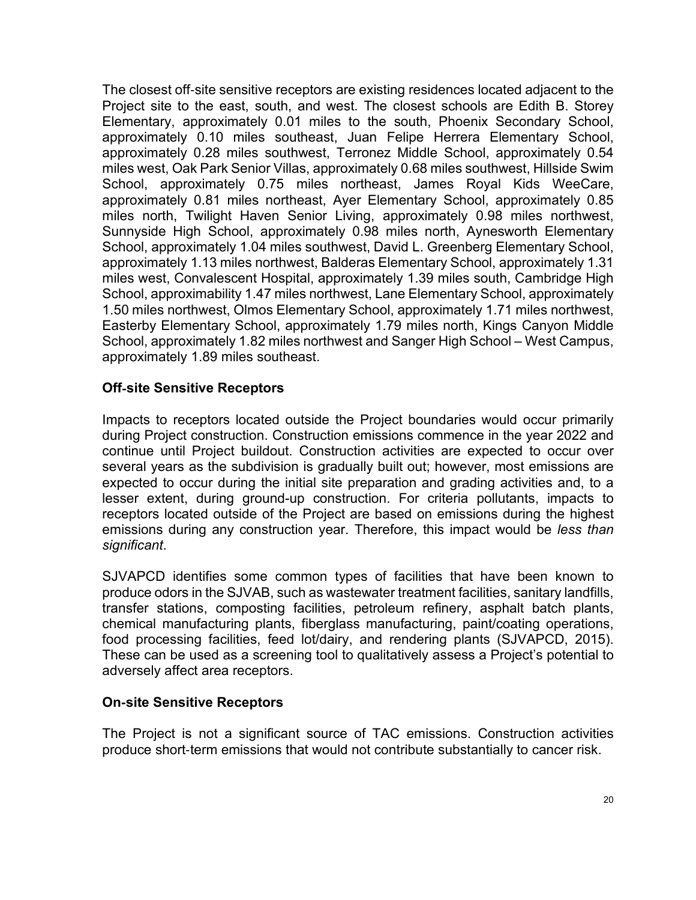The closest off-site sensitive receptors are existing residences located adjacent to the Project site to the east, south, and west. The closest schools are Edith B. Storey Elementary, approximately 0.01 miles to the south, Phoenix Secondary School, approximately 0.10 miles southeast, Juan Felipe Herrera Elementary School, approximately 0.28 miles southwest, Terronez Middle School, approximately 0.54 miles west, Oak Park Senior Villas, approximately 0.68 miles southwest, Hillside Swim School, approximately 0.75 miles northeast, James Royal Kids WeeCare, approximately 0.81 miles northeast, Ayer Elementary School, approximately 0.85 miles north, Twilight Haven Senior Living, approximately 0.98 miles northwest, Sunnyside High School, approximately 0.98 miles north, Aynesworth Elementary School, approximately 1.04 miles southwest, David L. Greenberg Elementary School, approximately 1.13 miles northwest, Balderas Elementary School, approximately 1.31 miles west, Convalescent Hospital, approximately 1.39 miles south, Cambridge High School, approximability 1.47 miles northwest, Lane Elementary School, approximately 1.50 miles northwest, Olmos Elementary School, approximately 1.71 miles northwest, Easterby Elementary School, approximately 1.79 miles north, Kings Canyon Middle School, approximately 1.82 miles northwest and Sanger High School – West Campus, approximately 1.89 miles southeast.

**Off-site Sensitive Receptors**

Impacts to receptors located outside the Project boundaries would occur primarily during Project construction. Construction emissions commence in the year 2022 and continue until Project buildout. Construction activities are expected to occur over several years as the subdivision is gradually built out; however, most emissions are expected to occur during the initial site preparation and grading activities and, to a lesser extent, during ground-up construction. For criteria pollutants, impacts to receptors located outside of the Project are based on emissions during the highest emissions during any construction year. Therefore, this impact would be *less than significant*.

SJVAPCD identifies some common types of facilities that have been known to produce odors in the SJVAB, such as wastewater treatment facilities, sanitary landfills, transfer stations, composting facilities, petroleum refinery, asphalt batch plants, chemical manufacturing plants, fiberglass manufacturing, paint/coating operations, food processing facilities, feed lot/dairy, and rendering plants (SJVAPCD, 2015). These can be used as a screening tool to qualitatively assess a Project's potential to adversely affect area receptors.

**On-site Sensitive Receptors**

The Project is not a significant source of TAC emissions. Construction activities produce short-term emissions that would not contribute substantially to cancer risk.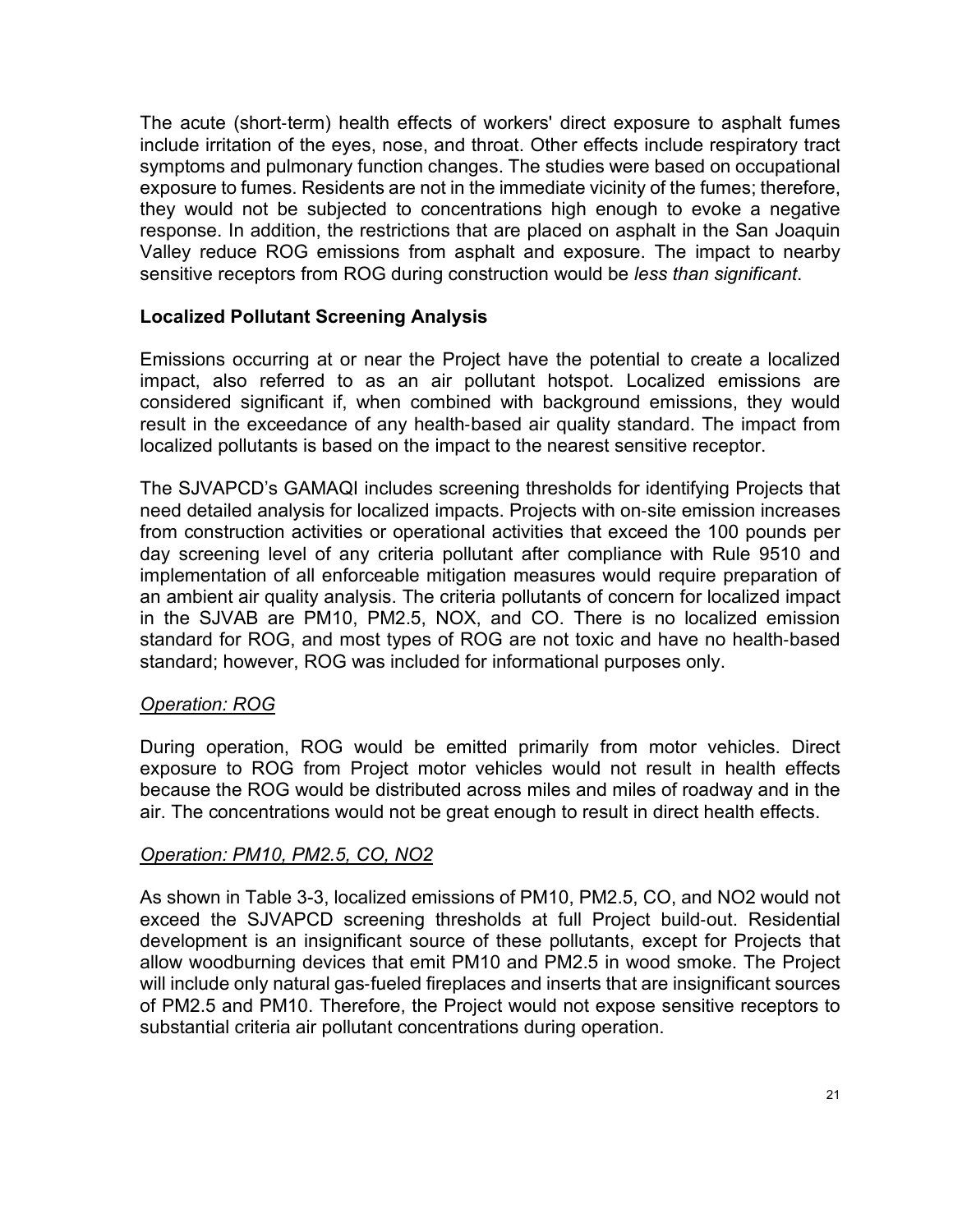The acute (short-term) health effects of workers' direct exposure to asphalt fumes include irritation of the eyes, nose, and throat. Other effects include respiratory tract symptoms and pulmonary function changes. The studies were based on occupational exposure to fumes. Residents are not in the immediate vicinity of the fumes; therefore, they would not be subjected to concentrations high enough to evoke a negative response. In addition, the restrictions that are placed on asphalt in the San Joaquin Valley reduce ROG emissions from asphalt and exposure. The impact to nearby sensitive receptors from ROG during construction would be *less than significant*.

### Localized Pollutant Screening Analysis

Emissions occurring at or near the Project have the potential to create a localized impact, also referred to as an air pollutant hotspot. Localized emissions are considered significant if, when combined with background emissions, they would result in the exceedance of any health-based air quality standard. The impact from localized pollutants is based on the impact to the nearest sensitive receptor.

The SJVAPCD's GAMAQI includes screening thresholds for identifying Projects that need detailed analysis for localized impacts. Projects with on-site emission increases from construction activities or operational activities that exceed the 100 pounds per day screening level of any criteria pollutant after compliance with Rule 9510 and implementation of all enforceable mitigation measures would require preparation of an ambient air quality analysis. The criteria pollutants of concern for localized impact in the SJVAB are PM10, PM2.5, NOX, and CO. There is no localized emission standard for ROG, and most types of ROG are not toxic and have no health-based standard; however, ROG was included for informational purposes only.

#### *Operation: ROG*

During operation, ROG would be emitted primarily from motor vehicles. Direct exposure to ROG from Project motor vehicles would not result in health effects because the ROG would be distributed across miles and miles of roadway and in the air. The concentrations would not be great enough to result in direct health effects.

#### *Operation: PM10, PM2.5, CO, NO2*

As shown in Table 3-3, localized emissions of PM10, PM2.5, CO, and NO2 would not exceed the SJVAPCD screening thresholds at full Project build-out. Residential development is an insignificant source of these pollutants, except for Projects that allow woodburning devices that emit PM10 and PM2.5 in wood smoke. The Project will include only natural gas-fueled fireplaces and inserts that are insignificant sources of PM2.5 and PM10. Therefore, the Project would not expose sensitive receptors to substantial criteria air pollutant concentrations during operation.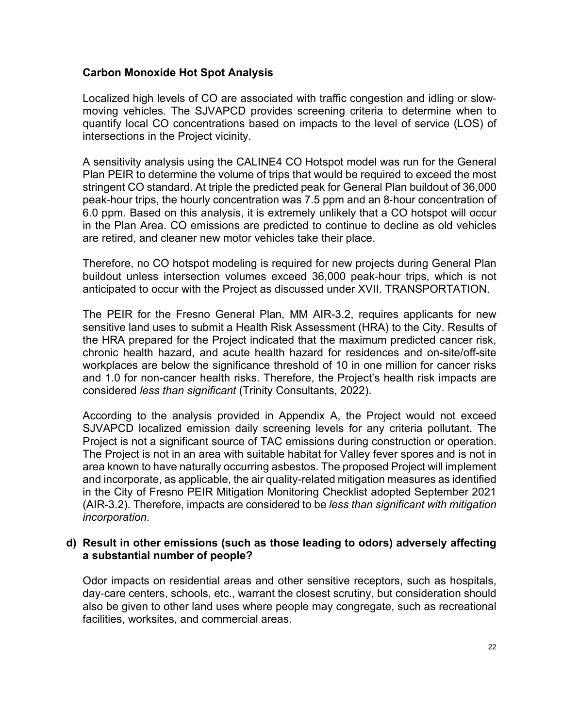**Carbon Monoxide Hot Spot Analysis**

Localized high levels of CO are associated with traffic congestion and idling or slow-moving vehicles. The SJVAPCD provides screening criteria to determine when to quantify local CO concentrations based on impacts to the level of service (LOS) of intersections in the Project vicinity.

A sensitivity analysis using the CALINE4 CO Hotspot model was run for the General Plan PEIR to determine the volume of trips that would be required to exceed the most stringent CO standard. At triple the predicted peak for General Plan buildout of 36,000 peak-hour trips, the hourly concentration was 7.5 ppm and an 8-hour concentration of 6.0 ppm. Based on this analysis, it is extremely unlikely that a CO hotspot will occur in the Plan Area. CO emissions are predicted to continue to decline as old vehicles are retired, and cleaner new motor vehicles take their place.

Therefore, no CO hotspot modeling is required for new projects during General Plan buildout unless intersection volumes exceed 36,000 peak-hour trips, which is not anticipated to occur with the Project as discussed under XVII. TRANSPORTATION.

The PEIR for the Fresno General Plan, MM AIR-3.2, requires applicants for new sensitive land uses to submit a Health Risk Assessment (HRA) to the City. Results of the HRA prepared for the Project indicated that the maximum predicted cancer risk, chronic health hazard, and acute health hazard for residences and on-site/off-site workplaces are below the significance threshold of 10 in one million for cancer risks and 1.0 for non-cancer health risks. Therefore, the Project's health risk impacts are considered *less than significant* (Trinity Consultants, 2022).

According to the analysis provided in Appendix A, the Project would not exceed SJVAPCD localized emission daily screening levels for any criteria pollutant. The Project is not a significant source of TAC emissions during construction or operation. The Project is not in an area with suitable habitat for Valley fever spores and is not in area known to have naturally occurring asbestos. The proposed Project will implement and incorporate, as applicable, the air quality-related mitigation measures as identified in the City of Fresno PEIR Mitigation Monitoring Checklist adopted September 2021 (AIR-3.2). Therefore, impacts are considered to be *less than significant with mitigation incorporation*.

**d) Result in other emissions (such as those leading to odors) adversely affecting a substantial number of people?**

Odor impacts on residential areas and other sensitive receptors, such as hospitals, day-care centers, schools, etc., warrant the closest scrutiny, but consideration should also be given to other land uses where people may congregate, such as recreational facilities, worksites, and commercial areas.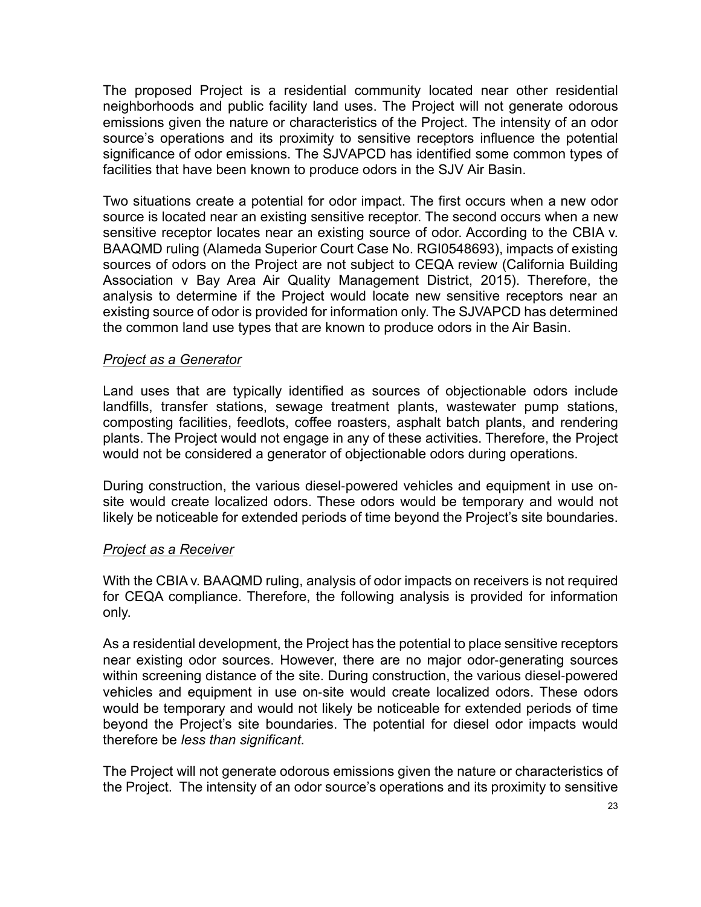The proposed Project is a residential community located near other residential neighborhoods and public facility land uses. The Project will not generate odorous emissions given the nature or characteristics of the Project. The intensity of an odor source's operations and its proximity to sensitive receptors influence the potential significance of odor emissions. The SJVAPCD has identified some common types of facilities that have been known to produce odors in the SJV Air Basin.

Two situations create a potential for odor impact. The first occurs when a new odor source is located near an existing sensitive receptor. The second occurs when a new sensitive receptor locates near an existing source of odor. According to the CBIA v. BAAQMD ruling (Alameda Superior Court Case No. RGI0548693), impacts of existing sources of odors on the Project are not subject to CEQA review (California Building Association v Bay Area Air Quality Management District, 2015). Therefore, the analysis to determine if the Project would locate new sensitive receptors near an existing source of odor is provided for information only. The SJVAPCD has determined the common land use types that are known to produce odors in the Air Basin.

*Project as a Generator*

Land uses that are typically identified as sources of objectionable odors include landfills, transfer stations, sewage treatment plants, wastewater pump stations, composting facilities, feedlots, coffee roasters, asphalt batch plants, and rendering plants. The Project would not engage in any of these activities. Therefore, the Project would not be considered a generator of objectionable odors during operations.

During construction, the various diesel-powered vehicles and equipment in use on-site would create localized odors. These odors would be temporary and would not likely be noticeable for extended periods of time beyond the Project's site boundaries.

*Project as a Receiver*

With the CBIA v. BAAQMD ruling, analysis of odor impacts on receivers is not required for CEQA compliance. Therefore, the following analysis is provided for information only.

As a residential development, the Project has the potential to place sensitive receptors near existing odor sources. However, there are no major odor-generating sources within screening distance of the site. During construction, the various diesel-powered vehicles and equipment in use on-site would create localized odors. These odors would be temporary and would not likely be noticeable for extended periods of time beyond the Project's site boundaries. The potential for diesel odor impacts would therefore be *less than significant*.

The Project will not generate odorous emissions given the nature or characteristics of the Project. The intensity of an odor source's operations and its proximity to sensitive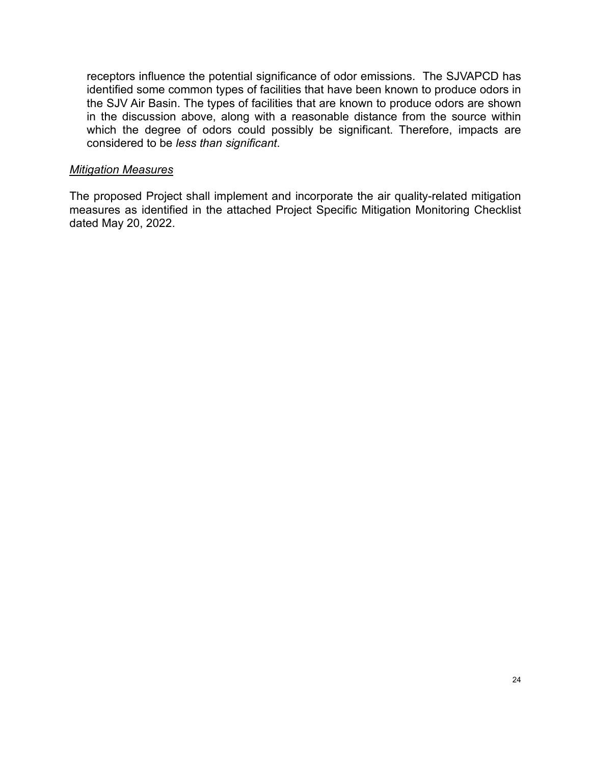receptors influence the potential significance of odor emissions. The SJVAPCD has identified some common types of facilities that have been known to produce odors in the SJV Air Basin. The types of facilities that are known to produce odors are shown in the discussion above, along with a reasonable distance from the source within which the degree of odors could possibly be significant. Therefore, impacts are considered to be *less than significant*.

*Mitigation Measures*

The proposed Project shall implement and incorporate the air quality-related mitigation measures as identified in the attached Project Specific Mitigation Monitoring Checklist dated May 20, 2022.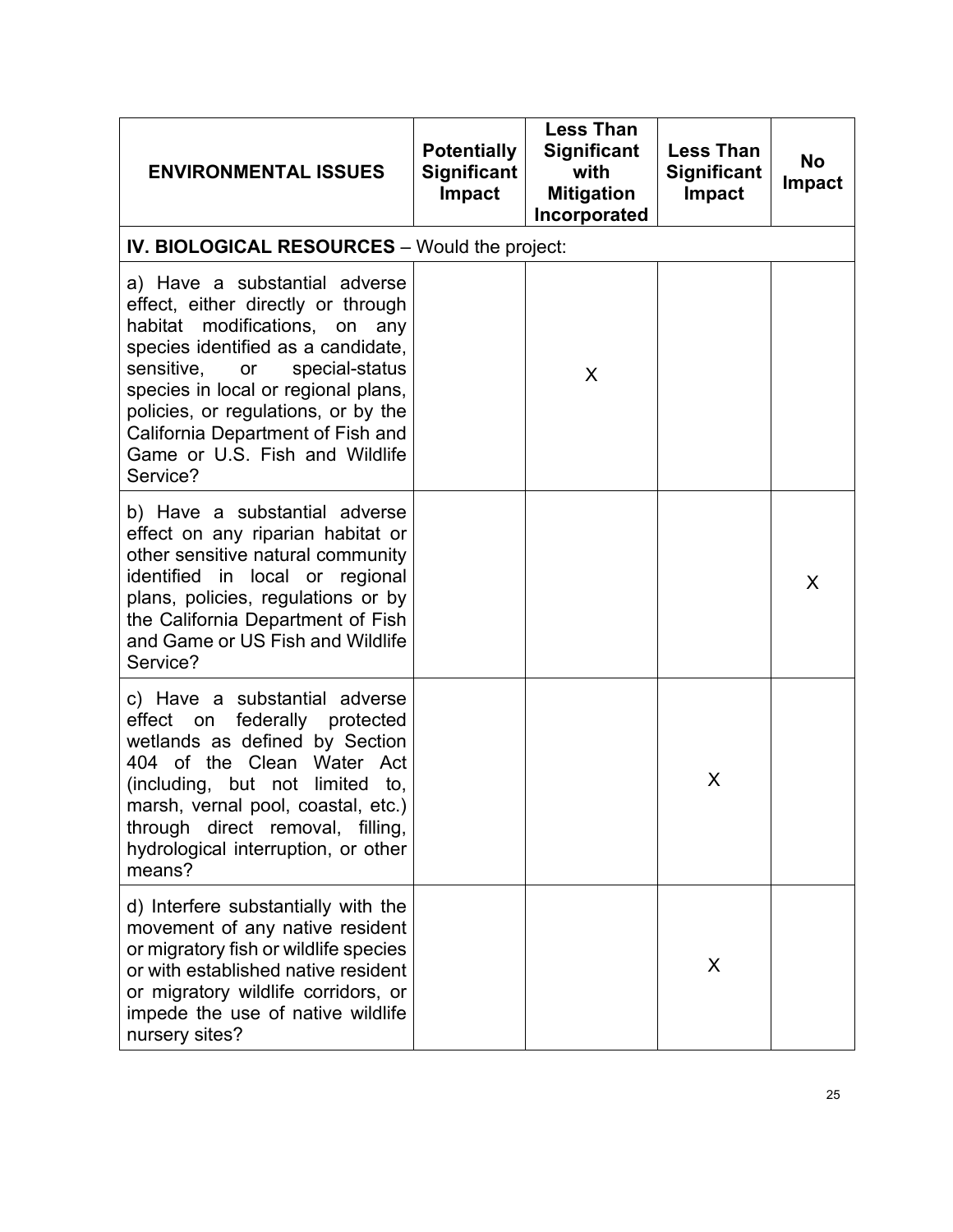| ENVIRONMENTAL ISSUES | Potentially Significant Impact | Less Than Significant with Mitigation Incorporated | Less Than Significant Impact | No Impact |
|---|---|---|---|---|
| **IV. BIOLOGICAL RESOURCES** – Would the project: | | | | |
| a) Have a substantial adverse effect, either directly or through habitat modifications, on any species identified as a candidate, sensitive, or special-status species in local or regional plans, policies, or regulations, or by the California Department of Fish and Game or U.S. Fish and Wildlife Service? | | X | | |
| b) Have a substantial adverse effect on any riparian habitat or other sensitive natural community identified in local or regional plans, policies, regulations or by the California Department of Fish and Game or US Fish and Wildlife Service? | | | | X |
| c) Have a substantial adverse effect on federally protected wetlands as defined by Section 404 of the Clean Water Act (including, but not limited to, marsh, vernal pool, coastal, etc.) through direct removal, filling, hydrological interruption, or other means? | | | X | |
| d) Interfere substantially with the movement of any native resident or migratory fish or wildlife species or with established native resident or migratory wildlife corridors, or impede the use of native wildlife nursery sites? | | | X | |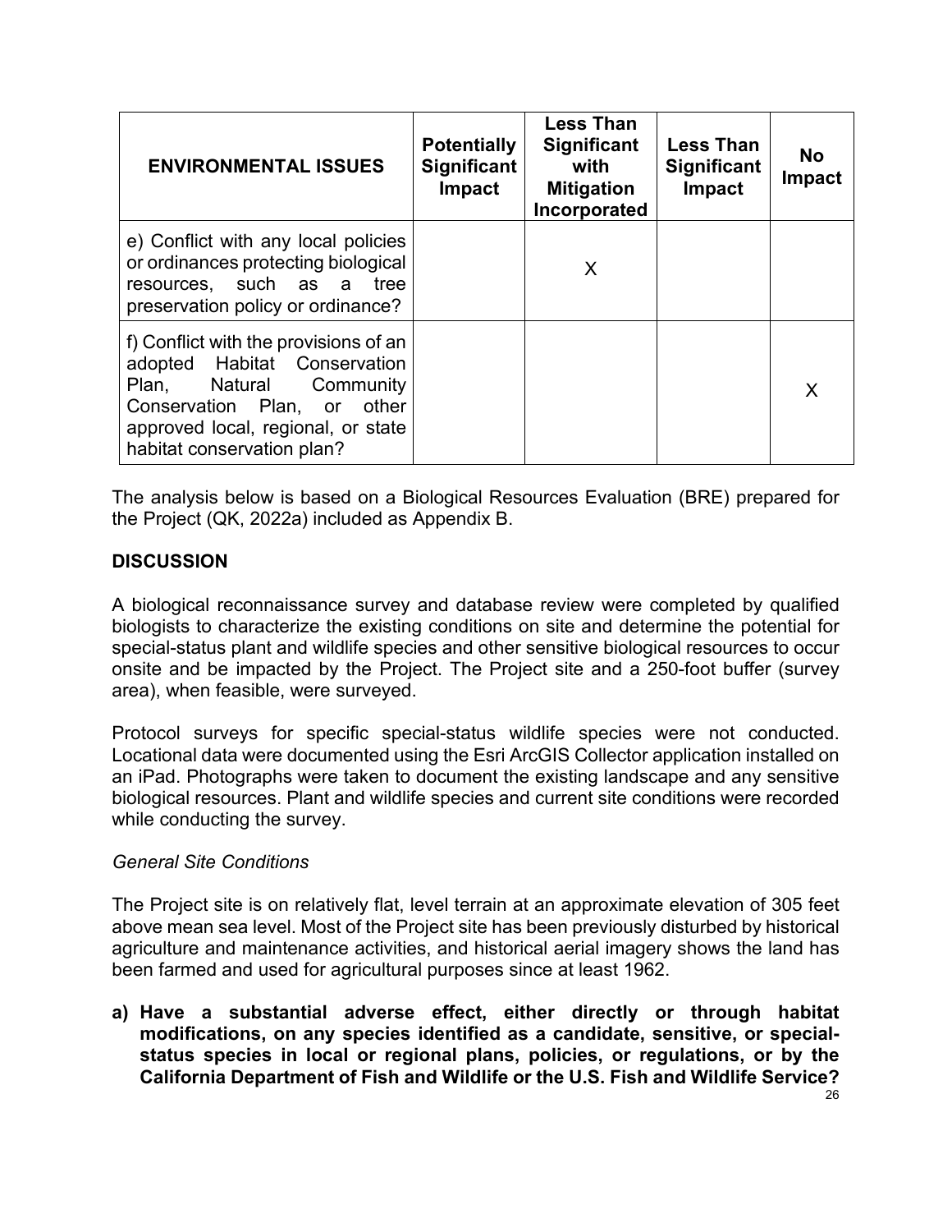| ENVIRONMENTAL ISSUES | Potentially Significant Impact | Less Than Significant with Mitigation Incorporated | Less Than Significant Impact | No Impact |
|---|---|---|---|---|
| e) Conflict with any local policies or ordinances protecting biological resources, such as a tree preservation policy or ordinance? | | X | | |
| f) Conflict with the provisions of an adopted Habitat Conservation Plan, Natural Community Conservation Plan, or other approved local, regional, or state habitat conservation plan? | | | | X |

The analysis below is based on a Biological Resources Evaluation (BRE) prepared for the Project (QK, 2022a) included as Appendix B.

## DISCUSSION

A biological reconnaissance survey and database review were completed by qualified biologists to characterize the existing conditions on site and determine the potential for special-status plant and wildlife species and other sensitive biological resources to occur onsite and be impacted by the Project. The Project site and a 250-foot buffer (survey area), when feasible, were surveyed.

Protocol surveys for specific special-status wildlife species were not conducted. Locational data were documented using the Esri ArcGIS Collector application installed on an iPad. Photographs were taken to document the existing landscape and any sensitive biological resources. Plant and wildlife species and current site conditions were recorded while conducting the survey.

*General Site Conditions*

The Project site is on relatively flat, level terrain at an approximate elevation of 305 feet above mean sea level. Most of the Project site has been previously disturbed by historical agriculture and maintenance activities, and historical aerial imagery shows the land has been farmed and used for agricultural purposes since at least 1962.

**a) Have a substantial adverse effect, either directly or through habitat modifications, on any species identified as a candidate, sensitive, or special-status species in local or regional plans, policies, or regulations, or by the California Department of Fish and Wildlife or the U.S. Fish and Wildlife Service?**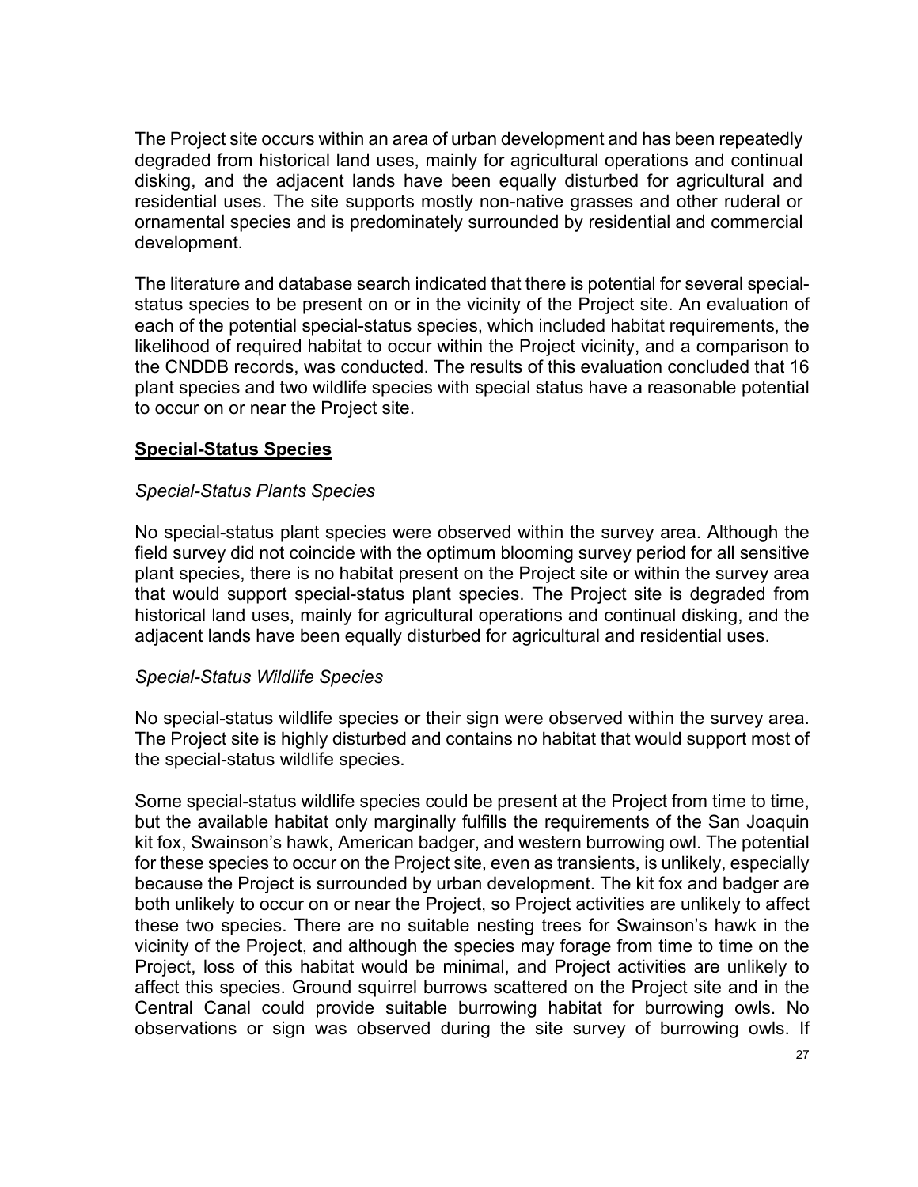The Project site occurs within an area of urban development and has been repeatedly degraded from historical land uses, mainly for agricultural operations and continual disking, and the adjacent lands have been equally disturbed for agricultural and residential uses. The site supports mostly non-native grasses and other ruderal or ornamental species and is predominately surrounded by residential and commercial development.

The literature and database search indicated that there is potential for several special-status species to be present on or in the vicinity of the Project site. An evaluation of each of the potential special-status species, which included habitat requirements, the likelihood of required habitat to occur within the Project vicinity, and a comparison to the CNDDB records, was conducted. The results of this evaluation concluded that 16 plant species and two wildlife species with special status have a reasonable potential to occur on or near the Project site.

## **Special-Status Species**

*Special-Status Plants Species*

No special-status plant species were observed within the survey area. Although the field survey did not coincide with the optimum blooming survey period for all sensitive plant species, there is no habitat present on the Project site or within the survey area that would support special-status plant species. The Project site is degraded from historical land uses, mainly for agricultural operations and continual disking, and the adjacent lands have been equally disturbed for agricultural and residential uses.

*Special-Status Wildlife Species*

No special-status wildlife species or their sign were observed within the survey area. The Project site is highly disturbed and contains no habitat that would support most of the special-status wildlife species.

Some special-status wildlife species could be present at the Project from time to time, but the available habitat only marginally fulfills the requirements of the San Joaquin kit fox, Swainson's hawk, American badger, and western burrowing owl. The potential for these species to occur on the Project site, even as transients, is unlikely, especially because the Project is surrounded by urban development. The kit fox and badger are both unlikely to occur on or near the Project, so Project activities are unlikely to affect these two species. There are no suitable nesting trees for Swainson's hawk in the vicinity of the Project, and although the species may forage from time to time on the Project, loss of this habitat would be minimal, and Project activities are unlikely to affect this species. Ground squirrel burrows scattered on the Project site and in the Central Canal could provide suitable burrowing habitat for burrowing owls. No observations or sign was observed during the site survey of burrowing owls. If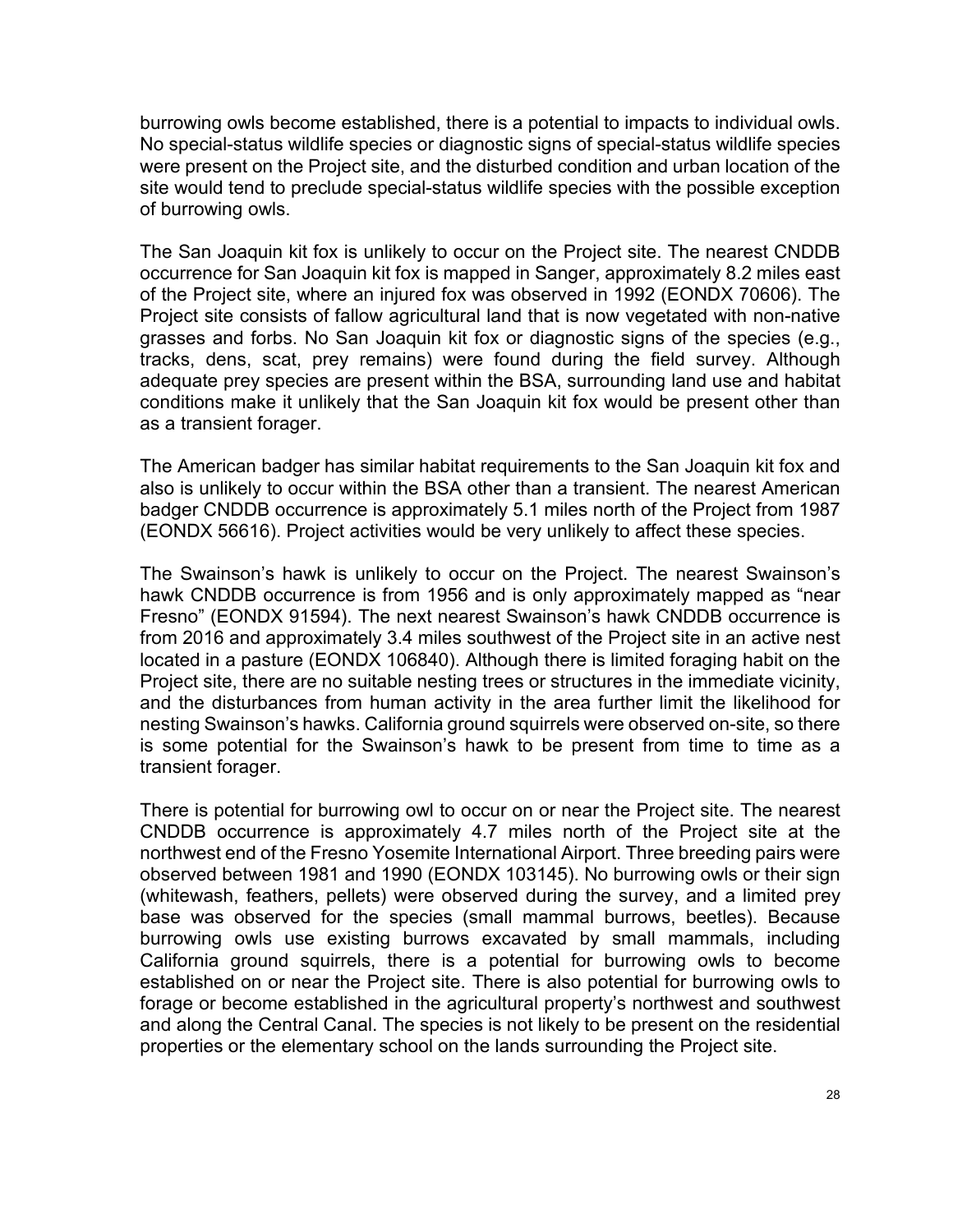burrowing owls become established, there is a potential to impacts to individual owls. No special-status wildlife species or diagnostic signs of special-status wildlife species were present on the Project site, and the disturbed condition and urban location of the site would tend to preclude special-status wildlife species with the possible exception of burrowing owls.

The San Joaquin kit fox is unlikely to occur on the Project site. The nearest CNDDB occurrence for San Joaquin kit fox is mapped in Sanger, approximately 8.2 miles east of the Project site, where an injured fox was observed in 1992 (EONDX 70606). The Project site consists of fallow agricultural land that is now vegetated with non-native grasses and forbs. No San Joaquin kit fox or diagnostic signs of the species (e.g., tracks, dens, scat, prey remains) were found during the field survey. Although adequate prey species are present within the BSA, surrounding land use and habitat conditions make it unlikely that the San Joaquin kit fox would be present other than as a transient forager.

The American badger has similar habitat requirements to the San Joaquin kit fox and also is unlikely to occur within the BSA other than a transient. The nearest American badger CNDDB occurrence is approximately 5.1 miles north of the Project from 1987 (EONDX 56616). Project activities would be very unlikely to affect these species.

The Swainson's hawk is unlikely to occur on the Project. The nearest Swainson's hawk CNDDB occurrence is from 1956 and is only approximately mapped as "near Fresno" (EONDX 91594). The next nearest Swainson's hawk CNDDB occurrence is from 2016 and approximately 3.4 miles southwest of the Project site in an active nest located in a pasture (EONDX 106840). Although there is limited foraging habit on the Project site, there are no suitable nesting trees or structures in the immediate vicinity, and the disturbances from human activity in the area further limit the likelihood for nesting Swainson's hawks. California ground squirrels were observed on-site, so there is some potential for the Swainson's hawk to be present from time to time as a transient forager.

There is potential for burrowing owl to occur on or near the Project site. The nearest CNDDB occurrence is approximately 4.7 miles north of the Project site at the northwest end of the Fresno Yosemite International Airport. Three breeding pairs were observed between 1981 and 1990 (EONDX 103145). No burrowing owls or their sign (whitewash, feathers, pellets) were observed during the survey, and a limited prey base was observed for the species (small mammal burrows, beetles). Because burrowing owls use existing burrows excavated by small mammals, including California ground squirrels, there is a potential for burrowing owls to become established on or near the Project site. There is also potential for burrowing owls to forage or become established in the agricultural property's northwest and southwest and along the Central Canal. The species is not likely to be present on the residential properties or the elementary school on the lands surrounding the Project site.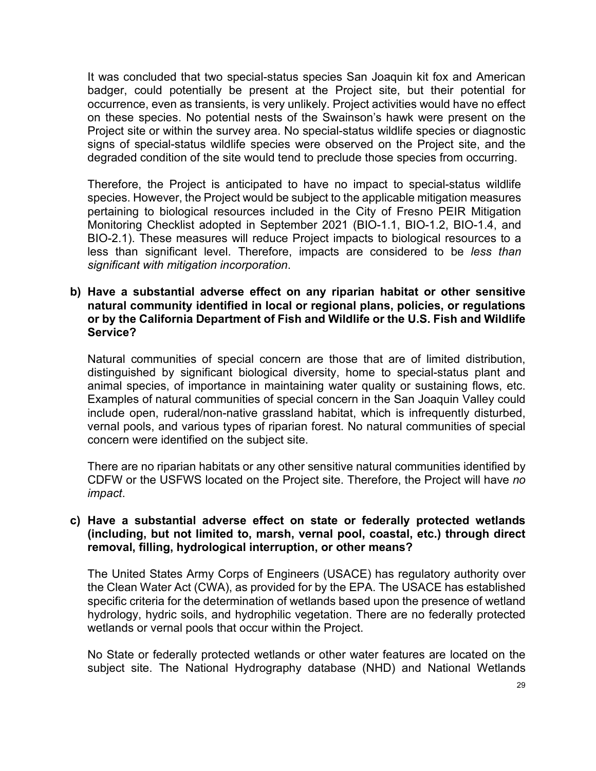It was concluded that two special-status species San Joaquin kit fox and American badger, could potentially be present at the Project site, but their potential for occurrence, even as transients, is very unlikely. Project activities would have no effect on these species. No potential nests of the Swainson's hawk were present on the Project site or within the survey area. No special-status wildlife species or diagnostic signs of special-status wildlife species were observed on the Project site, and the degraded condition of the site would tend to preclude those species from occurring.

Therefore, the Project is anticipated to have no impact to special-status wildlife species. However, the Project would be subject to the applicable mitigation measures pertaining to biological resources included in the City of Fresno PEIR Mitigation Monitoring Checklist adopted in September 2021 (BIO-1.1, BIO-1.2, BIO-1.4, and BIO-2.1). These measures will reduce Project impacts to biological resources to a less than significant level. Therefore, impacts are considered to be *less than significant with mitigation incorporation*.

**b) Have a substantial adverse effect on any riparian habitat or other sensitive natural community identified in local or regional plans, policies, or regulations or by the California Department of Fish and Wildlife or the U.S. Fish and Wildlife Service?**

Natural communities of special concern are those that are of limited distribution, distinguished by significant biological diversity, home to special-status plant and animal species, of importance in maintaining water quality or sustaining flows, etc. Examples of natural communities of special concern in the San Joaquin Valley could include open, ruderal/non-native grassland habitat, which is infrequently disturbed, vernal pools, and various types of riparian forest. No natural communities of special concern were identified on the subject site.

There are no riparian habitats or any other sensitive natural communities identified by CDFW or the USFWS located on the Project site. Therefore, the Project will have *no impact*.

**c) Have a substantial adverse effect on state or federally protected wetlands (including, but not limited to, marsh, vernal pool, coastal, etc.) through direct removal, filling, hydrological interruption, or other means?**

The United States Army Corps of Engineers (USACE) has regulatory authority over the Clean Water Act (CWA), as provided for by the EPA. The USACE has established specific criteria for the determination of wetlands based upon the presence of wetland hydrology, hydric soils, and hydrophilic vegetation. There are no federally protected wetlands or vernal pools that occur within the Project.

No State or federally protected wetlands or other water features are located on the subject site. The National Hydrography database (NHD) and National Wetlands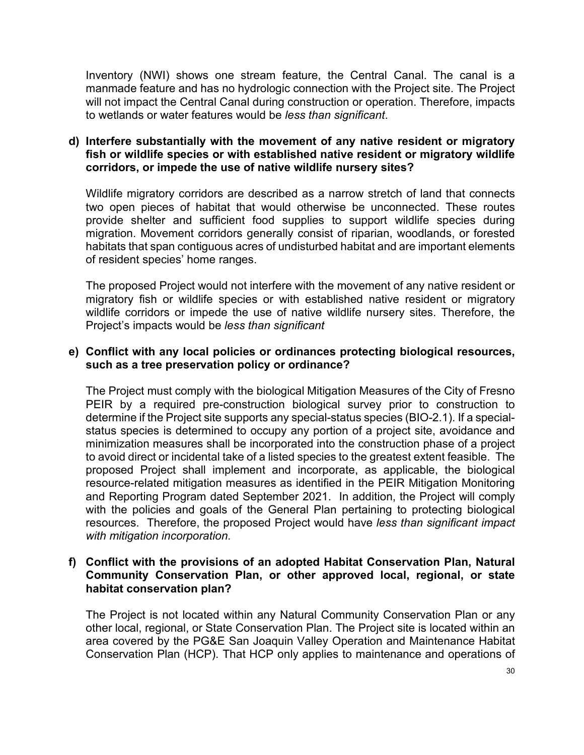Inventory (NWI) shows one stream feature, the Central Canal. The canal is a manmade feature and has no hydrologic connection with the Project site. The Project will not impact the Central Canal during construction or operation. Therefore, impacts to wetlands or water features would be *less than significant*.

**d) Interfere substantially with the movement of any native resident or migratory fish or wildlife species or with established native resident or migratory wildlife corridors, or impede the use of native wildlife nursery sites?**

Wildlife migratory corridors are described as a narrow stretch of land that connects two open pieces of habitat that would otherwise be unconnected. These routes provide shelter and sufficient food supplies to support wildlife species during migration. Movement corridors generally consist of riparian, woodlands, or forested habitats that span contiguous acres of undisturbed habitat and are important elements of resident species' home ranges.

The proposed Project would not interfere with the movement of any native resident or migratory fish or wildlife species or with established native resident or migratory wildlife corridors or impede the use of native wildlife nursery sites. Therefore, the Project's impacts would be *less than significant*

**e) Conflict with any local policies or ordinances protecting biological resources, such as a tree preservation policy or ordinance?**

The Project must comply with the biological Mitigation Measures of the City of Fresno PEIR by a required pre-construction biological survey prior to construction to determine if the Project site supports any special-status species (BIO-2.1). If a special-status species is determined to occupy any portion of a project site, avoidance and minimization measures shall be incorporated into the construction phase of a project to avoid direct or incidental take of a listed species to the greatest extent feasible. The proposed Project shall implement and incorporate, as applicable, the biological resource-related mitigation measures as identified in the PEIR Mitigation Monitoring and Reporting Program dated September 2021. In addition, the Project will comply with the policies and goals of the General Plan pertaining to protecting biological resources. Therefore, the proposed Project would have *less than significant impact with mitigation incorporation.*

**f) Conflict with the provisions of an adopted Habitat Conservation Plan, Natural Community Conservation Plan, or other approved local, regional, or state habitat conservation plan?**

The Project is not located within any Natural Community Conservation Plan or any other local, regional, or State Conservation Plan. The Project site is located within an area covered by the PG&E San Joaquin Valley Operation and Maintenance Habitat Conservation Plan (HCP). That HCP only applies to maintenance and operations of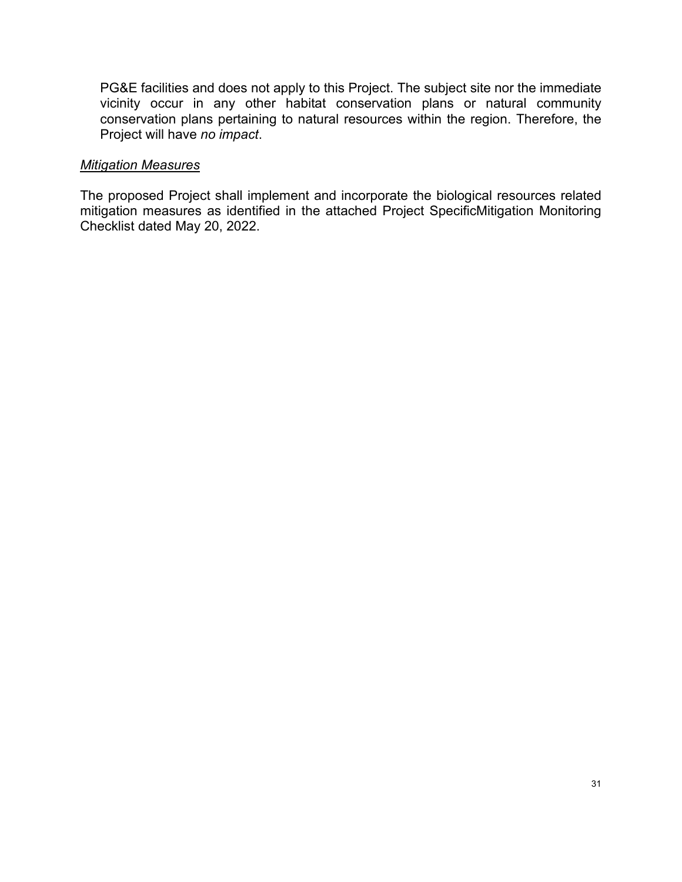PG&E facilities and does not apply to this Project. The subject site nor the immediate vicinity occur in any other habitat conservation plans or natural community conservation plans pertaining to natural resources within the region. Therefore, the Project will have *no impact*.

*Mitigation Measures*

The proposed Project shall implement and incorporate the biological resources related mitigation measures as identified in the attached Project SpecificMitigation Monitoring Checklist dated May 20, 2022.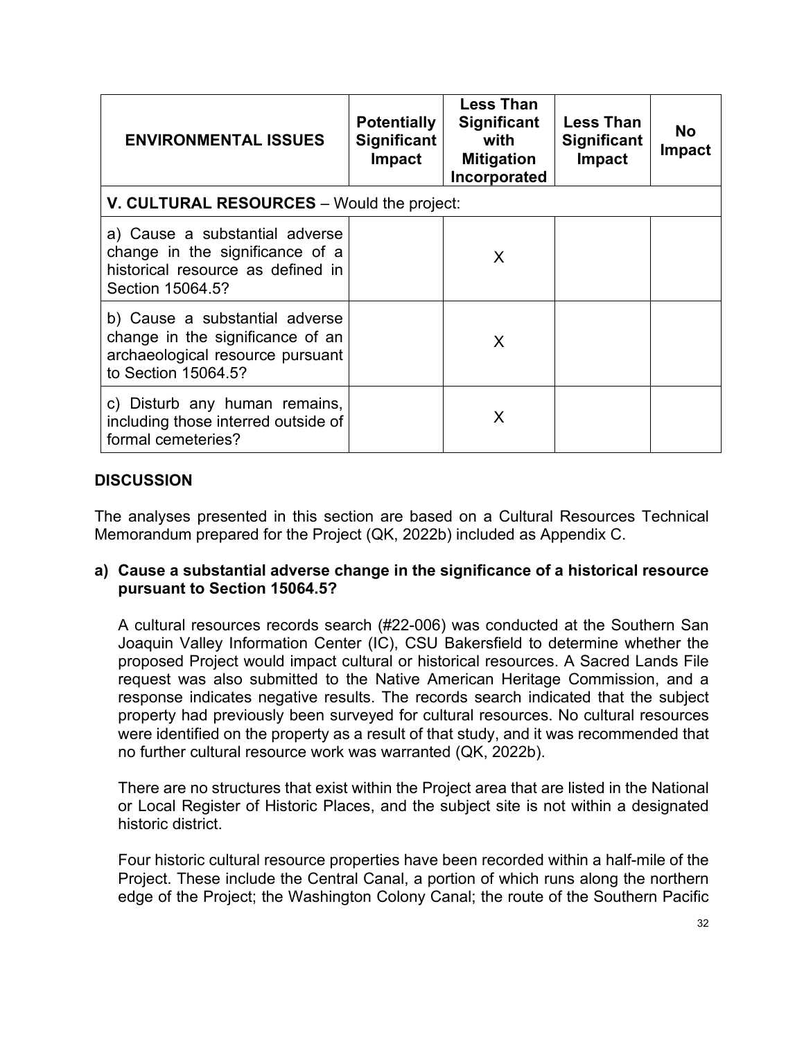| ENVIRONMENTAL ISSUES | Potentially Significant Impact | Less Than Significant with Mitigation Incorporated | Less Than Significant Impact | No Impact |
|---|---|---|---|---|
| **V. CULTURAL RESOURCES** – Would the project: | | | | |
| a) Cause a substantial adverse change in the significance of a historical resource as defined in Section 15064.5? | | X | | |
| b) Cause a substantial adverse change in the significance of an archaeological resource pursuant to Section 15064.5? | | X | | |
| c) Disturb any human remains, including those interred outside of formal cemeteries? | | X | | |

## DISCUSSION

The analyses presented in this section are based on a Cultural Resources Technical Memorandum prepared for the Project (QK, 2022b) included as Appendix C.

### a) Cause a substantial adverse change in the significance of a historical resource pursuant to Section 15064.5?

A cultural resources records search (#22-006) was conducted at the Southern San Joaquin Valley Information Center (IC), CSU Bakersfield to determine whether the proposed Project would impact cultural or historical resources. A Sacred Lands File request was also submitted to the Native American Heritage Commission, and a response indicates negative results. The records search indicated that the subject property had previously been surveyed for cultural resources. No cultural resources were identified on the property as a result of that study, and it was recommended that no further cultural resource work was warranted (QK, 2022b).

There are no structures that exist within the Project area that are listed in the National or Local Register of Historic Places, and the subject site is not within a designated historic district.

Four historic cultural resource properties have been recorded within a half-mile of the Project. These include the Central Canal, a portion of which runs along the northern edge of the Project; the Washington Colony Canal; the route of the Southern Pacific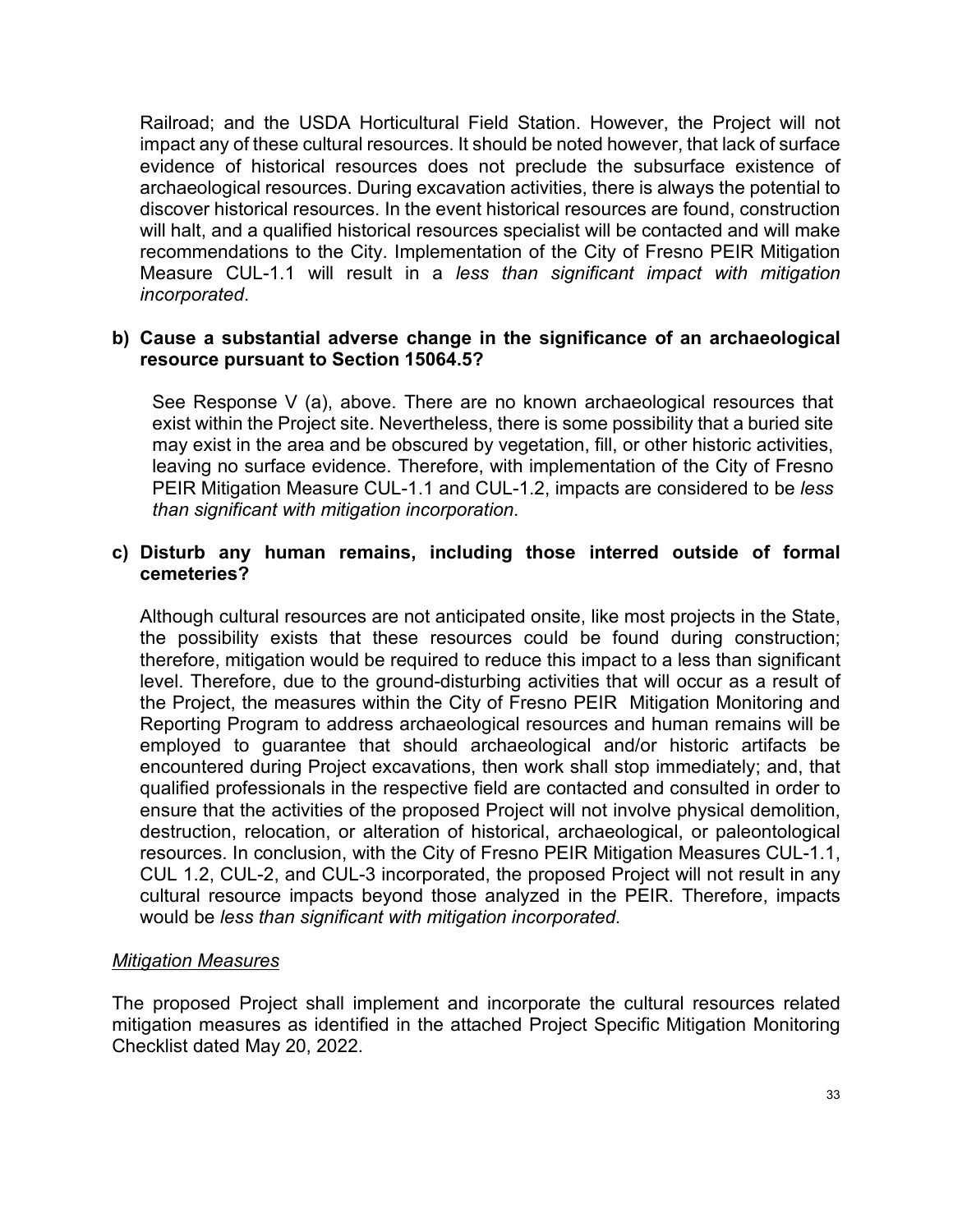Railroad; and the USDA Horticultural Field Station. However, the Project will not impact any of these cultural resources. It should be noted however, that lack of surface evidence of historical resources does not preclude the subsurface existence of archaeological resources. During excavation activities, there is always the potential to discover historical resources. In the event historical resources are found, construction will halt, and a qualified historical resources specialist will be contacted and will make recommendations to the City. Implementation of the City of Fresno PEIR Mitigation Measure CUL-1.1 will result in a *less than significant impact with mitigation incorporated*.

**b) Cause a substantial adverse change in the significance of an archaeological resource pursuant to Section 15064.5?**

See Response V (a), above. There are no known archaeological resources that exist within the Project site. Nevertheless, there is some possibility that a buried site may exist in the area and be obscured by vegetation, fill, or other historic activities, leaving no surface evidence. Therefore, with implementation of the City of Fresno PEIR Mitigation Measure CUL-1.1 and CUL-1.2, impacts are considered to be *less than significant with mitigation incorporation*.

**c) Disturb any human remains, including those interred outside of formal cemeteries?**

Although cultural resources are not anticipated onsite, like most projects in the State, the possibility exists that these resources could be found during construction; therefore, mitigation would be required to reduce this impact to a less than significant level. Therefore, due to the ground-disturbing activities that will occur as a result of the Project, the measures within the City of Fresno PEIR Mitigation Monitoring and Reporting Program to address archaeological resources and human remains will be employed to guarantee that should archaeological and/or historic artifacts be encountered during Project excavations, then work shall stop immediately; and, that qualified professionals in the respective field are contacted and consulted in order to ensure that the activities of the proposed Project will not involve physical demolition, destruction, relocation, or alteration of historical, archaeological, or paleontological resources. In conclusion, with the City of Fresno PEIR Mitigation Measures CUL-1.1, CUL 1.2, CUL-2, and CUL-3 incorporated, the proposed Project will not result in any cultural resource impacts beyond those analyzed in the PEIR. Therefore, impacts would be *less than significant with mitigation incorporated.*

*Mitigation Measures*

The proposed Project shall implement and incorporate the cultural resources related mitigation measures as identified in the attached Project Specific Mitigation Monitoring Checklist dated May 20, 2022.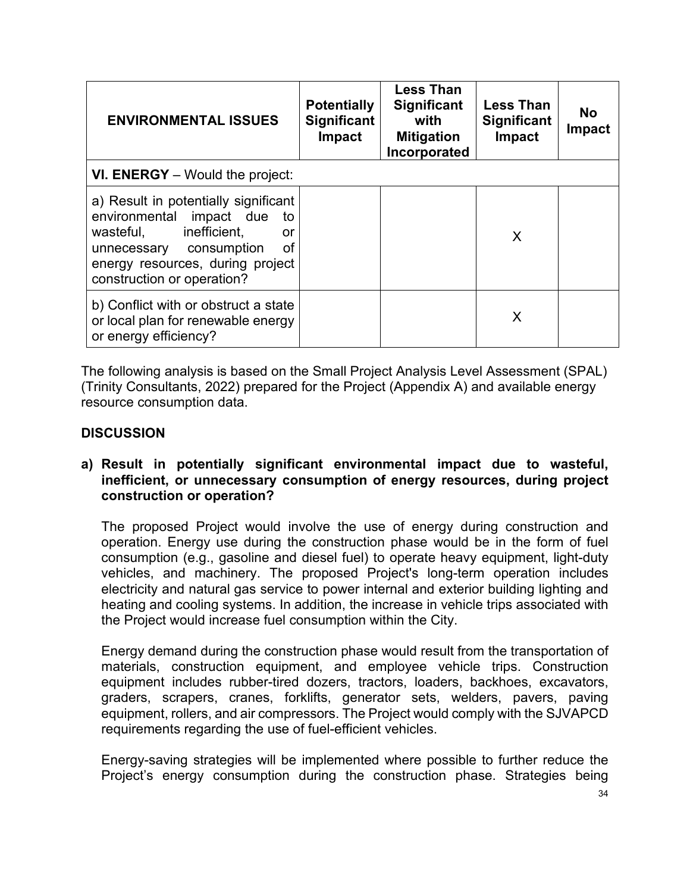| ENVIRONMENTAL ISSUES | Potentially Significant Impact | Less Than Significant with Mitigation Incorporated | Less Than Significant Impact | No Impact |
|---|---|---|---|---|
| **VI. ENERGY** – Would the project: | | | | |
| a) Result in potentially significant environmental impact due to wasteful, inefficient, or unnecessary consumption of energy resources, during project construction or operation? | | | X | |
| b) Conflict with or obstruct a state or local plan for renewable energy or energy efficiency? | | | X | |

The following analysis is based on the Small Project Analysis Level Assessment (SPAL) (Trinity Consultants, 2022) prepared for the Project (Appendix A) and available energy resource consumption data.

## DISCUSSION

**a) Result in potentially significant environmental impact due to wasteful, inefficient, or unnecessary consumption of energy resources, during project construction or operation?**

The proposed Project would involve the use of energy during construction and operation. Energy use during the construction phase would be in the form of fuel consumption (e.g., gasoline and diesel fuel) to operate heavy equipment, light-duty vehicles, and machinery. The proposed Project's long-term operation includes electricity and natural gas service to power internal and exterior building lighting and heating and cooling systems. In addition, the increase in vehicle trips associated with the Project would increase fuel consumption within the City.

Energy demand during the construction phase would result from the transportation of materials, construction equipment, and employee vehicle trips. Construction equipment includes rubber-tired dozers, tractors, loaders, backhoes, excavators, graders, scrapers, cranes, forklifts, generator sets, welders, pavers, paving equipment, rollers, and air compressors. The Project would comply with the SJVAPCD requirements regarding the use of fuel-efficient vehicles.

Energy-saving strategies will be implemented where possible to further reduce the Project's energy consumption during the construction phase. Strategies being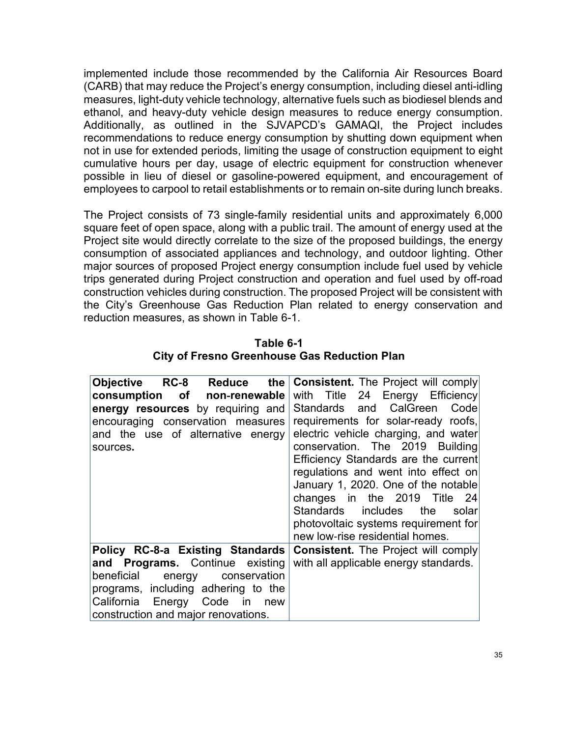implemented include those recommended by the California Air Resources Board (CARB) that may reduce the Project's energy consumption, including diesel anti-idling measures, light-duty vehicle technology, alternative fuels such as biodiesel blends and ethanol, and heavy-duty vehicle design measures to reduce energy consumption. Additionally, as outlined in the SJVAPCD's GAMAQI, the Project includes recommendations to reduce energy consumption by shutting down equipment when not in use for extended periods, limiting the usage of construction equipment to eight cumulative hours per day, usage of electric equipment for construction whenever possible in lieu of diesel or gasoline-powered equipment, and encouragement of employees to carpool to retail establishments or to remain on-site during lunch breaks.

The Project consists of 73 single-family residential units and approximately 6,000 square feet of open space, along with a public trail. The amount of energy used at the Project site would directly correlate to the size of the proposed buildings, the energy consumption of associated appliances and technology, and outdoor lighting. Other major sources of proposed Project energy consumption include fuel used by vehicle trips generated during Project construction and operation and fuel used by off-road construction vehicles during construction. The proposed Project will be consistent with the City's Greenhouse Gas Reduction Plan related to energy conservation and reduction measures, as shown in Table 6-1.

**Table 6-1**
**City of Fresno Greenhouse Gas Reduction Plan**

| | |
|---|---|
| **Objective RC-8 Reduce the consumption of non-renewable energy resources** by requiring and encouraging conservation measures and the use of alternative energy sources**.** | **Consistent.** The Project will comply with Title 24 Energy Efficiency Standards and CalGreen Code requirements for solar-ready roofs, electric vehicle charging, and water conservation. The 2019 Building Efficiency Standards are the current regulations and went into effect on January 1, 2020. One of the notable changes in the 2019 Title 24 Standards includes the solar photovoltaic systems requirement for new low-rise residential homes. |
| **Policy RC-8-a Existing Standards and Programs.** Continue existing beneficial energy conservation programs, including adhering to the California Energy Code in new construction and major renovations. | **Consistent.** The Project will comply with all applicable energy standards. |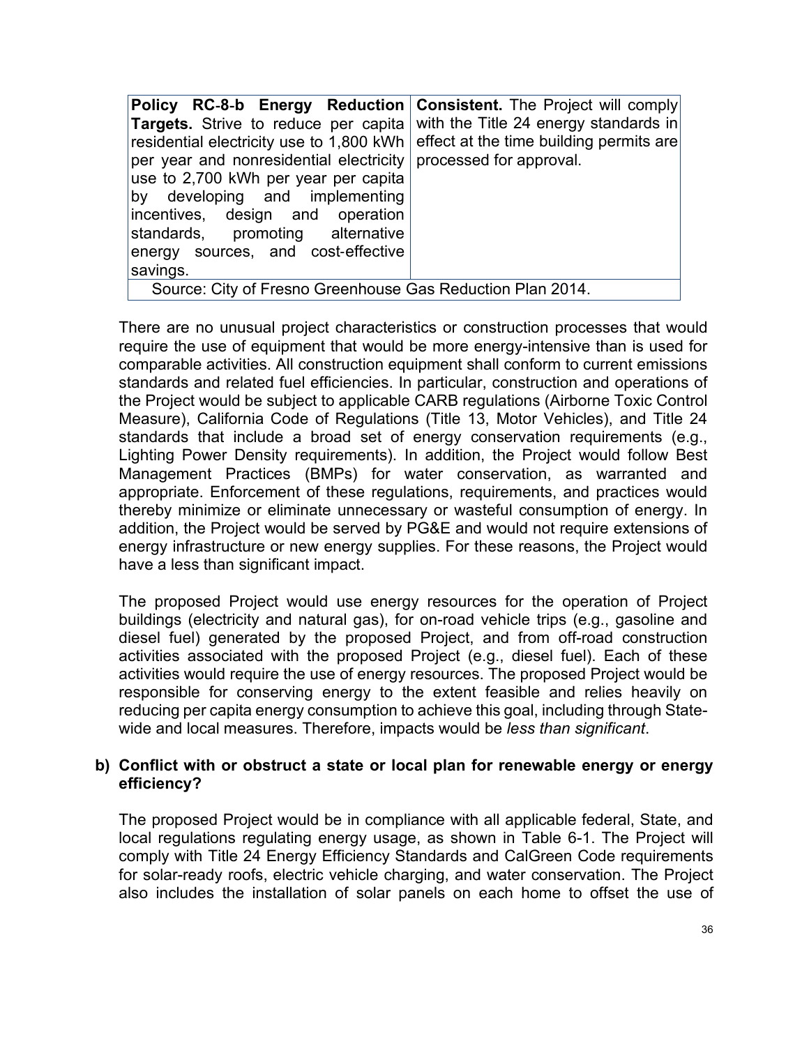| | |
|---|---|
| **Policy RC-8-b Energy Reduction Targets.** Strive to reduce per capita residential electricity use to 1,800 kWh per year and nonresidential electricity use to 2,700 kWh per year per capita by developing and implementing incentives, design and operation standards, promoting alternative energy sources, and cost-effective savings. | **Consistent.** The Project will comply with the Title 24 energy standards in effect at the time building permits are processed for approval. |
| Source: City of Fresno Greenhouse Gas Reduction Plan 2014. | |

There are no unusual project characteristics or construction processes that would require the use of equipment that would be more energy-intensive than is used for comparable activities. All construction equipment shall conform to current emissions standards and related fuel efficiencies. In particular, construction and operations of the Project would be subject to applicable CARB regulations (Airborne Toxic Control Measure), California Code of Regulations (Title 13, Motor Vehicles), and Title 24 standards that include a broad set of energy conservation requirements (e.g., Lighting Power Density requirements). In addition, the Project would follow Best Management Practices (BMPs) for water conservation, as warranted and appropriate. Enforcement of these regulations, requirements, and practices would thereby minimize or eliminate unnecessary or wasteful consumption of energy. In addition, the Project would be served by PG&E and would not require extensions of energy infrastructure or new energy supplies. For these reasons, the Project would have a less than significant impact.

The proposed Project would use energy resources for the operation of Project buildings (electricity and natural gas), for on-road vehicle trips (e.g., gasoline and diesel fuel) generated by the proposed Project, and from off-road construction activities associated with the proposed Project (e.g., diesel fuel). Each of these activities would require the use of energy resources. The proposed Project would be responsible for conserving energy to the extent feasible and relies heavily on reducing per capita energy consumption to achieve this goal, including through State-wide and local measures. Therefore, impacts would be *less than significant*.

**b) Conflict with or obstruct a state or local plan for renewable energy or energy efficiency?**

The proposed Project would be in compliance with all applicable federal, State, and local regulations regulating energy usage, as shown in Table 6-1. The Project will comply with Title 24 Energy Efficiency Standards and CalGreen Code requirements for solar-ready roofs, electric vehicle charging, and water conservation. The Project also includes the installation of solar panels on each home to offset the use of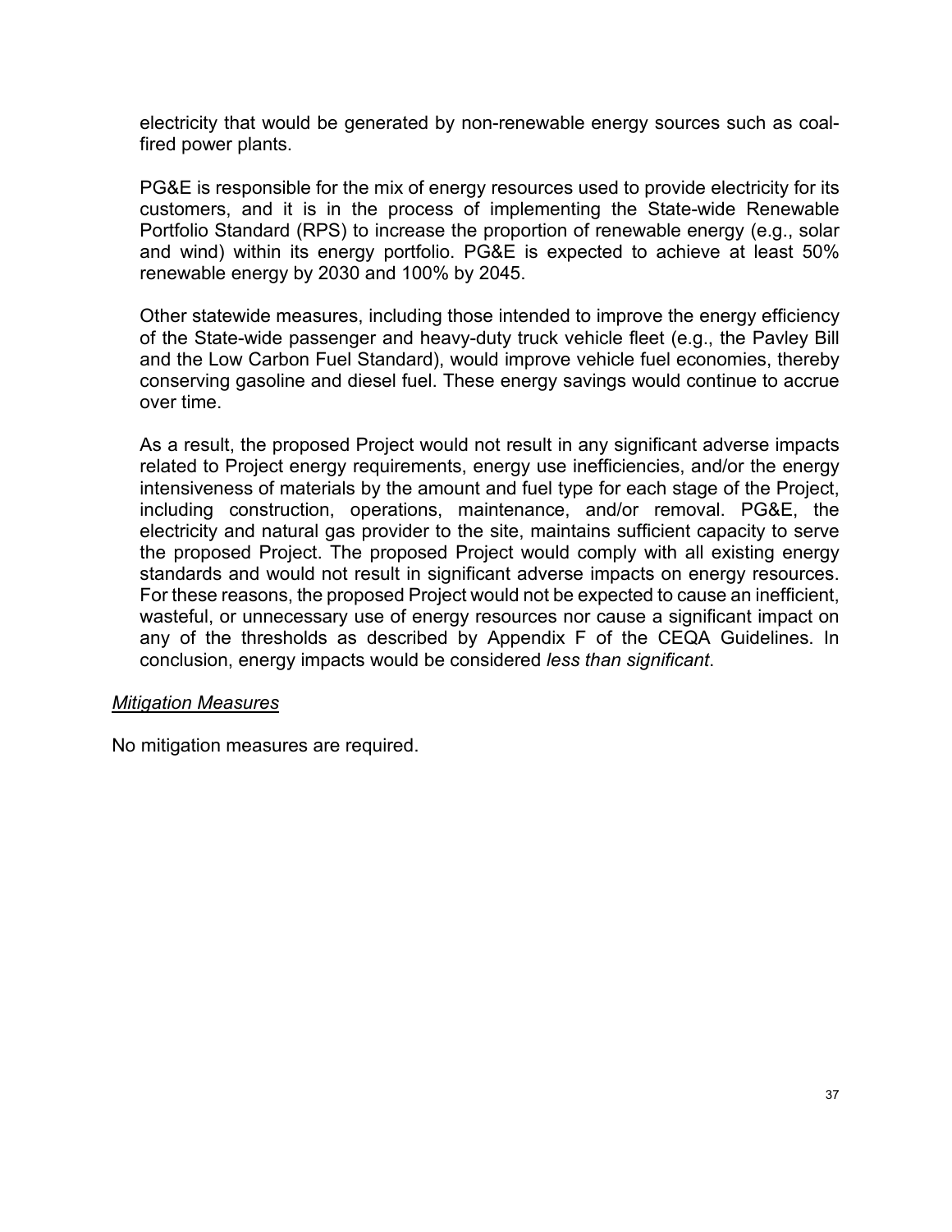electricity that would be generated by non-renewable energy sources such as coal-fired power plants.

PG&E is responsible for the mix of energy resources used to provide electricity for its customers, and it is in the process of implementing the State-wide Renewable Portfolio Standard (RPS) to increase the proportion of renewable energy (e.g., solar and wind) within its energy portfolio. PG&E is expected to achieve at least 50% renewable energy by 2030 and 100% by 2045.

Other statewide measures, including those intended to improve the energy efficiency of the State-wide passenger and heavy-duty truck vehicle fleet (e.g., the Pavley Bill and the Low Carbon Fuel Standard), would improve vehicle fuel economies, thereby conserving gasoline and diesel fuel. These energy savings would continue to accrue over time.

As a result, the proposed Project would not result in any significant adverse impacts related to Project energy requirements, energy use inefficiencies, and/or the energy intensiveness of materials by the amount and fuel type for each stage of the Project, including construction, operations, maintenance, and/or removal. PG&E, the electricity and natural gas provider to the site, maintains sufficient capacity to serve the proposed Project. The proposed Project would comply with all existing energy standards and would not result in significant adverse impacts on energy resources. For these reasons, the proposed Project would not be expected to cause an inefficient, wasteful, or unnecessary use of energy resources nor cause a significant impact on any of the thresholds as described by Appendix F of the CEQA Guidelines. In conclusion, energy impacts would be considered *less than significant*.

*Mitigation Measures*

No mitigation measures are required.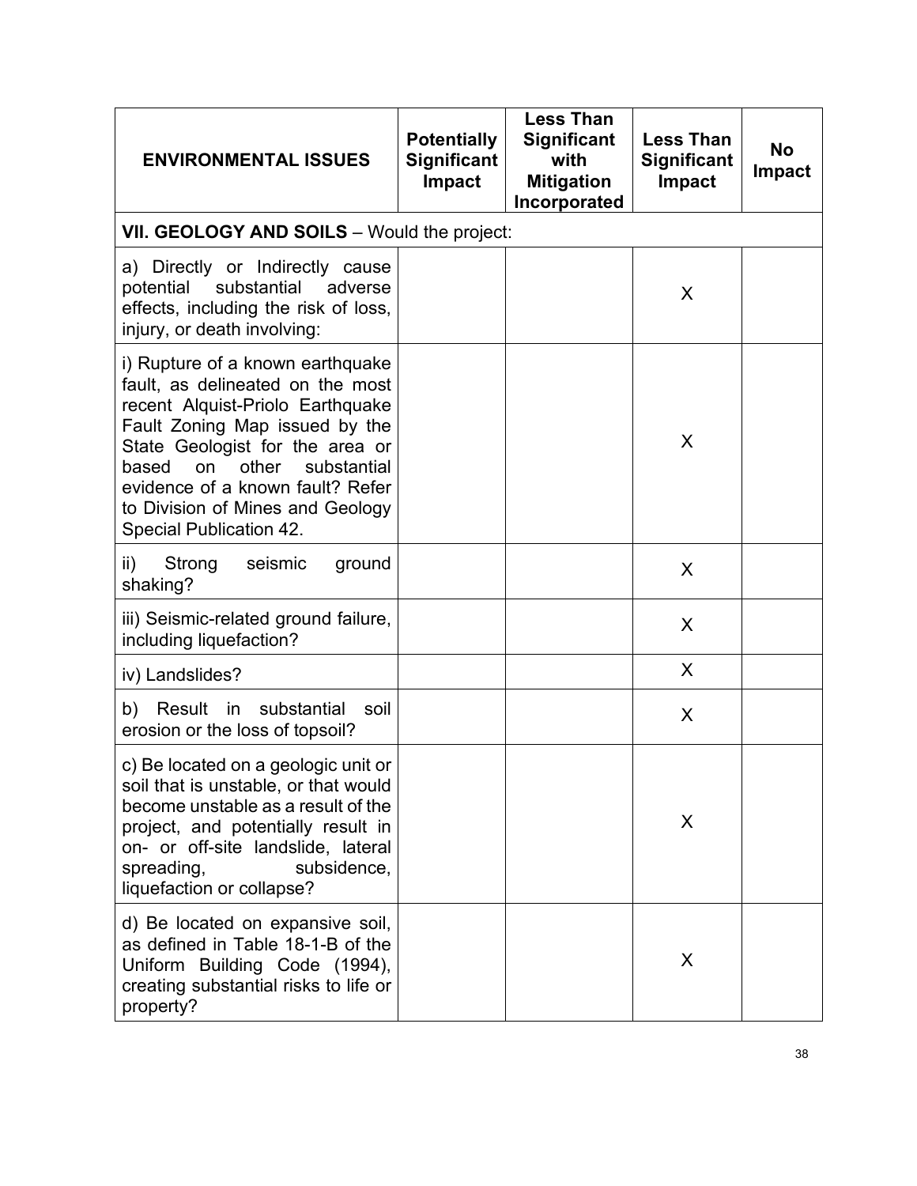| ENVIRONMENTAL ISSUES | Potentially Significant Impact | Less Than Significant with Mitigation Incorporated | Less Than Significant Impact | No Impact |
| --- | --- | --- | --- | --- |
| **VII. GEOLOGY AND SOILS** – Would the project: | | | | |
| a) Directly or Indirectly cause potential substantial adverse effects, including the risk of loss, injury, or death involving: | | | X | |
| i) Rupture of a known earthquake fault, as delineated on the most recent Alquist-Priolo Earthquake Fault Zoning Map issued by the State Geologist for the area or based on other substantial evidence of a known fault? Refer to Division of Mines and Geology Special Publication 42. | | | X | |
| ii) Strong seismic ground shaking? | | | X | |
| iii) Seismic-related ground failure, including liquefaction? | | | X | |
| iv) Landslides? | | | X | |
| b) Result in substantial soil erosion or the loss of topsoil? | | | X | |
| c) Be located on a geologic unit or soil that is unstable, or that would become unstable as a result of the project, and potentially result in on- or off-site landslide, lateral spreading, subsidence, liquefaction or collapse? | | | X | |
| d) Be located on expansive soil, as defined in Table 18-1-B of the Uniform Building Code (1994), creating substantial risks to life or property? | | | X | |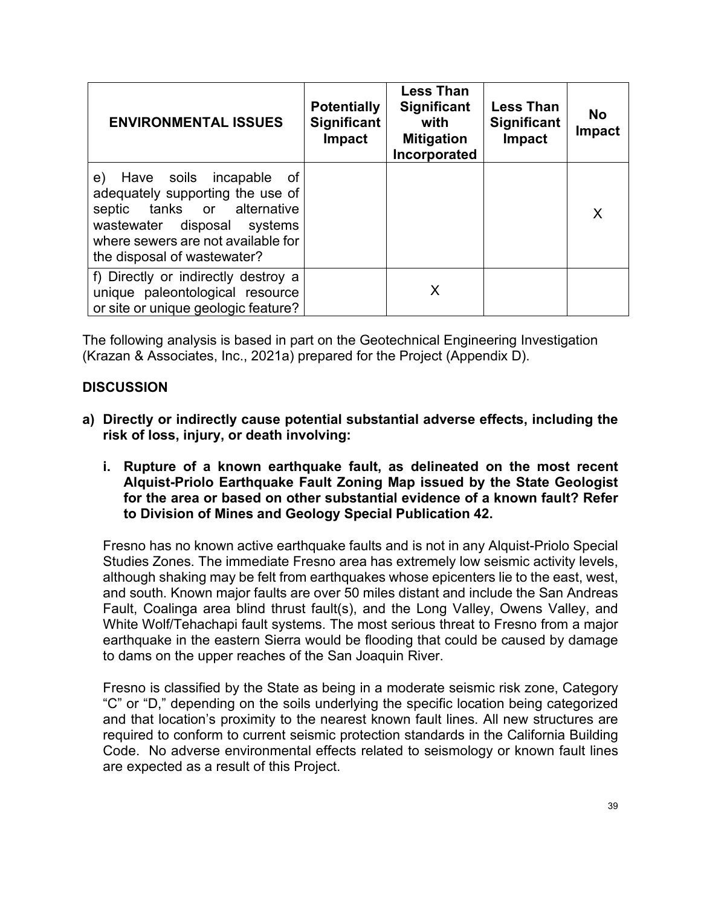| ENVIRONMENTAL ISSUES | Potentially Significant Impact | Less Than Significant with Mitigation Incorporated | Less Than Significant Impact | No Impact |
|---|---|---|---|---|
| e) Have soils incapable of adequately supporting the use of septic tanks or alternative wastewater disposal systems where sewers are not available for the disposal of wastewater? | | | | X |
| f) Directly or indirectly destroy a unique paleontological resource or site or unique geologic feature? | | X | | |

The following analysis is based in part on the Geotechnical Engineering Investigation (Krazan & Associates, Inc., 2021a) prepared for the Project (Appendix D).

## DISCUSSION

**a) Directly or indirectly cause potential substantial adverse effects, including the risk of loss, injury, or death involving:**

**i. Rupture of a known earthquake fault, as delineated on the most recent Alquist-Priolo Earthquake Fault Zoning Map issued by the State Geologist for the area or based on other substantial evidence of a known fault? Refer to Division of Mines and Geology Special Publication 42.**

Fresno has no known active earthquake faults and is not in any Alquist-Priolo Special Studies Zones. The immediate Fresno area has extremely low seismic activity levels, although shaking may be felt from earthquakes whose epicenters lie to the east, west, and south. Known major faults are over 50 miles distant and include the San Andreas Fault, Coalinga area blind thrust fault(s), and the Long Valley, Owens Valley, and White Wolf/Tehachapi fault systems. The most serious threat to Fresno from a major earthquake in the eastern Sierra would be flooding that could be caused by damage to dams on the upper reaches of the San Joaquin River.

Fresno is classified by the State as being in a moderate seismic risk zone, Category "C" or "D," depending on the soils underlying the specific location being categorized and that location's proximity to the nearest known fault lines. All new structures are required to conform to current seismic protection standards in the California Building Code. No adverse environmental effects related to seismology or known fault lines are expected as a result of this Project.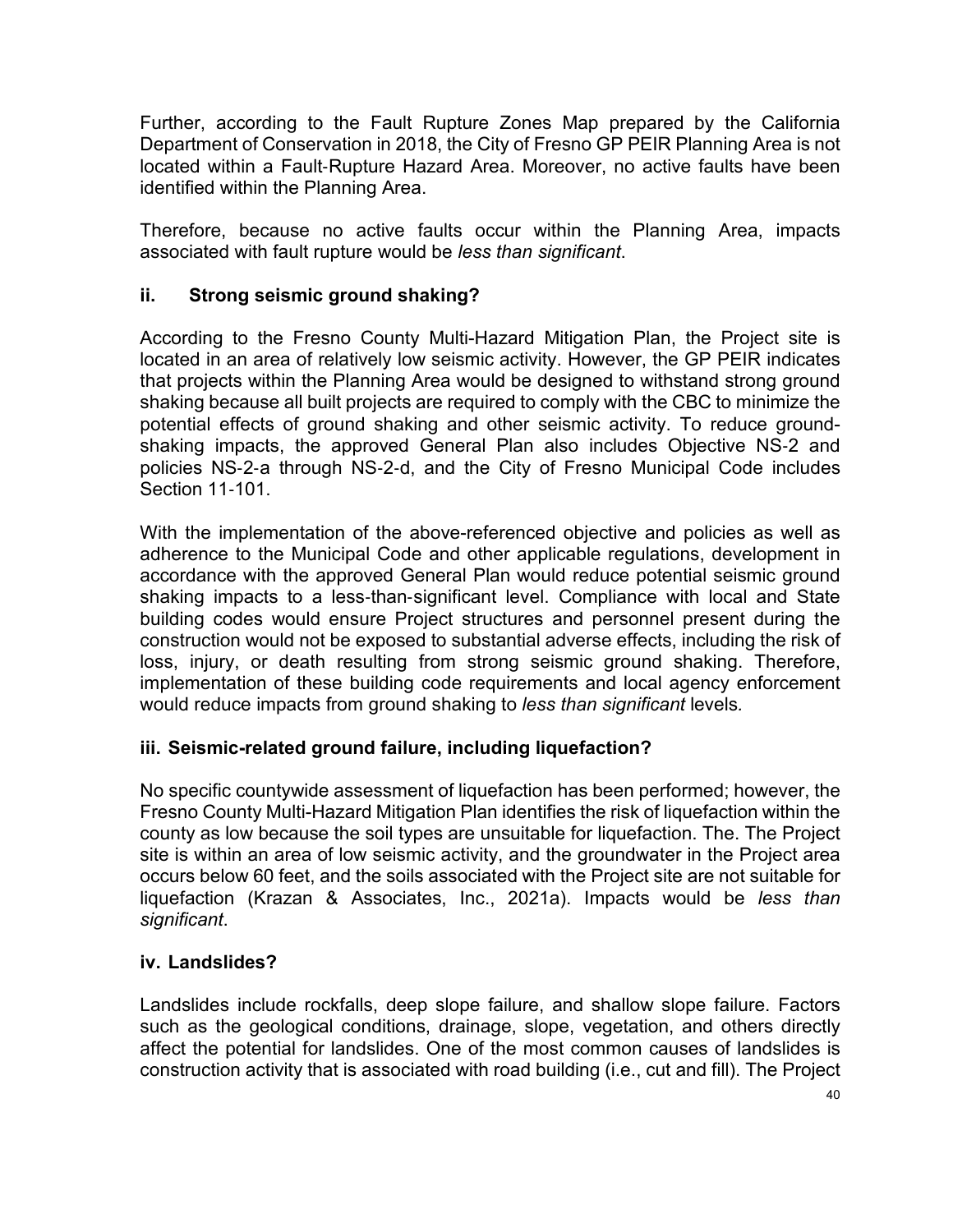Further, according to the Fault Rupture Zones Map prepared by the California Department of Conservation in 2018, the City of Fresno GP PEIR Planning Area is not located within a Fault-Rupture Hazard Area. Moreover, no active faults have been identified within the Planning Area.

Therefore, because no active faults occur within the Planning Area, impacts associated with fault rupture would be *less than significant*.

### ii. Strong seismic ground shaking?

According to the Fresno County Multi-Hazard Mitigation Plan, the Project site is located in an area of relatively low seismic activity. However, the GP PEIR indicates that projects within the Planning Area would be designed to withstand strong ground shaking because all built projects are required to comply with the CBC to minimize the potential effects of ground shaking and other seismic activity. To reduce ground-shaking impacts, the approved General Plan also includes Objective NS-2 and policies NS-2-a through NS-2-d, and the City of Fresno Municipal Code includes Section 11-101.

With the implementation of the above-referenced objective and policies as well as adherence to the Municipal Code and other applicable regulations, development in accordance with the approved General Plan would reduce potential seismic ground shaking impacts to a less-than-significant level. Compliance with local and State building codes would ensure Project structures and personnel present during the construction would not be exposed to substantial adverse effects, including the risk of loss, injury, or death resulting from strong seismic ground shaking. Therefore, implementation of these building code requirements and local agency enforcement would reduce impacts from ground shaking to *less than significant* levels.

### iii. Seismic-related ground failure, including liquefaction?

No specific countywide assessment of liquefaction has been performed; however, the Fresno County Multi-Hazard Mitigation Plan identifies the risk of liquefaction within the county as low because the soil types are unsuitable for liquefaction. The. The Project site is within an area of low seismic activity, and the groundwater in the Project area occurs below 60 feet, and the soils associated with the Project site are not suitable for liquefaction (Krazan & Associates, Inc., 2021a). Impacts would be *less than significant*.

### iv. Landslides?

Landslides include rockfalls, deep slope failure, and shallow slope failure. Factors such as the geological conditions, drainage, slope, vegetation, and others directly affect the potential for landslides. One of the most common causes of landslides is construction activity that is associated with road building (i.e., cut and fill). The Project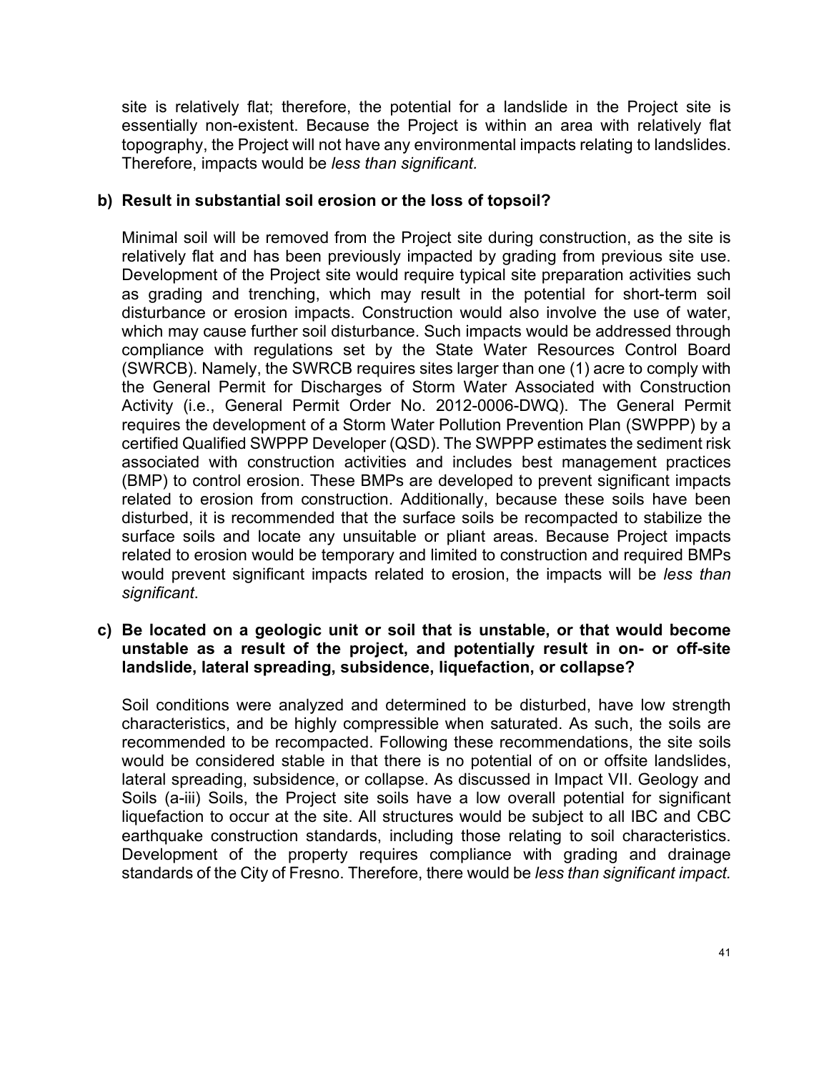site is relatively flat; therefore, the potential for a landslide in the Project site is essentially non-existent. Because the Project is within an area with relatively flat topography, the Project will not have any environmental impacts relating to landslides. Therefore, impacts would be *less than significant.*

**b) Result in substantial soil erosion or the loss of topsoil?**

Minimal soil will be removed from the Project site during construction, as the site is relatively flat and has been previously impacted by grading from previous site use. Development of the Project site would require typical site preparation activities such as grading and trenching, which may result in the potential for short-term soil disturbance or erosion impacts. Construction would also involve the use of water, which may cause further soil disturbance. Such impacts would be addressed through compliance with regulations set by the State Water Resources Control Board (SWRCB). Namely, the SWRCB requires sites larger than one (1) acre to comply with the General Permit for Discharges of Storm Water Associated with Construction Activity (i.e., General Permit Order No. 2012-0006-DWQ). The General Permit requires the development of a Storm Water Pollution Prevention Plan (SWPPP) by a certified Qualified SWPPP Developer (QSD). The SWPPP estimates the sediment risk associated with construction activities and includes best management practices (BMP) to control erosion. These BMPs are developed to prevent significant impacts related to erosion from construction. Additionally, because these soils have been disturbed, it is recommended that the surface soils be recompacted to stabilize the surface soils and locate any unsuitable or pliant areas. Because Project impacts related to erosion would be temporary and limited to construction and required BMPs would prevent significant impacts related to erosion, the impacts will be *less than significant*.

**c) Be located on a geologic unit or soil that is unstable, or that would become unstable as a result of the project, and potentially result in on- or off-site landslide, lateral spreading, subsidence, liquefaction, or collapse?**

Soil conditions were analyzed and determined to be disturbed, have low strength characteristics, and be highly compressible when saturated. As such, the soils are recommended to be recompacted. Following these recommendations, the site soils would be considered stable in that there is no potential of on or offsite landslides, lateral spreading, subsidence, or collapse. As discussed in Impact VII. Geology and Soils (a-iii) Soils, the Project site soils have a low overall potential for significant liquefaction to occur at the site. All structures would be subject to all IBC and CBC earthquake construction standards, including those relating to soil characteristics. Development of the property requires compliance with grading and drainage standards of the City of Fresno. Therefore, there would be *less than significant impact.*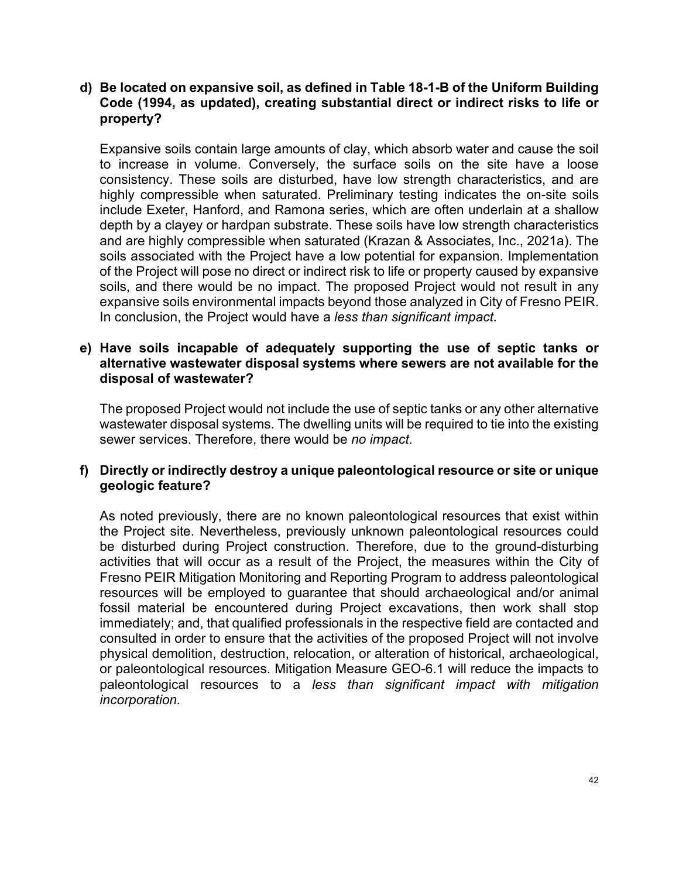**d) Be located on expansive soil, as defined in Table 18-1-B of the Uniform Building Code (1994, as updated), creating substantial direct or indirect risks to life or property?**

Expansive soils contain large amounts of clay, which absorb water and cause the soil to increase in volume. Conversely, the surface soils on the site have a loose consistency. These soils are disturbed, have low strength characteristics, and are highly compressible when saturated. Preliminary testing indicates the on-site soils include Exeter, Hanford, and Ramona series, which are often underlain at a shallow depth by a clayey or hardpan substrate. These soils have low strength characteristics and are highly compressible when saturated (Krazan & Associates, Inc., 2021a). The soils associated with the Project have a low potential for expansion. Implementation of the Project will pose no direct or indirect risk to life or property caused by expansive soils, and there would be no impact. The proposed Project would not result in any expansive soils environmental impacts beyond those analyzed in City of Fresno PEIR. In conclusion, the Project would have a *less than significant impact*.

**e) Have soils incapable of adequately supporting the use of septic tanks or alternative wastewater disposal systems where sewers are not available for the disposal of wastewater?**

The proposed Project would not include the use of septic tanks or any other alternative wastewater disposal systems. The dwelling units will be required to tie into the existing sewer services. Therefore, there would be *no impact*.

**f) Directly or indirectly destroy a unique paleontological resource or site or unique geologic feature?**

As noted previously, there are no known paleontological resources that exist within the Project site. Nevertheless, previously unknown paleontological resources could be disturbed during Project construction. Therefore, due to the ground-disturbing activities that will occur as a result of the Project, the measures within the City of Fresno PEIR Mitigation Monitoring and Reporting Program to address paleontological resources will be employed to guarantee that should archaeological and/or animal fossil material be encountered during Project excavations, then work shall stop immediately; and, that qualified professionals in the respective field are contacted and consulted in order to ensure that the activities of the proposed Project will not involve physical demolition, destruction, relocation, or alteration of historical, archaeological, or paleontological resources. Mitigation Measure GEO-6.1 will reduce the impacts to paleontological resources to a *less than significant impact with mitigation incorporation.*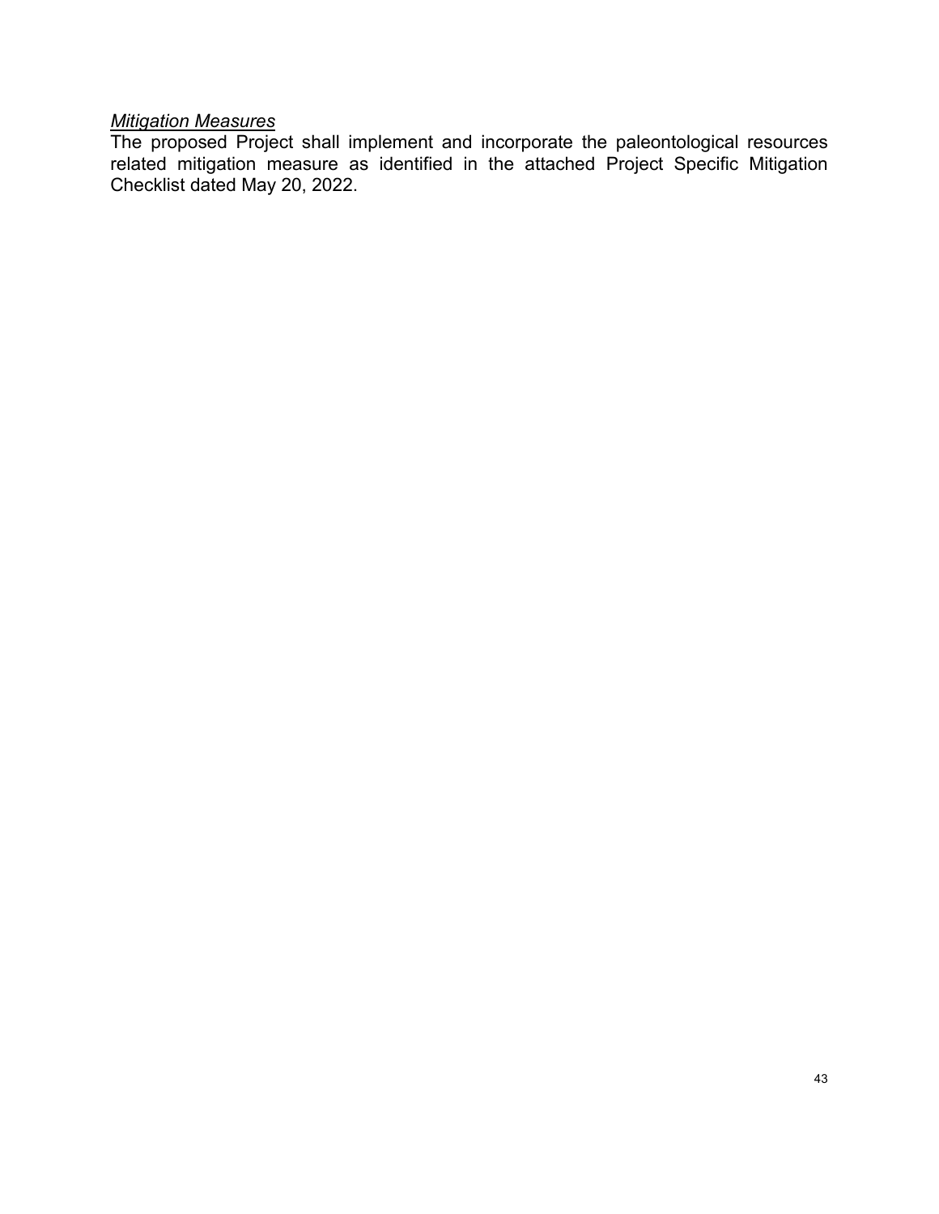*Mitigation Measures*

The proposed Project shall implement and incorporate the paleontological resources related mitigation measure as identified in the attached Project Specific Mitigation Checklist dated May 20, 2022.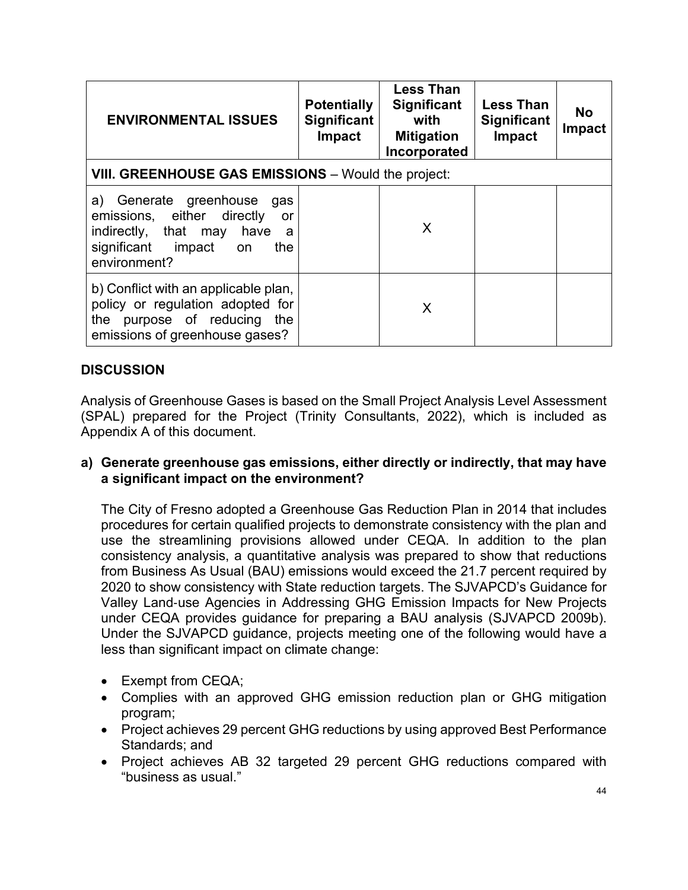| ENVIRONMENTAL ISSUES | Potentially Significant Impact | Less Than Significant with Mitigation Incorporated | Less Than Significant Impact | No Impact |
|---|---|---|---|---|
| **VIII. GREENHOUSE GAS EMISSIONS** – Would the project: | | | | |
| a) Generate greenhouse gas emissions, either directly or indirectly, that may have a significant impact on the environment? | | X | | |
| b) Conflict with an applicable plan, policy or regulation adopted for the purpose of reducing the emissions of greenhouse gases? | | X | | |

### DISCUSSION

Analysis of Greenhouse Gases is based on the Small Project Analysis Level Assessment (SPAL) prepared for the Project (Trinity Consultants, 2022), which is included as Appendix A of this document.

**a) Generate greenhouse gas emissions, either directly or indirectly, that may have a significant impact on the environment?**

The City of Fresno adopted a Greenhouse Gas Reduction Plan in 2014 that includes procedures for certain qualified projects to demonstrate consistency with the plan and use the streamlining provisions allowed under CEQA. In addition to the plan consistency analysis, a quantitative analysis was prepared to show that reductions from Business As Usual (BAU) emissions would exceed the 21.7 percent required by 2020 to show consistency with State reduction targets. The SJVAPCD's Guidance for Valley Land-use Agencies in Addressing GHG Emission Impacts for New Projects under CEQA provides guidance for preparing a BAU analysis (SJVAPCD 2009b). Under the SJVAPCD guidance, projects meeting one of the following would have a less than significant impact on climate change:

- Exempt from CEQA;
- Complies with an approved GHG emission reduction plan or GHG mitigation program;
- Project achieves 29 percent GHG reductions by using approved Best Performance Standards; and
- Project achieves AB 32 targeted 29 percent GHG reductions compared with "business as usual."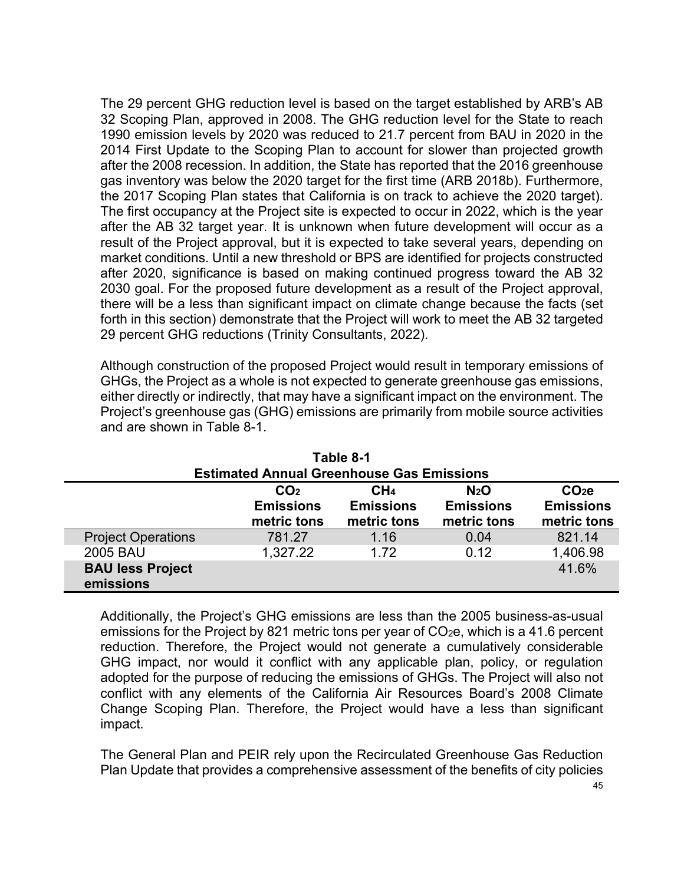The 29 percent GHG reduction level is based on the target established by ARB's AB 32 Scoping Plan, approved in 2008. The GHG reduction level for the State to reach 1990 emission levels by 2020 was reduced to 21.7 percent from BAU in 2020 in the 2014 First Update to the Scoping Plan to account for slower than projected growth after the 2008 recession. In addition, the State has reported that the 2016 greenhouse gas inventory was below the 2020 target for the first time (ARB 2018b). Furthermore, the 2017 Scoping Plan states that California is on track to achieve the 2020 target). The first occupancy at the Project site is expected to occur in 2022, which is the year after the AB 32 target year. It is unknown when future development will occur as a result of the Project approval, but it is expected to take several years, depending on market conditions. Until a new threshold or BPS are identified for projects constructed after 2020, significance is based on making continued progress toward the AB 32 2030 goal. For the proposed future development as a result of the Project approval, there will be a less than significant impact on climate change because the facts (set forth in this section) demonstrate that the Project will work to meet the AB 32 targeted 29 percent GHG reductions (Trinity Consultants, 2022).

Although construction of the proposed Project would result in temporary emissions of GHGs, the Project as a whole is not expected to generate greenhouse gas emissions, either directly or indirectly, that may have a significant impact on the environment. The Project's greenhouse gas (GHG) emissions are primarily from mobile source activities and are shown in Table 8-1.

**Table 8-1**
**Estimated Annual Greenhouse Gas Emissions**

| | $CO_2$ Emissions metric tons | $CH_4$ Emissions metric tons | $N_2O$ Emissions metric tons | $CO_2e$ Emissions metric tons |
|---|---|---|---|---|
| Project Operations | 781.27 | 1.16 | 0.04 | 821.14 |
| 2005 BAU | 1,327.22 | 1.72 | 0.12 | 1,406.98 |
| **BAU less Project emissions** | | | | 41.6% |

Additionally, the Project's GHG emissions are less than the 2005 business-as-usual emissions for the Project by 821 metric tons per year of $CO_2e$, which is a 41.6 percent reduction. Therefore, the Project would not generate a cumulatively considerable GHG impact, nor would it conflict with any applicable plan, policy, or regulation adopted for the purpose of reducing the emissions of GHGs. The Project will also not conflict with any elements of the California Air Resources Board's 2008 Climate Change Scoping Plan. Therefore, the Project would have a less than significant impact.

The General Plan and PEIR rely upon the Recirculated Greenhouse Gas Reduction Plan Update that provides a comprehensive assessment of the benefits of city policies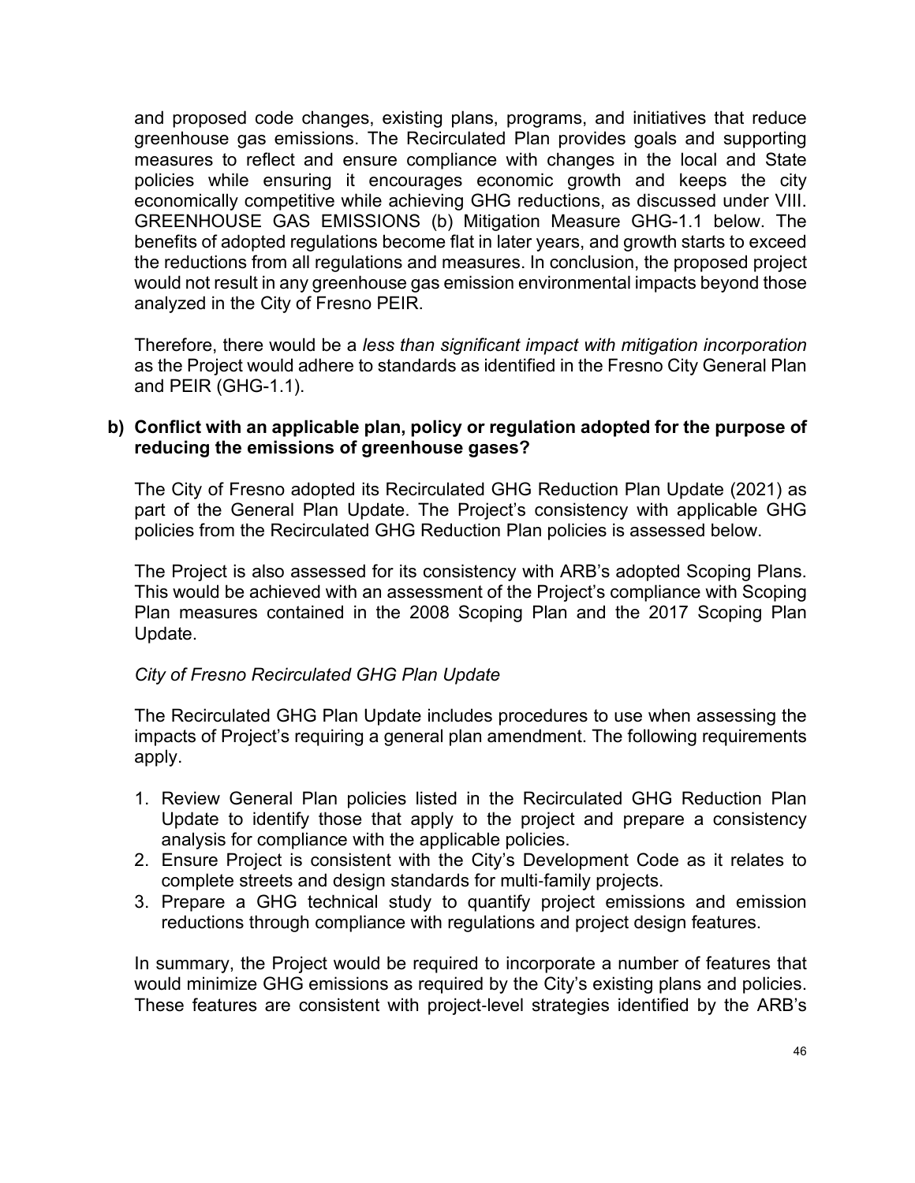and proposed code changes, existing plans, programs, and initiatives that reduce greenhouse gas emissions. The Recirculated Plan provides goals and supporting measures to reflect and ensure compliance with changes in the local and State policies while ensuring it encourages economic growth and keeps the city economically competitive while achieving GHG reductions, as discussed under VIII. GREENHOUSE GAS EMISSIONS (b) Mitigation Measure GHG-1.1 below. The benefits of adopted regulations become flat in later years, and growth starts to exceed the reductions from all regulations and measures. In conclusion, the proposed project would not result in any greenhouse gas emission environmental impacts beyond those analyzed in the City of Fresno PEIR.

Therefore, there would be a *less than significant impact with mitigation incorporation* as the Project would adhere to standards as identified in the Fresno City General Plan and PEIR (GHG-1.1).

**b) Conflict with an applicable plan, policy or regulation adopted for the purpose of reducing the emissions of greenhouse gases?**

The City of Fresno adopted its Recirculated GHG Reduction Plan Update (2021) as part of the General Plan Update. The Project's consistency with applicable GHG policies from the Recirculated GHG Reduction Plan policies is assessed below.

The Project is also assessed for its consistency with ARB's adopted Scoping Plans. This would be achieved with an assessment of the Project's compliance with Scoping Plan measures contained in the 2008 Scoping Plan and the 2017 Scoping Plan Update.

*City of Fresno Recirculated GHG Plan Update*

The Recirculated GHG Plan Update includes procedures to use when assessing the impacts of Project's requiring a general plan amendment. The following requirements apply.

1. Review General Plan policies listed in the Recirculated GHG Reduction Plan Update to identify those that apply to the project and prepare a consistency analysis for compliance with the applicable policies.
2. Ensure Project is consistent with the City's Development Code as it relates to complete streets and design standards for multi-family projects.
3. Prepare a GHG technical study to quantify project emissions and emission reductions through compliance with regulations and project design features.

In summary, the Project would be required to incorporate a number of features that would minimize GHG emissions as required by the City's existing plans and policies. These features are consistent with project-level strategies identified by the ARB's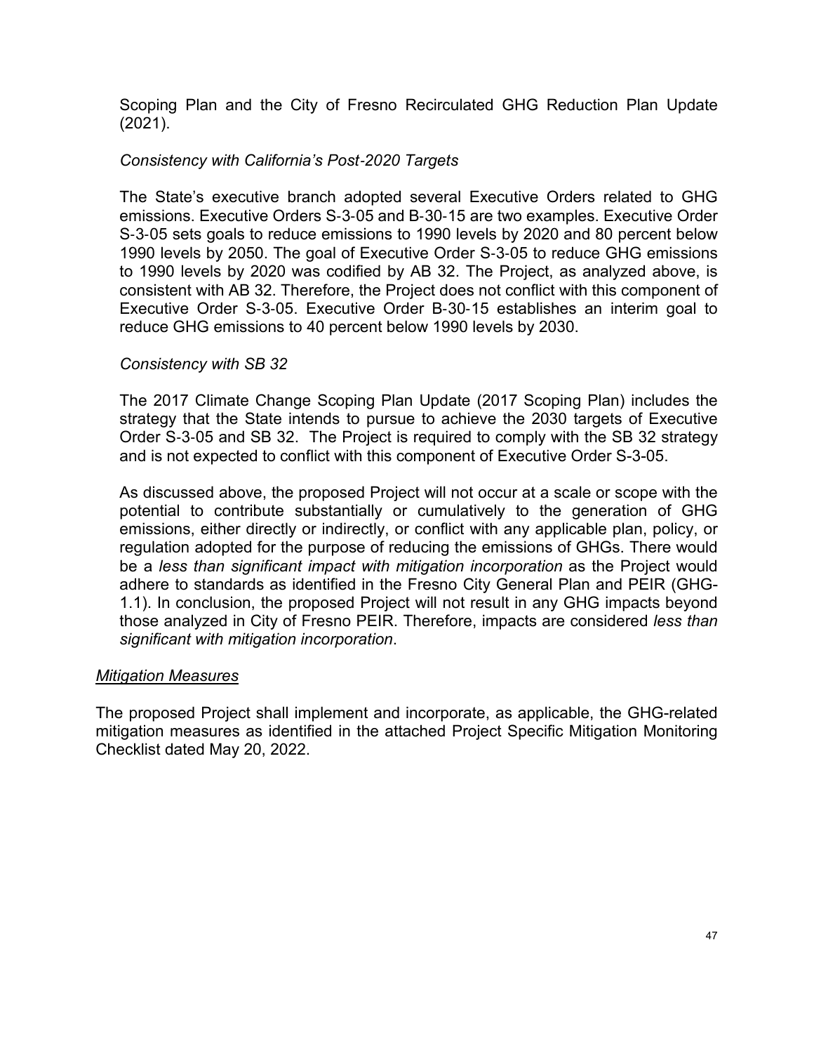Scoping Plan and the City of Fresno Recirculated GHG Reduction Plan Update (2021).

*Consistency with California's Post-2020 Targets*

The State's executive branch adopted several Executive Orders related to GHG emissions. Executive Orders S-3-05 and B-30-15 are two examples. Executive Order S-3-05 sets goals to reduce emissions to 1990 levels by 2020 and 80 percent below 1990 levels by 2050. The goal of Executive Order S-3-05 to reduce GHG emissions to 1990 levels by 2020 was codified by AB 32. The Project, as analyzed above, is consistent with AB 32. Therefore, the Project does not conflict with this component of Executive Order S-3-05. Executive Order B-30-15 establishes an interim goal to reduce GHG emissions to 40 percent below 1990 levels by 2030.

*Consistency with SB 32*

The 2017 Climate Change Scoping Plan Update (2017 Scoping Plan) includes the strategy that the State intends to pursue to achieve the 2030 targets of Executive Order S-3-05 and SB 32. The Project is required to comply with the SB 32 strategy and is not expected to conflict with this component of Executive Order S-3-05.

As discussed above, the proposed Project will not occur at a scale or scope with the potential to contribute substantially or cumulatively to the generation of GHG emissions, either directly or indirectly, or conflict with any applicable plan, policy, or regulation adopted for the purpose of reducing the emissions of GHGs. There would be a *less than significant impact with mitigation incorporation* as the Project would adhere to standards as identified in the Fresno City General Plan and PEIR (GHG-1.1). In conclusion, the proposed Project will not result in any GHG impacts beyond those analyzed in City of Fresno PEIR. Therefore, impacts are considered *less than significant with mitigation incorporation*.

<u>*Mitigation Measures*</u>

The proposed Project shall implement and incorporate, as applicable, the GHG-related mitigation measures as identified in the attached Project Specific Mitigation Monitoring Checklist dated May 20, 2022.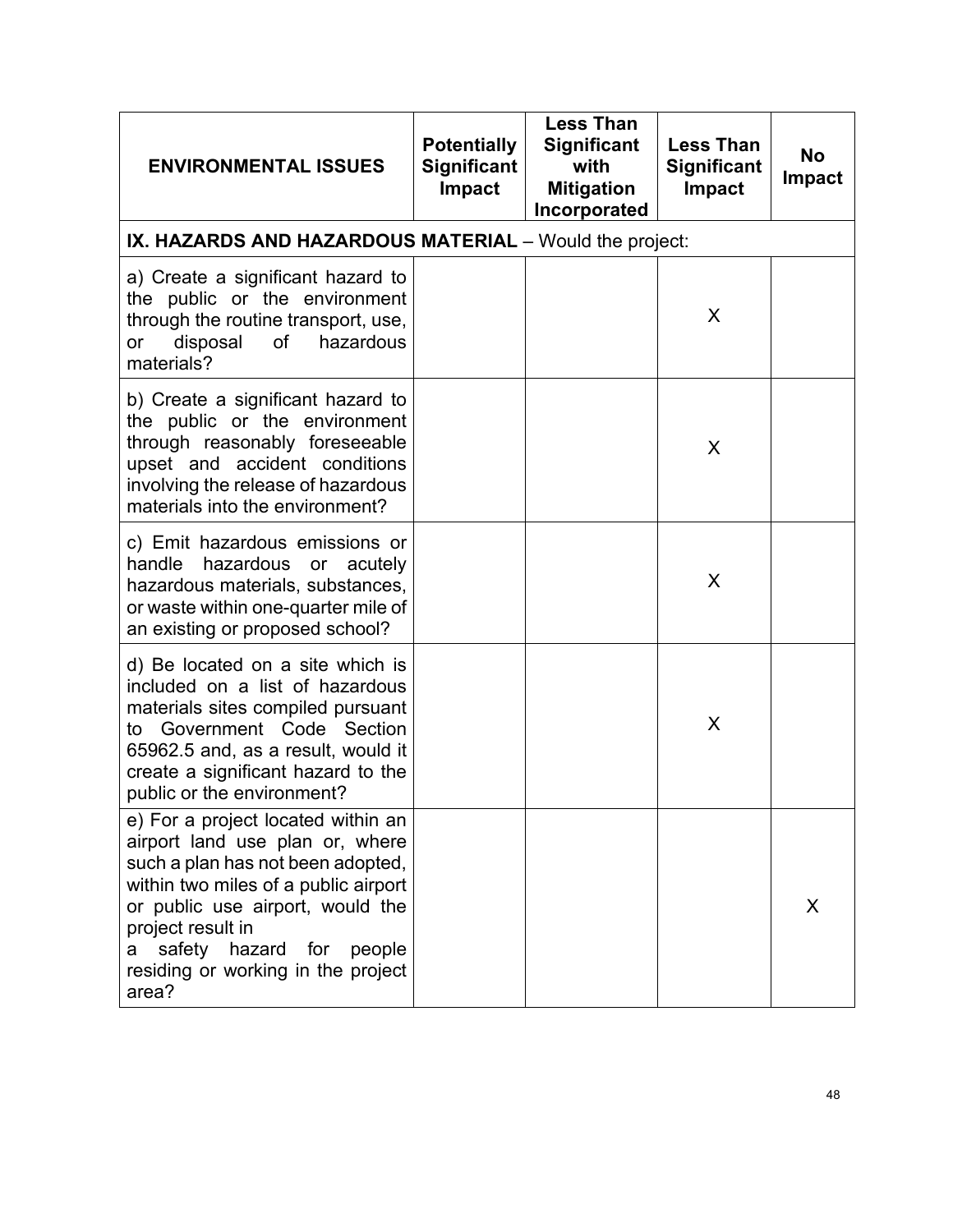| ENVIRONMENTAL ISSUES | Potentially Significant Impact | Less Than Significant with Mitigation Incorporated | Less Than Significant Impact | No Impact |
|---|---|---|---|---|
| **IX. HAZARDS AND HAZARDOUS MATERIAL** – Would the project: | | | | |
| a) Create a significant hazard to the public or the environment through the routine transport, use, or disposal of hazardous materials? | | | X | |
| b) Create a significant hazard to the public or the environment through reasonably foreseeable upset and accident conditions involving the release of hazardous materials into the environment? | | | X | |
| c) Emit hazardous emissions or handle hazardous or acutely hazardous materials, substances, or waste within one-quarter mile of an existing or proposed school? | | | X | |
| d) Be located on a site which is included on a list of hazardous materials sites compiled pursuant to Government Code Section 65962.5 and, as a result, would it create a significant hazard to the public or the environment? | | | X | |
| e) For a project located within an airport land use plan or, where such a plan has not been adopted, within two miles of a public airport or public use airport, would the project result in a safety hazard for people residing or working in the project area? | | | | X |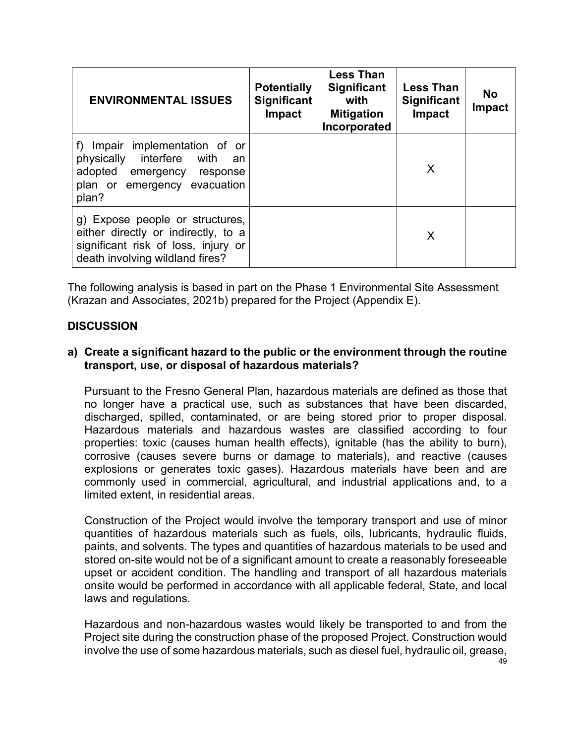| ENVIRONMENTAL ISSUES | Potentially Significant Impact | Less Than Significant with Mitigation Incorporated | Less Than Significant Impact | No Impact |
|---|---|---|---|---|
| f) Impair implementation of or physically interfere with an adopted emergency response plan or emergency evacuation plan? | | | X | |
| g) Expose people or structures, either directly or indirectly, to a significant risk of loss, injury or death involving wildland fires? | | | X | |

The following analysis is based in part on the Phase 1 Environmental Site Assessment (Krazan and Associates, 2021b) prepared for the Project (Appendix E).

## DISCUSSION

**a) Create a significant hazard to the public or the environment through the routine transport, use, or disposal of hazardous materials?**

Pursuant to the Fresno General Plan, hazardous materials are defined as those that no longer have a practical use, such as substances that have been discarded, discharged, spilled, contaminated, or are being stored prior to proper disposal. Hazardous materials and hazardous wastes are classified according to four properties: toxic (causes human health effects), ignitable (has the ability to burn), corrosive (causes severe burns or damage to materials), and reactive (causes explosions or generates toxic gases). Hazardous materials have been and are commonly used in commercial, agricultural, and industrial applications and, to a limited extent, in residential areas.

Construction of the Project would involve the temporary transport and use of minor quantities of hazardous materials such as fuels, oils, lubricants, hydraulic fluids, paints, and solvents. The types and quantities of hazardous materials to be used and stored on-site would not be of a significant amount to create a reasonably foreseeable upset or accident condition. The handling and transport of all hazardous materials onsite would be performed in accordance with all applicable federal, State, and local laws and regulations.

Hazardous and non-hazardous wastes would likely be transported to and from the Project site during the construction phase of the proposed Project. Construction would involve the use of some hazardous materials, such as diesel fuel, hydraulic oil, grease,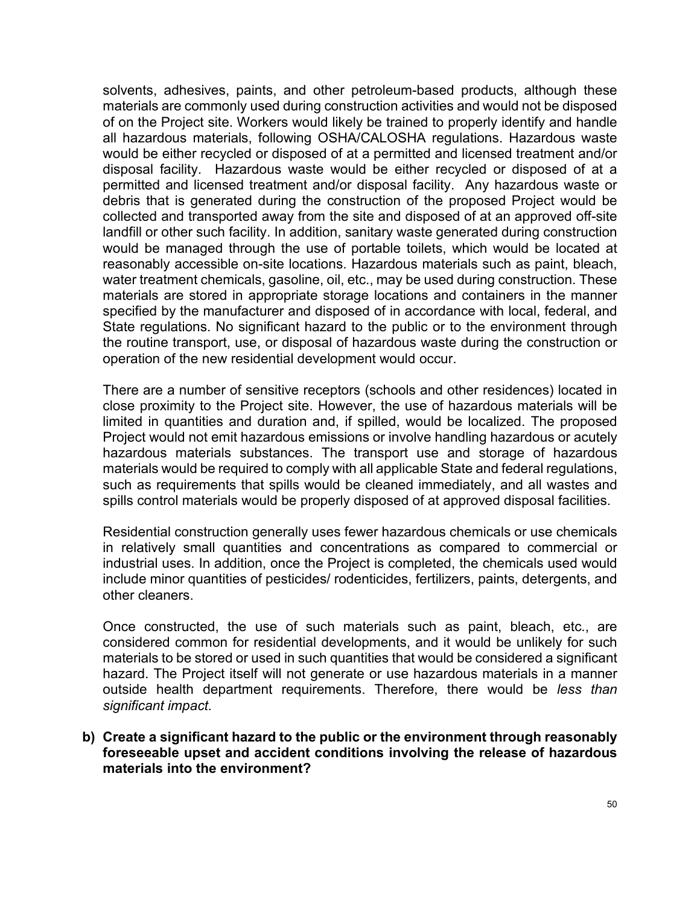solvents, adhesives, paints, and other petroleum-based products, although these materials are commonly used during construction activities and would not be disposed of on the Project site. Workers would likely be trained to properly identify and handle all hazardous materials, following OSHA/CALOSHA regulations. Hazardous waste would be either recycled or disposed of at a permitted and licensed treatment and/or disposal facility. Hazardous waste would be either recycled or disposed of at a permitted and licensed treatment and/or disposal facility. Any hazardous waste or debris that is generated during the construction of the proposed Project would be collected and transported away from the site and disposed of at an approved off-site landfill or other such facility. In addition, sanitary waste generated during construction would be managed through the use of portable toilets, which would be located at reasonably accessible on-site locations. Hazardous materials such as paint, bleach, water treatment chemicals, gasoline, oil, etc., may be used during construction. These materials are stored in appropriate storage locations and containers in the manner specified by the manufacturer and disposed of in accordance with local, federal, and State regulations. No significant hazard to the public or to the environment through the routine transport, use, or disposal of hazardous waste during the construction or operation of the new residential development would occur.

There are a number of sensitive receptors (schools and other residences) located in close proximity to the Project site. However, the use of hazardous materials will be limited in quantities and duration and, if spilled, would be localized. The proposed Project would not emit hazardous emissions or involve handling hazardous or acutely hazardous materials substances. The transport use and storage of hazardous materials would be required to comply with all applicable State and federal regulations, such as requirements that spills would be cleaned immediately, and all wastes and spills control materials would be properly disposed of at approved disposal facilities.

Residential construction generally uses fewer hazardous chemicals or use chemicals in relatively small quantities and concentrations as compared to commercial or industrial uses. In addition, once the Project is completed, the chemicals used would include minor quantities of pesticides/ rodenticides, fertilizers, paints, detergents, and other cleaners.

Once constructed, the use of such materials such as paint, bleach, etc., are considered common for residential developments, and it would be unlikely for such materials to be stored or used in such quantities that would be considered a significant hazard. The Project itself will not generate or use hazardous materials in a manner outside health department requirements. Therefore, there would be *less than significant impact.*

**b) Create a significant hazard to the public or the environment through reasonably foreseeable upset and accident conditions involving the release of hazardous materials into the environment?**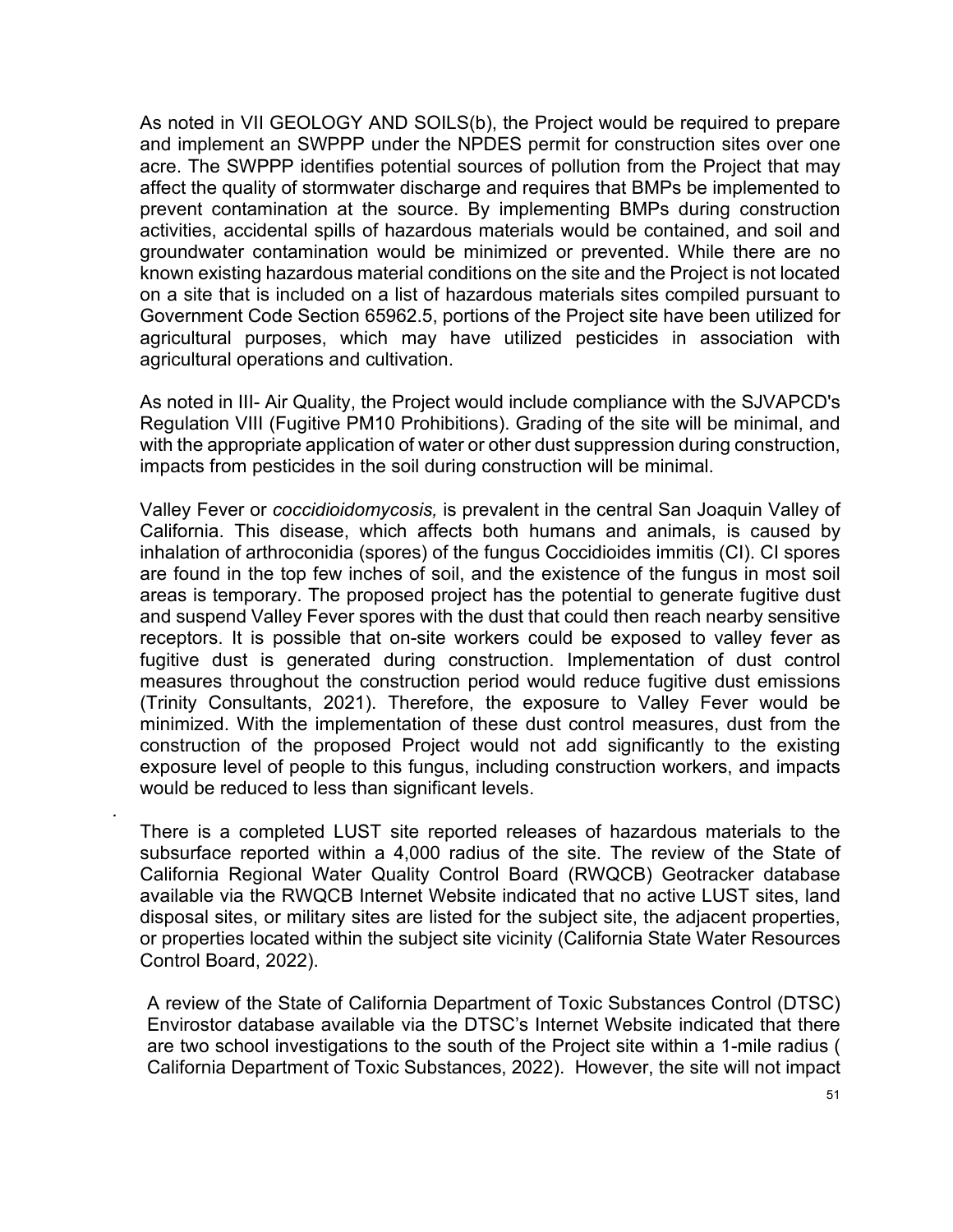As noted in VII GEOLOGY AND SOILS(b), the Project would be required to prepare and implement an SWPPP under the NPDES permit for construction sites over one acre. The SWPPP identifies potential sources of pollution from the Project that may affect the quality of stormwater discharge and requires that BMPs be implemented to prevent contamination at the source. By implementing BMPs during construction activities, accidental spills of hazardous materials would be contained, and soil and groundwater contamination would be minimized or prevented. While there are no known existing hazardous material conditions on the site and the Project is not located on a site that is included on a list of hazardous materials sites compiled pursuant to Government Code Section 65962.5, portions of the Project site have been utilized for agricultural purposes, which may have utilized pesticides in association with agricultural operations and cultivation.

As noted in III- Air Quality, the Project would include compliance with the SJVAPCD's Regulation VIII (Fugitive PM10 Prohibitions). Grading of the site will be minimal, and with the appropriate application of water or other dust suppression during construction, impacts from pesticides in the soil during construction will be minimal.

Valley Fever or *coccidioidomycosis,* is prevalent in the central San Joaquin Valley of California. This disease, which affects both humans and animals, is caused by inhalation of arthroconidia (spores) of the fungus Coccidioides immitis (CI). CI spores are found in the top few inches of soil, and the existence of the fungus in most soil areas is temporary. The proposed project has the potential to generate fugitive dust and suspend Valley Fever spores with the dust that could then reach nearby sensitive receptors. It is possible that on-site workers could be exposed to valley fever as fugitive dust is generated during construction. Implementation of dust control measures throughout the construction period would reduce fugitive dust emissions (Trinity Consultants, 2021). Therefore, the exposure to Valley Fever would be minimized. With the implementation of these dust control measures, dust from the construction of the proposed Project would not add significantly to the existing exposure level of people to this fungus, including construction workers, and impacts would be reduced to less than significant levels.

There is a completed LUST site reported releases of hazardous materials to the subsurface reported within a 4,000 radius of the site. The review of the State of California Regional Water Quality Control Board (RWQCB) Geotracker database available via the RWQCB Internet Website indicated that no active LUST sites, land disposal sites, or military sites are listed for the subject site, the adjacent properties, or properties located within the subject site vicinity (California State Water Resources Control Board, 2022).

A review of the State of California Department of Toxic Substances Control (DTSC) Envirostor database available via the DTSC's Internet Website indicated that there are two school investigations to the south of the Project site within a 1-mile radius ( California Department of Toxic Substances, 2022). However, the site will not impact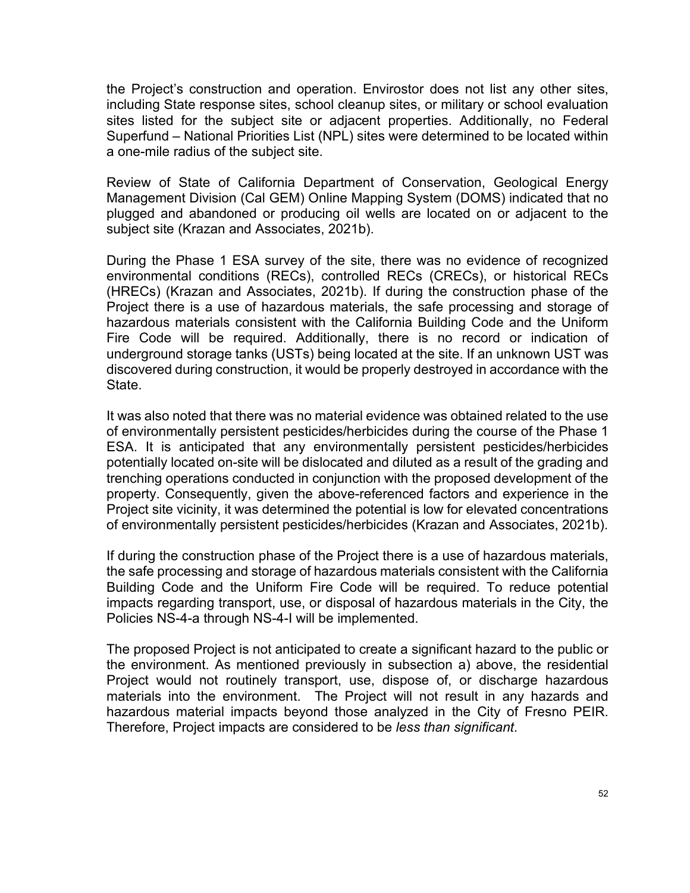the Project's construction and operation. Envirostor does not list any other sites, including State response sites, school cleanup sites, or military or school evaluation sites listed for the subject site or adjacent properties. Additionally, no Federal Superfund – National Priorities List (NPL) sites were determined to be located within a one-mile radius of the subject site.

Review of State of California Department of Conservation, Geological Energy Management Division (Cal GEM) Online Mapping System (DOMS) indicated that no plugged and abandoned or producing oil wells are located on or adjacent to the subject site (Krazan and Associates, 2021b).

During the Phase 1 ESA survey of the site, there was no evidence of recognized environmental conditions (RECs), controlled RECs (CRECs), or historical RECs (HRECs) (Krazan and Associates, 2021b). If during the construction phase of the Project there is a use of hazardous materials, the safe processing and storage of hazardous materials consistent with the California Building Code and the Uniform Fire Code will be required. Additionally, there is no record or indication of underground storage tanks (USTs) being located at the site. If an unknown UST was discovered during construction, it would be properly destroyed in accordance with the State.

It was also noted that there was no material evidence was obtained related to the use of environmentally persistent pesticides/herbicides during the course of the Phase 1 ESA. It is anticipated that any environmentally persistent pesticides/herbicides potentially located on-site will be dislocated and diluted as a result of the grading and trenching operations conducted in conjunction with the proposed development of the property. Consequently, given the above-referenced factors and experience in the Project site vicinity, it was determined the potential is low for elevated concentrations of environmentally persistent pesticides/herbicides (Krazan and Associates, 2021b).

If during the construction phase of the Project there is a use of hazardous materials, the safe processing and storage of hazardous materials consistent with the California Building Code and the Uniform Fire Code will be required. To reduce potential impacts regarding transport, use, or disposal of hazardous materials in the City, the Policies NS-4-a through NS-4-I will be implemented.

The proposed Project is not anticipated to create a significant hazard to the public or the environment. As mentioned previously in subsection a) above, the residential Project would not routinely transport, use, dispose of, or discharge hazardous materials into the environment. The Project will not result in any hazards and hazardous material impacts beyond those analyzed in the City of Fresno PEIR. Therefore, Project impacts are considered to be *less than significant*.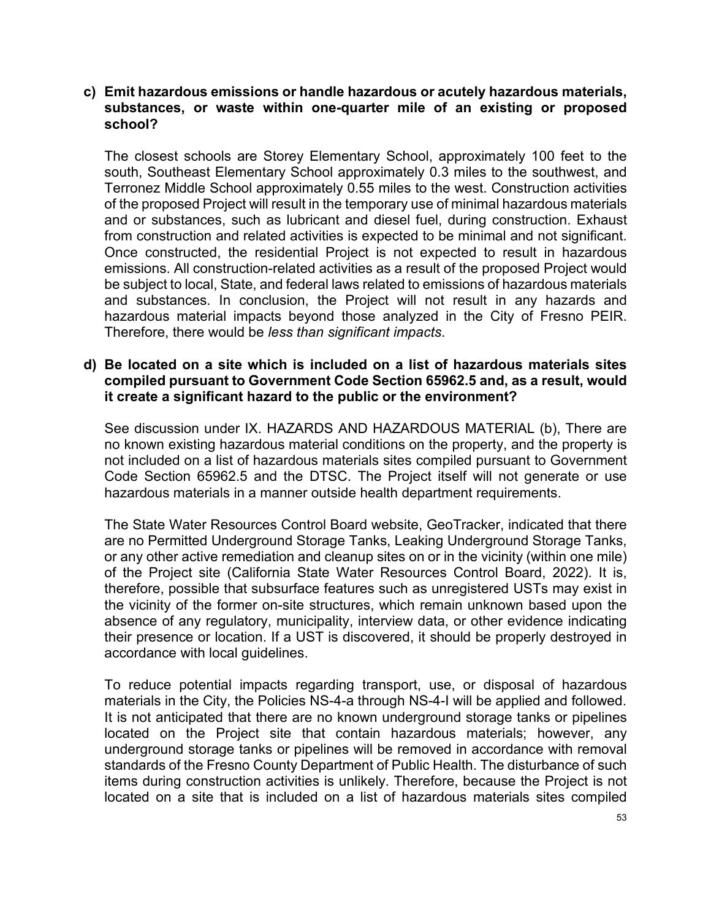**c) Emit hazardous emissions or handle hazardous or acutely hazardous materials, substances, or waste within one-quarter mile of an existing or proposed school?**

The closest schools are Storey Elementary School, approximately 100 feet to the south, Southeast Elementary School approximately 0.3 miles to the southwest, and Terronez Middle School approximately 0.55 miles to the west. Construction activities of the proposed Project will result in the temporary use of minimal hazardous materials and or substances, such as lubricant and diesel fuel, during construction. Exhaust from construction and related activities is expected to be minimal and not significant. Once constructed, the residential Project is not expected to result in hazardous emissions. All construction-related activities as a result of the proposed Project would be subject to local, State, and federal laws related to emissions of hazardous materials and substances. In conclusion, the Project will not result in any hazards and hazardous material impacts beyond those analyzed in the City of Fresno PEIR. Therefore, there would be *less than significant impacts*.

**d) Be located on a site which is included on a list of hazardous materials sites compiled pursuant to Government Code Section 65962.5 and, as a result, would it create a significant hazard to the public or the environment?**

See discussion under IX. HAZARDS AND HAZARDOUS MATERIAL (b), There are no known existing hazardous material conditions on the property, and the property is not included on a list of hazardous materials sites compiled pursuant to Government Code Section 65962.5 and the DTSC. The Project itself will not generate or use hazardous materials in a manner outside health department requirements.

The State Water Resources Control Board website, GeoTracker, indicated that there are no Permitted Underground Storage Tanks, Leaking Underground Storage Tanks, or any other active remediation and cleanup sites on or in the vicinity (within one mile) of the Project site (California State Water Resources Control Board, 2022). It is, therefore, possible that subsurface features such as unregistered USTs may exist in the vicinity of the former on-site structures, which remain unknown based upon the absence of any regulatory, municipality, interview data, or other evidence indicating their presence or location. If a UST is discovered, it should be properly destroyed in accordance with local guidelines.

To reduce potential impacts regarding transport, use, or disposal of hazardous materials in the City, the Policies NS-4-a through NS-4-I will be applied and followed. It is not anticipated that there are no known underground storage tanks or pipelines located on the Project site that contain hazardous materials; however, any underground storage tanks or pipelines will be removed in accordance with removal standards of the Fresno County Department of Public Health. The disturbance of such items during construction activities is unlikely. Therefore, because the Project is not located on a site that is included on a list of hazardous materials sites compiled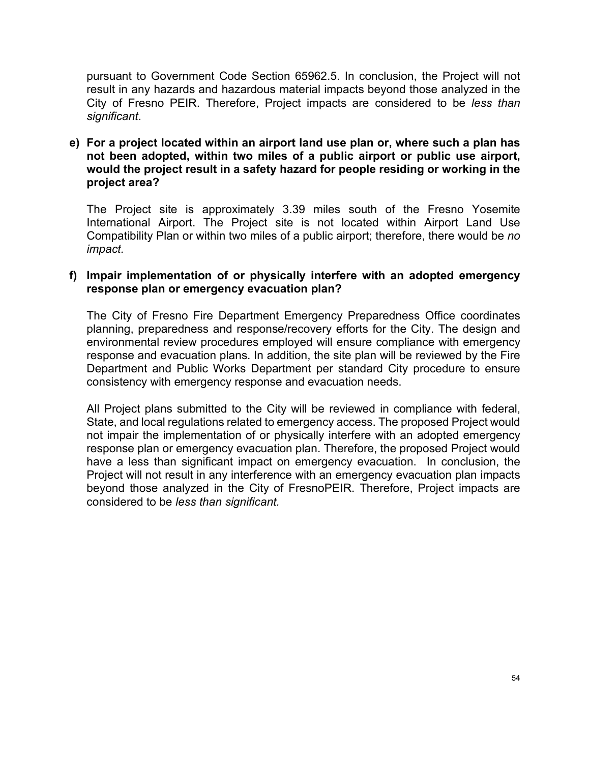pursuant to Government Code Section 65962.5. In conclusion, the Project will not result in any hazards and hazardous material impacts beyond those analyzed in the City of Fresno PEIR. Therefore, Project impacts are considered to be *less than significant*.

**e) For a project located within an airport land use plan or, where such a plan has not been adopted, within two miles of a public airport or public use airport, would the project result in a safety hazard for people residing or working in the project area?**

The Project site is approximately 3.39 miles south of the Fresno Yosemite International Airport. The Project site is not located within Airport Land Use Compatibility Plan or within two miles of a public airport; therefore, there would be *no impact.*

**f) Impair implementation of or physically interfere with an adopted emergency response plan or emergency evacuation plan?**

The City of Fresno Fire Department Emergency Preparedness Office coordinates planning, preparedness and response/recovery efforts for the City. The design and environmental review procedures employed will ensure compliance with emergency response and evacuation plans. In addition, the site plan will be reviewed by the Fire Department and Public Works Department per standard City procedure to ensure consistency with emergency response and evacuation needs.

All Project plans submitted to the City will be reviewed in compliance with federal, State, and local regulations related to emergency access. The proposed Project would not impair the implementation of or physically interfere with an adopted emergency response plan or emergency evacuation plan. Therefore, the proposed Project would have a less than significant impact on emergency evacuation. In conclusion, the Project will not result in any interference with an emergency evacuation plan impacts beyond those analyzed in the City of FresnoPEIR. Therefore, Project impacts are considered to be *less than significant.*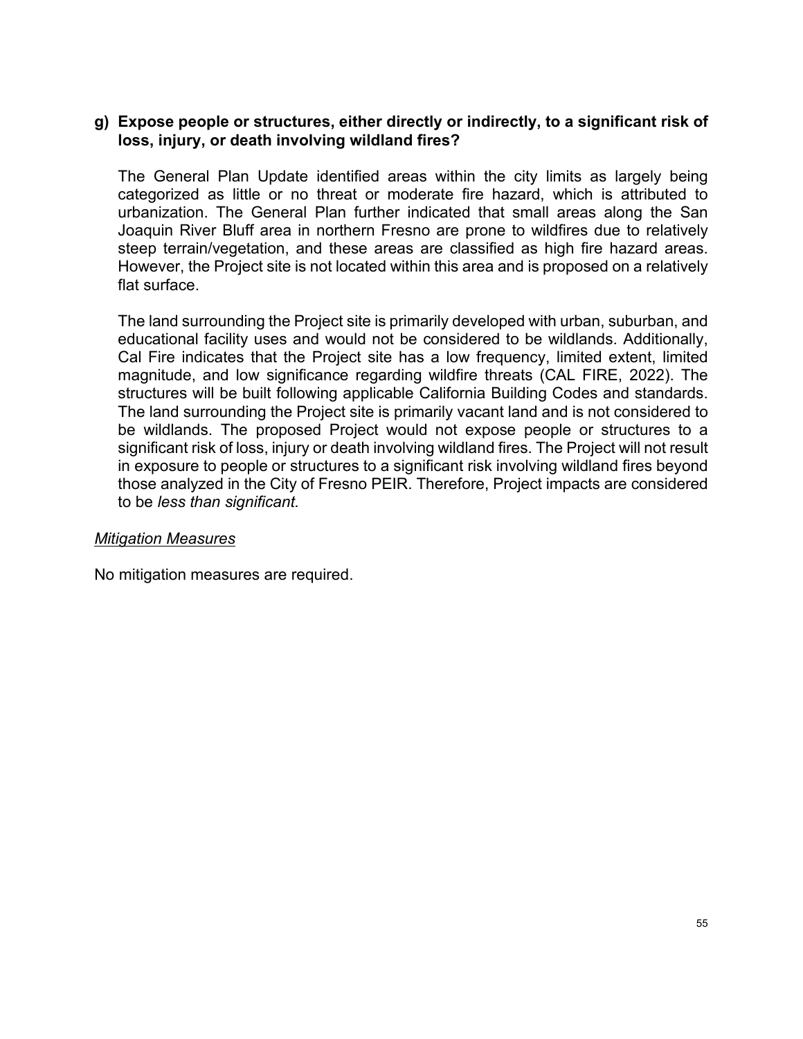**g) Expose people or structures, either directly or indirectly, to a significant risk of loss, injury, or death involving wildland fires?**

The General Plan Update identified areas within the city limits as largely being categorized as little or no threat or moderate fire hazard, which is attributed to urbanization. The General Plan further indicated that small areas along the San Joaquin River Bluff area in northern Fresno are prone to wildfires due to relatively steep terrain/vegetation, and these areas are classified as high fire hazard areas. However, the Project site is not located within this area and is proposed on a relatively flat surface.

The land surrounding the Project site is primarily developed with urban, suburban, and educational facility uses and would not be considered to be wildlands. Additionally, Cal Fire indicates that the Project site has a low frequency, limited extent, limited magnitude, and low significance regarding wildfire threats (CAL FIRE, 2022). The structures will be built following applicable California Building Codes and standards. The land surrounding the Project site is primarily vacant land and is not considered to be wildlands. The proposed Project would not expose people or structures to a significant risk of loss, injury or death involving wildland fires. The Project will not result in exposure to people or structures to a significant risk involving wildland fires beyond those analyzed in the City of Fresno PEIR. Therefore, Project impacts are considered to be *less than significant.*

*Mitigation Measures*

No mitigation measures are required.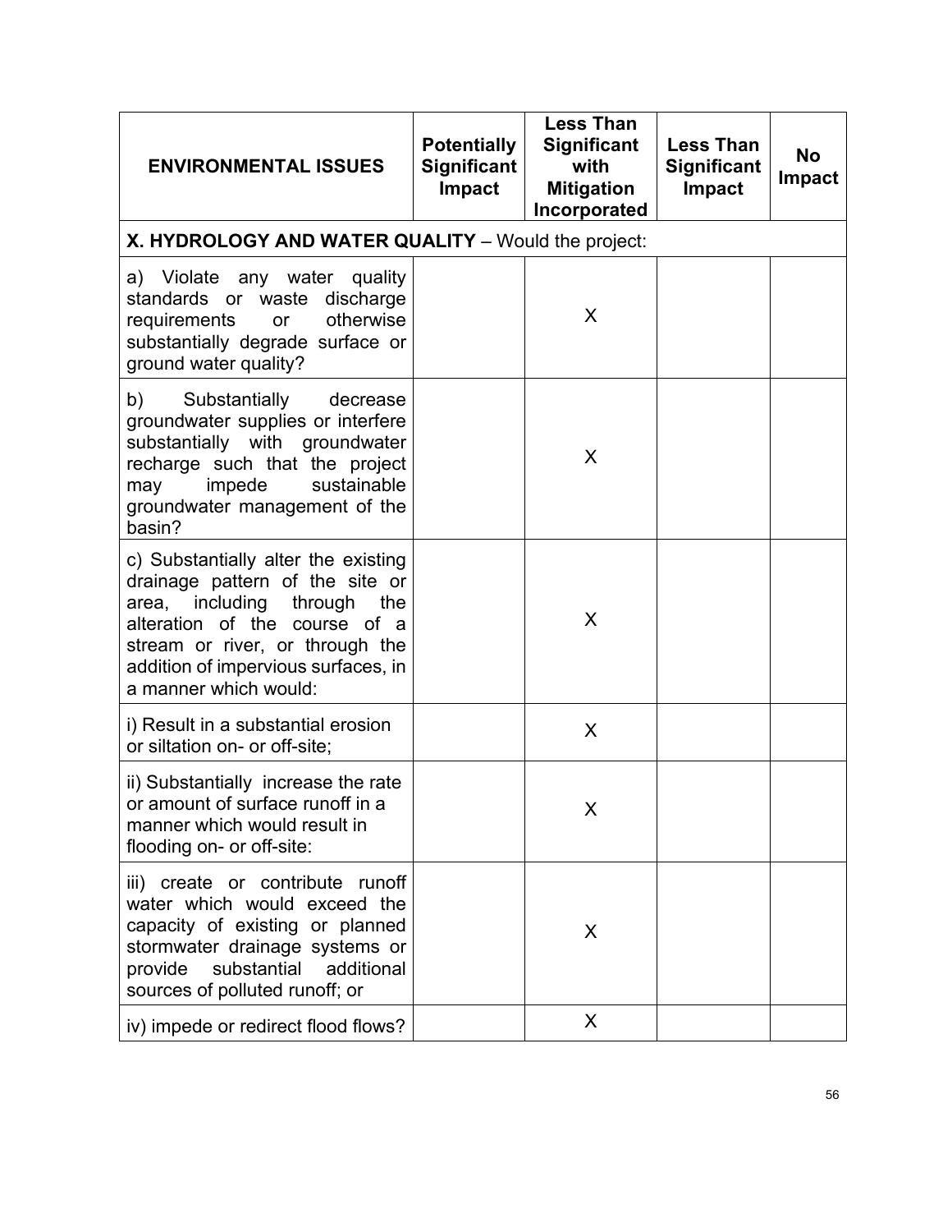| ENVIRONMENTAL ISSUES | Potentially Significant Impact | Less Than Significant with Mitigation Incorporated | Less Than Significant Impact | No Impact |
|---|---|---|---|---|
| **X. HYDROLOGY AND WATER QUALITY** – Would the project: | | | | |
| a) Violate any water quality standards or waste discharge requirements or otherwise substantially degrade surface or ground water quality? | | X | | |
| b) Substantially decrease groundwater supplies or interfere substantially with groundwater recharge such that the project may impede sustainable groundwater management of the basin? | | X | | |
| c) Substantially alter the existing drainage pattern of the site or area, including through the alteration of the course of a stream or river, or through the addition of impervious surfaces, in a manner which would: | | X | | |
| i) Result in a substantial erosion or siltation on- or off-site; | | X | | |
| ii) Substantially increase the rate or amount of surface runoff in a manner which would result in flooding on- or off-site: | | X | | |
| iii) create or contribute runoff water which would exceed the capacity of existing or planned stormwater drainage systems or provide substantial additional sources of polluted runoff; or | | X | | |
| iv) impede or redirect flood flows? | | X | | |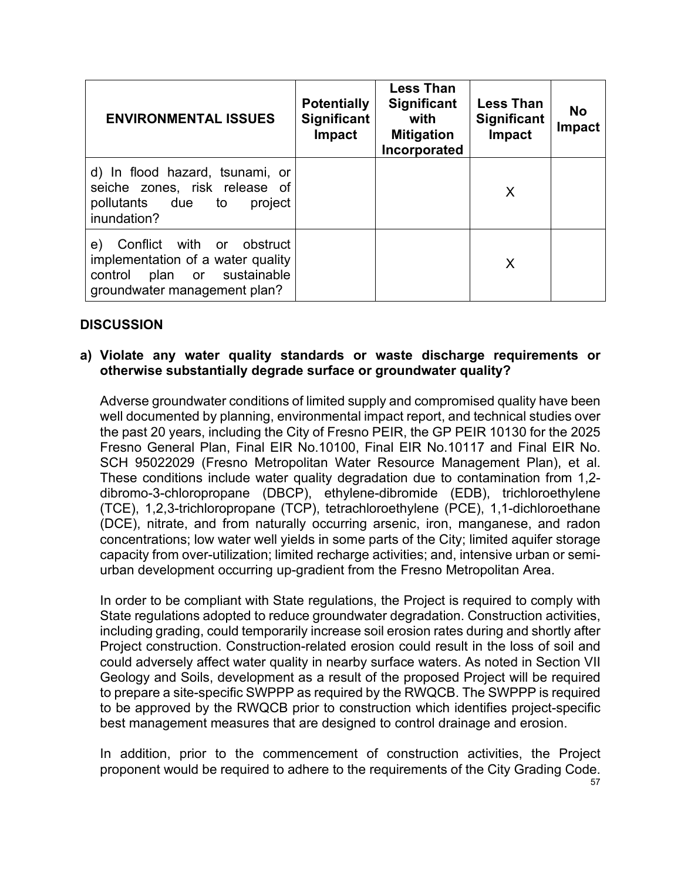| ENVIRONMENTAL ISSUES | Potentially Significant Impact | Less Than Significant with Mitigation Incorporated | Less Than Significant Impact | No Impact |
|---|---|---|---|---|
| d) In flood hazard, tsunami, or seiche zones, risk release of pollutants due to project inundation? | | | X | |
| e) Conflict with or obstruct implementation of a water quality control plan or sustainable groundwater management plan? | | | X | |

## DISCUSSION

**a) Violate any water quality standards or waste discharge requirements or otherwise substantially degrade surface or groundwater quality?**

Adverse groundwater conditions of limited supply and compromised quality have been well documented by planning, environmental impact report, and technical studies over the past 20 years, including the City of Fresno PEIR, the GP PEIR 10130 for the 2025 Fresno General Plan, Final EIR No.10100, Final EIR No.10117 and Final EIR No. SCH 95022029 (Fresno Metropolitan Water Resource Management Plan), et al. These conditions include water quality degradation due to contamination from 1,2-dibromo-3-chloropropane (DBCP), ethylene-dibromide (EDB), trichloroethylene (TCE), 1,2,3-trichloropropane (TCP), tetrachloroethylene (PCE), 1,1-dichloroethane (DCE), nitrate, and from naturally occurring arsenic, iron, manganese, and radon concentrations; low water well yields in some parts of the City; limited aquifer storage capacity from over-utilization; limited recharge activities; and, intensive urban or semi-urban development occurring up-gradient from the Fresno Metropolitan Area.

In order to be compliant with State regulations, the Project is required to comply with State regulations adopted to reduce groundwater degradation. Construction activities, including grading, could temporarily increase soil erosion rates during and shortly after Project construction. Construction-related erosion could result in the loss of soil and could adversely affect water quality in nearby surface waters. As noted in Section VII Geology and Soils, development as a result of the proposed Project will be required to prepare a site-specific SWPPP as required by the RWQCB. The SWPPP is required to be approved by the RWQCB prior to construction which identifies project-specific best management measures that are designed to control drainage and erosion.

In addition, prior to the commencement of construction activities, the Project proponent would be required to adhere to the requirements of the City Grading Code.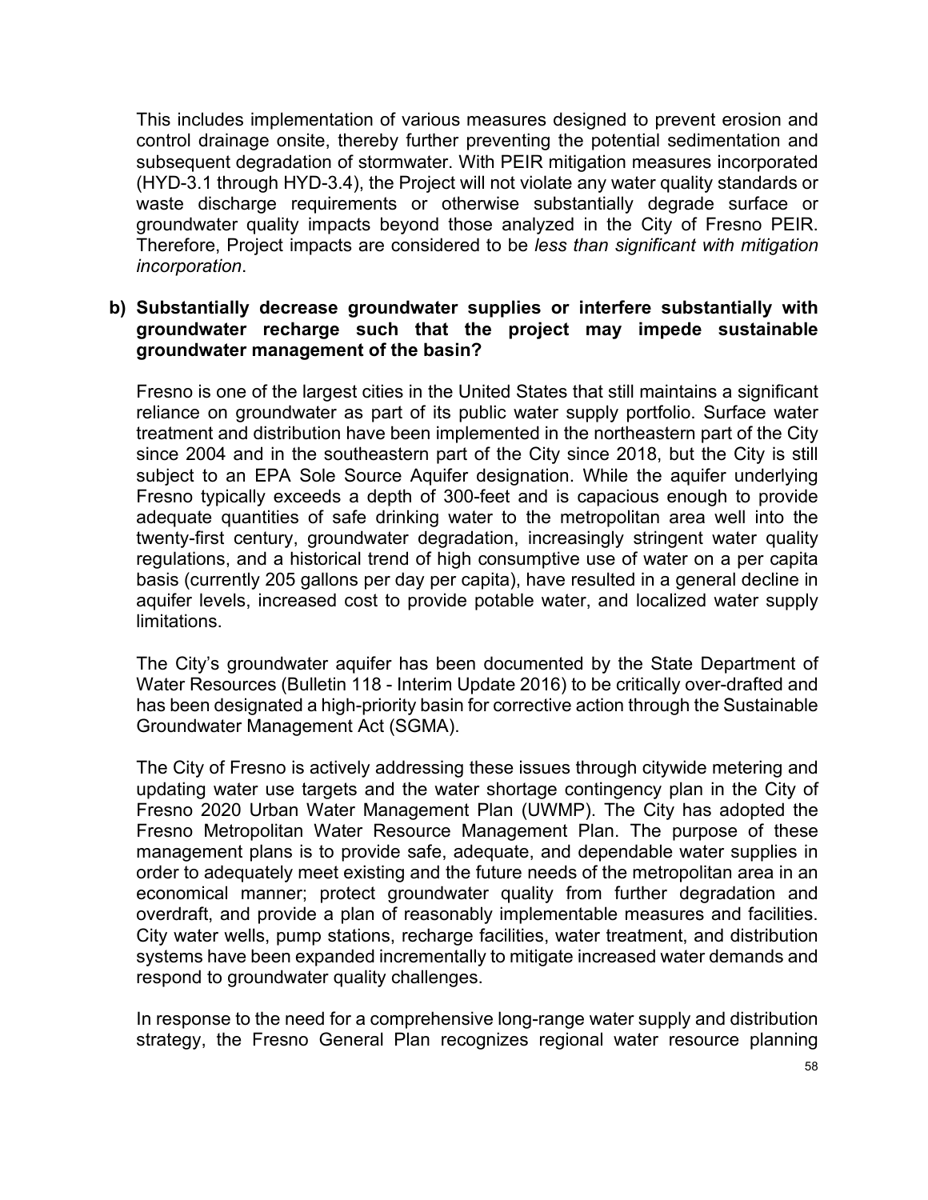This includes implementation of various measures designed to prevent erosion and control drainage onsite, thereby further preventing the potential sedimentation and subsequent degradation of stormwater. With PEIR mitigation measures incorporated (HYD-3.1 through HYD-3.4), the Project will not violate any water quality standards or waste discharge requirements or otherwise substantially degrade surface or groundwater quality impacts beyond those analyzed in the City of Fresno PEIR. Therefore, Project impacts are considered to be *less than significant with mitigation incorporation*.

**b) Substantially decrease groundwater supplies or interfere substantially with groundwater recharge such that the project may impede sustainable groundwater management of the basin?**

Fresno is one of the largest cities in the United States that still maintains a significant reliance on groundwater as part of its public water supply portfolio. Surface water treatment and distribution have been implemented in the northeastern part of the City since 2004 and in the southeastern part of the City since 2018, but the City is still subject to an EPA Sole Source Aquifer designation. While the aquifer underlying Fresno typically exceeds a depth of 300-feet and is capacious enough to provide adequate quantities of safe drinking water to the metropolitan area well into the twenty-first century, groundwater degradation, increasingly stringent water quality regulations, and a historical trend of high consumptive use of water on a per capita basis (currently 205 gallons per day per capita), have resulted in a general decline in aquifer levels, increased cost to provide potable water, and localized water supply limitations.

The City's groundwater aquifer has been documented by the State Department of Water Resources (Bulletin 118 - Interim Update 2016) to be critically over-drafted and has been designated a high-priority basin for corrective action through the Sustainable Groundwater Management Act (SGMA).

The City of Fresno is actively addressing these issues through citywide metering and updating water use targets and the water shortage contingency plan in the City of Fresno 2020 Urban Water Management Plan (UWMP). The City has adopted the Fresno Metropolitan Water Resource Management Plan. The purpose of these management plans is to provide safe, adequate, and dependable water supplies in order to adequately meet existing and the future needs of the metropolitan area in an economical manner; protect groundwater quality from further degradation and overdraft, and provide a plan of reasonably implementable measures and facilities. City water wells, pump stations, recharge facilities, water treatment, and distribution systems have been expanded incrementally to mitigate increased water demands and respond to groundwater quality challenges.

In response to the need for a comprehensive long-range water supply and distribution strategy, the Fresno General Plan recognizes regional water resource planning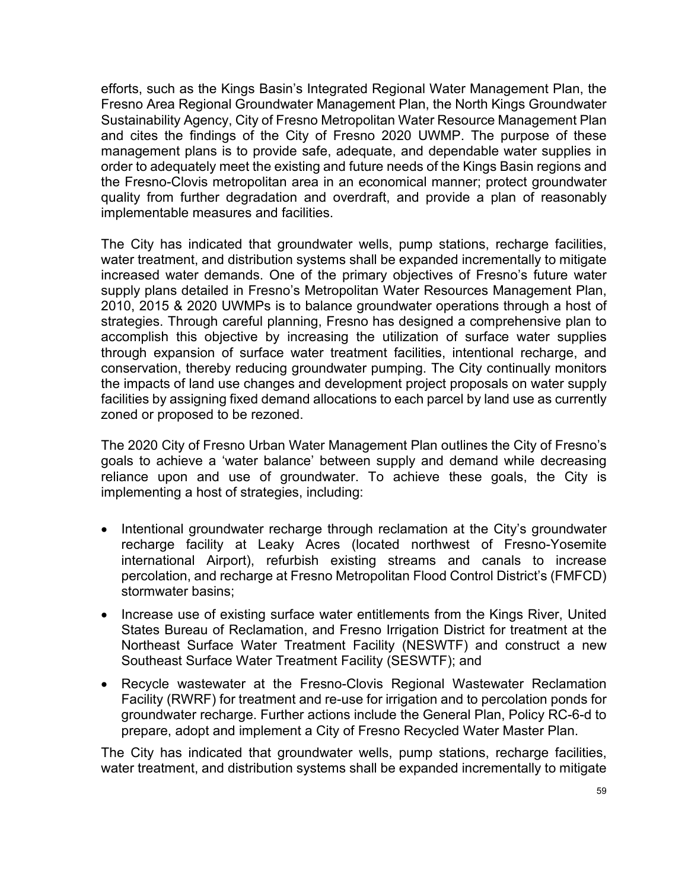efforts, such as the Kings Basin's Integrated Regional Water Management Plan, the Fresno Area Regional Groundwater Management Plan, the North Kings Groundwater Sustainability Agency, City of Fresno Metropolitan Water Resource Management Plan and cites the findings of the City of Fresno 2020 UWMP. The purpose of these management plans is to provide safe, adequate, and dependable water supplies in order to adequately meet the existing and future needs of the Kings Basin regions and the Fresno-Clovis metropolitan area in an economical manner; protect groundwater quality from further degradation and overdraft, and provide a plan of reasonably implementable measures and facilities.

The City has indicated that groundwater wells, pump stations, recharge facilities, water treatment, and distribution systems shall be expanded incrementally to mitigate increased water demands. One of the primary objectives of Fresno's future water supply plans detailed in Fresno's Metropolitan Water Resources Management Plan, 2010, 2015 & 2020 UWMPs is to balance groundwater operations through a host of strategies. Through careful planning, Fresno has designed a comprehensive plan to accomplish this objective by increasing the utilization of surface water supplies through expansion of surface water treatment facilities, intentional recharge, and conservation, thereby reducing groundwater pumping. The City continually monitors the impacts of land use changes and development project proposals on water supply facilities by assigning fixed demand allocations to each parcel by land use as currently zoned or proposed to be rezoned.

The 2020 City of Fresno Urban Water Management Plan outlines the City of Fresno's goals to achieve a 'water balance' between supply and demand while decreasing reliance upon and use of groundwater. To achieve these goals, the City is implementing a host of strategies, including:

- Intentional groundwater recharge through reclamation at the City's groundwater recharge facility at Leaky Acres (located northwest of Fresno-Yosemite international Airport), refurbish existing streams and canals to increase percolation, and recharge at Fresno Metropolitan Flood Control District's (FMFCD) stormwater basins;
- Increase use of existing surface water entitlements from the Kings River, United States Bureau of Reclamation, and Fresno Irrigation District for treatment at the Northeast Surface Water Treatment Facility (NESWTF) and construct a new Southeast Surface Water Treatment Facility (SESWTF); and
- Recycle wastewater at the Fresno-Clovis Regional Wastewater Reclamation Facility (RWRF) for treatment and re-use for irrigation and to percolation ponds for groundwater recharge. Further actions include the General Plan, Policy RC-6-d to prepare, adopt and implement a City of Fresno Recycled Water Master Plan.

The City has indicated that groundwater wells, pump stations, recharge facilities, water treatment, and distribution systems shall be expanded incrementally to mitigate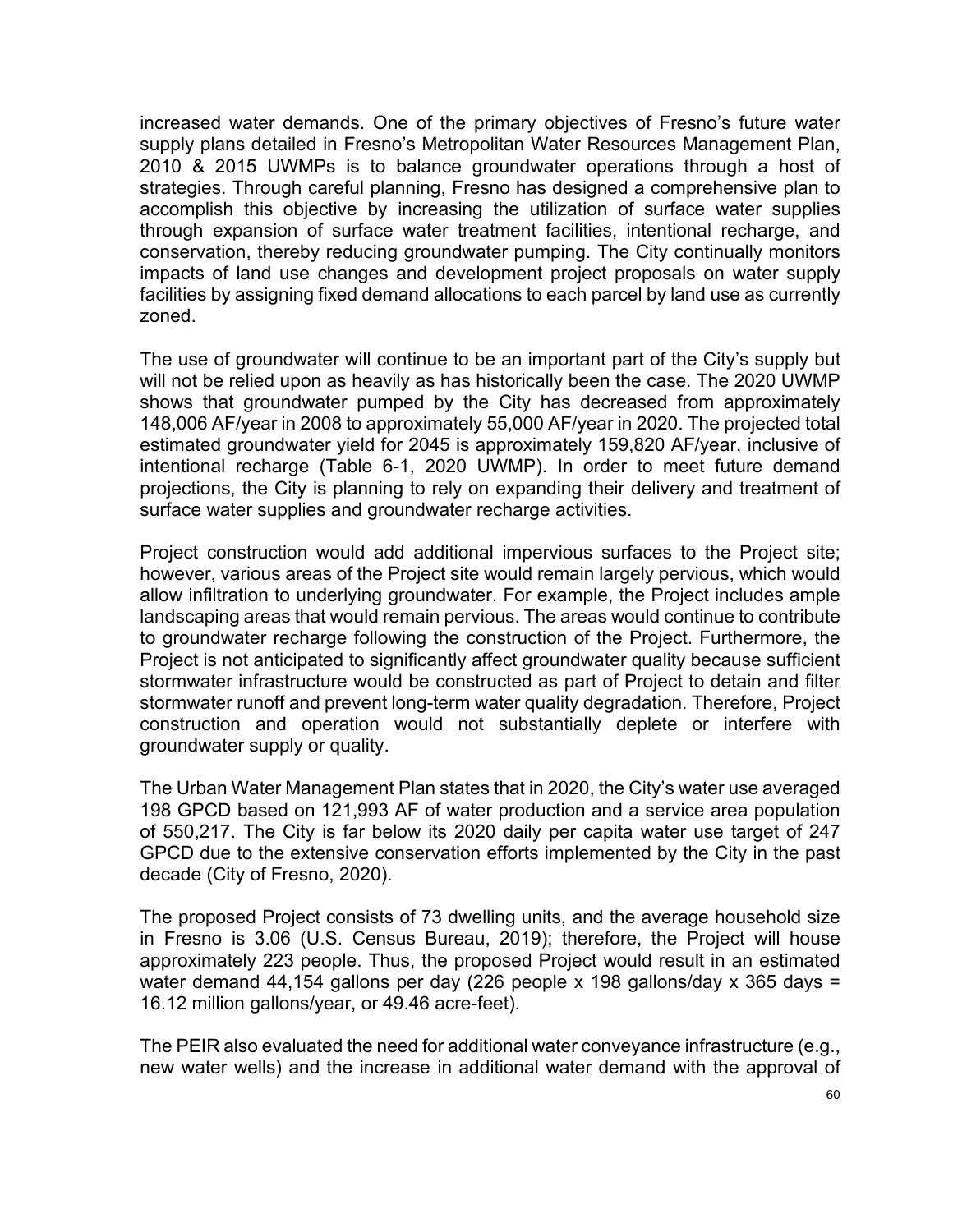increased water demands. One of the primary objectives of Fresno's future water supply plans detailed in Fresno's Metropolitan Water Resources Management Plan, 2010 & 2015 UWMPs is to balance groundwater operations through a host of strategies. Through careful planning, Fresno has designed a comprehensive plan to accomplish this objective by increasing the utilization of surface water supplies through expansion of surface water treatment facilities, intentional recharge, and conservation, thereby reducing groundwater pumping. The City continually monitors impacts of land use changes and development project proposals on water supply facilities by assigning fixed demand allocations to each parcel by land use as currently zoned.

The use of groundwater will continue to be an important part of the City's supply but will not be relied upon as heavily as has historically been the case. The 2020 UWMP shows that groundwater pumped by the City has decreased from approximately 148,006 AF/year in 2008 to approximately 55,000 AF/year in 2020. The projected total estimated groundwater yield for 2045 is approximately 159,820 AF/year, inclusive of intentional recharge (Table 6-1, 2020 UWMP). In order to meet future demand projections, the City is planning to rely on expanding their delivery and treatment of surface water supplies and groundwater recharge activities.

Project construction would add additional impervious surfaces to the Project site; however, various areas of the Project site would remain largely pervious, which would allow infiltration to underlying groundwater. For example, the Project includes ample landscaping areas that would remain pervious. The areas would continue to contribute to groundwater recharge following the construction of the Project. Furthermore, the Project is not anticipated to significantly affect groundwater quality because sufficient stormwater infrastructure would be constructed as part of Project to detain and filter stormwater runoff and prevent long-term water quality degradation. Therefore, Project construction and operation would not substantially deplete or interfere with groundwater supply or quality.

The Urban Water Management Plan states that in 2020, the City's water use averaged 198 GPCD based on 121,993 AF of water production and a service area population of 550,217. The City is far below its 2020 daily per capita water use target of 247 GPCD due to the extensive conservation efforts implemented by the City in the past decade (City of Fresno, 2020).

The proposed Project consists of 73 dwelling units, and the average household size in Fresno is 3.06 (U.S. Census Bureau, 2019); therefore, the Project will house approximately 223 people. Thus, the proposed Project would result in an estimated water demand 44,154 gallons per day (226 people x 198 gallons/day x 365 days = 16.12 million gallons/year, or 49.46 acre-feet).

The PEIR also evaluated the need for additional water conveyance infrastructure (e.g., new water wells) and the increase in additional water demand with the approval of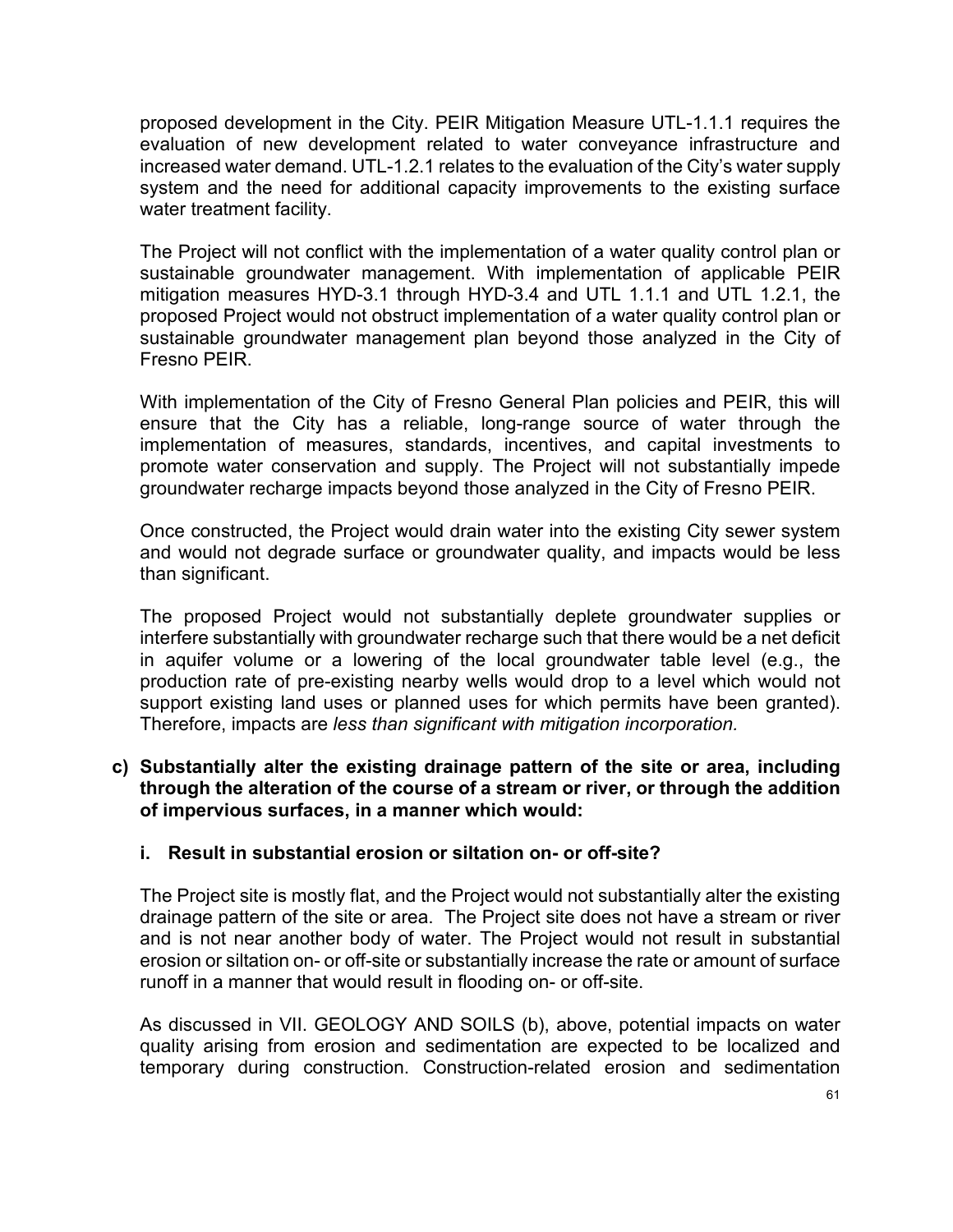proposed development in the City. PEIR Mitigation Measure UTL-1.1.1 requires the evaluation of new development related to water conveyance infrastructure and increased water demand. UTL-1.2.1 relates to the evaluation of the City's water supply system and the need for additional capacity improvements to the existing surface water treatment facility.

The Project will not conflict with the implementation of a water quality control plan or sustainable groundwater management. With implementation of applicable PEIR mitigation measures HYD-3.1 through HYD-3.4 and UTL 1.1.1 and UTL 1.2.1, the proposed Project would not obstruct implementation of a water quality control plan or sustainable groundwater management plan beyond those analyzed in the City of Fresno PEIR.

With implementation of the City of Fresno General Plan policies and PEIR, this will ensure that the City has a reliable, long-range source of water through the implementation of measures, standards, incentives, and capital investments to promote water conservation and supply. The Project will not substantially impede groundwater recharge impacts beyond those analyzed in the City of Fresno PEIR.

Once constructed, the Project would drain water into the existing City sewer system and would not degrade surface or groundwater quality, and impacts would be less than significant.

The proposed Project would not substantially deplete groundwater supplies or interfere substantially with groundwater recharge such that there would be a net deficit in aquifer volume or a lowering of the local groundwater table level (e.g., the production rate of pre-existing nearby wells would drop to a level which would not support existing land uses or planned uses for which permits have been granted). Therefore, impacts are *less than significant with mitigation incorporation.*

**c) Substantially alter the existing drainage pattern of the site or area, including through the alteration of the course of a stream or river, or through the addition of impervious surfaces, in a manner which would:**

**i. Result in substantial erosion or siltation on- or off-site?**

The Project site is mostly flat, and the Project would not substantially alter the existing drainage pattern of the site or area. The Project site does not have a stream or river and is not near another body of water. The Project would not result in substantial erosion or siltation on- or off-site or substantially increase the rate or amount of surface runoff in a manner that would result in flooding on- or off-site.

As discussed in VII. GEOLOGY AND SOILS (b), above, potential impacts on water quality arising from erosion and sedimentation are expected to be localized and temporary during construction. Construction-related erosion and sedimentation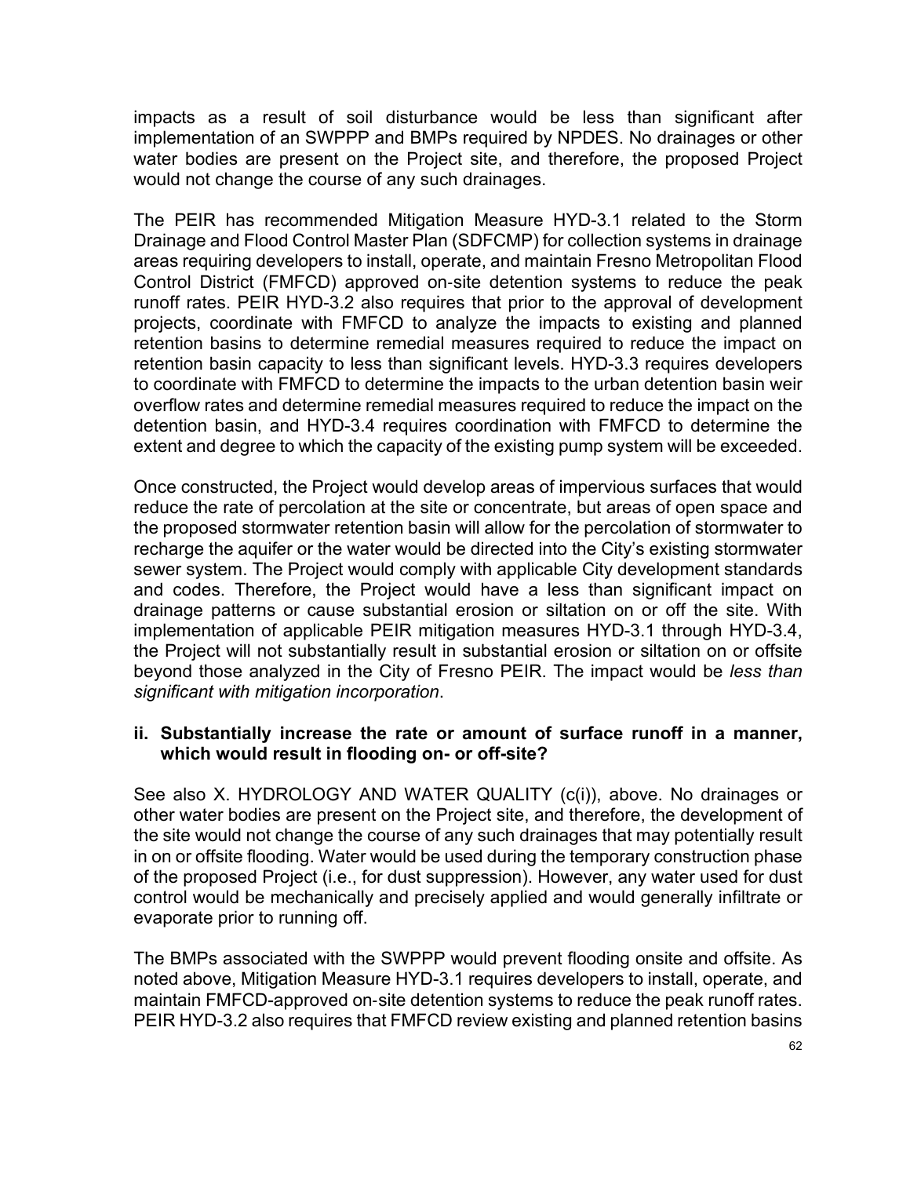impacts as a result of soil disturbance would be less than significant after implementation of an SWPPP and BMPs required by NPDES. No drainages or other water bodies are present on the Project site, and therefore, the proposed Project would not change the course of any such drainages.

The PEIR has recommended Mitigation Measure HYD-3.1 related to the Storm Drainage and Flood Control Master Plan (SDFCMP) for collection systems in drainage areas requiring developers to install, operate, and maintain Fresno Metropolitan Flood Control District (FMFCD) approved on-site detention systems to reduce the peak runoff rates. PEIR HYD-3.2 also requires that prior to the approval of development projects, coordinate with FMFCD to analyze the impacts to existing and planned retention basins to determine remedial measures required to reduce the impact on retention basin capacity to less than significant levels. HYD-3.3 requires developers to coordinate with FMFCD to determine the impacts to the urban detention basin weir overflow rates and determine remedial measures required to reduce the impact on the detention basin, and HYD-3.4 requires coordination with FMFCD to determine the extent and degree to which the capacity of the existing pump system will be exceeded.

Once constructed, the Project would develop areas of impervious surfaces that would reduce the rate of percolation at the site or concentrate, but areas of open space and the proposed stormwater retention basin will allow for the percolation of stormwater to recharge the aquifer or the water would be directed into the City's existing stormwater sewer system. The Project would comply with applicable City development standards and codes. Therefore, the Project would have a less than significant impact on drainage patterns or cause substantial erosion or siltation on or off the site. With implementation of applicable PEIR mitigation measures HYD-3.1 through HYD-3.4, the Project will not substantially result in substantial erosion or siltation on or offsite beyond those analyzed in the City of Fresno PEIR. The impact would be *less than significant with mitigation incorporation*.

**ii. Substantially increase the rate or amount of surface runoff in a manner, which would result in flooding on- or off-site?**

See also X. HYDROLOGY AND WATER QUALITY (c(i)), above. No drainages or other water bodies are present on the Project site, and therefore, the development of the site would not change the course of any such drainages that may potentially result in on or offsite flooding. Water would be used during the temporary construction phase of the proposed Project (i.e., for dust suppression). However, any water used for dust control would be mechanically and precisely applied and would generally infiltrate or evaporate prior to running off.

The BMPs associated with the SWPPP would prevent flooding onsite and offsite. As noted above, Mitigation Measure HYD-3.1 requires developers to install, operate, and maintain FMFCD-approved on-site detention systems to reduce the peak runoff rates. PEIR HYD-3.2 also requires that FMFCD review existing and planned retention basins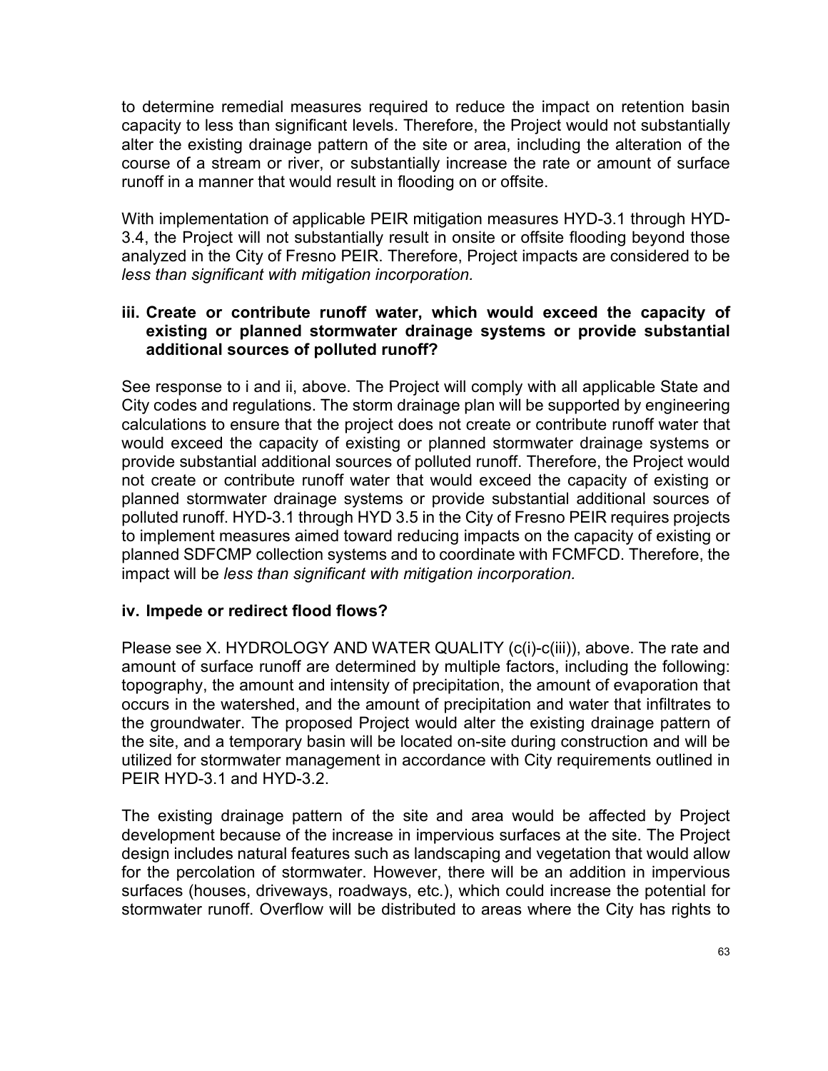to determine remedial measures required to reduce the impact on retention basin capacity to less than significant levels. Therefore, the Project would not substantially alter the existing drainage pattern of the site or area, including the alteration of the course of a stream or river, or substantially increase the rate or amount of surface runoff in a manner that would result in flooding on or offsite.

With implementation of applicable PEIR mitigation measures HYD-3.1 through HYD-3.4, the Project will not substantially result in onsite or offsite flooding beyond those analyzed in the City of Fresno PEIR. Therefore, Project impacts are considered to be *less than significant with mitigation incorporation.*

**iii. Create or contribute runoff water, which would exceed the capacity of existing or planned stormwater drainage systems or provide substantial additional sources of polluted runoff?**

See response to i and ii, above. The Project will comply with all applicable State and City codes and regulations. The storm drainage plan will be supported by engineering calculations to ensure that the project does not create or contribute runoff water that would exceed the capacity of existing or planned stormwater drainage systems or provide substantial additional sources of polluted runoff. Therefore, the Project would not create or contribute runoff water that would exceed the capacity of existing or planned stormwater drainage systems or provide substantial additional sources of polluted runoff. HYD-3.1 through HYD 3.5 in the City of Fresno PEIR requires projects to implement measures aimed toward reducing impacts on the capacity of existing or planned SDFCMP collection systems and to coordinate with FCMFCD. Therefore, the impact will be *less than significant with mitigation incorporation.*

**iv. Impede or redirect flood flows?**

Please see X. HYDROLOGY AND WATER QUALITY (c(i)-c(iii)), above. The rate and amount of surface runoff are determined by multiple factors, including the following: topography, the amount and intensity of precipitation, the amount of evaporation that occurs in the watershed, and the amount of precipitation and water that infiltrates to the groundwater. The proposed Project would alter the existing drainage pattern of the site, and a temporary basin will be located on-site during construction and will be utilized for stormwater management in accordance with City requirements outlined in PEIR HYD-3.1 and HYD-3.2.

The existing drainage pattern of the site and area would be affected by Project development because of the increase in impervious surfaces at the site. The Project design includes natural features such as landscaping and vegetation that would allow for the percolation of stormwater. However, there will be an addition in impervious surfaces (houses, driveways, roadways, etc.), which could increase the potential for stormwater runoff. Overflow will be distributed to areas where the City has rights to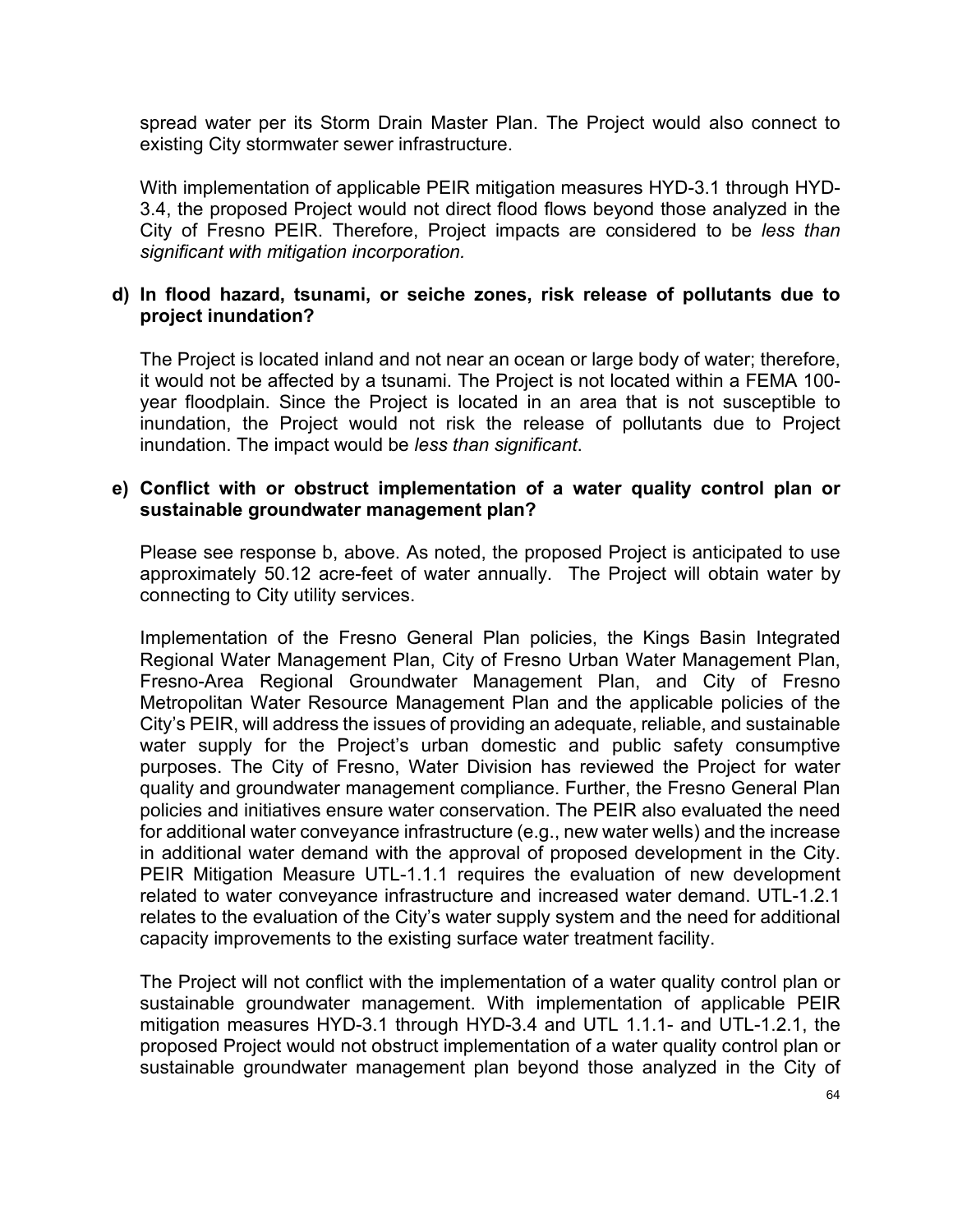spread water per its Storm Drain Master Plan. The Project would also connect to existing City stormwater sewer infrastructure.

With implementation of applicable PEIR mitigation measures HYD-3.1 through HYD-3.4, the proposed Project would not direct flood flows beyond those analyzed in the City of Fresno PEIR. Therefore, Project impacts are considered to be *less than significant with mitigation incorporation.*

**d) In flood hazard, tsunami, or seiche zones, risk release of pollutants due to project inundation?**

The Project is located inland and not near an ocean or large body of water; therefore, it would not be affected by a tsunami. The Project is not located within a FEMA 100-year floodplain. Since the Project is located in an area that is not susceptible to inundation, the Project would not risk the release of pollutants due to Project inundation. The impact would be *less than significant*.

**e) Conflict with or obstruct implementation of a water quality control plan or sustainable groundwater management plan?**

Please see response b, above. As noted, the proposed Project is anticipated to use approximately 50.12 acre-feet of water annually. The Project will obtain water by connecting to City utility services.

Implementation of the Fresno General Plan policies, the Kings Basin Integrated Regional Water Management Plan, City of Fresno Urban Water Management Plan, Fresno-Area Regional Groundwater Management Plan, and City of Fresno Metropolitan Water Resource Management Plan and the applicable policies of the City's PEIR, will address the issues of providing an adequate, reliable, and sustainable water supply for the Project's urban domestic and public safety consumptive purposes. The City of Fresno, Water Division has reviewed the Project for water quality and groundwater management compliance. Further, the Fresno General Plan policies and initiatives ensure water conservation. The PEIR also evaluated the need for additional water conveyance infrastructure (e.g., new water wells) and the increase in additional water demand with the approval of proposed development in the City. PEIR Mitigation Measure UTL-1.1.1 requires the evaluation of new development related to water conveyance infrastructure and increased water demand. UTL-1.2.1 relates to the evaluation of the City's water supply system and the need for additional capacity improvements to the existing surface water treatment facility.

The Project will not conflict with the implementation of a water quality control plan or sustainable groundwater management. With implementation of applicable PEIR mitigation measures HYD-3.1 through HYD-3.4 and UTL 1.1.1- and UTL-1.2.1, the proposed Project would not obstruct implementation of a water quality control plan or sustainable groundwater management plan beyond those analyzed in the City of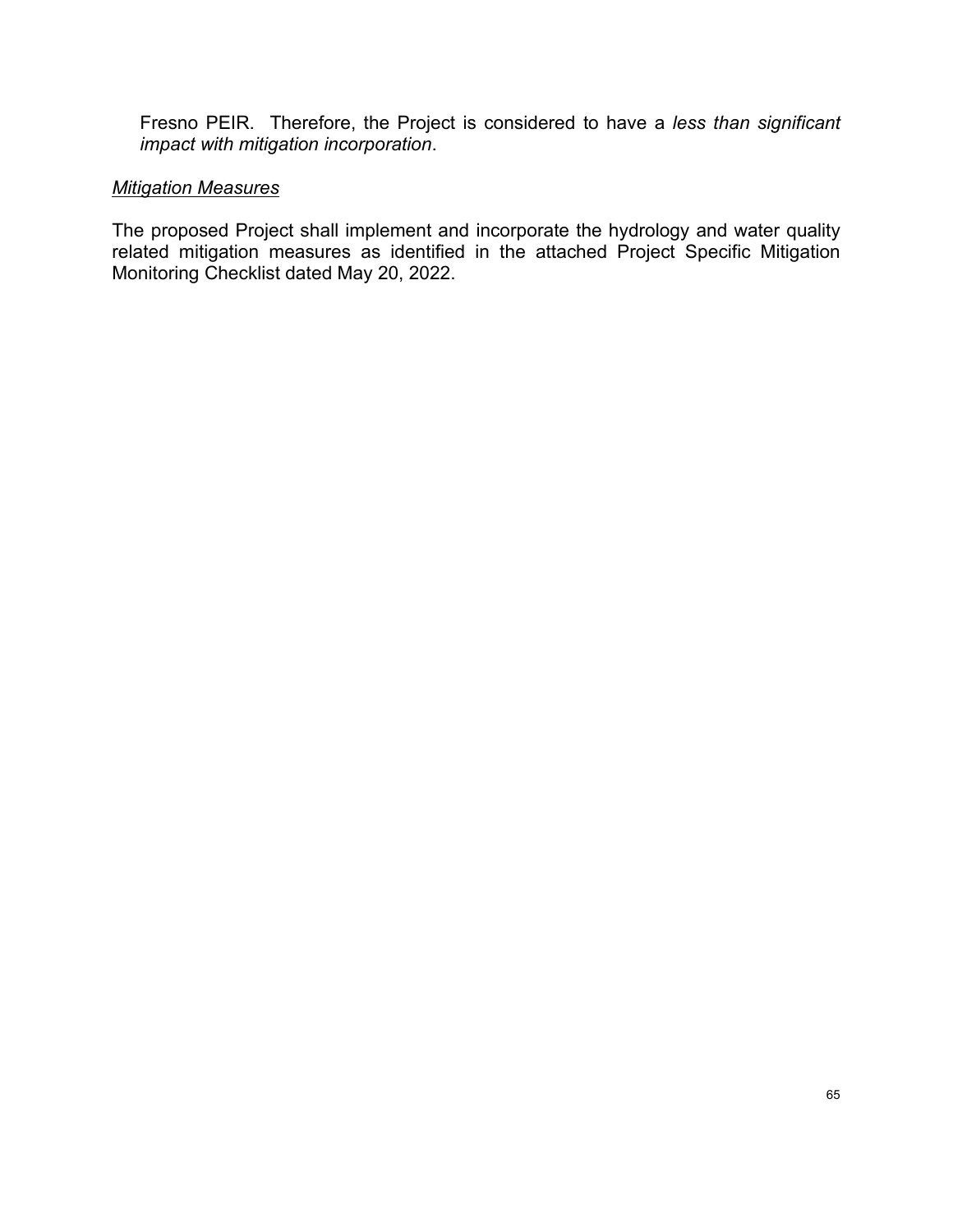Fresno PEIR. Therefore, the Project is considered to have a *less than significant impact with mitigation incorporation*.

*Mitigation Measures*

The proposed Project shall implement and incorporate the hydrology and water quality related mitigation measures as identified in the attached Project Specific Mitigation Monitoring Checklist dated May 20, 2022.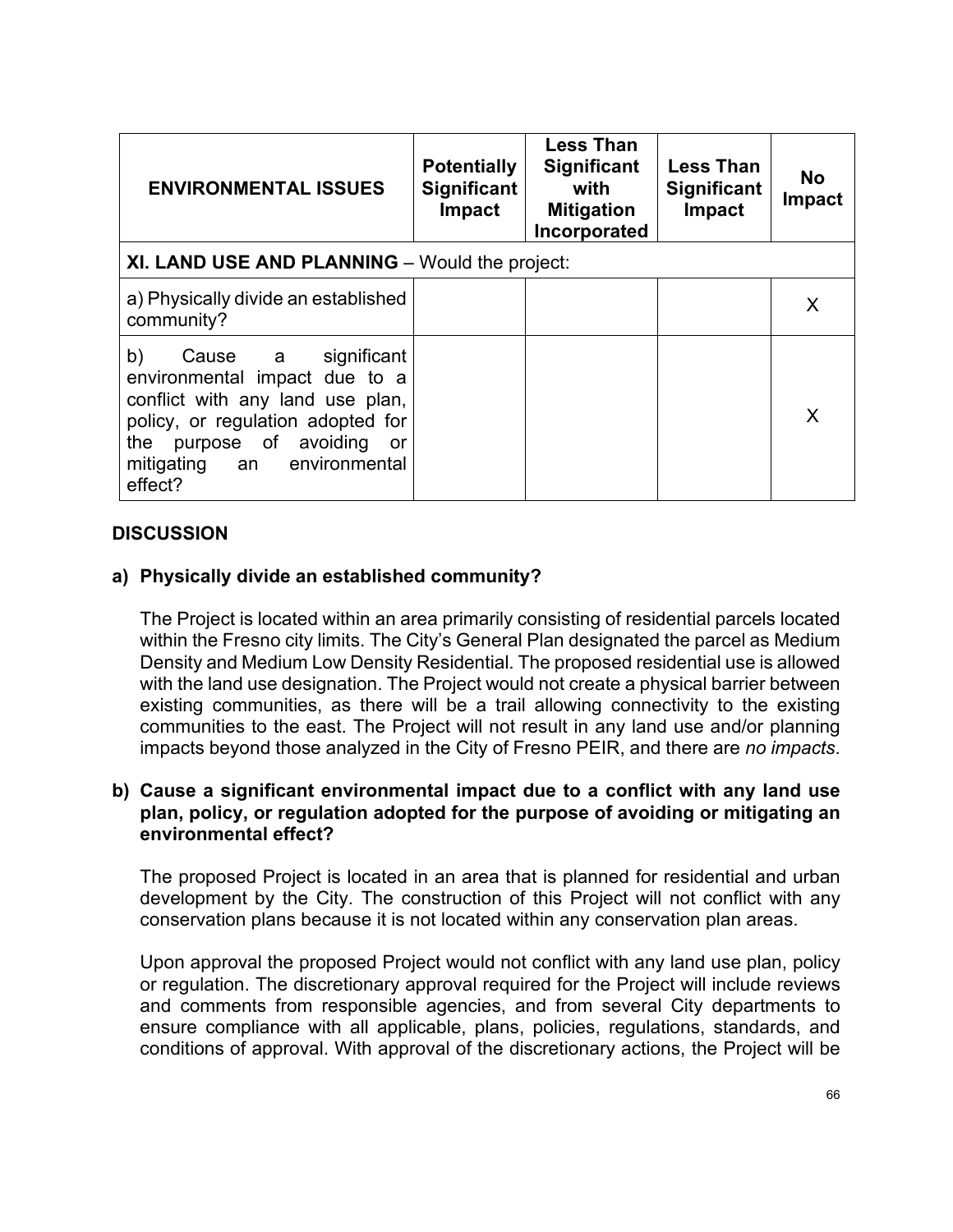| ENVIRONMENTAL ISSUES | Potentially Significant Impact | Less Than Significant with Mitigation Incorporated | Less Than Significant Impact | No Impact |
|---|---|---|---|---|
| **XI. LAND USE AND PLANNING** – Would the project: | | | | |
| a) Physically divide an established community? | | | | X |
| b) Cause a significant environmental impact due to a conflict with any land use plan, policy, or regulation adopted for the purpose of avoiding or mitigating an environmental effect? | | | | X |

## DISCUSSION

### a) Physically divide an established community?

The Project is located within an area primarily consisting of residential parcels located within the Fresno city limits. The City's General Plan designated the parcel as Medium Density and Medium Low Density Residential. The proposed residential use is allowed with the land use designation. The Project would not create a physical barrier between existing communities, as there will be a trail allowing connectivity to the existing communities to the east. The Project will not result in any land use and/or planning impacts beyond those analyzed in the City of Fresno PEIR, and there are *no impacts*.

### b) Cause a significant environmental impact due to a conflict with any land use plan, policy, or regulation adopted for the purpose of avoiding or mitigating an environmental effect?

The proposed Project is located in an area that is planned for residential and urban development by the City. The construction of this Project will not conflict with any conservation plans because it is not located within any conservation plan areas.

Upon approval the proposed Project would not conflict with any land use plan, policy or regulation. The discretionary approval required for the Project will include reviews and comments from responsible agencies, and from several City departments to ensure compliance with all applicable, plans, policies, regulations, standards, and conditions of approval. With approval of the discretionary actions, the Project will be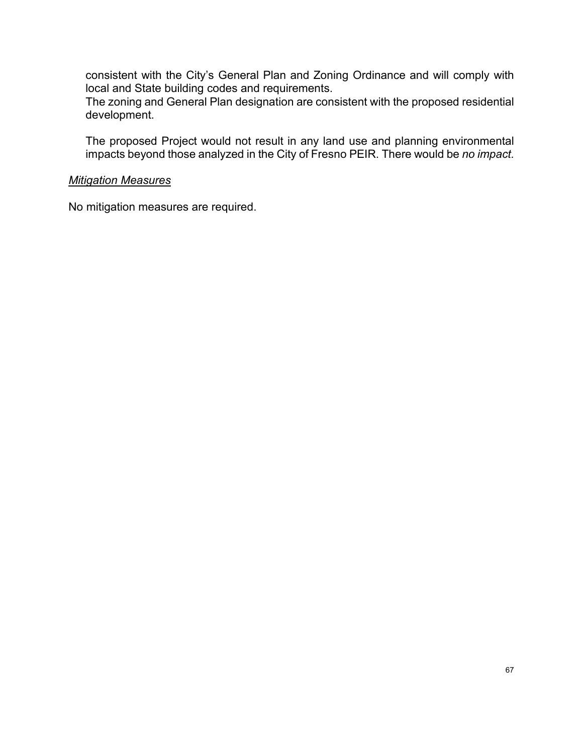consistent with the City's General Plan and Zoning Ordinance and will comply with local and State building codes and requirements.
The zoning and General Plan designation are consistent with the proposed residential development.

The proposed Project would not result in any land use and planning environmental impacts beyond those analyzed in the City of Fresno PEIR. There would be *no impact.*

*Mitigation Measures*

No mitigation measures are required.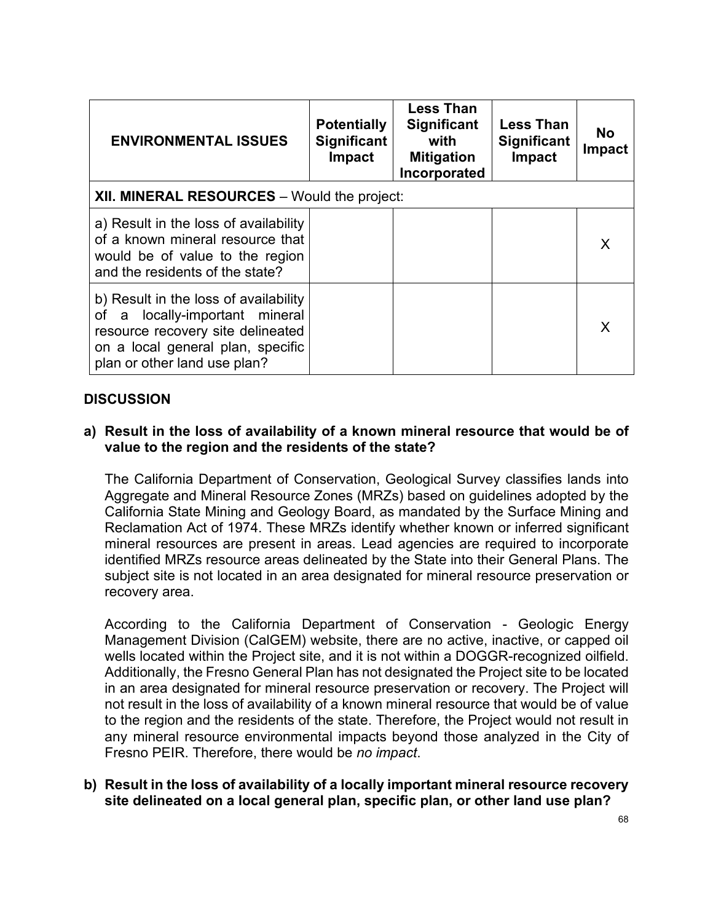| ENVIRONMENTAL ISSUES | Potentially Significant Impact | Less Than Significant with Mitigation Incorporated | Less Than Significant Impact | No Impact |
|---|---|---|---|---|
| **XII. MINERAL RESOURCES** – Would the project: | | | | |
| a) Result in the loss of availability of a known mineral resource that would be of value to the region and the residents of the state? | | | | X |
| b) Result in the loss of availability of a locally-important mineral resource recovery site delineated on a local general plan, specific plan or other land use plan? | | | | X |

## DISCUSSION

**a) Result in the loss of availability of a known mineral resource that would be of value to the region and the residents of the state?**

The California Department of Conservation, Geological Survey classifies lands into Aggregate and Mineral Resource Zones (MRZs) based on guidelines adopted by the California State Mining and Geology Board, as mandated by the Surface Mining and Reclamation Act of 1974. These MRZs identify whether known or inferred significant mineral resources are present in areas. Lead agencies are required to incorporate identified MRZs resource areas delineated by the State into their General Plans. The subject site is not located in an area designated for mineral resource preservation or recovery area.

According to the California Department of Conservation - Geologic Energy Management Division (CalGEM) website, there are no active, inactive, or capped oil wells located within the Project site, and it is not within a DOGGR-recognized oilfield. Additionally, the Fresno General Plan has not designated the Project site to be located in an area designated for mineral resource preservation or recovery. The Project will not result in the loss of availability of a known mineral resource that would be of value to the region and the residents of the state. Therefore, the Project would not result in any mineral resource environmental impacts beyond those analyzed in the City of Fresno PEIR. Therefore, there would be *no impact*.

**b) Result in the loss of availability of a locally important mineral resource recovery site delineated on a local general plan, specific plan, or other land use plan?**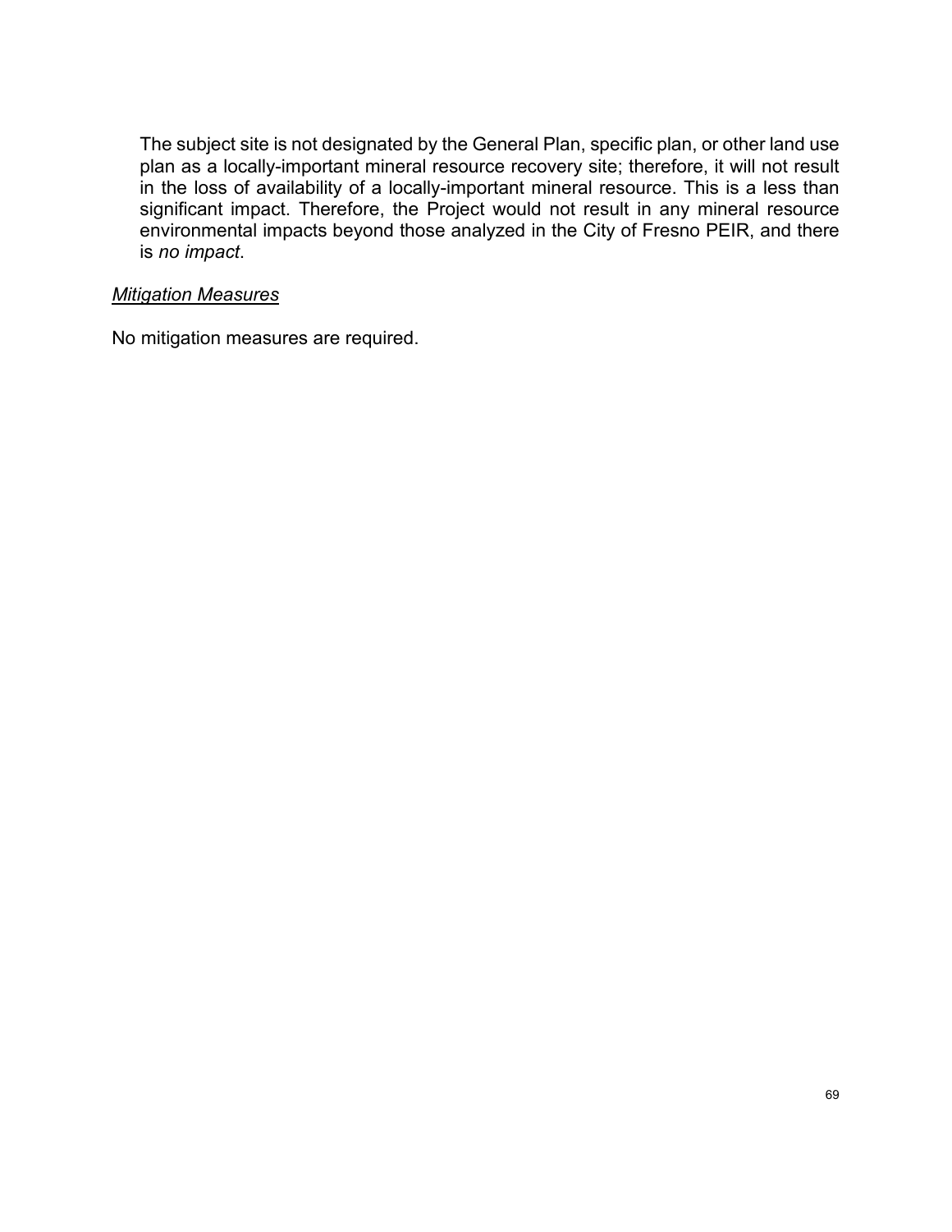The subject site is not designated by the General Plan, specific plan, or other land use plan as a locally-important mineral resource recovery site; therefore, it will not result in the loss of availability of a locally-important mineral resource. This is a less than significant impact. Therefore, the Project would not result in any mineral resource environmental impacts beyond those analyzed in the City of Fresno PEIR, and there is *no impact*.

*Mitigation Measures*

No mitigation measures are required.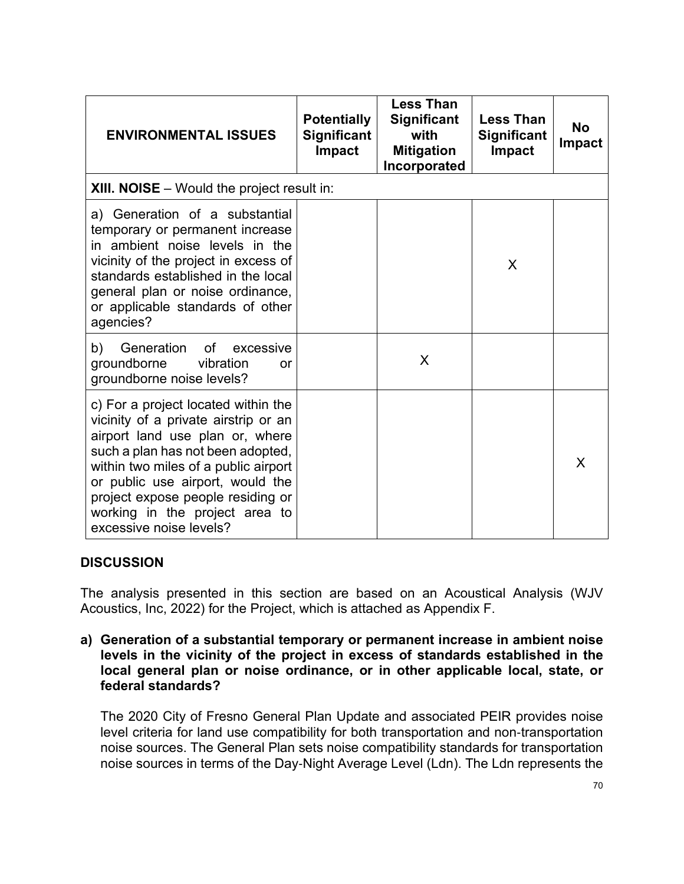| ENVIRONMENTAL ISSUES | Potentially Significant Impact | Less Than Significant with Mitigation Incorporated | Less Than Significant Impact | No Impact |
|---|---|---|---|---|
| **XIII. NOISE** – Would the project result in: | | | | |
| a) Generation of a substantial temporary or permanent increase in ambient noise levels in the vicinity of the project in excess of standards established in the local general plan or noise ordinance, or applicable standards of other agencies? | | | X | |
| b) Generation of excessive groundborne vibration or groundborne noise levels? | | X | | |
| c) For a project located within the vicinity of a private airstrip or an airport land use plan or, where such a plan has not been adopted, within two miles of a public airport or public use airport, would the project expose people residing or working in the project area to excessive noise levels? | | | | X |

## DISCUSSION

The analysis presented in this section are based on an Acoustical Analysis (WJV Acoustics, Inc, 2022) for the Project, which is attached as Appendix F.

**a) Generation of a substantial temporary or permanent increase in ambient noise levels in the vicinity of the project in excess of standards established in the local general plan or noise ordinance, or in other applicable local, state, or federal standards?**

The 2020 City of Fresno General Plan Update and associated PEIR provides noise level criteria for land use compatibility for both transportation and non-transportation noise sources. The General Plan sets noise compatibility standards for transportation noise sources in terms of the Day-Night Average Level (Ldn). The Ldn represents the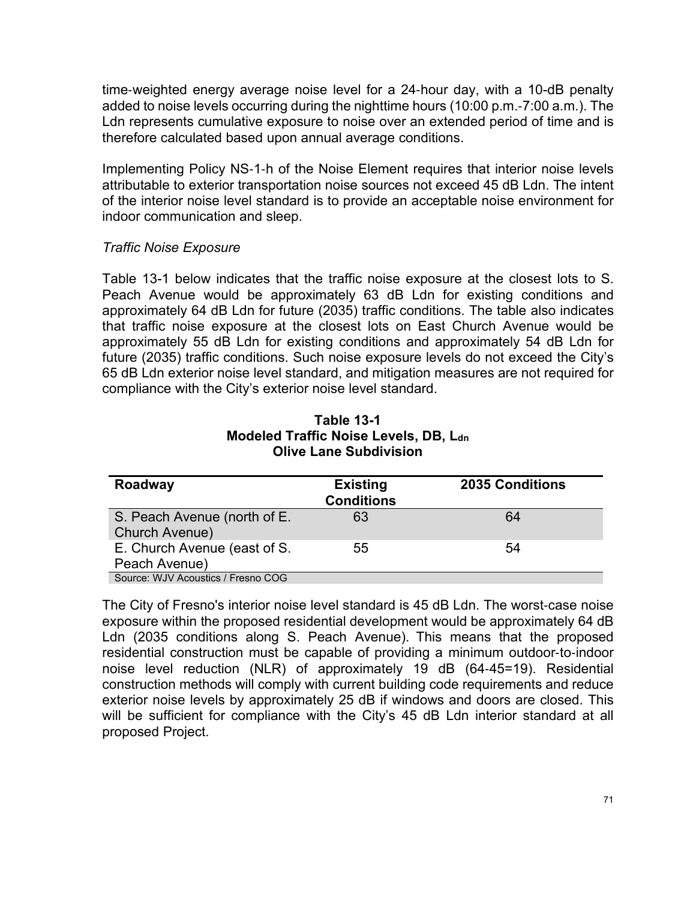time-weighted energy average noise level for a 24-hour day, with a 10-dB penalty added to noise levels occurring during the nighttime hours (10:00 p.m.-7:00 a.m.). The Ldn represents cumulative exposure to noise over an extended period of time and is therefore calculated based upon annual average conditions.

Implementing Policy NS-1-h of the Noise Element requires that interior noise levels attributable to exterior transportation noise sources not exceed 45 dB Ldn. The intent of the interior noise level standard is to provide an acceptable noise environment for indoor communication and sleep.

*Traffic Noise Exposure*

Table 13-1 below indicates that the traffic noise exposure at the closest lots to S. Peach Avenue would be approximately 63 dB Ldn for existing conditions and approximately 64 dB Ldn for future (2035) traffic conditions. The table also indicates that traffic noise exposure at the closest lots on East Church Avenue would be approximately 55 dB Ldn for existing conditions and approximately 54 dB Ldn for future (2035) traffic conditions. Such noise exposure levels do not exceed the City's 65 dB Ldn exterior noise level standard, and mitigation measures are not required for compliance with the City's exterior noise level standard.

**Table 13-1**
**Modeled Traffic Noise Levels, DB, $L_{dn}$**
**Olive Lane Subdivision**

| Roadway | Existing Conditions | 2035 Conditions |
|---|---|---|
| S. Peach Avenue (north of E. Church Avenue) | 63 | 64 |
| E. Church Avenue (east of S. Peach Avenue) | 55 | 54 |

Source: WJV Acoustics / Fresno COG

The City of Fresno's interior noise level standard is 45 dB Ldn. The worst-case noise exposure within the proposed residential development would be approximately 64 dB Ldn (2035 conditions along S. Peach Avenue). This means that the proposed residential construction must be capable of providing a minimum outdoor-to-indoor noise level reduction (NLR) of approximately 19 dB (64-45=19). Residential construction methods will comply with current building code requirements and reduce exterior noise levels by approximately 25 dB if windows and doors are closed. This will be sufficient for compliance with the City's 45 dB Ldn interior standard at all proposed Project.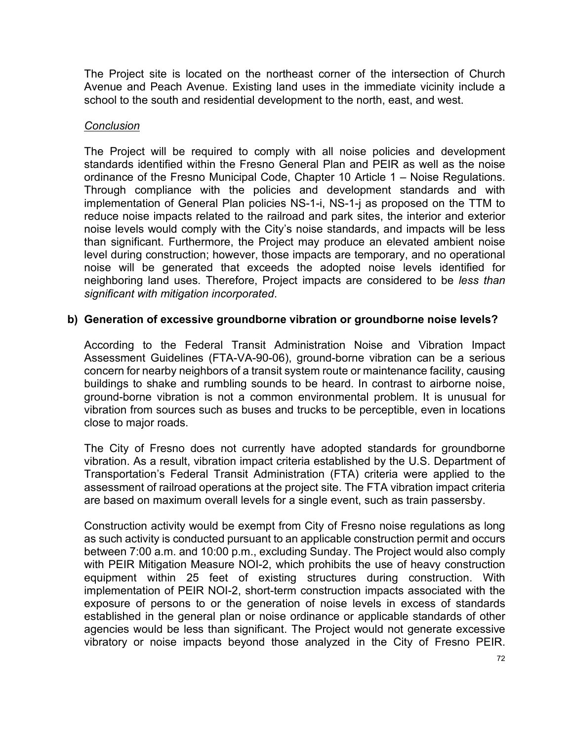The Project site is located on the northeast corner of the intersection of Church Avenue and Peach Avenue. Existing land uses in the immediate vicinity include a school to the south and residential development to the north, east, and west.

*Conclusion*

The Project will be required to comply with all noise policies and development standards identified within the Fresno General Plan and PEIR as well as the noise ordinance of the Fresno Municipal Code, Chapter 10 Article 1 – Noise Regulations. Through compliance with the policies and development standards and with implementation of General Plan policies NS-1-i, NS-1-j as proposed on the TTM to reduce noise impacts related to the railroad and park sites, the interior and exterior noise levels would comply with the City's noise standards, and impacts will be less than significant. Furthermore, the Project may produce an elevated ambient noise level during construction; however, those impacts are temporary, and no operational noise will be generated that exceeds the adopted noise levels identified for neighboring land uses. Therefore, Project impacts are considered to be *less than significant with mitigation incorporated*.

**b) Generation of excessive groundborne vibration or groundborne noise levels?**

According to the Federal Transit Administration Noise and Vibration Impact Assessment Guidelines (FTA-VA-90-06), ground-borne vibration can be a serious concern for nearby neighbors of a transit system route or maintenance facility, causing buildings to shake and rumbling sounds to be heard. In contrast to airborne noise, ground-borne vibration is not a common environmental problem. It is unusual for vibration from sources such as buses and trucks to be perceptible, even in locations close to major roads.

The City of Fresno does not currently have adopted standards for groundborne vibration. As a result, vibration impact criteria established by the U.S. Department of Transportation's Federal Transit Administration (FTA) criteria were applied to the assessment of railroad operations at the project site. The FTA vibration impact criteria are based on maximum overall levels for a single event, such as train passersby.

Construction activity would be exempt from City of Fresno noise regulations as long as such activity is conducted pursuant to an applicable construction permit and occurs between 7:00 a.m. and 10:00 p.m., excluding Sunday. The Project would also comply with PEIR Mitigation Measure NOI-2, which prohibits the use of heavy construction equipment within 25 feet of existing structures during construction. With implementation of PEIR NOI-2, short-term construction impacts associated with the exposure of persons to or the generation of noise levels in excess of standards established in the general plan or noise ordinance or applicable standards of other agencies would be less than significant. The Project would not generate excessive vibratory or noise impacts beyond those analyzed in the City of Fresno PEIR.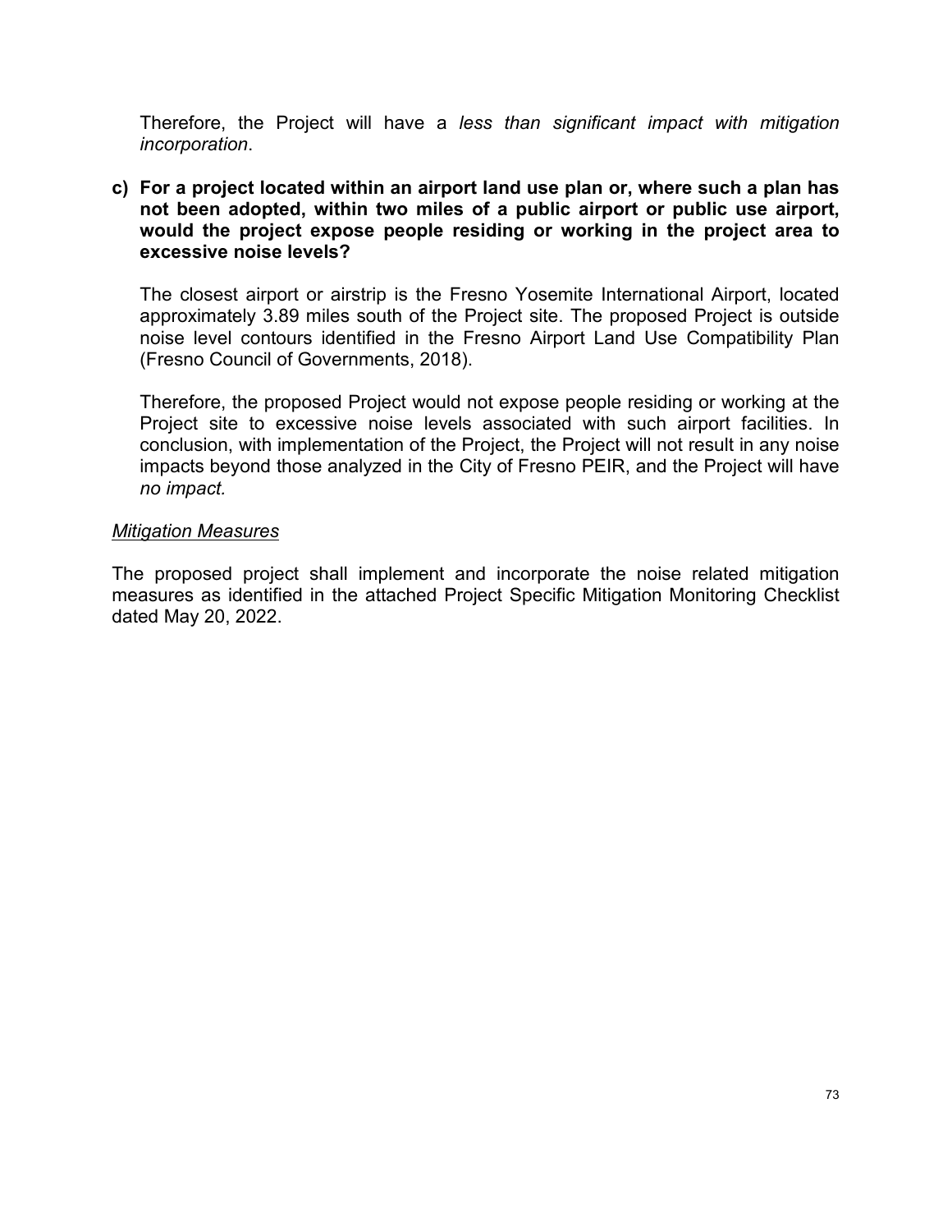Therefore, the Project will have a *less than significant impact with mitigation incorporation*.

**c) For a project located within an airport land use plan or, where such a plan has not been adopted, within two miles of a public airport or public use airport, would the project expose people residing or working in the project area to excessive noise levels?**

The closest airport or airstrip is the Fresno Yosemite International Airport, located approximately 3.89 miles south of the Project site. The proposed Project is outside noise level contours identified in the Fresno Airport Land Use Compatibility Plan (Fresno Council of Governments, 2018).

Therefore, the proposed Project would not expose people residing or working at the Project site to excessive noise levels associated with such airport facilities. In conclusion, with implementation of the Project, the Project will not result in any noise impacts beyond those analyzed in the City of Fresno PEIR, and the Project will have *no impact.*

*Mitigation Measures*

The proposed project shall implement and incorporate the noise related mitigation measures as identified in the attached Project Specific Mitigation Monitoring Checklist dated May 20, 2022.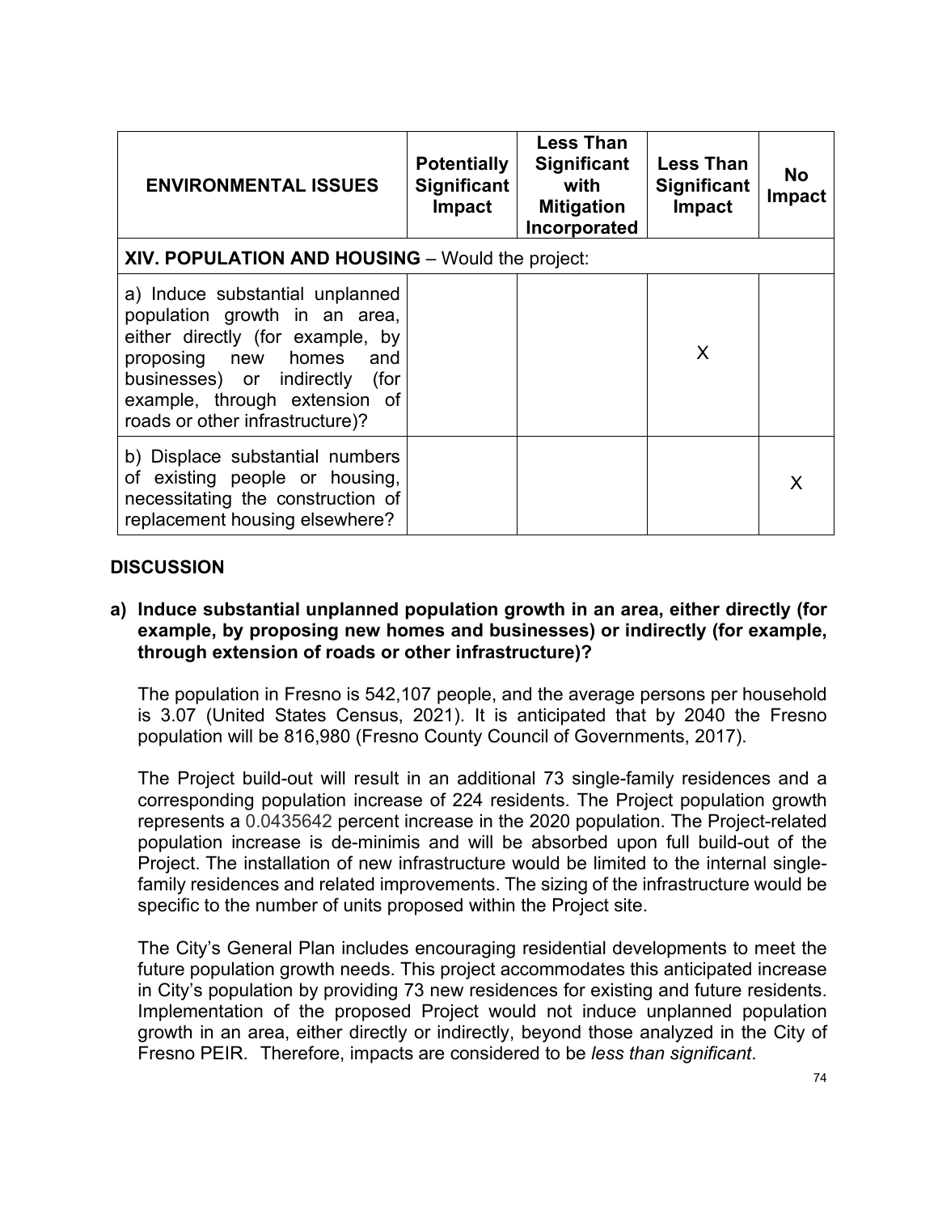| ENVIRONMENTAL ISSUES | Potentially Significant Impact | Less Than Significant with Mitigation Incorporated | Less Than Significant Impact | No Impact |
|---|---|---|---|---|
| **XIV. POPULATION AND HOUSING** – Would the project: | | | | |
| a) Induce substantial unplanned population growth in an area, either directly (for example, by proposing new homes and businesses) or indirectly (for example, through extension of roads or other infrastructure)? | | | X | |
| b) Displace substantial numbers of existing people or housing, necessitating the construction of replacement housing elsewhere? | | | | X |

## DISCUSSION

**a) Induce substantial unplanned population growth in an area, either directly (for example, by proposing new homes and businesses) or indirectly (for example, through extension of roads or other infrastructure)?**

The population in Fresno is 542,107 people, and the average persons per household is 3.07 (United States Census, 2021). It is anticipated that by 2040 the Fresno population will be 816,980 (Fresno County Council of Governments, 2017).

The Project build-out will result in an additional 73 single-family residences and a corresponding population increase of 224 residents. The Project population growth represents a 0.0435642 percent increase in the 2020 population. The Project-related population increase is de-minimis and will be absorbed upon full build-out of the Project. The installation of new infrastructure would be limited to the internal single-family residences and related improvements. The sizing of the infrastructure would be specific to the number of units proposed within the Project site.

The City's General Plan includes encouraging residential developments to meet the future population growth needs. This project accommodates this anticipated increase in City's population by providing 73 new residences for existing and future residents. Implementation of the proposed Project would not induce unplanned population growth in an area, either directly or indirectly, beyond those analyzed in the City of Fresno PEIR. Therefore, impacts are considered to be *less than significant*.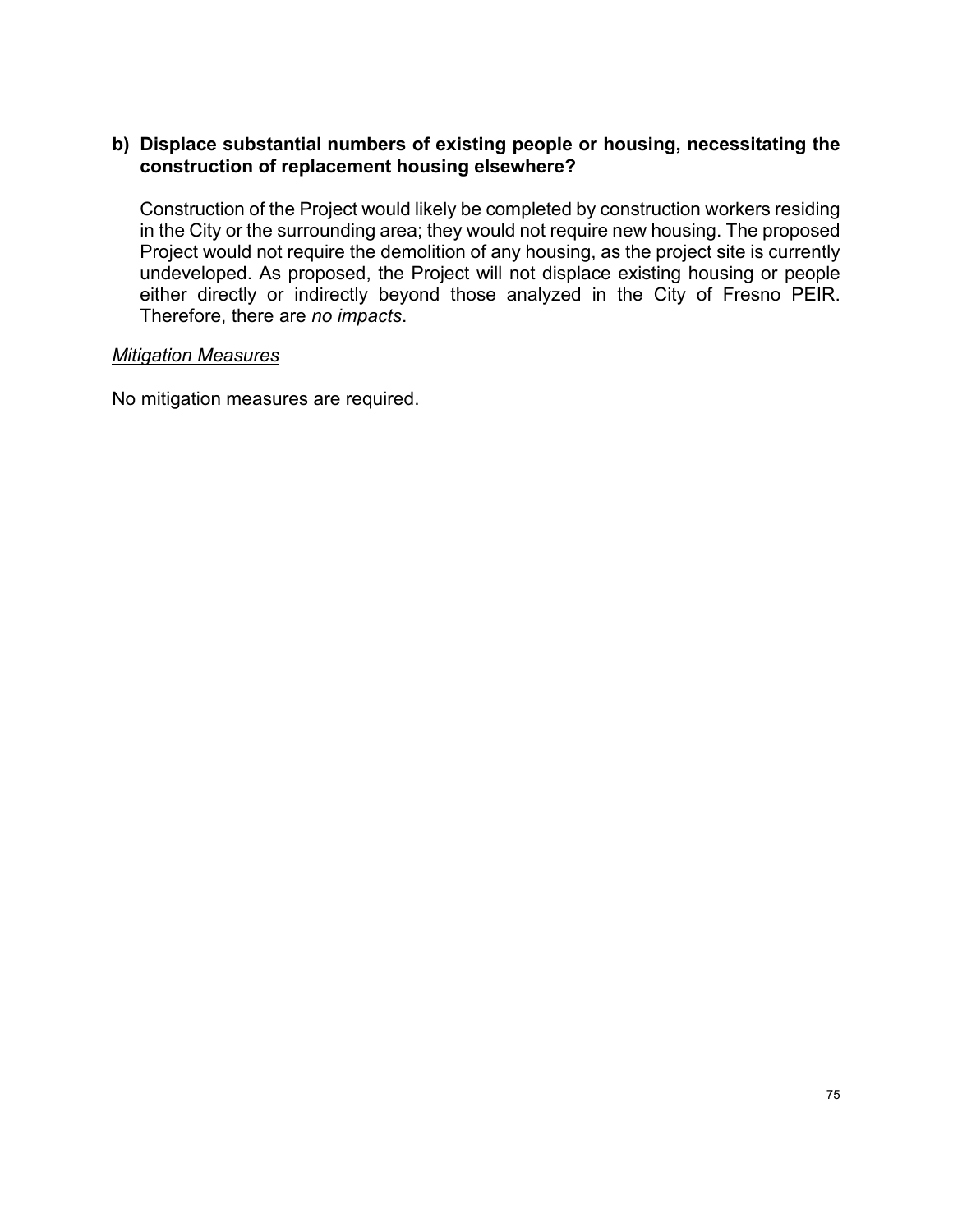**b) Displace substantial numbers of existing people or housing, necessitating the construction of replacement housing elsewhere?**

Construction of the Project would likely be completed by construction workers residing in the City or the surrounding area; they would not require new housing. The proposed Project would not require the demolition of any housing, as the project site is currently undeveloped. As proposed, the Project will not displace existing housing or people either directly or indirectly beyond those analyzed in the City of Fresno PEIR. Therefore, there are *no impacts*.

*Mitigation Measures*

No mitigation measures are required.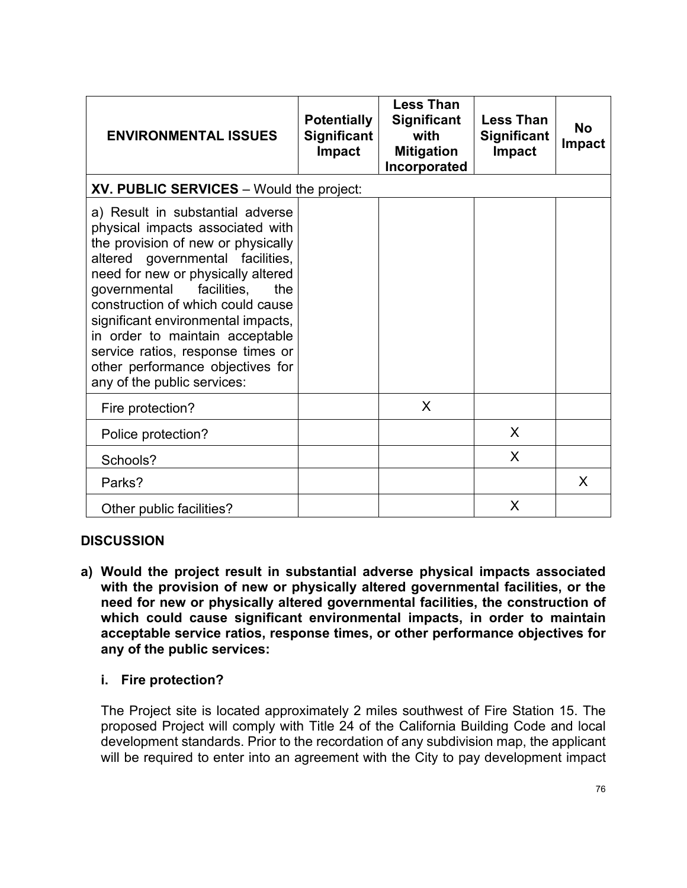| ENVIRONMENTAL ISSUES | Potentially Significant Impact | Less Than Significant with Mitigation Incorporated | Less Than Significant Impact | No Impact |
|---|---|---|---|---|
| **XV. PUBLIC SERVICES** – Would the project: | | | | |
| a) Result in substantial adverse physical impacts associated with the provision of new or physically altered governmental facilities, need for new or physically altered governmental facilities, the construction of which could cause significant environmental impacts, in order to maintain acceptable service ratios, response times or other performance objectives for any of the public services: | | | | |
| Fire protection? | | X | | |
| Police protection? | | | X | |
| Schools? | | | X | |
| Parks? | | | | X |
| Other public facilities? | | | X | |

## DISCUSSION

**a) Would the project result in substantial adverse physical impacts associated with the provision of new or physically altered governmental facilities, or the need for new or physically altered governmental facilities, the construction of which could cause significant environmental impacts, in order to maintain acceptable service ratios, response times, or other performance objectives for any of the public services:**

**i. Fire protection?**

The Project site is located approximately 2 miles southwest of Fire Station 15. The proposed Project will comply with Title 24 of the California Building Code and local development standards. Prior to the recordation of any subdivision map, the applicant will be required to enter into an agreement with the City to pay development impact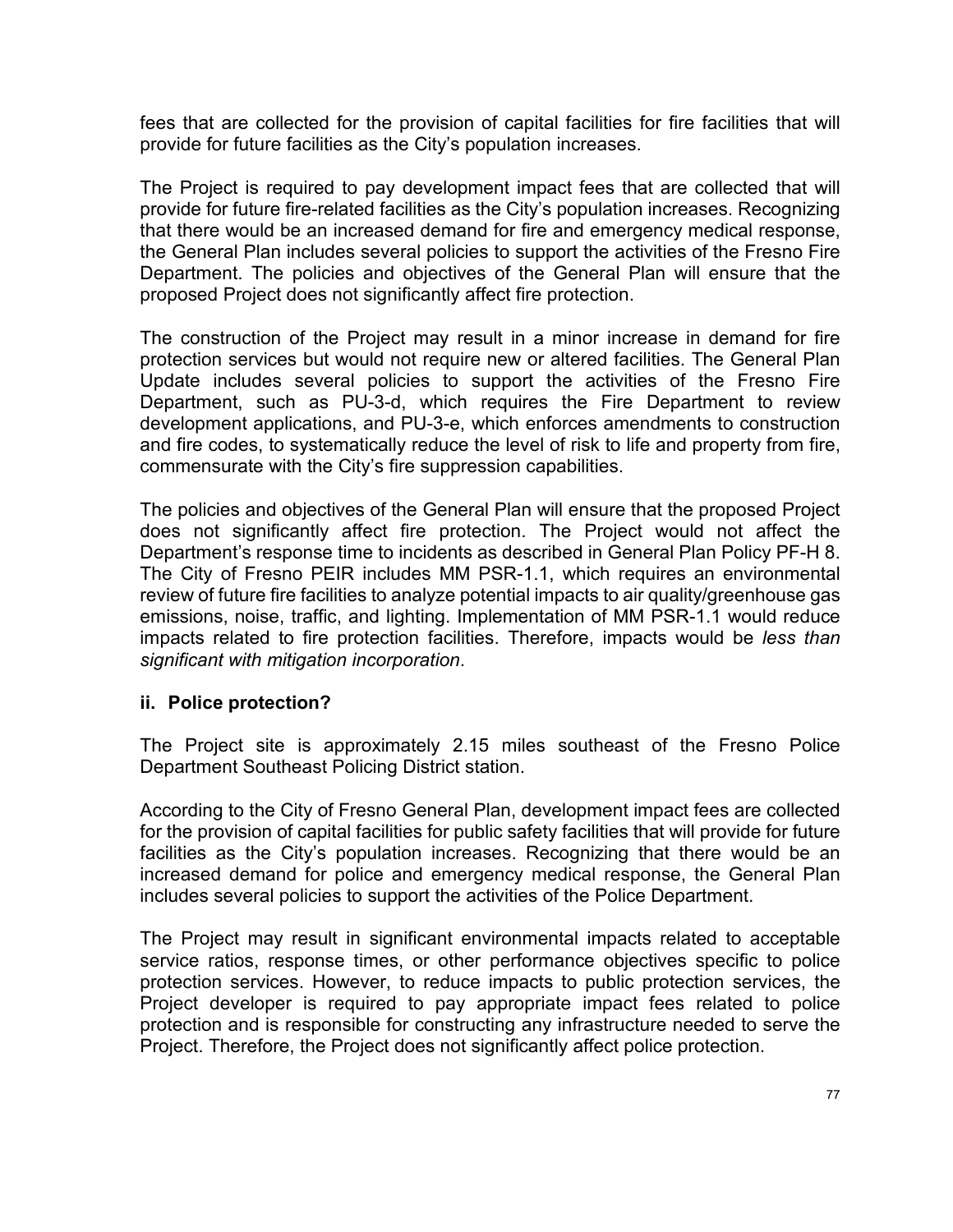fees that are collected for the provision of capital facilities for fire facilities that will provide for future facilities as the City's population increases.

The Project is required to pay development impact fees that are collected that will provide for future fire-related facilities as the City's population increases. Recognizing that there would be an increased demand for fire and emergency medical response, the General Plan includes several policies to support the activities of the Fresno Fire Department. The policies and objectives of the General Plan will ensure that the proposed Project does not significantly affect fire protection.

The construction of the Project may result in a minor increase in demand for fire protection services but would not require new or altered facilities. The General Plan Update includes several policies to support the activities of the Fresno Fire Department, such as PU-3-d, which requires the Fire Department to review development applications, and PU-3-e, which enforces amendments to construction and fire codes, to systematically reduce the level of risk to life and property from fire, commensurate with the City's fire suppression capabilities.

The policies and objectives of the General Plan will ensure that the proposed Project does not significantly affect fire protection. The Project would not affect the Department's response time to incidents as described in General Plan Policy PF-H 8. The City of Fresno PEIR includes MM PSR-1.1, which requires an environmental review of future fire facilities to analyze potential impacts to air quality/greenhouse gas emissions, noise, traffic, and lighting. Implementation of MM PSR-1.1 would reduce impacts related to fire protection facilities. Therefore, impacts would be *less than significant with mitigation incorporation*.

**ii. Police protection?**

The Project site is approximately 2.15 miles southeast of the Fresno Police Department Southeast Policing District station.

According to the City of Fresno General Plan, development impact fees are collected for the provision of capital facilities for public safety facilities that will provide for future facilities as the City's population increases. Recognizing that there would be an increased demand for police and emergency medical response, the General Plan includes several policies to support the activities of the Police Department.

The Project may result in significant environmental impacts related to acceptable service ratios, response times, or other performance objectives specific to police protection services. However, to reduce impacts to public protection services, the Project developer is required to pay appropriate impact fees related to police protection and is responsible for constructing any infrastructure needed to serve the Project. Therefore, the Project does not significantly affect police protection.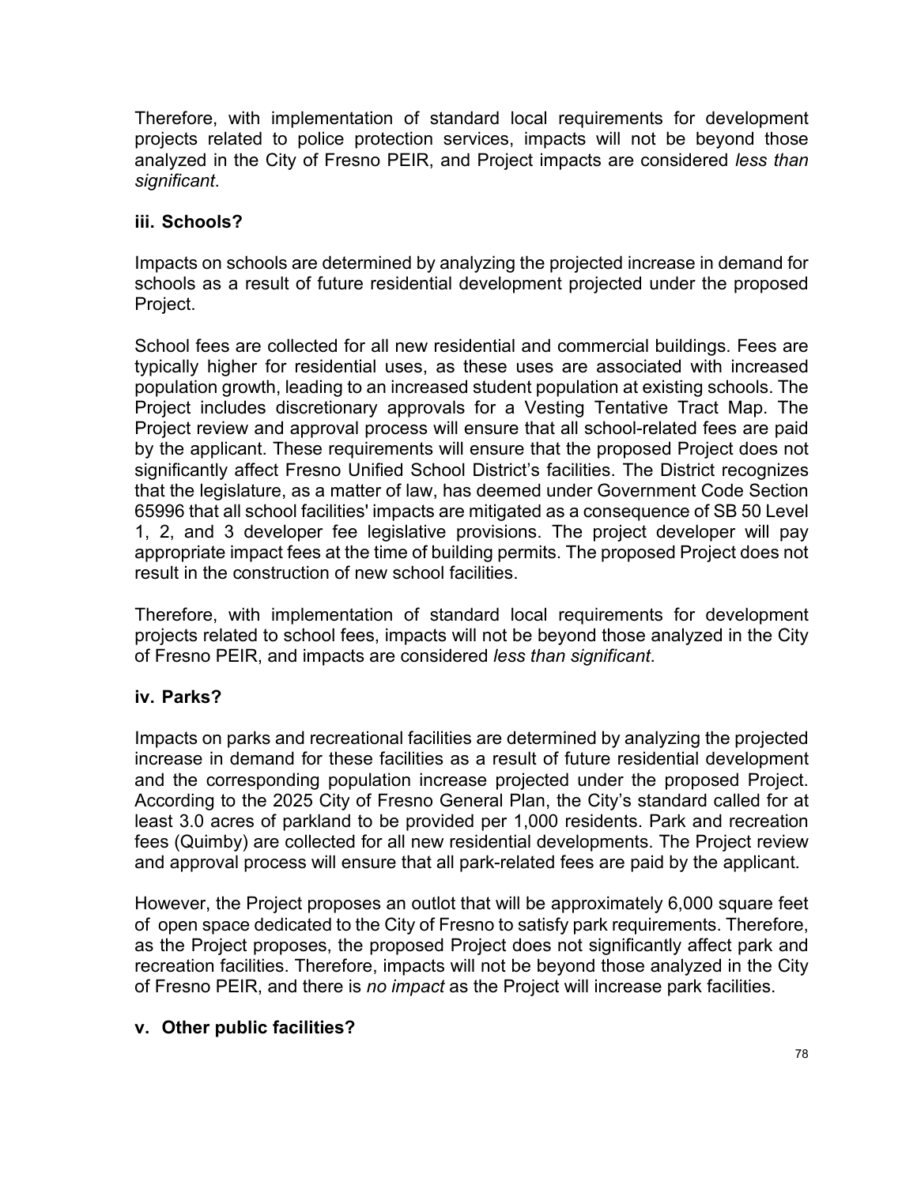Therefore, with implementation of standard local requirements for development projects related to police protection services, impacts will not be beyond those analyzed in the City of Fresno PEIR, and Project impacts are considered *less than significant*.

### iii. Schools?

Impacts on schools are determined by analyzing the projected increase in demand for schools as a result of future residential development projected under the proposed Project.

School fees are collected for all new residential and commercial buildings. Fees are typically higher for residential uses, as these uses are associated with increased population growth, leading to an increased student population at existing schools. The Project includes discretionary approvals for a Vesting Tentative Tract Map. The Project review and approval process will ensure that all school-related fees are paid by the applicant. These requirements will ensure that the proposed Project does not significantly affect Fresno Unified School District's facilities. The District recognizes that the legislature, as a matter of law, has deemed under Government Code Section 65996 that all school facilities' impacts are mitigated as a consequence of SB 50 Level 1, 2, and 3 developer fee legislative provisions. The project developer will pay appropriate impact fees at the time of building permits. The proposed Project does not result in the construction of new school facilities.

Therefore, with implementation of standard local requirements for development projects related to school fees, impacts will not be beyond those analyzed in the City of Fresno PEIR, and impacts are considered *less than significant*.

### iv. Parks?

Impacts on parks and recreational facilities are determined by analyzing the projected increase in demand for these facilities as a result of future residential development and the corresponding population increase projected under the proposed Project. According to the 2025 City of Fresno General Plan, the City's standard called for at least 3.0 acres of parkland to be provided per 1,000 residents. Park and recreation fees (Quimby) are collected for all new residential developments. The Project review and approval process will ensure that all park-related fees are paid by the applicant.

However, the Project proposes an outlot that will be approximately 6,000 square feet of open space dedicated to the City of Fresno to satisfy park requirements. Therefore, as the Project proposes, the proposed Project does not significantly affect park and recreation facilities. Therefore, impacts will not be beyond those analyzed in the City of Fresno PEIR, and there is *no impact* as the Project will increase park facilities.

### v. Other public facilities?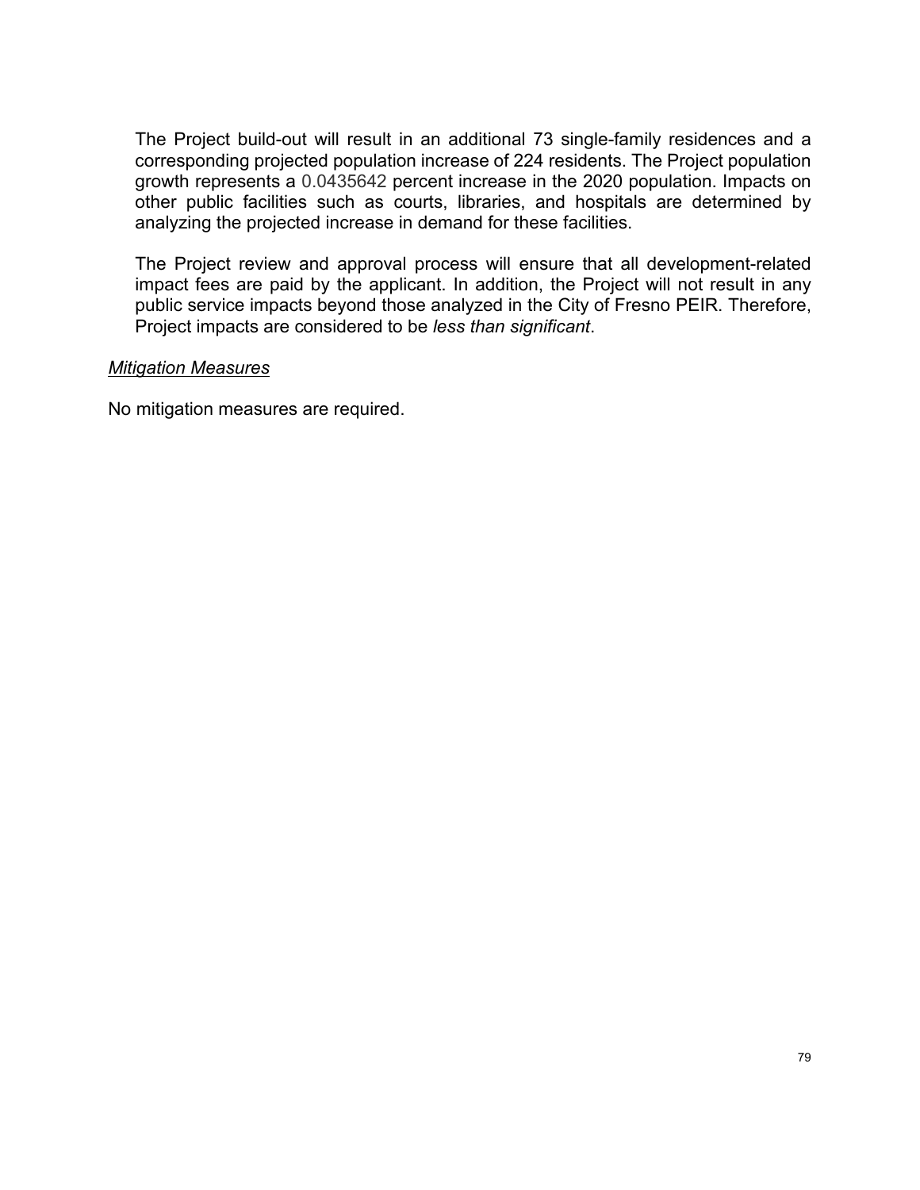The Project build-out will result in an additional 73 single-family residences and a corresponding projected population increase of 224 residents. The Project population growth represents a 0.0435642 percent increase in the 2020 population. Impacts on other public facilities such as courts, libraries, and hospitals are determined by analyzing the projected increase in demand for these facilities.

The Project review and approval process will ensure that all development-related impact fees are paid by the applicant. In addition, the Project will not result in any public service impacts beyond those analyzed in the City of Fresno PEIR. Therefore, Project impacts are considered to be *less than significant*.

*Mitigation Measures*

No mitigation measures are required.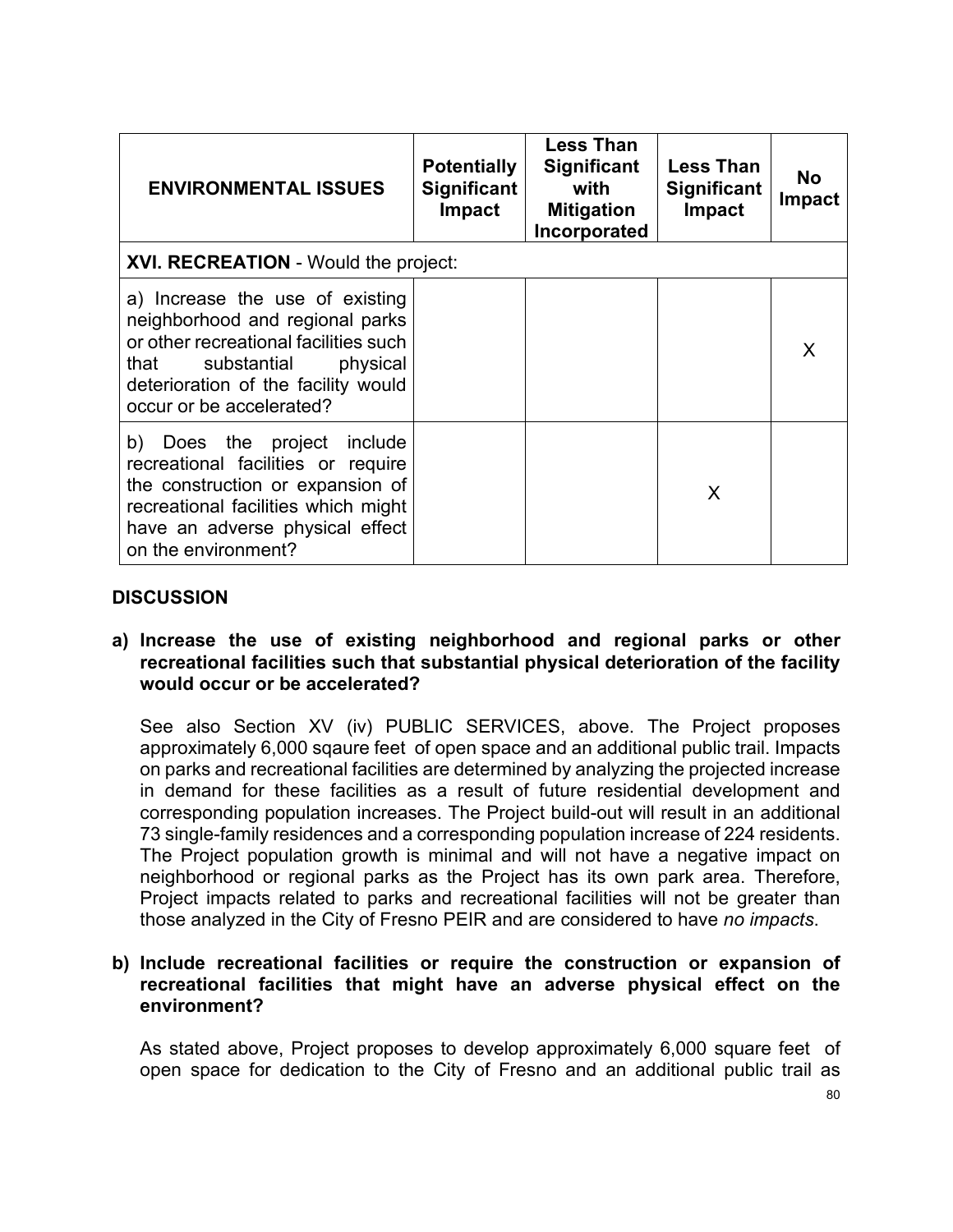| ENVIRONMENTAL ISSUES | Potentially Significant Impact | Less Than Significant with Mitigation Incorporated | Less Than Significant Impact | No Impact |
|---|---|---|---|---|
| **XVI. RECREATION** - Would the project: | | | | |
| a) Increase the use of existing neighborhood and regional parks or other recreational facilities such that substantial physical deterioration of the facility would occur or be accelerated? | | | | X |
| b) Does the project include recreational facilities or require the construction or expansion of recreational facilities which might have an adverse physical effect on the environment? | | | X | |

## DISCUSSION

**a) Increase the use of existing neighborhood and regional parks or other recreational facilities such that substantial physical deterioration of the facility would occur or be accelerated?**

See also Section XV (iv) PUBLIC SERVICES, above. The Project proposes approximately 6,000 sqaure feet of open space and an additional public trail. Impacts on parks and recreational facilities are determined by analyzing the projected increase in demand for these facilities as a result of future residential development and corresponding population increases. The Project build-out will result in an additional 73 single-family residences and a corresponding population increase of 224 residents. The Project population growth is minimal and will not have a negative impact on neighborhood or regional parks as the Project has its own park area. Therefore, Project impacts related to parks and recreational facilities will not be greater than those analyzed in the City of Fresno PEIR and are considered to have *no impacts*.

**b) Include recreational facilities or require the construction or expansion of recreational facilities that might have an adverse physical effect on the environment?**

As stated above, Project proposes to develop approximately 6,000 square feet of open space for dedication to the City of Fresno and an additional public trail as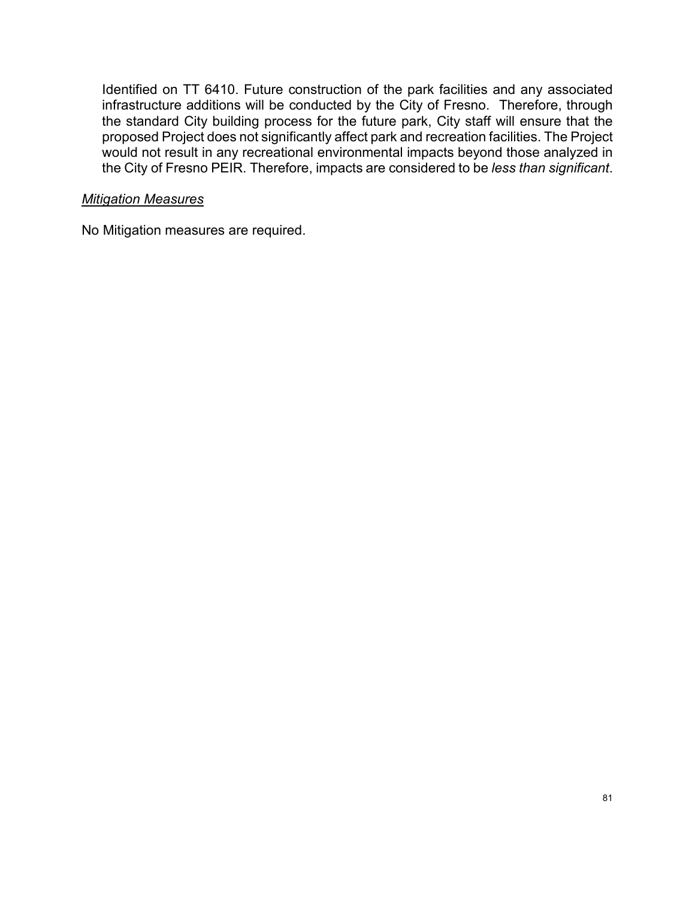Identified on TT 6410. Future construction of the park facilities and any associated infrastructure additions will be conducted by the City of Fresno. Therefore, through the standard City building process for the future park, City staff will ensure that the proposed Project does not significantly affect park and recreation facilities. The Project would not result in any recreational environmental impacts beyond those analyzed in the City of Fresno PEIR. Therefore, impacts are considered to be *less than significant*.

*Mitigation Measures*

No Mitigation measures are required.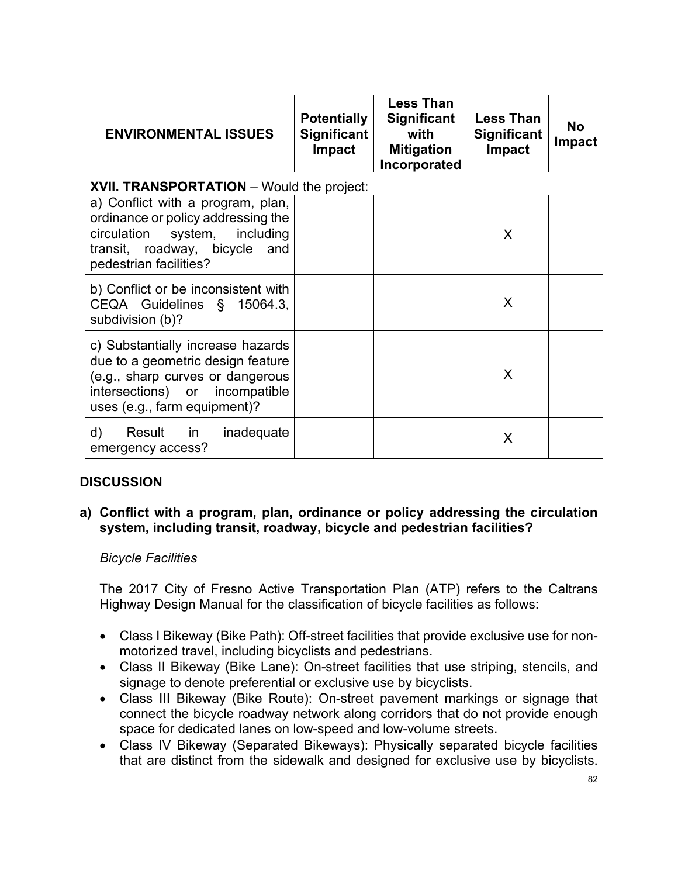| ENVIRONMENTAL ISSUES | Potentially Significant Impact | Less Than Significant with Mitigation Incorporated | Less Than Significant Impact | No Impact |
|---|---|---|---|---|
| **XVII. TRANSPORTATION** – Would the project: | | | | |
| a) Conflict with a program, plan, ordinance or policy addressing the circulation system, including transit, roadway, bicycle and pedestrian facilities? | | | X | |
| b) Conflict or be inconsistent with CEQA Guidelines § 15064.3, subdivision (b)? | | | X | |
| c) Substantially increase hazards due to a geometric design feature (e.g., sharp curves or dangerous intersections) or incompatible uses (e.g., farm equipment)? | | | X | |
| d) Result in inadequate emergency access? | | | X | |

## DISCUSSION

**a) Conflict with a program, plan, ordinance or policy addressing the circulation system, including transit, roadway, bicycle and pedestrian facilities?**

*Bicycle Facilities*

The 2017 City of Fresno Active Transportation Plan (ATP) refers to the Caltrans Highway Design Manual for the classification of bicycle facilities as follows:

- Class I Bikeway (Bike Path): Off-street facilities that provide exclusive use for non-motorized travel, including bicyclists and pedestrians.
- Class II Bikeway (Bike Lane): On-street facilities that use striping, stencils, and signage to denote preferential or exclusive use by bicyclists.
- Class III Bikeway (Bike Route): On-street pavement markings or signage that connect the bicycle roadway network along corridors that do not provide enough space for dedicated lanes on low-speed and low-volume streets.
- Class IV Bikeway (Separated Bikeways): Physically separated bicycle facilities that are distinct from the sidewalk and designed for exclusive use by bicyclists.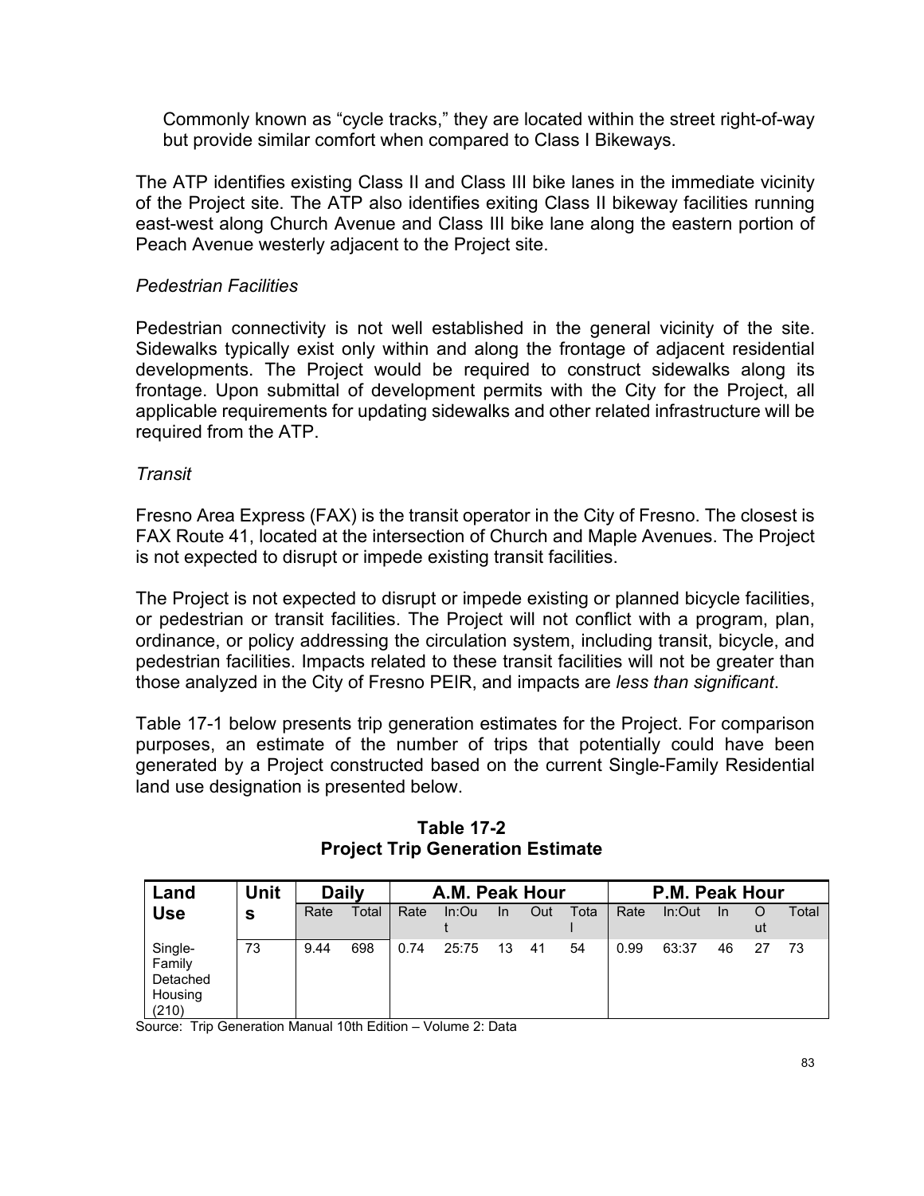Commonly known as "cycle tracks," they are located within the street right-of-way but provide similar comfort when compared to Class I Bikeways.

The ATP identifies existing Class II and Class III bike lanes in the immediate vicinity of the Project site. The ATP also identifies exiting Class II bikeway facilities running east-west along Church Avenue and Class III bike lane along the eastern portion of Peach Avenue westerly adjacent to the Project site.

*Pedestrian Facilities*

Pedestrian connectivity is not well established in the general vicinity of the site. Sidewalks typically exist only within and along the frontage of adjacent residential developments. The Project would be required to construct sidewalks along its frontage. Upon submittal of development permits with the City for the Project, all applicable requirements for updating sidewalks and other related infrastructure will be required from the ATP.

*Transit*

Fresno Area Express (FAX) is the transit operator in the City of Fresno. The closest is FAX Route 41, located at the intersection of Church and Maple Avenues. The Project is not expected to disrupt or impede existing transit facilities.

The Project is not expected to disrupt or impede existing or planned bicycle facilities, or pedestrian or transit facilities. The Project will not conflict with a program, plan, ordinance, or policy addressing the circulation system, including transit, bicycle, and pedestrian facilities. Impacts related to these transit facilities will not be greater than those analyzed in the City of Fresno PEIR, and impacts are *less than significant*.

Table 17-1 below presents trip generation estimates for the Project. For comparison purposes, an estimate of the number of trips that potentially could have been generated by a Project constructed based on the current Single-Family Residential land use designation is presented below.

**Table 17-2**
**Project Trip Generation Estimate**

| Land Use | Units | Daily | | A.M. Peak Hour | | | | | P.M. Peak Hour | | | | |
|---|---|---|---|---|---|---|---|---|---|---|---|---|---|
| | | Rate | Total | Rate | In:Out | In | Out | Total | Rate | In:Out | In | Out | Total |
| Single-Family Detached Housing (210) | 73 | 9.44 | 698 | 0.74 | 25:75 | 13 | 41 | 54 | 0.99 | 63:37 | 46 | 27 | 73 |

Source: Trip Generation Manual 10th Edition – Volume 2: Data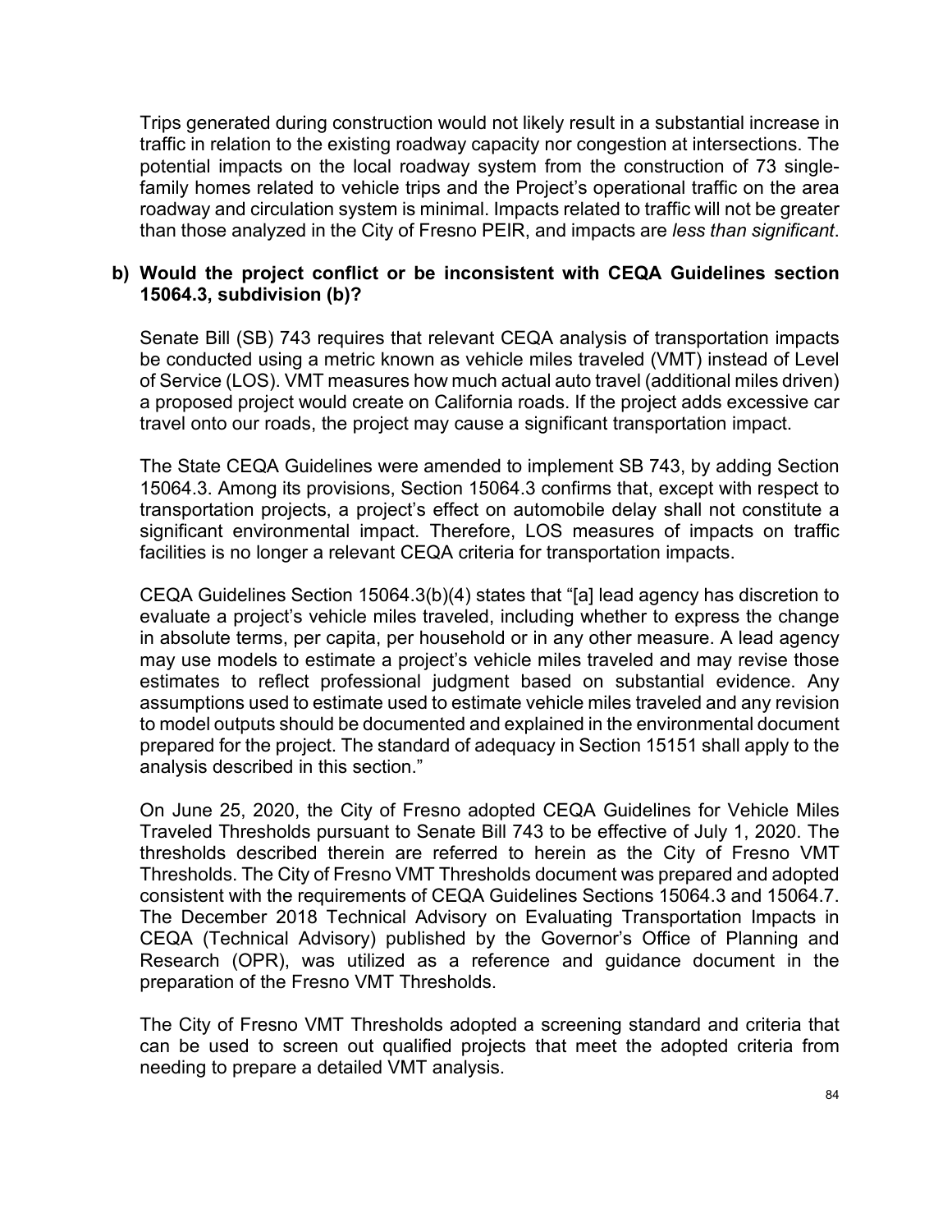Trips generated during construction would not likely result in a substantial increase in traffic in relation to the existing roadway capacity nor congestion at intersections. The potential impacts on the local roadway system from the construction of 73 single-family homes related to vehicle trips and the Project's operational traffic on the area roadway and circulation system is minimal. Impacts related to traffic will not be greater than those analyzed in the City of Fresno PEIR, and impacts are *less than significant*.

**b) Would the project conflict or be inconsistent with CEQA Guidelines section 15064.3, subdivision (b)?**

Senate Bill (SB) 743 requires that relevant CEQA analysis of transportation impacts be conducted using a metric known as vehicle miles traveled (VMT) instead of Level of Service (LOS). VMT measures how much actual auto travel (additional miles driven) a proposed project would create on California roads. If the project adds excessive car travel onto our roads, the project may cause a significant transportation impact.

The State CEQA Guidelines were amended to implement SB 743, by adding Section 15064.3. Among its provisions, Section 15064.3 confirms that, except with respect to transportation projects, a project's effect on automobile delay shall not constitute a significant environmental impact. Therefore, LOS measures of impacts on traffic facilities is no longer a relevant CEQA criteria for transportation impacts.

CEQA Guidelines Section 15064.3(b)(4) states that "[a] lead agency has discretion to evaluate a project's vehicle miles traveled, including whether to express the change in absolute terms, per capita, per household or in any other measure. A lead agency may use models to estimate a project's vehicle miles traveled and may revise those estimates to reflect professional judgment based on substantial evidence. Any assumptions used to estimate used to estimate vehicle miles traveled and any revision to model outputs should be documented and explained in the environmental document prepared for the project. The standard of adequacy in Section 15151 shall apply to the analysis described in this section."

On June 25, 2020, the City of Fresno adopted CEQA Guidelines for Vehicle Miles Traveled Thresholds pursuant to Senate Bill 743 to be effective of July 1, 2020. The thresholds described therein are referred to herein as the City of Fresno VMT Thresholds. The City of Fresno VMT Thresholds document was prepared and adopted consistent with the requirements of CEQA Guidelines Sections 15064.3 and 15064.7. The December 2018 Technical Advisory on Evaluating Transportation Impacts in CEQA (Technical Advisory) published by the Governor's Office of Planning and Research (OPR), was utilized as a reference and guidance document in the preparation of the Fresno VMT Thresholds.

The City of Fresno VMT Thresholds adopted a screening standard and criteria that can be used to screen out qualified projects that meet the adopted criteria from needing to prepare a detailed VMT analysis.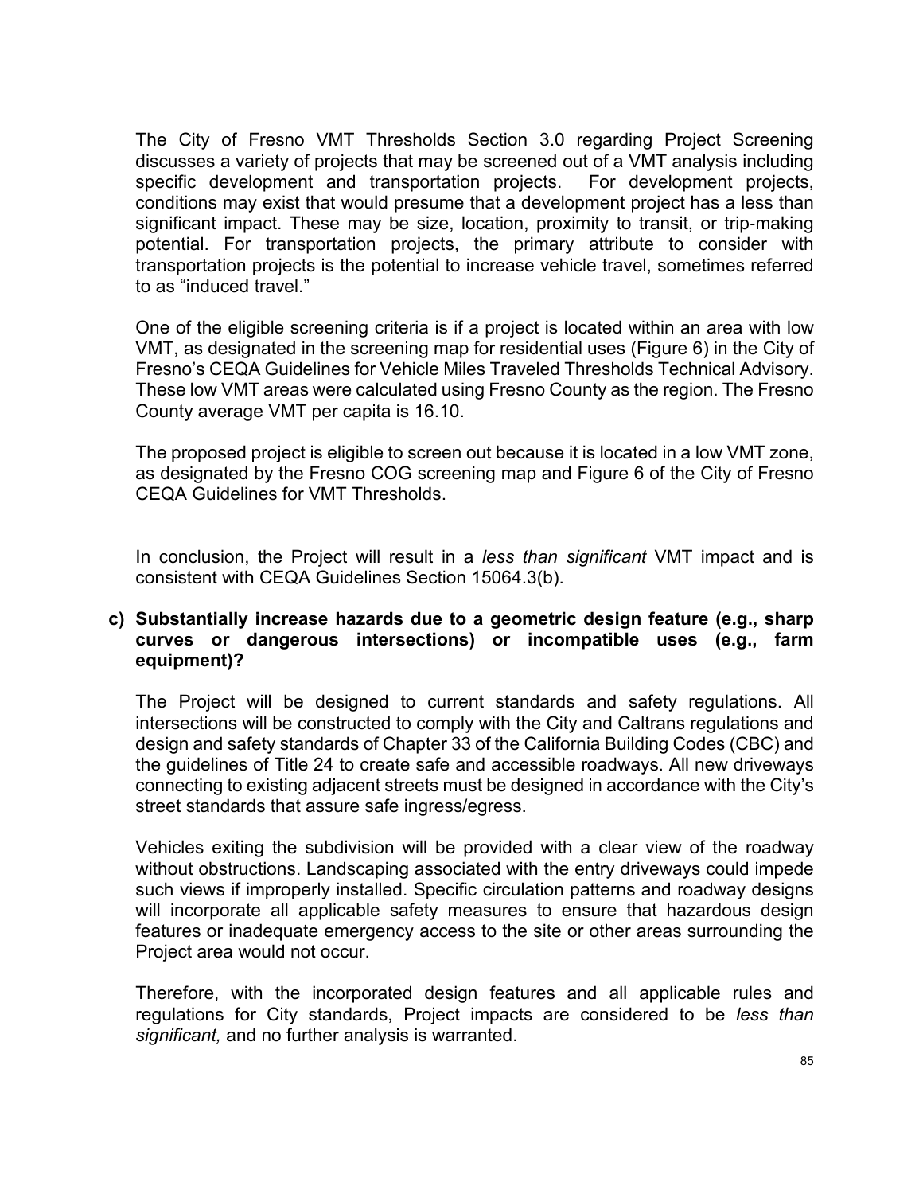The City of Fresno VMT Thresholds Section 3.0 regarding Project Screening discusses a variety of projects that may be screened out of a VMT analysis including specific development and transportation projects. For development projects, conditions may exist that would presume that a development project has a less than significant impact. These may be size, location, proximity to transit, or trip-making potential. For transportation projects, the primary attribute to consider with transportation projects is the potential to increase vehicle travel, sometimes referred to as "induced travel."

One of the eligible screening criteria is if a project is located within an area with low VMT, as designated in the screening map for residential uses (Figure 6) in the City of Fresno's CEQA Guidelines for Vehicle Miles Traveled Thresholds Technical Advisory. These low VMT areas were calculated using Fresno County as the region. The Fresno County average VMT per capita is 16.10.

The proposed project is eligible to screen out because it is located in a low VMT zone, as designated by the Fresno COG screening map and Figure 6 of the City of Fresno CEQA Guidelines for VMT Thresholds.

In conclusion, the Project will result in a *less than significant* VMT impact and is consistent with CEQA Guidelines Section 15064.3(b).

**c) Substantially increase hazards due to a geometric design feature (e.g., sharp curves or dangerous intersections) or incompatible uses (e.g., farm equipment)?**

The Project will be designed to current standards and safety regulations. All intersections will be constructed to comply with the City and Caltrans regulations and design and safety standards of Chapter 33 of the California Building Codes (CBC) and the guidelines of Title 24 to create safe and accessible roadways. All new driveways connecting to existing adjacent streets must be designed in accordance with the City's street standards that assure safe ingress/egress.

Vehicles exiting the subdivision will be provided with a clear view of the roadway without obstructions. Landscaping associated with the entry driveways could impede such views if improperly installed. Specific circulation patterns and roadway designs will incorporate all applicable safety measures to ensure that hazardous design features or inadequate emergency access to the site or other areas surrounding the Project area would not occur.

Therefore, with the incorporated design features and all applicable rules and regulations for City standards, Project impacts are considered to be *less than significant,* and no further analysis is warranted.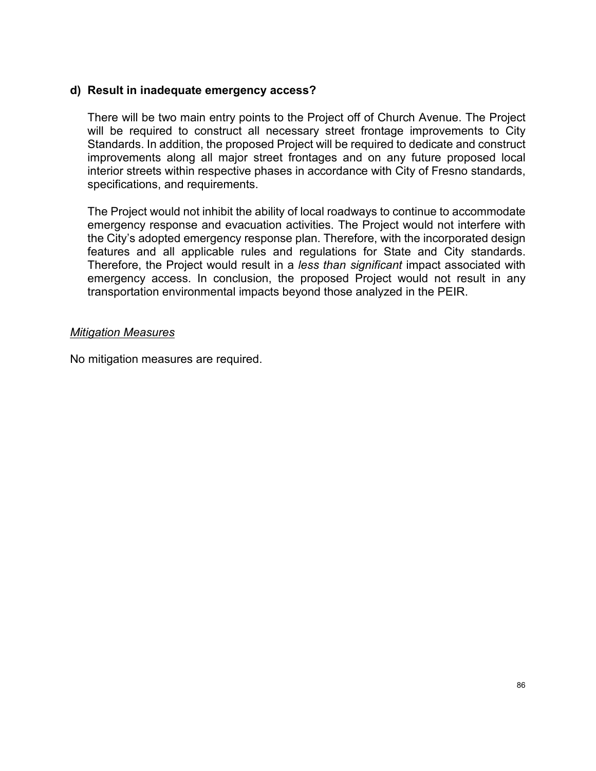**d) Result in inadequate emergency access?**

There will be two main entry points to the Project off of Church Avenue. The Project will be required to construct all necessary street frontage improvements to City Standards. In addition, the proposed Project will be required to dedicate and construct improvements along all major street frontages and on any future proposed local interior streets within respective phases in accordance with City of Fresno standards, specifications, and requirements.

The Project would not inhibit the ability of local roadways to continue to accommodate emergency response and evacuation activities. The Project would not interfere with the City's adopted emergency response plan. Therefore, with the incorporated design features and all applicable rules and regulations for State and City standards. Therefore, the Project would result in a *less than significant* impact associated with emergency access. In conclusion, the proposed Project would not result in any transportation environmental impacts beyond those analyzed in the PEIR.

*Mitigation Measures*

No mitigation measures are required.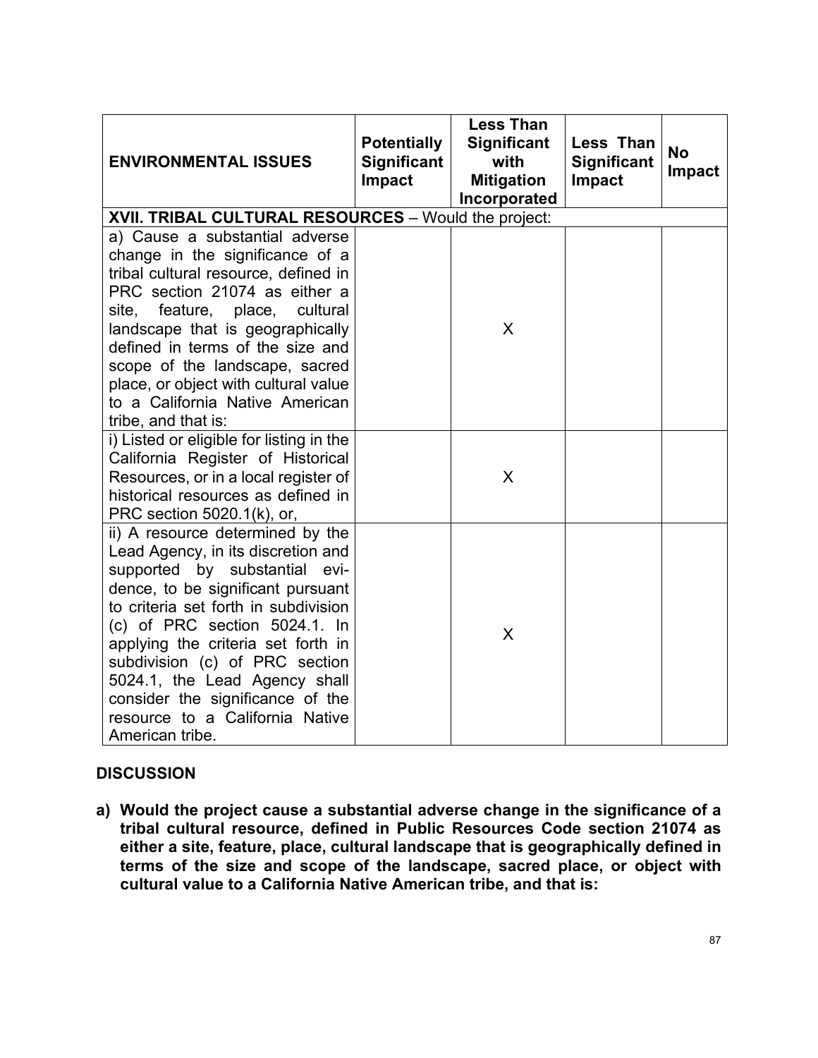| ENVIRONMENTAL ISSUES | Potentially Significant Impact | Less Than Significant with Mitigation Incorporated | Less Than Significant Impact | No Impact |
|---|---|---|---|---|
| **XVII. TRIBAL CULTURAL RESOURCES** – Would the project: | | | | |
| a) Cause a substantial adverse change in the significance of a tribal cultural resource, defined in PRC section 21074 as either a site, feature, place, cultural landscape that is geographically defined in terms of the size and scope of the landscape, sacred place, or object with cultural value to a California Native American tribe, and that is: | | X | | |
| i) Listed or eligible for listing in the California Register of Historical Resources, or in a local register of historical resources as defined in PRC section 5020.1(k), or, | | X | | |
| ii) A resource determined by the Lead Agency, in its discretion and supported by substantial evidence, to be significant pursuant to criteria set forth in subdivision (c) of PRC section 5024.1. In applying the criteria set forth in subdivision (c) of PRC section 5024.1, the Lead Agency shall consider the significance of the resource to a California Native American tribe. | | X | | |

## DISCUSSION

**a) Would the project cause a substantial adverse change in the significance of a tribal cultural resource, defined in Public Resources Code section 21074 as either a site, feature, place, cultural landscape that is geographically defined in terms of the size and scope of the landscape, sacred place, or object with cultural value to a California Native American tribe, and that is:**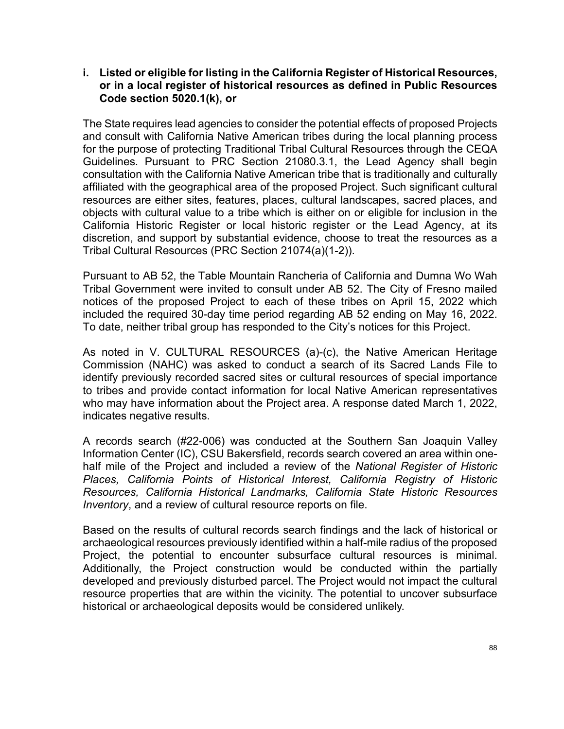**i. Listed or eligible for listing in the California Register of Historical Resources, or in a local register of historical resources as defined in Public Resources Code section 5020.1(k), or**

The State requires lead agencies to consider the potential effects of proposed Projects and consult with California Native American tribes during the local planning process for the purpose of protecting Traditional Tribal Cultural Resources through the CEQA Guidelines. Pursuant to PRC Section 21080.3.1, the Lead Agency shall begin consultation with the California Native American tribe that is traditionally and culturally affiliated with the geographical area of the proposed Project. Such significant cultural resources are either sites, features, places, cultural landscapes, sacred places, and objects with cultural value to a tribe which is either on or eligible for inclusion in the California Historic Register or local historic register or the Lead Agency, at its discretion, and support by substantial evidence, choose to treat the resources as a Tribal Cultural Resources (PRC Section 21074(a)(1-2)).

Pursuant to AB 52, the Table Mountain Rancheria of California and Dumna Wo Wah Tribal Government were invited to consult under AB 52. The City of Fresno mailed notices of the proposed Project to each of these tribes on April 15, 2022 which included the required 30-day time period regarding AB 52 ending on May 16, 2022. To date, neither tribal group has responded to the City's notices for this Project.

As noted in V. CULTURAL RESOURCES (a)-(c), the Native American Heritage Commission (NAHC) was asked to conduct a search of its Sacred Lands File to identify previously recorded sacred sites or cultural resources of special importance to tribes and provide contact information for local Native American representatives who may have information about the Project area. A response dated March 1, 2022, indicates negative results.

A records search (#22-006) was conducted at the Southern San Joaquin Valley Information Center (IC), CSU Bakersfield, records search covered an area within one-half mile of the Project and included a review of the *National Register of Historic Places, California Points of Historical Interest, California Registry of Historic Resources, California Historical Landmarks, California State Historic Resources Inventory*, and a review of cultural resource reports on file.

Based on the results of cultural records search findings and the lack of historical or archaeological resources previously identified within a half-mile radius of the proposed Project, the potential to encounter subsurface cultural resources is minimal. Additionally, the Project construction would be conducted within the partially developed and previously disturbed parcel. The Project would not impact the cultural resource properties that are within the vicinity. The potential to uncover subsurface historical or archaeological deposits would be considered unlikely.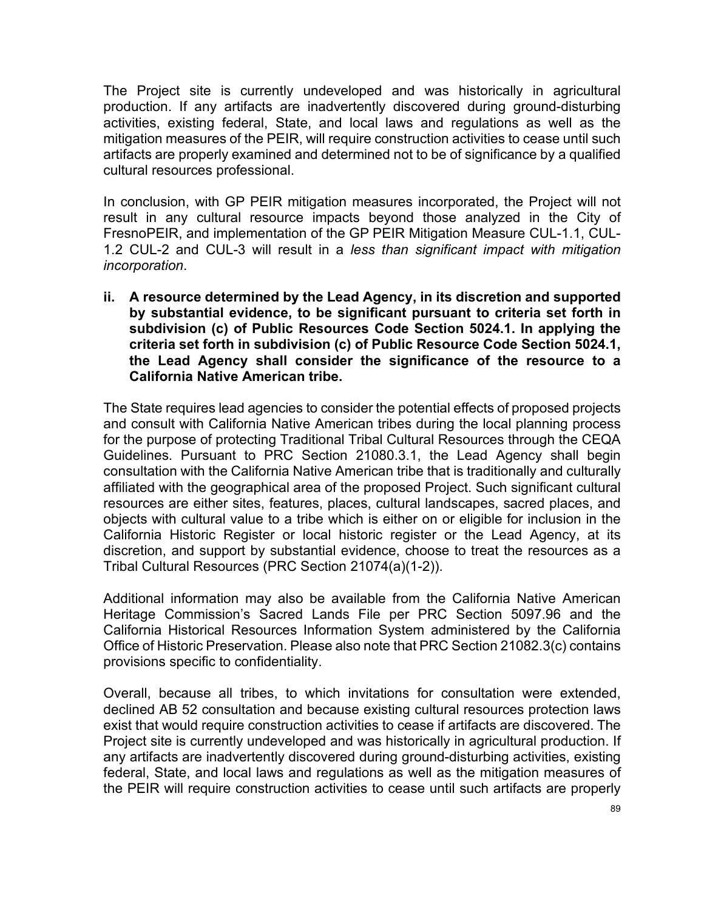The Project site is currently undeveloped and was historically in agricultural production. If any artifacts are inadvertently discovered during ground-disturbing activities, existing federal, State, and local laws and regulations as well as the mitigation measures of the PEIR, will require construction activities to cease until such artifacts are properly examined and determined not to be of significance by a qualified cultural resources professional.

In conclusion, with GP PEIR mitigation measures incorporated, the Project will not result in any cultural resource impacts beyond those analyzed in the City of FresnoPEIR, and implementation of the GP PEIR Mitigation Measure CUL-1.1, CUL-1.2 CUL-2 and CUL-3 will result in a *less than significant impact with mitigation incorporation*.

**ii. A resource determined by the Lead Agency, in its discretion and supported by substantial evidence, to be significant pursuant to criteria set forth in subdivision (c) of Public Resources Code Section 5024.1. In applying the criteria set forth in subdivision (c) of Public Resource Code Section 5024.1, the Lead Agency shall consider the significance of the resource to a California Native American tribe.**

The State requires lead agencies to consider the potential effects of proposed projects and consult with California Native American tribes during the local planning process for the purpose of protecting Traditional Tribal Cultural Resources through the CEQA Guidelines. Pursuant to PRC Section 21080.3.1, the Lead Agency shall begin consultation with the California Native American tribe that is traditionally and culturally affiliated with the geographical area of the proposed Project. Such significant cultural resources are either sites, features, places, cultural landscapes, sacred places, and objects with cultural value to a tribe which is either on or eligible for inclusion in the California Historic Register or local historic register or the Lead Agency, at its discretion, and support by substantial evidence, choose to treat the resources as a Tribal Cultural Resources (PRC Section 21074(a)(1-2)).

Additional information may also be available from the California Native American Heritage Commission's Sacred Lands File per PRC Section 5097.96 and the California Historical Resources Information System administered by the California Office of Historic Preservation. Please also note that PRC Section 21082.3(c) contains provisions specific to confidentiality.

Overall, because all tribes, to which invitations for consultation were extended, declined AB 52 consultation and because existing cultural resources protection laws exist that would require construction activities to cease if artifacts are discovered. The Project site is currently undeveloped and was historically in agricultural production. If any artifacts are inadvertently discovered during ground-disturbing activities, existing federal, State, and local laws and regulations as well as the mitigation measures of the PEIR will require construction activities to cease until such artifacts are properly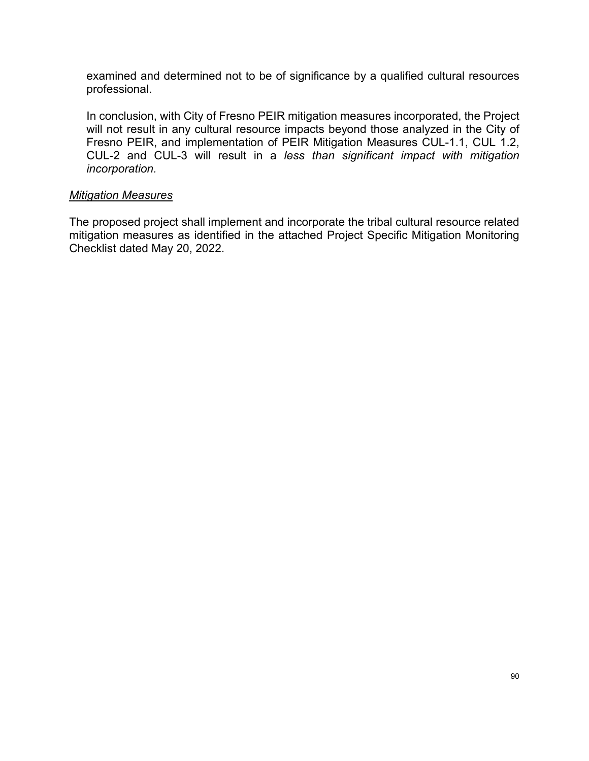examined and determined not to be of significance by a qualified cultural resources professional.

In conclusion, with City of Fresno PEIR mitigation measures incorporated, the Project will not result in any cultural resource impacts beyond those analyzed in the City of Fresno PEIR, and implementation of PEIR Mitigation Measures CUL-1.1, CUL 1.2, CUL-2 and CUL-3 will result in a *less than significant impact with mitigation incorporation.*

*Mitigation Measures*

The proposed project shall implement and incorporate the tribal cultural resource related mitigation measures as identified in the attached Project Specific Mitigation Monitoring Checklist dated May 20, 2022.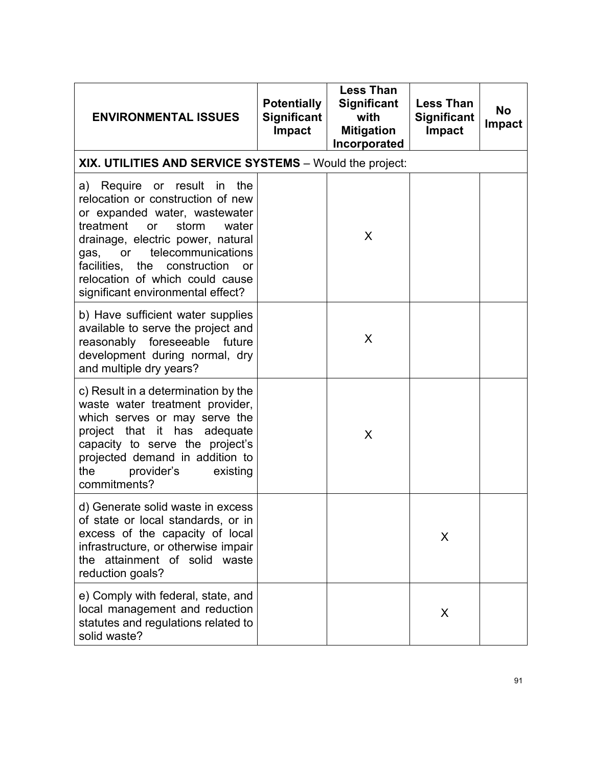| ENVIRONMENTAL ISSUES | Potentially Significant Impact | Less Than Significant with Mitigation Incorporated | Less Than Significant Impact | No Impact |
|---|---|---|---|---|
| **XIX. UTILITIES AND SERVICE SYSTEMS** – Would the project: | | | | |
| a) Require or result in the relocation or construction of new or expanded water, wastewater treatment or storm water drainage, electric power, natural gas, or telecommunications facilities, the construction or relocation of which could cause significant environmental effect? | | X | | |
| b) Have sufficient water supplies available to serve the project and reasonably foreseeable future development during normal, dry and multiple dry years? | | X | | |
| c) Result in a determination by the waste water treatment provider, which serves or may serve the project that it has adequate capacity to serve the project's projected demand in addition to the provider's existing commitments? | | X | | |
| d) Generate solid waste in excess of state or local standards, or in excess of the capacity of local infrastructure, or otherwise impair the attainment of solid waste reduction goals? | | | X | |
| e) Comply with federal, state, and local management and reduction statutes and regulations related to solid waste? | | | X | |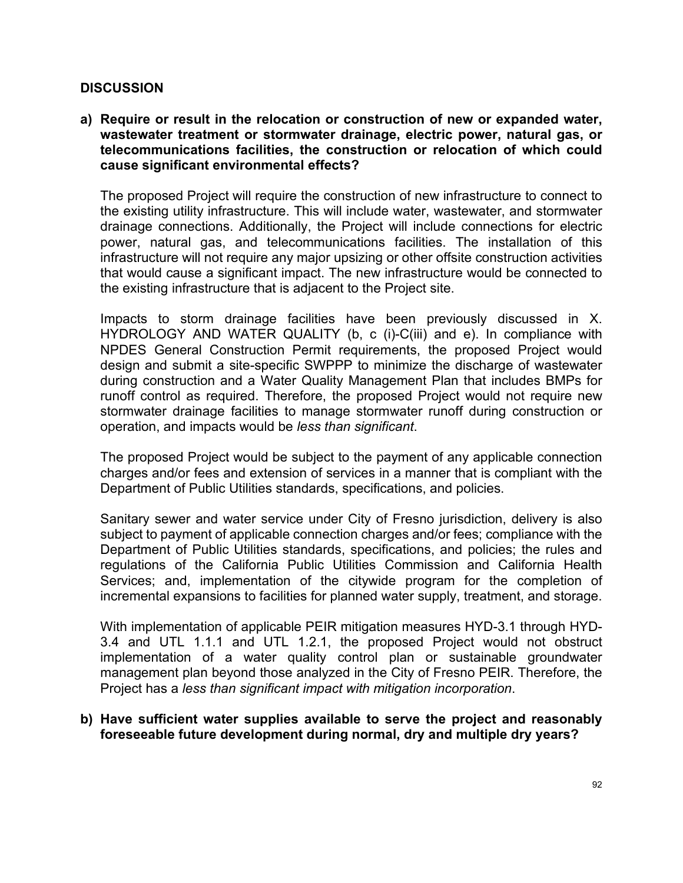**DISCUSSION**

**a) Require or result in the relocation or construction of new or expanded water, wastewater treatment or stormwater drainage, electric power, natural gas, or telecommunications facilities, the construction or relocation of which could cause significant environmental effects?**

The proposed Project will require the construction of new infrastructure to connect to the existing utility infrastructure. This will include water, wastewater, and stormwater drainage connections. Additionally, the Project will include connections for electric power, natural gas, and telecommunications facilities. The installation of this infrastructure will not require any major upsizing or other offsite construction activities that would cause a significant impact. The new infrastructure would be connected to the existing infrastructure that is adjacent to the Project site.

Impacts to storm drainage facilities have been previously discussed in X. HYDROLOGY AND WATER QUALITY (b, c (i)-C(iii) and e). In compliance with NPDES General Construction Permit requirements, the proposed Project would design and submit a site-specific SWPPP to minimize the discharge of wastewater during construction and a Water Quality Management Plan that includes BMPs for runoff control as required. Therefore, the proposed Project would not require new stormwater drainage facilities to manage stormwater runoff during construction or operation, and impacts would be *less than significant*.

The proposed Project would be subject to the payment of any applicable connection charges and/or fees and extension of services in a manner that is compliant with the Department of Public Utilities standards, specifications, and policies.

Sanitary sewer and water service under City of Fresno jurisdiction, delivery is also subject to payment of applicable connection charges and/or fees; compliance with the Department of Public Utilities standards, specifications, and policies; the rules and regulations of the California Public Utilities Commission and California Health Services; and, implementation of the citywide program for the completion of incremental expansions to facilities for planned water supply, treatment, and storage.

With implementation of applicable PEIR mitigation measures HYD-3.1 through HYD-3.4 and UTL 1.1.1 and UTL 1.2.1, the proposed Project would not obstruct implementation of a water quality control plan or sustainable groundwater management plan beyond those analyzed in the City of Fresno PEIR. Therefore, the Project has a *less than significant impact with mitigation incorporation*.

**b) Have sufficient water supplies available to serve the project and reasonably foreseeable future development during normal, dry and multiple dry years?**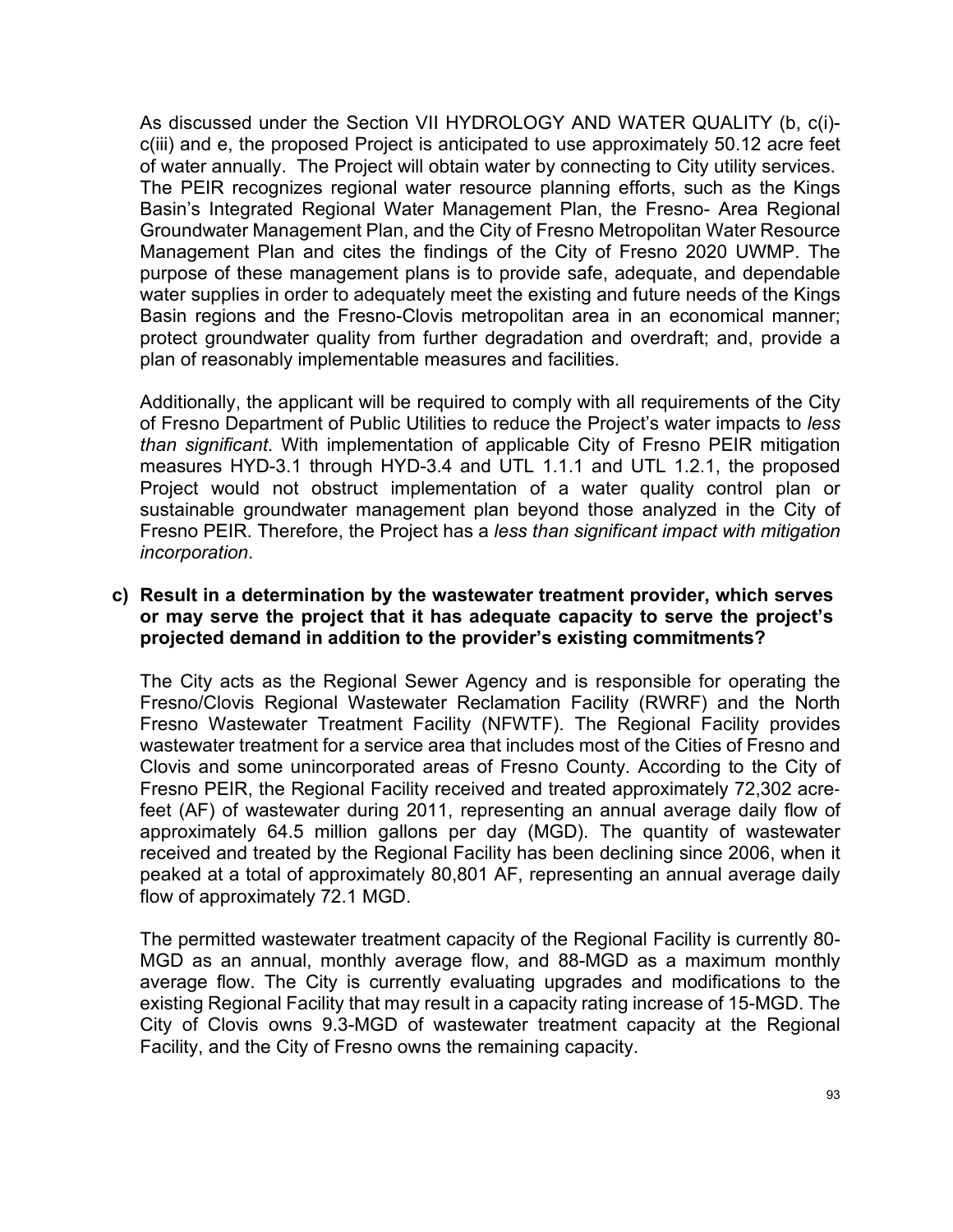As discussed under the Section VII HYDROLOGY AND WATER QUALITY (b, c(i)-c(iii) and e, the proposed Project is anticipated to use approximately 50.12 acre feet of water annually. The Project will obtain water by connecting to City utility services. The PEIR recognizes regional water resource planning efforts, such as the Kings Basin's Integrated Regional Water Management Plan, the Fresno- Area Regional Groundwater Management Plan, and the City of Fresno Metropolitan Water Resource Management Plan and cites the findings of the City of Fresno 2020 UWMP. The purpose of these management plans is to provide safe, adequate, and dependable water supplies in order to adequately meet the existing and future needs of the Kings Basin regions and the Fresno-Clovis metropolitan area in an economical manner; protect groundwater quality from further degradation and overdraft; and, provide a plan of reasonably implementable measures and facilities.

Additionally, the applicant will be required to comply with all requirements of the City of Fresno Department of Public Utilities to reduce the Project's water impacts to *less than significant*. With implementation of applicable City of Fresno PEIR mitigation measures HYD-3.1 through HYD-3.4 and UTL 1.1.1 and UTL 1.2.1, the proposed Project would not obstruct implementation of a water quality control plan or sustainable groundwater management plan beyond those analyzed in the City of Fresno PEIR. Therefore, the Project has a *less than significant impact with mitigation incorporation*.

**c) Result in a determination by the wastewater treatment provider, which serves or may serve the project that it has adequate capacity to serve the project's projected demand in addition to the provider's existing commitments?**

The City acts as the Regional Sewer Agency and is responsible for operating the Fresno/Clovis Regional Wastewater Reclamation Facility (RWRF) and the North Fresno Wastewater Treatment Facility (NFWTF). The Regional Facility provides wastewater treatment for a service area that includes most of the Cities of Fresno and Clovis and some unincorporated areas of Fresno County. According to the City of Fresno PEIR, the Regional Facility received and treated approximately 72,302 acre-feet (AF) of wastewater during 2011, representing an annual average daily flow of approximately 64.5 million gallons per day (MGD). The quantity of wastewater received and treated by the Regional Facility has been declining since 2006, when it peaked at a total of approximately 80,801 AF, representing an annual average daily flow of approximately 72.1 MGD.

The permitted wastewater treatment capacity of the Regional Facility is currently 80-MGD as an annual, monthly average flow, and 88-MGD as a maximum monthly average flow. The City is currently evaluating upgrades and modifications to the existing Regional Facility that may result in a capacity rating increase of 15-MGD. The City of Clovis owns 9.3-MGD of wastewater treatment capacity at the Regional Facility, and the City of Fresno owns the remaining capacity.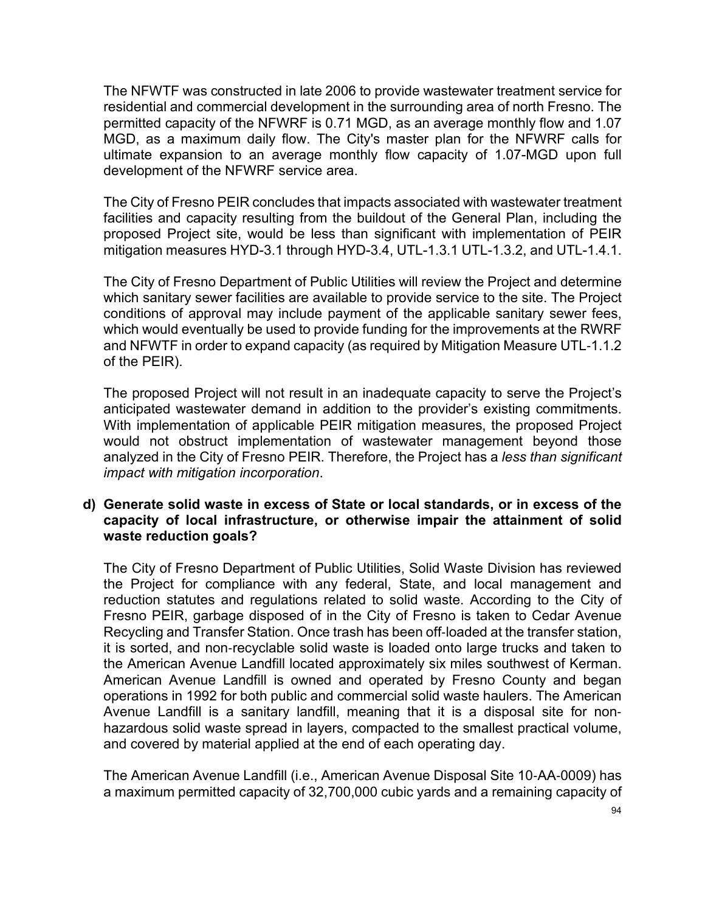The NFWTF was constructed in late 2006 to provide wastewater treatment service for residential and commercial development in the surrounding area of north Fresno. The permitted capacity of the NFWRF is 0.71 MGD, as an average monthly flow and 1.07 MGD, as a maximum daily flow. The City's master plan for the NFWRF calls for ultimate expansion to an average monthly flow capacity of 1.07-MGD upon full development of the NFWRF service area.

The City of Fresno PEIR concludes that impacts associated with wastewater treatment facilities and capacity resulting from the buildout of the General Plan, including the proposed Project site, would be less than significant with implementation of PEIR mitigation measures HYD-3.1 through HYD-3.4, UTL-1.3.1 UTL-1.3.2, and UTL-1.4.1.

The City of Fresno Department of Public Utilities will review the Project and determine which sanitary sewer facilities are available to provide service to the site. The Project conditions of approval may include payment of the applicable sanitary sewer fees, which would eventually be used to provide funding for the improvements at the RWRF and NFWTF in order to expand capacity (as required by Mitigation Measure UTL-1.1.2 of the PEIR).

The proposed Project will not result in an inadequate capacity to serve the Project's anticipated wastewater demand in addition to the provider's existing commitments. With implementation of applicable PEIR mitigation measures, the proposed Project would not obstruct implementation of wastewater management beyond those analyzed in the City of Fresno PEIR. Therefore, the Project has a *less than significant impact with mitigation incorporation*.

**d) Generate solid waste in excess of State or local standards, or in excess of the capacity of local infrastructure, or otherwise impair the attainment of solid waste reduction goals?**

The City of Fresno Department of Public Utilities, Solid Waste Division has reviewed the Project for compliance with any federal, State, and local management and reduction statutes and regulations related to solid waste. According to the City of Fresno PEIR, garbage disposed of in the City of Fresno is taken to Cedar Avenue Recycling and Transfer Station. Once trash has been off-loaded at the transfer station, it is sorted, and non-recyclable solid waste is loaded onto large trucks and taken to the American Avenue Landfill located approximately six miles southwest of Kerman. American Avenue Landfill is owned and operated by Fresno County and began operations in 1992 for both public and commercial solid waste haulers. The American Avenue Landfill is a sanitary landfill, meaning that it is a disposal site for non-hazardous solid waste spread in layers, compacted to the smallest practical volume, and covered by material applied at the end of each operating day.

The American Avenue Landfill (i.e., American Avenue Disposal Site 10-AA-0009) has a maximum permitted capacity of 32,700,000 cubic yards and a remaining capacity of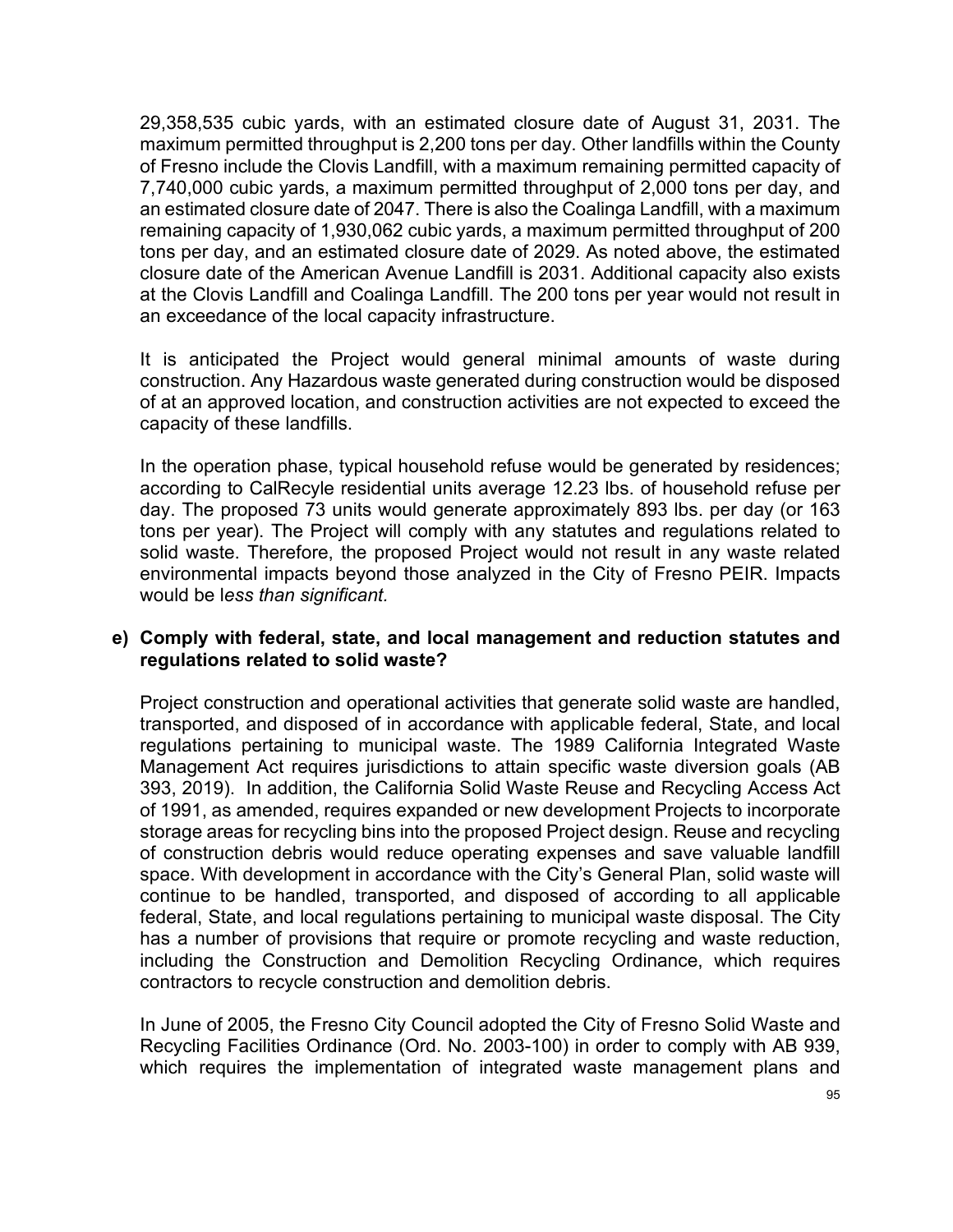29,358,535 cubic yards, with an estimated closure date of August 31, 2031. The maximum permitted throughput is 2,200 tons per day. Other landfills within the County of Fresno include the Clovis Landfill, with a maximum remaining permitted capacity of 7,740,000 cubic yards, a maximum permitted throughput of 2,000 tons per day, and an estimated closure date of 2047. There is also the Coalinga Landfill, with a maximum remaining capacity of 1,930,062 cubic yards, a maximum permitted throughput of 200 tons per day, and an estimated closure date of 2029. As noted above, the estimated closure date of the American Avenue Landfill is 2031. Additional capacity also exists at the Clovis Landfill and Coalinga Landfill. The 200 tons per year would not result in an exceedance of the local capacity infrastructure.

It is anticipated the Project would general minimal amounts of waste during construction. Any Hazardous waste generated during construction would be disposed of at an approved location, and construction activities are not expected to exceed the capacity of these landfills.

In the operation phase, typical household refuse would be generated by residences; according to CalRecyle residential units average 12.23 lbs. of household refuse per day. The proposed 73 units would generate approximately 893 lbs. per day (or 163 tons per year). The Project will comply with any statutes and regulations related to solid waste. Therefore, the proposed Project would not result in any waste related environmental impacts beyond those analyzed in the City of Fresno PEIR. Impacts would be l*ess than significant*.

**e) Comply with federal, state, and local management and reduction statutes and regulations related to solid waste?**

Project construction and operational activities that generate solid waste are handled, transported, and disposed of in accordance with applicable federal, State, and local regulations pertaining to municipal waste. The 1989 California Integrated Waste Management Act requires jurisdictions to attain specific waste diversion goals (AB 393, 2019). In addition, the California Solid Waste Reuse and Recycling Access Act of 1991, as amended, requires expanded or new development Projects to incorporate storage areas for recycling bins into the proposed Project design. Reuse and recycling of construction debris would reduce operating expenses and save valuable landfill space. With development in accordance with the City's General Plan, solid waste will continue to be handled, transported, and disposed of according to all applicable federal, State, and local regulations pertaining to municipal waste disposal. The City has a number of provisions that require or promote recycling and waste reduction, including the Construction and Demolition Recycling Ordinance, which requires contractors to recycle construction and demolition debris.

In June of 2005, the Fresno City Council adopted the City of Fresno Solid Waste and Recycling Facilities Ordinance (Ord. No. 2003-100) in order to comply with AB 939, which requires the implementation of integrated waste management plans and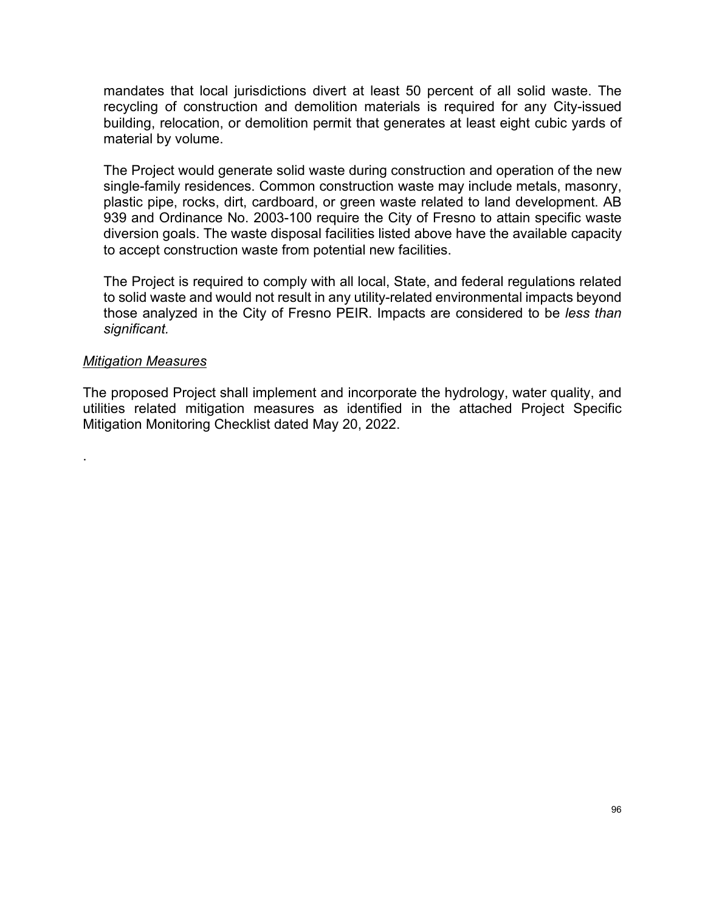mandates that local jurisdictions divert at least 50 percent of all solid waste. The recycling of construction and demolition materials is required for any City-issued building, relocation, or demolition permit that generates at least eight cubic yards of material by volume.

The Project would generate solid waste during construction and operation of the new single-family residences. Common construction waste may include metals, masonry, plastic pipe, rocks, dirt, cardboard, or green waste related to land development. AB 939 and Ordinance No. 2003-100 require the City of Fresno to attain specific waste diversion goals. The waste disposal facilities listed above have the available capacity to accept construction waste from potential new facilities.

The Project is required to comply with all local, State, and federal regulations related to solid waste and would not result in any utility-related environmental impacts beyond those analyzed in the City of Fresno PEIR. Impacts are considered to be *less than significant.*

<u>*Mitigation Measures*</u>

The proposed Project shall implement and incorporate the hydrology, water quality, and utilities related mitigation measures as identified in the attached Project Specific Mitigation Monitoring Checklist dated May 20, 2022.

.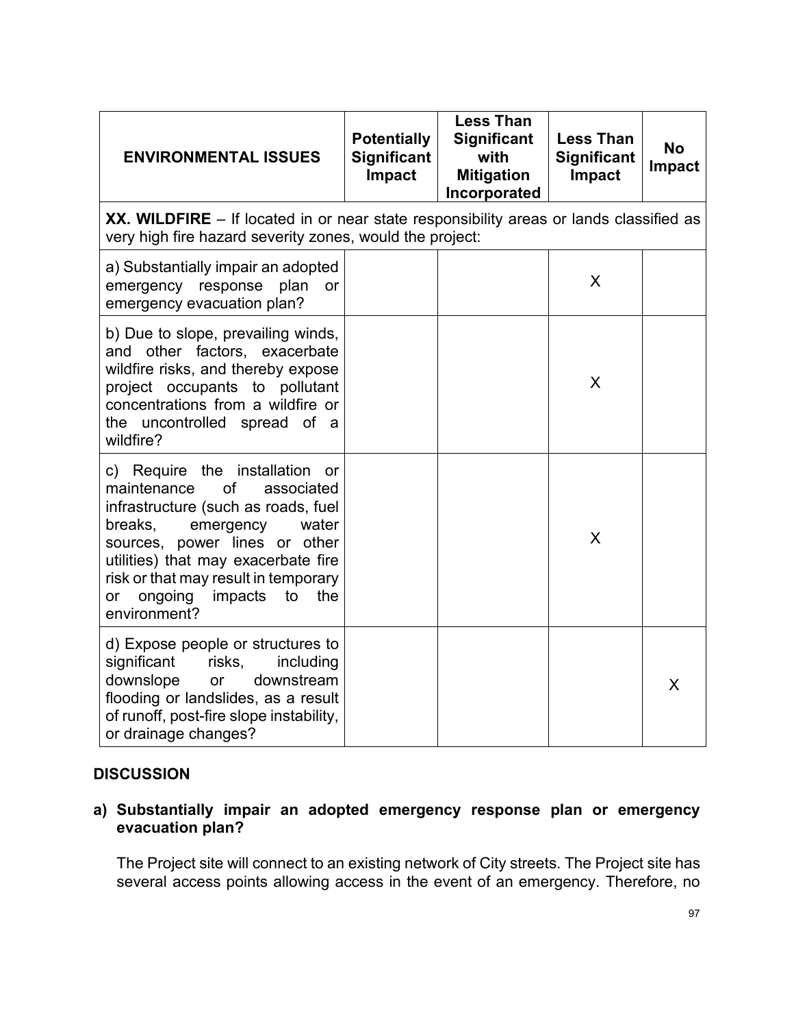| ENVIRONMENTAL ISSUES | Potentially Significant Impact | Less Than Significant with Mitigation Incorporated | Less Than Significant Impact | No Impact |
|---|---|---|---|---|
| **XX. WILDFIRE** – If located in or near state responsibility areas or lands classified as very high fire hazard severity zones, would the project: | | | | |
| a) Substantially impair an adopted emergency response plan or emergency evacuation plan? | | | X | |
| b) Due to slope, prevailing winds, and other factors, exacerbate wildfire risks, and thereby expose project occupants to pollutant concentrations from a wildfire or the uncontrolled spread of a wildfire? | | | X | |
| c) Require the installation or maintenance of associated infrastructure (such as roads, fuel breaks, emergency water sources, power lines or other utilities) that may exacerbate fire risk or that may result in temporary or ongoing impacts to the environment? | | | X | |
| d) Expose people or structures to significant risks, including downslope or downstream flooding or landslides, as a result of runoff, post-fire slope instability, or drainage changes? | | | | X |

## DISCUSSION

**a) Substantially impair an adopted emergency response plan or emergency evacuation plan?**

The Project site will connect to an existing network of City streets. The Project site has several access points allowing access in the event of an emergency. Therefore, no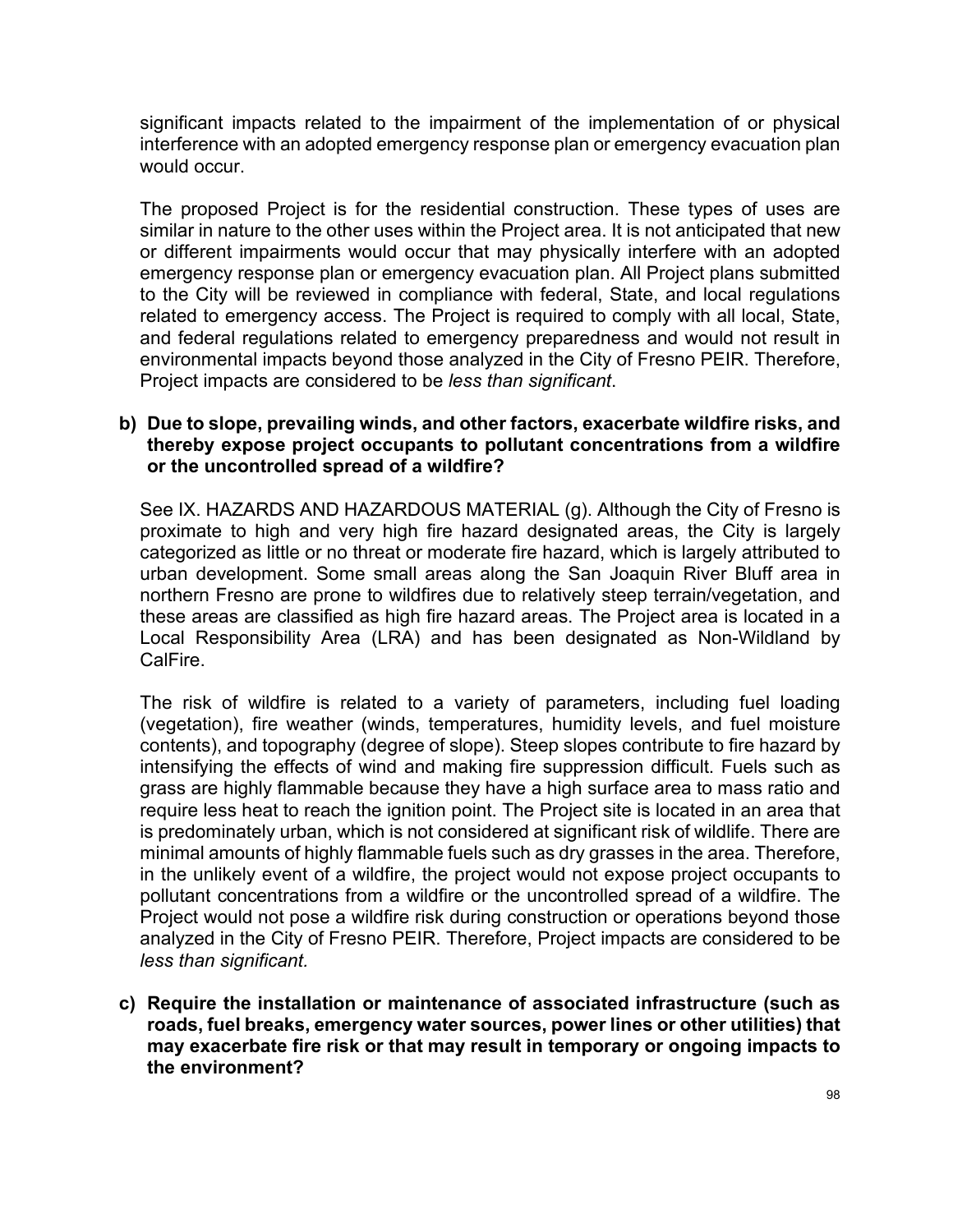significant impacts related to the impairment of the implementation of or physical interference with an adopted emergency response plan or emergency evacuation plan would occur.

The proposed Project is for the residential construction. These types of uses are similar in nature to the other uses within the Project area. It is not anticipated that new or different impairments would occur that may physically interfere with an adopted emergency response plan or emergency evacuation plan. All Project plans submitted to the City will be reviewed in compliance with federal, State, and local regulations related to emergency access. The Project is required to comply with all local, State, and federal regulations related to emergency preparedness and would not result in environmental impacts beyond those analyzed in the City of Fresno PEIR. Therefore, Project impacts are considered to be *less than significant*.

**b) Due to slope, prevailing winds, and other factors, exacerbate wildfire risks, and thereby expose project occupants to pollutant concentrations from a wildfire or the uncontrolled spread of a wildfire?**

See IX. HAZARDS AND HAZARDOUS MATERIAL (g). Although the City of Fresno is proximate to high and very high fire hazard designated areas, the City is largely categorized as little or no threat or moderate fire hazard, which is largely attributed to urban development. Some small areas along the San Joaquin River Bluff area in northern Fresno are prone to wildfires due to relatively steep terrain/vegetation, and these areas are classified as high fire hazard areas. The Project area is located in a Local Responsibility Area (LRA) and has been designated as Non-Wildland by CalFire.

The risk of wildfire is related to a variety of parameters, including fuel loading (vegetation), fire weather (winds, temperatures, humidity levels, and fuel moisture contents), and topography (degree of slope). Steep slopes contribute to fire hazard by intensifying the effects of wind and making fire suppression difficult. Fuels such as grass are highly flammable because they have a high surface area to mass ratio and require less heat to reach the ignition point. The Project site is located in an area that is predominately urban, which is not considered at significant risk of wildlife. There are minimal amounts of highly flammable fuels such as dry grasses in the area. Therefore, in the unlikely event of a wildfire, the project would not expose project occupants to pollutant concentrations from a wildfire or the uncontrolled spread of a wildfire. The Project would not pose a wildfire risk during construction or operations beyond those analyzed in the City of Fresno PEIR. Therefore, Project impacts are considered to be *less than significant.*

**c) Require the installation or maintenance of associated infrastructure (such as roads, fuel breaks, emergency water sources, power lines or other utilities) that may exacerbate fire risk or that may result in temporary or ongoing impacts to the environment?**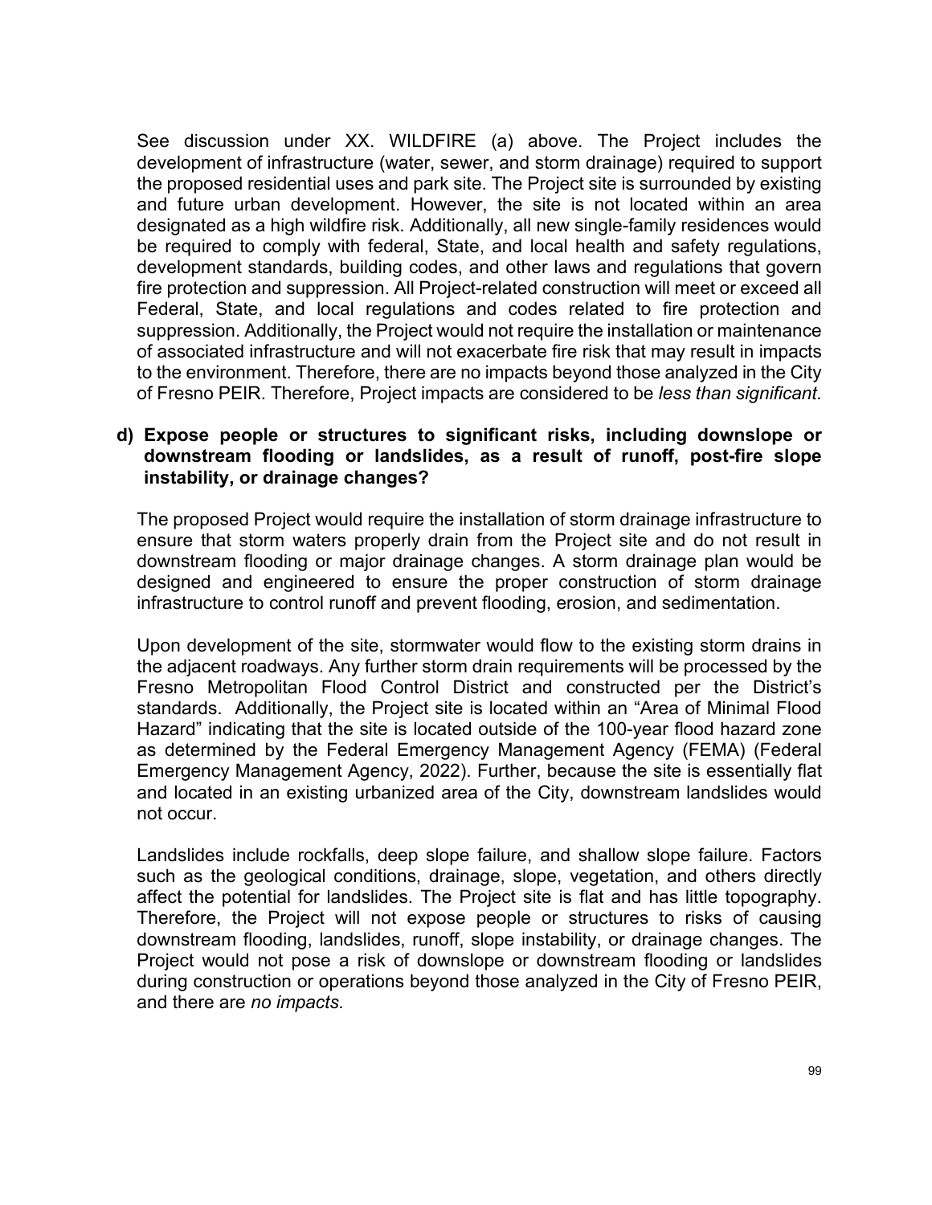See discussion under XX. WILDFIRE (a) above. The Project includes the development of infrastructure (water, sewer, and storm drainage) required to support the proposed residential uses and park site. The Project site is surrounded by existing and future urban development. However, the site is not located within an area designated as a high wildfire risk. Additionally, all new single-family residences would be required to comply with federal, State, and local health and safety regulations, development standards, building codes, and other laws and regulations that govern fire protection and suppression. All Project-related construction will meet or exceed all Federal, State, and local regulations and codes related to fire protection and suppression. Additionally, the Project would not require the installation or maintenance of associated infrastructure and will not exacerbate fire risk that may result in impacts to the environment. Therefore, there are no impacts beyond those analyzed in the City of Fresno PEIR. Therefore, Project impacts are considered to be *less than significant.*

**d) Expose people or structures to significant risks, including downslope or downstream flooding or landslides, as a result of runoff, post-fire slope instability, or drainage changes?**

The proposed Project would require the installation of storm drainage infrastructure to ensure that storm waters properly drain from the Project site and do not result in downstream flooding or major drainage changes. A storm drainage plan would be designed and engineered to ensure the proper construction of storm drainage infrastructure to control runoff and prevent flooding, erosion, and sedimentation.

Upon development of the site, stormwater would flow to the existing storm drains in the adjacent roadways. Any further storm drain requirements will be processed by the Fresno Metropolitan Flood Control District and constructed per the District's standards. Additionally, the Project site is located within an "Area of Minimal Flood Hazard" indicating that the site is located outside of the 100-year flood hazard zone as determined by the Federal Emergency Management Agency (FEMA) (Federal Emergency Management Agency, 2022). Further, because the site is essentially flat and located in an existing urbanized area of the City, downstream landslides would not occur.

Landslides include rockfalls, deep slope failure, and shallow slope failure. Factors such as the geological conditions, drainage, slope, vegetation, and others directly affect the potential for landslides. The Project site is flat and has little topography. Therefore, the Project will not expose people or structures to risks of causing downstream flooding, landslides, runoff, slope instability, or drainage changes. The Project would not pose a risk of downslope or downstream flooding or landslides during construction or operations beyond those analyzed in the City of Fresno PEIR, and there are *no impacts.*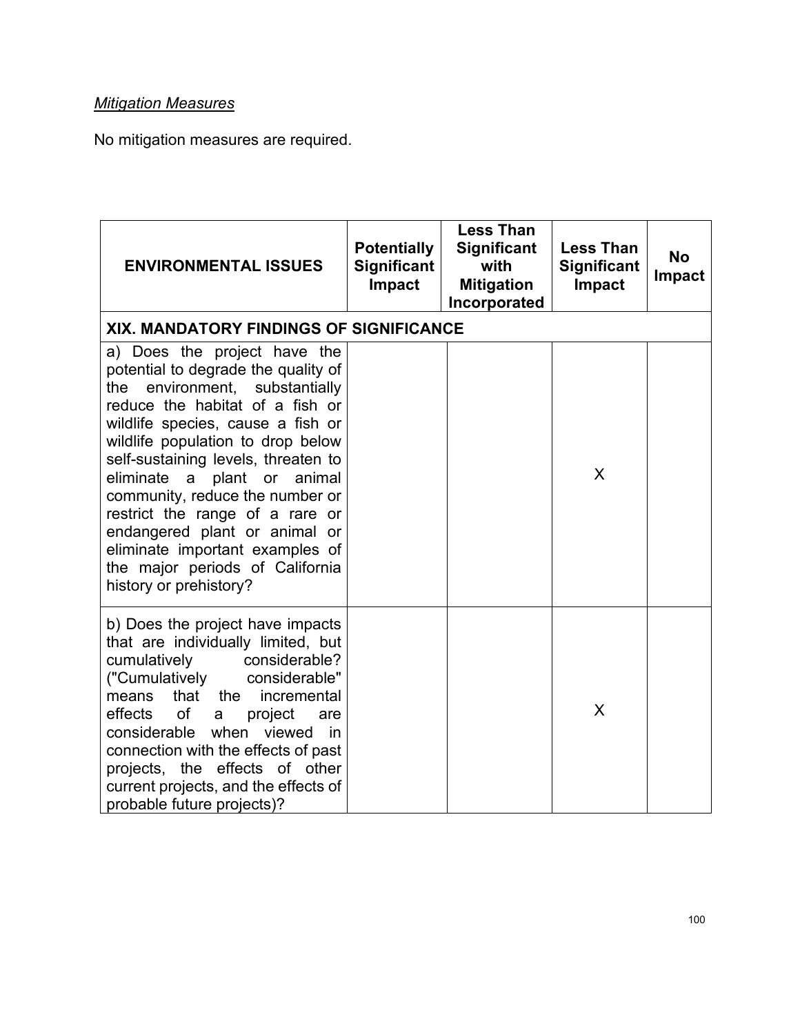*Mitigation Measures*

No mitigation measures are required.

| ENVIRONMENTAL ISSUES | Potentially Significant Impact | Less Than Significant with Mitigation Incorporated | Less Than Significant Impact | No Impact |
|---|---|---|---|---|
| **XIX. MANDATORY FINDINGS OF SIGNIFICANCE** | | | | |
| a) Does the project have the potential to degrade the quality of the environment, substantially reduce the habitat of a fish or wildlife species, cause a fish or wildlife population to drop below self-sustaining levels, threaten to eliminate a plant or animal community, reduce the number or restrict the range of a rare or endangered plant or animal or eliminate important examples of the major periods of California history or prehistory? | | | X | |
| b) Does the project have impacts that are individually limited, but cumulatively considerable? ("Cumulatively considerable" means that the incremental effects of a project are considerable when viewed in connection with the effects of past projects, the effects of other current projects, and the effects of probable future projects)? | | | X | |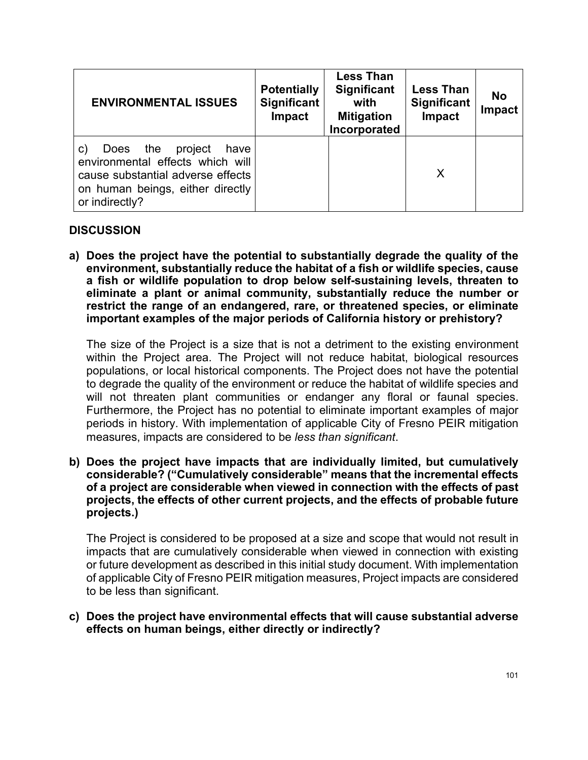| ENVIRONMENTAL ISSUES | Potentially Significant Impact | Less Than Significant with Mitigation Incorporated | Less Than Significant Impact | No Impact |
|---|---|---|---|---|
| c) Does the project have environmental effects which will cause substantial adverse effects on human beings, either directly or indirectly? | | | X | |

## DISCUSSION

**a) Does the project have the potential to substantially degrade the quality of the environment, substantially reduce the habitat of a fish or wildlife species, cause a fish or wildlife population to drop below self-sustaining levels, threaten to eliminate a plant or animal community, substantially reduce the number or restrict the range of an endangered, rare, or threatened species, or eliminate important examples of the major periods of California history or prehistory?**

The size of the Project is a size that is not a detriment to the existing environment within the Project area. The Project will not reduce habitat, biological resources populations, or local historical components. The Project does not have the potential to degrade the quality of the environment or reduce the habitat of wildlife species and will not threaten plant communities or endanger any floral or faunal species. Furthermore, the Project has no potential to eliminate important examples of major periods in history. With implementation of applicable City of Fresno PEIR mitigation measures, impacts are considered to be *less than significant*.

**b) Does the project have impacts that are individually limited, but cumulatively considerable? ("Cumulatively considerable" means that the incremental effects of a project are considerable when viewed in connection with the effects of past projects, the effects of other current projects, and the effects of probable future projects.)**

The Project is considered to be proposed at a size and scope that would not result in impacts that are cumulatively considerable when viewed in connection with existing or future development as described in this initial study document. With implementation of applicable City of Fresno PEIR mitigation measures, Project impacts are considered to be less than significant.

**c) Does the project have environmental effects that will cause substantial adverse effects on human beings, either directly or indirectly?**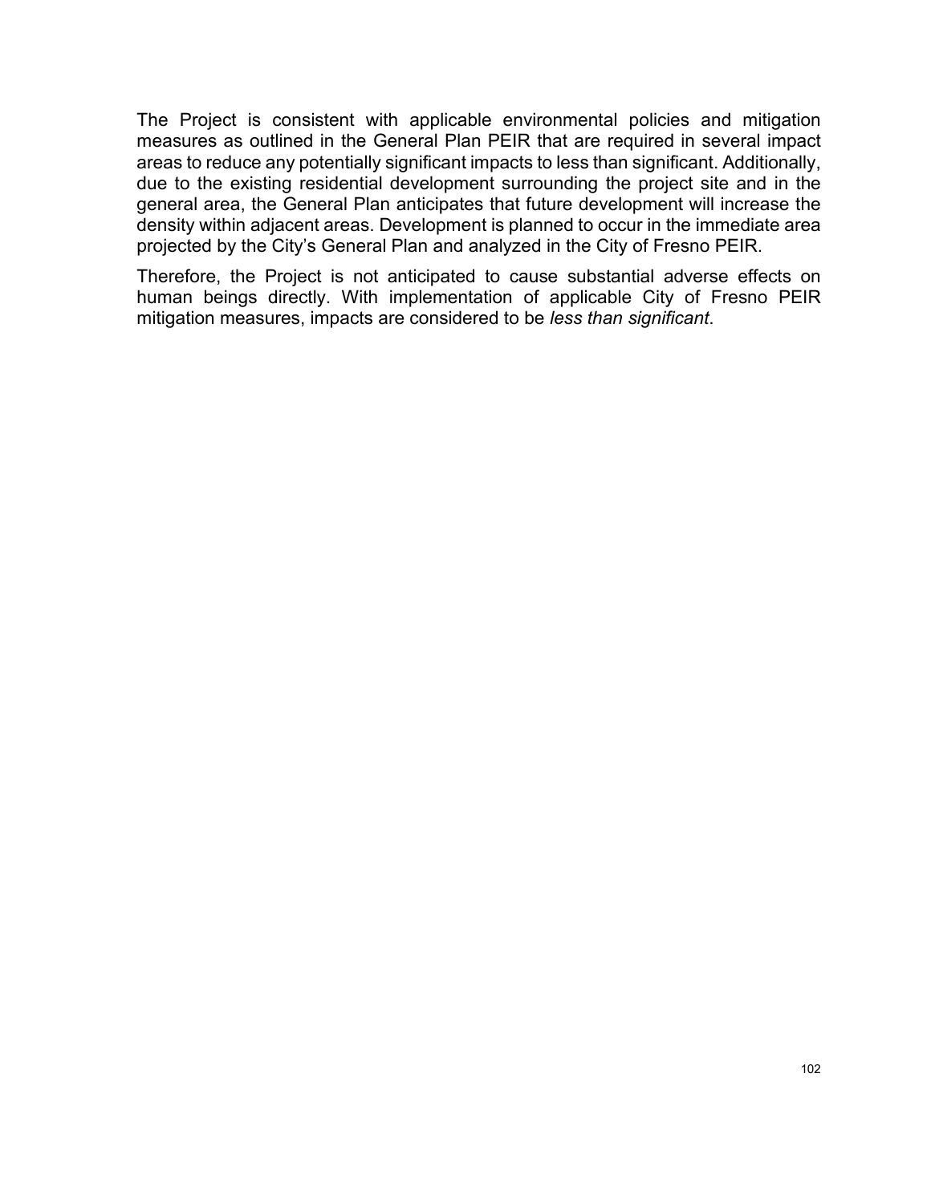The Project is consistent with applicable environmental policies and mitigation measures as outlined in the General Plan PEIR that are required in several impact areas to reduce any potentially significant impacts to less than significant. Additionally, due to the existing residential development surrounding the project site and in the general area, the General Plan anticipates that future development will increase the density within adjacent areas. Development is planned to occur in the immediate area projected by the City's General Plan and analyzed in the City of Fresno PEIR.

Therefore, the Project is not anticipated to cause substantial adverse effects on human beings directly. With implementation of applicable City of Fresno PEIR mitigation measures, impacts are considered to be *less than significant*.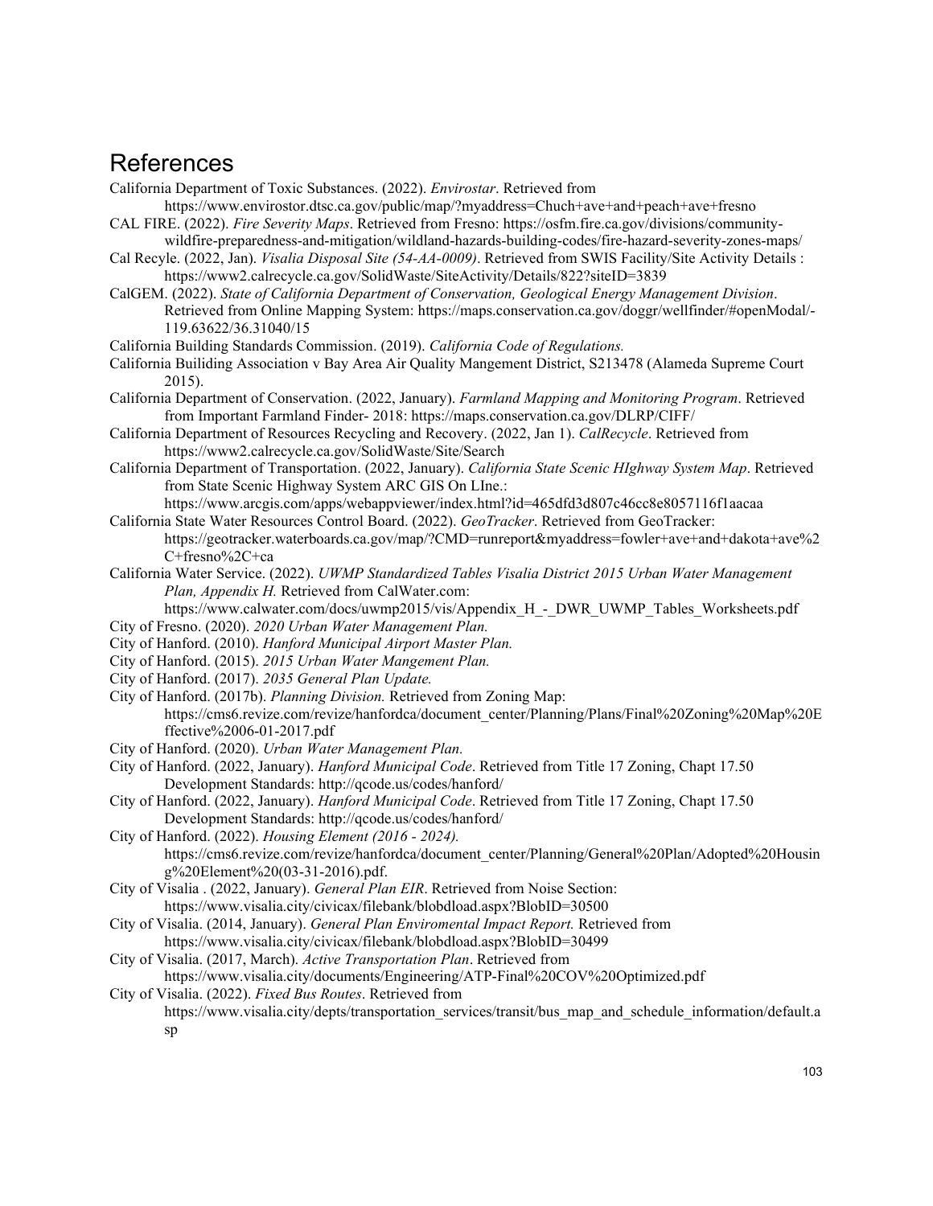# References

California Department of Toxic Substances. (2022). *Envirostar*. Retrieved from https://www.envirostor.dtsc.ca.gov/public/map/?myaddress=Chuch+ave+and+peach+ave+fresno

CAL FIRE. (2022). *Fire Severity Maps*. Retrieved from Fresno: https://osfm.fire.ca.gov/divisions/community-wildfire-preparedness-and-mitigation/wildland-hazards-building-codes/fire-hazard-severity-zones-maps/

Cal Recyle. (2022, Jan). *Visalia Disposal Site (54-AA-0009)*. Retrieved from SWIS Facility/Site Activity Details : https://www2.calrecycle.ca.gov/SolidWaste/SiteActivity/Details/822?siteID=3839

CalGEM. (2022). *State of California Department of Conservation, Geological Energy Management Division*. Retrieved from Online Mapping System: https://maps.conservation.ca.gov/doggr/wellfinder/#openModal/-119.63622/36.31040/15

California Building Standards Commission. (2019). *California Code of Regulations.*

California Builiding Association v Bay Area Air Quality Mangement District, S213478 (Alameda Supreme Court 2015).

California Department of Conservation. (2022, January). *Farmland Mapping and Monitoring Program*. Retrieved from Important Farmland Finder- 2018: https://maps.conservation.ca.gov/DLRP/CIFF/

California Department of Resources Recycling and Recovery. (2022, Jan 1). *CalRecycle*. Retrieved from https://www2.calrecycle.ca.gov/SolidWaste/Site/Search

California Department of Transportation. (2022, January). *California State Scenic HIghway System Map*. Retrieved from State Scenic Highway System ARC GIS On LIne.: https://www.arcgis.com/apps/webappviewer/index.html?id=465dfd3d807c46cc8e8057116f1aacaa

California State Water Resources Control Board. (2022). *GeoTracker*. Retrieved from GeoTracker: https://geotracker.waterboards.ca.gov/map/?CMD=runreport&myaddress=fowler+ave+and+dakota+ave%2C+fresno%2C+ca

California Water Service. (2022). *UWMP Standardized Tables Visalia District 2015 Urban Water Management Plan, Appendix H.* Retrieved from CalWater.com: https://www.calwater.com/docs/uwmp2015/vis/Appendix_H_-_DWR_UWMP_Tables_Worksheets.pdf

City of Fresno. (2020). *2020 Urban Water Management Plan.*

City of Hanford. (2010). *Hanford Municipal Airport Master Plan.*

City of Hanford. (2015). *2015 Urban Water Mangement Plan.*

City of Hanford. (2017). *2035 General Plan Update.*

City of Hanford. (2017b). *Planning Division.* Retrieved from Zoning Map: https://cms6.revize.com/revize/hanfordca/document_center/Planning/Plans/Final%20Zoning%20Map%20Effective%2006-01-2017.pdf

City of Hanford. (2020). *Urban Water Management Plan.*

City of Hanford. (2022, January). *Hanford Municipal Code*. Retrieved from Title 17 Zoning, Chapt 17.50 Development Standards: http://qcode.us/codes/hanford/

City of Hanford. (2022, January). *Hanford Municipal Code*. Retrieved from Title 17 Zoning, Chapt 17.50 Development Standards: http://qcode.us/codes/hanford/

City of Hanford. (2022). *Housing Element (2016 - 2024).* https://cms6.revize.com/revize/hanfordca/document_center/Planning/General%20Plan/Adopted%20Housing%20Element%20(03-31-2016).pdf.

City of Visalia . (2022, January). *General Plan EIR*. Retrieved from Noise Section: https://www.visalia.city/civicax/filebank/blobdload.aspx?BlobID=30500

City of Visalia. (2014, January). *General Plan Enviromental Impact Report.* Retrieved from https://www.visalia.city/civicax/filebank/blobdload.aspx?BlobID=30499

City of Visalia. (2017, March). *Active Transportation Plan*. Retrieved from https://www.visalia.city/documents/Engineering/ATP-Final%20COV%20Optimized.pdf

City of Visalia. (2022). *Fixed Bus Routes*. Retrieved from https://www.visalia.city/depts/transportation_services/transit/bus_map_and_schedule_information/default.asp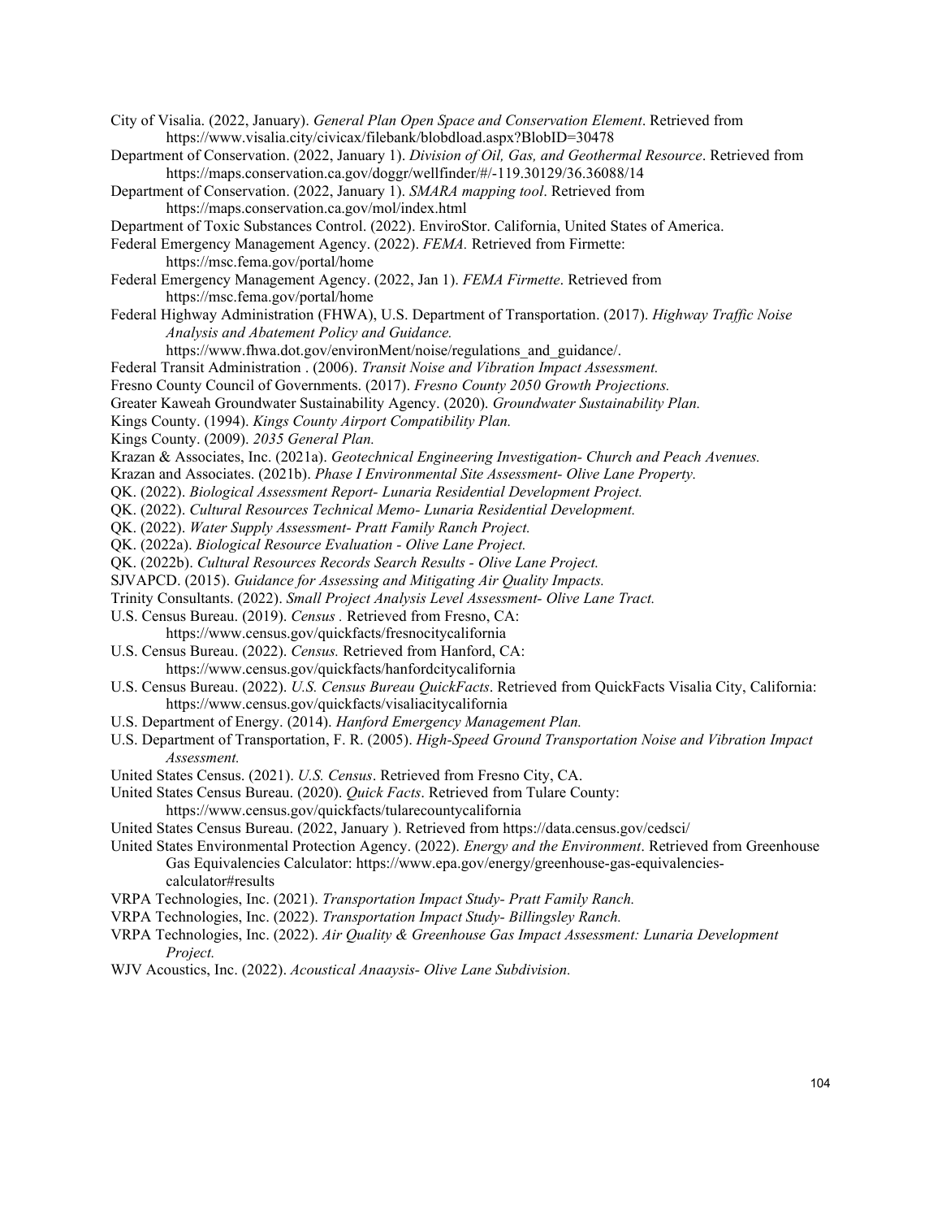City of Visalia. (2022, January). *General Plan Open Space and Conservation Element*. Retrieved from https://www.visalia.city/civicax/filebank/blobdload.aspx?BlobID=30478

Department of Conservation. (2022, January 1). *Division of Oil, Gas, and Geothermal Resource*. Retrieved from https://maps.conservation.ca.gov/doggr/wellfinder/#/-119.30129/36.36088/14

Department of Conservation. (2022, January 1). *SMARA mapping tool*. Retrieved from https://maps.conservation.ca.gov/mol/index.html

Department of Toxic Substances Control. (2022). EnviroStor. California, United States of America.

Federal Emergency Management Agency. (2022). *FEMA.* Retrieved from Firmette: https://msc.fema.gov/portal/home

Federal Emergency Management Agency. (2022, Jan 1). *FEMA Firmette*. Retrieved from https://msc.fema.gov/portal/home

Federal Highway Administration (FHWA), U.S. Department of Transportation. (2017). *Highway Traffic Noise Analysis and Abatement Policy and Guidance.* https://www.fhwa.dot.gov/environMent/noise/regulations_and_guidance/.

Federal Transit Administration . (2006). *Transit Noise and Vibration Impact Assessment.*

Fresno County Council of Governments. (2017). *Fresno County 2050 Growth Projections.*

Greater Kaweah Groundwater Sustainability Agency. (2020). *Groundwater Sustainability Plan.*

Kings County. (1994). *Kings County Airport Compatibility Plan.*

Kings County. (2009). *2035 General Plan.*

Krazan & Associates, Inc. (2021a). *Geotechnical Engineering Investigation- Church and Peach Avenues.*

Krazan and Associates. (2021b). *Phase I Environmental Site Assessment- Olive Lane Property.*

QK. (2022). *Biological Assessment Report- Lunaria Residential Development Project.*

QK. (2022). *Cultural Resources Technical Memo- Lunaria Residential Development.*

QK. (2022). *Water Supply Assessment- Pratt Family Ranch Project.*

QK. (2022a). *Biological Resource Evaluation - Olive Lane Project.*

QK. (2022b). *Cultural Resources Records Search Results - Olive Lane Project.*

SJVAPCD. (2015). *Guidance for Assessing and Mitigating Air Quality Impacts.*

Trinity Consultants. (2022). *Small Project Analysis Level Assessment- Olive Lane Tract.*

U.S. Census Bureau. (2019). *Census .* Retrieved from Fresno, CA: https://www.census.gov/quickfacts/fresnocitycalifornia

U.S. Census Bureau. (2022). *Census.* Retrieved from Hanford, CA: https://www.census.gov/quickfacts/hanfordcitycalifornia

U.S. Census Bureau. (2022). *U.S. Census Bureau QuickFacts*. Retrieved from QuickFacts Visalia City, California: https://www.census.gov/quickfacts/visaliacitycalifornia

U.S. Department of Energy. (2014). *Hanford Emergency Management Plan.*

U.S. Department of Transportation, F. R. (2005). *High-Speed Ground Transportation Noise and Vibration Impact Assessment.*

United States Census. (2021). *U.S. Census*. Retrieved from Fresno City, CA.

United States Census Bureau. (2020). *Quick Facts*. Retrieved from Tulare County: https://www.census.gov/quickfacts/tularecountycalifornia

United States Census Bureau. (2022, January ). Retrieved from https://data.census.gov/cedsci/

United States Environmental Protection Agency. (2022). *Energy and the Environment*. Retrieved from Greenhouse Gas Equivalencies Calculator: https://www.epa.gov/energy/greenhouse-gas-equivalencies-calculator#results

VRPA Technologies, Inc. (2021). *Transportation Impact Study- Pratt Family Ranch.*

VRPA Technologies, Inc. (2022). *Transportation Impact Study- Billingsley Ranch.*

VRPA Technologies, Inc. (2022). *Air Quality & Greenhouse Gas Impact Assessment: Lunaria Development Project.*

WJV Acoustics, Inc. (2022). *Acoustical Anaaysis- Olive Lane Subdivision.*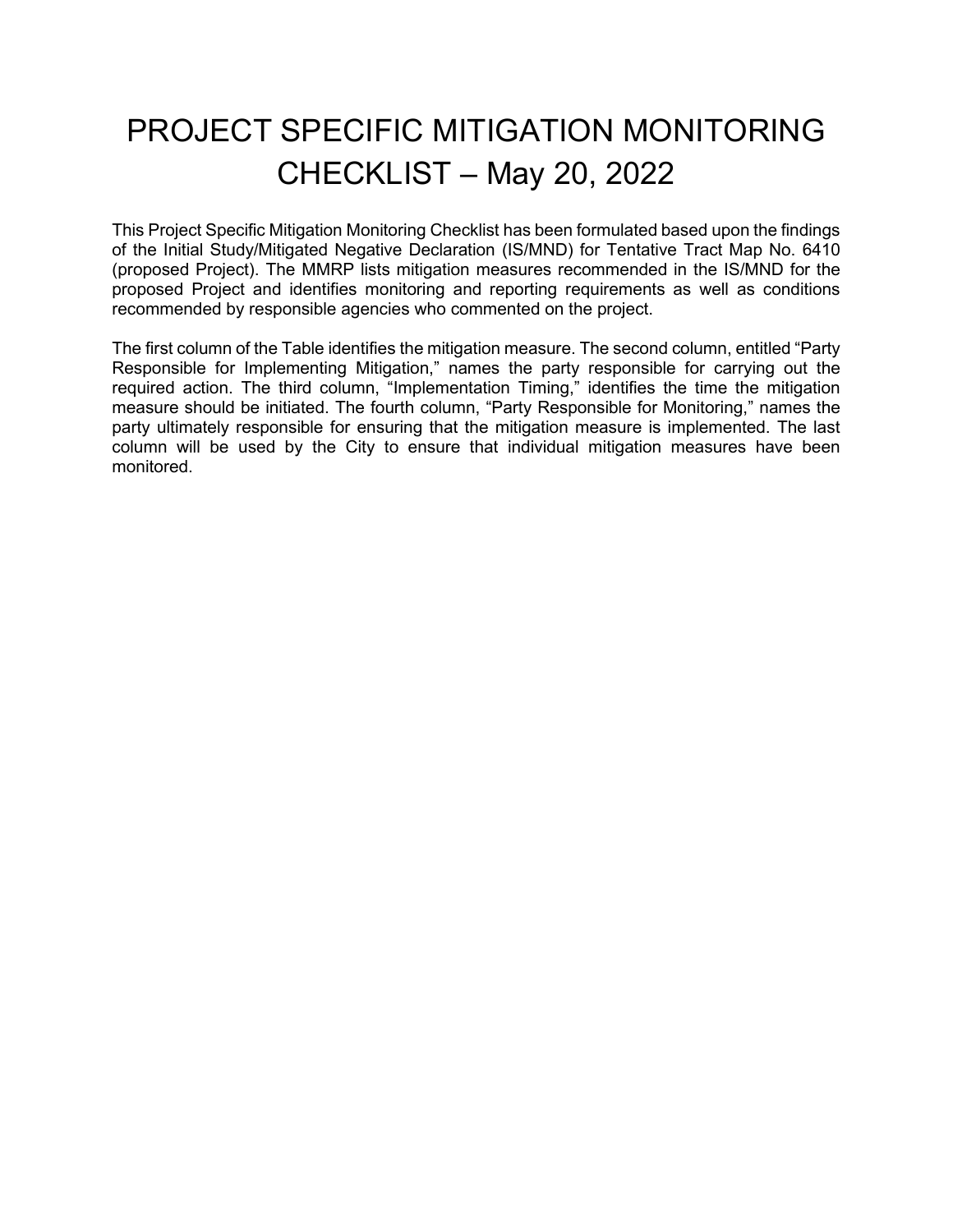# PROJECT SPECIFIC MITIGATION MONITORING CHECKLIST – May 20, 2022

This Project Specific Mitigation Monitoring Checklist has been formulated based upon the findings of the Initial Study/Mitigated Negative Declaration (IS/MND) for Tentative Tract Map No. 6410 (proposed Project). The MMRP lists mitigation measures recommended in the IS/MND for the proposed Project and identifies monitoring and reporting requirements as well as conditions recommended by responsible agencies who commented on the project.

The first column of the Table identifies the mitigation measure. The second column, entitled "Party Responsible for Implementing Mitigation," names the party responsible for carrying out the required action. The third column, "Implementation Timing," identifies the time the mitigation measure should be initiated. The fourth column, "Party Responsible for Monitoring," names the party ultimately responsible for ensuring that the mitigation measure is implemented. The last column will be used by the City to ensure that individual mitigation measures have been monitored.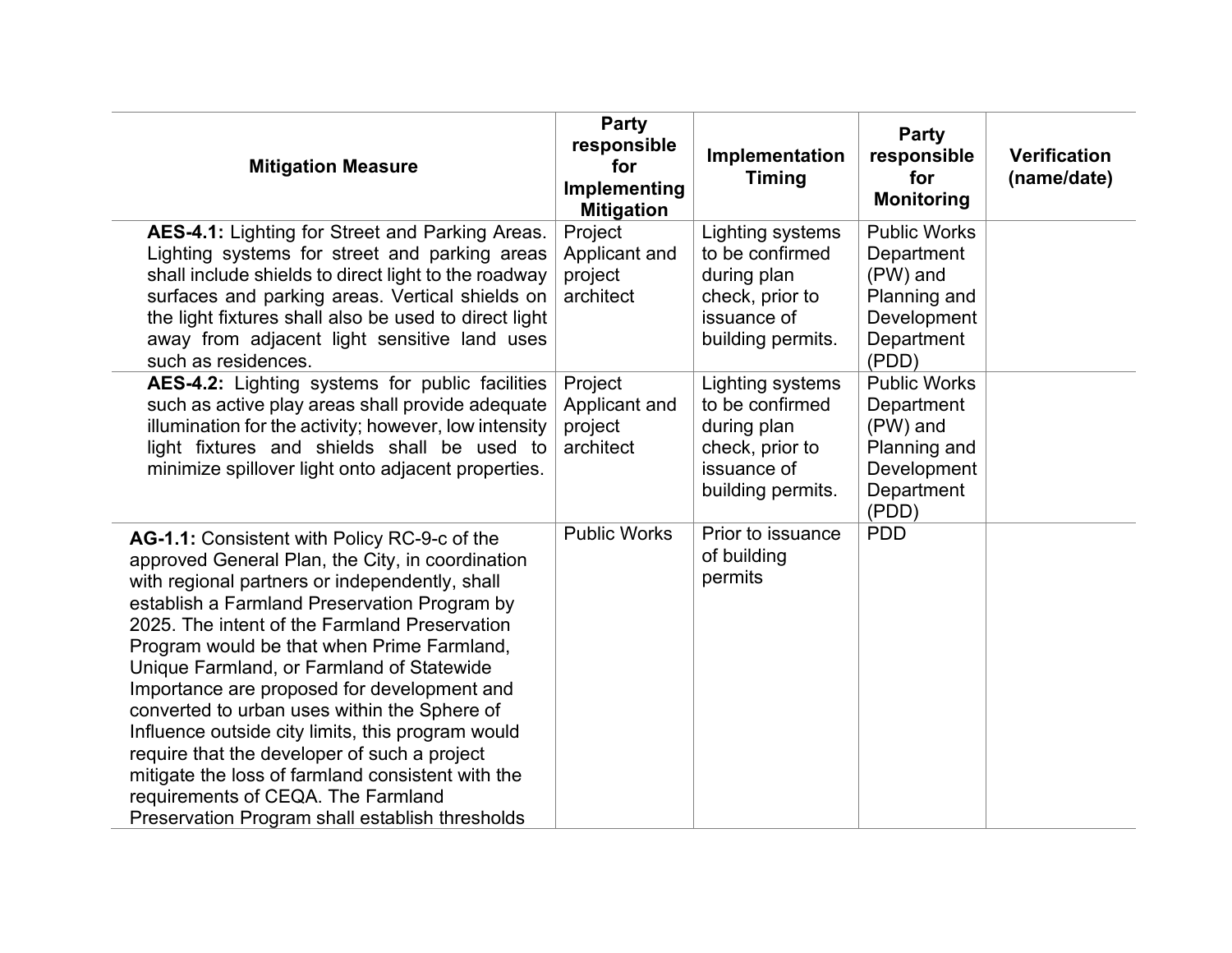| Mitigation Measure | Party responsible for Implementing Mitigation | Implementation Timing | Party responsible for Monitoring | Verification (name/date) |
|---|---|---|---|---|
| **AES-4.1:** Lighting for Street and Parking Areas. Lighting systems for street and parking areas shall include shields to direct light to the roadway surfaces and parking areas. Vertical shields on the light fixtures shall also be used to direct light away from adjacent light sensitive land uses such as residences. | Project Applicant and project architect | Lighting systems to be confirmed during plan check, prior to issuance of building permits. | Public Works Department (PW) and Planning and Development Department (PDD) | |
| **AES-4.2:** Lighting systems for public facilities such as active play areas shall provide adequate illumination for the activity; however, low intensity light fixtures and shields shall be used to minimize spillover light onto adjacent properties. | Project Applicant and project architect | Lighting systems to be confirmed during plan check, prior to issuance of building permits. | Public Works Department (PW) and Planning and Development Department (PDD) | |
| **AG-1.1:** Consistent with Policy RC-9-c of the approved General Plan, the City, in coordination with regional partners or independently, shall establish a Farmland Preservation Program by 2025. The intent of the Farmland Preservation Program would be that when Prime Farmland, Unique Farmland, or Farmland of Statewide Importance are proposed for development and converted to urban uses within the Sphere of Influence outside city limits, this program would require that the developer of such a project mitigate the loss of farmland consistent with the requirements of CEQA. The Farmland Preservation Program shall establish thresholds | Public Works | Prior to issuance of building permits | PDD | |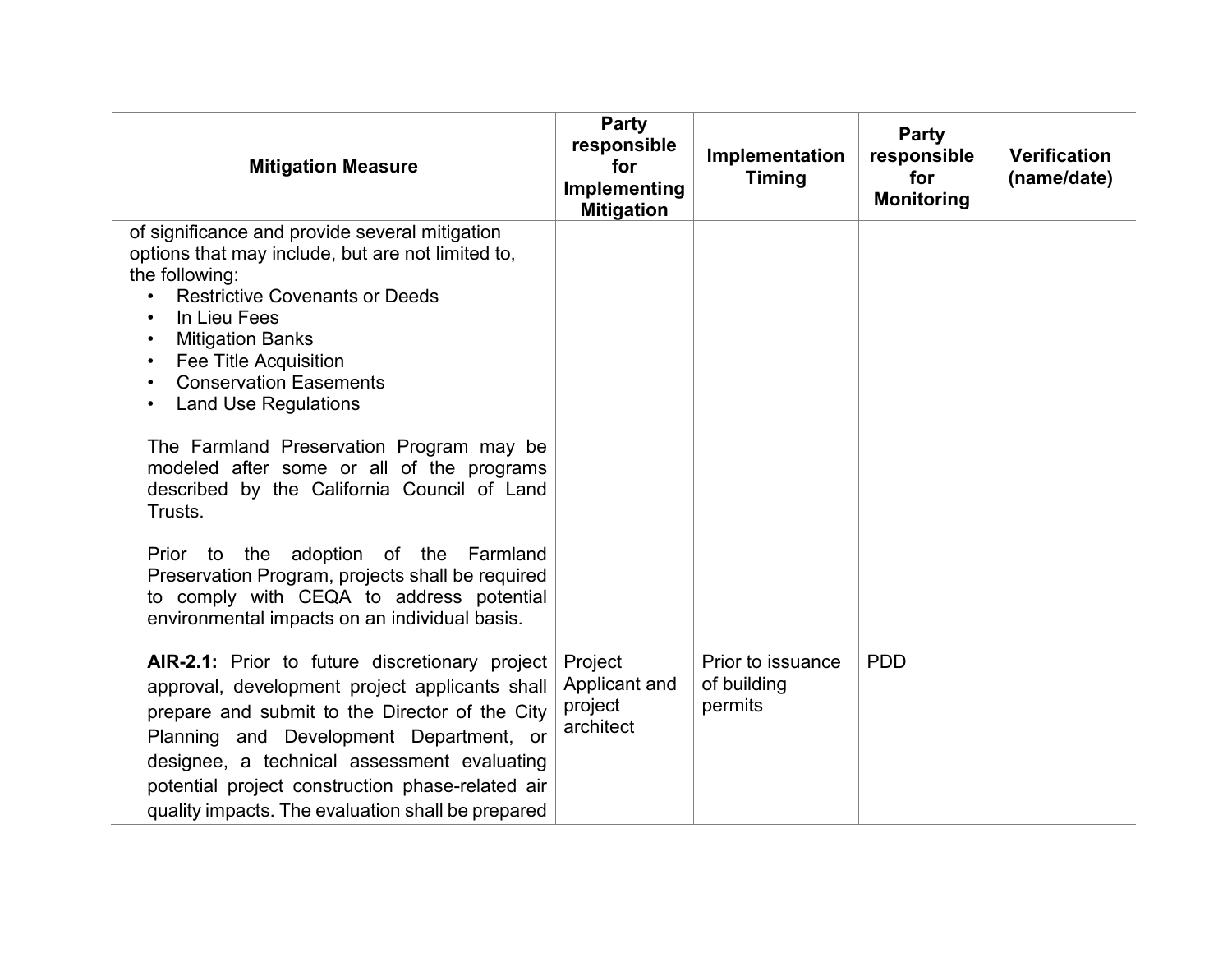| Mitigation Measure | Party responsible for Implementing Mitigation | Implementation Timing | Party responsible for Monitoring | Verification (name/date) |
|---|---|---|---|---|
| of significance and provide several mitigation options that may include, but are not limited to, the following:<br>• Restrictive Covenants or Deeds<br>• In Lieu Fees<br>• Mitigation Banks<br>• Fee Title Acquisition<br>• Conservation Easements<br>• Land Use Regulations<br><br>The Farmland Preservation Program may be modeled after some or all of the programs described by the California Council of Land Trusts.<br><br>Prior to the adoption of the Farmland Preservation Program, projects shall be required to comply with CEQA to address potential environmental impacts on an individual basis. | | | | |
| **AIR-2.1:** Prior to future discretionary project approval, development project applicants shall prepare and submit to the Director of the City Planning and Development Department, or designee, a technical assessment evaluating potential project construction phase-related air quality impacts. The evaluation shall be prepared | Project Applicant and project architect | Prior to issuance of building permits | PDD | |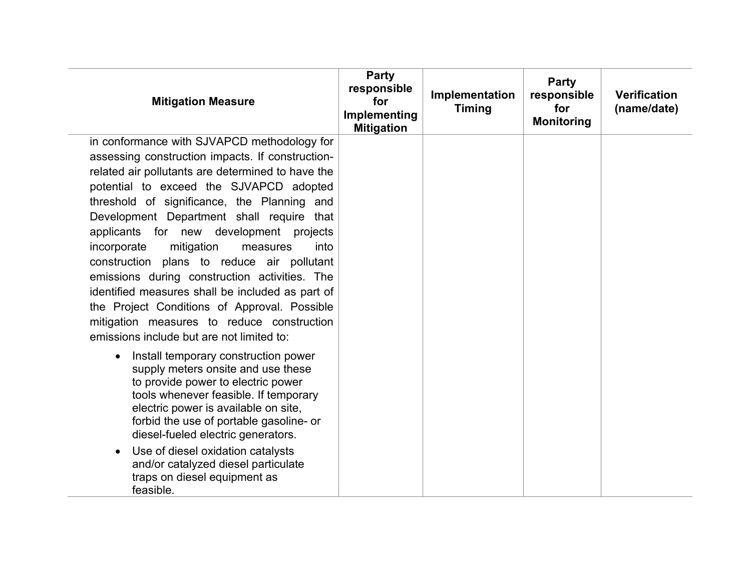| Mitigation Measure | Party responsible for Implementing Mitigation | Implementation Timing | Party responsible for Monitoring | Verification (name/date) |
|---|---|---|---|---|
| in conformance with SJVAPCD methodology for assessing construction impacts. If construction-related air pollutants are determined to have the potential to exceed the SJVAPCD adopted threshold of significance, the Planning and Development Department shall require that applicants for new development projects incorporate mitigation measures into construction plans to reduce air pollutant emissions during construction activities. The identified measures shall be included as part of the Project Conditions of Approval. Possible mitigation measures to reduce construction emissions include but are not limited to:<br><br>• Install temporary construction power supply meters onsite and use these to provide power to electric power tools whenever feasible. If temporary electric power is available on site, forbid the use of portable gasoline- or diesel-fueled electric generators.<br>• Use of diesel oxidation catalysts and/or catalyzed diesel particulate traps on diesel equipment as feasible. | | | | |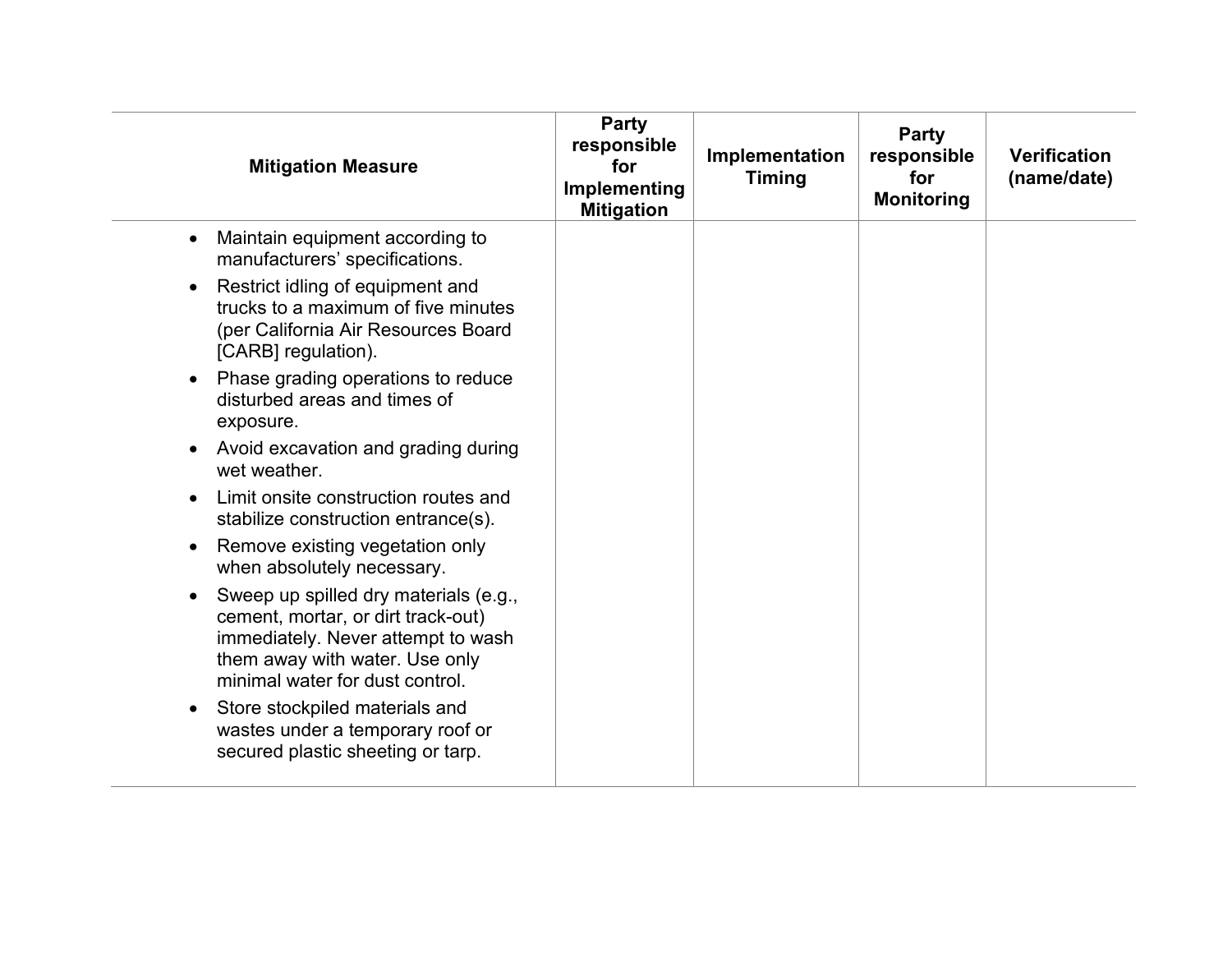| Mitigation Measure | Party responsible for Implementing Mitigation | Implementation Timing | Party responsible for Monitoring | Verification (name/date) |
|---|---|---|---|---|
| • Maintain equipment according to manufacturers' specifications.<br>• Restrict idling of equipment and trucks to a maximum of five minutes (per California Air Resources Board [CARB] regulation).<br>• Phase grading operations to reduce disturbed areas and times of exposure.<br>• Avoid excavation and grading during wet weather.<br>• Limit onsite construction routes and stabilize construction entrance(s).<br>• Remove existing vegetation only when absolutely necessary.<br>• Sweep up spilled dry materials (e.g., cement, mortar, or dirt track-out) immediately. Never attempt to wash them away with water. Use only minimal water for dust control.<br>• Store stockpiled materials and wastes under a temporary roof or secured plastic sheeting or tarp. | | | | |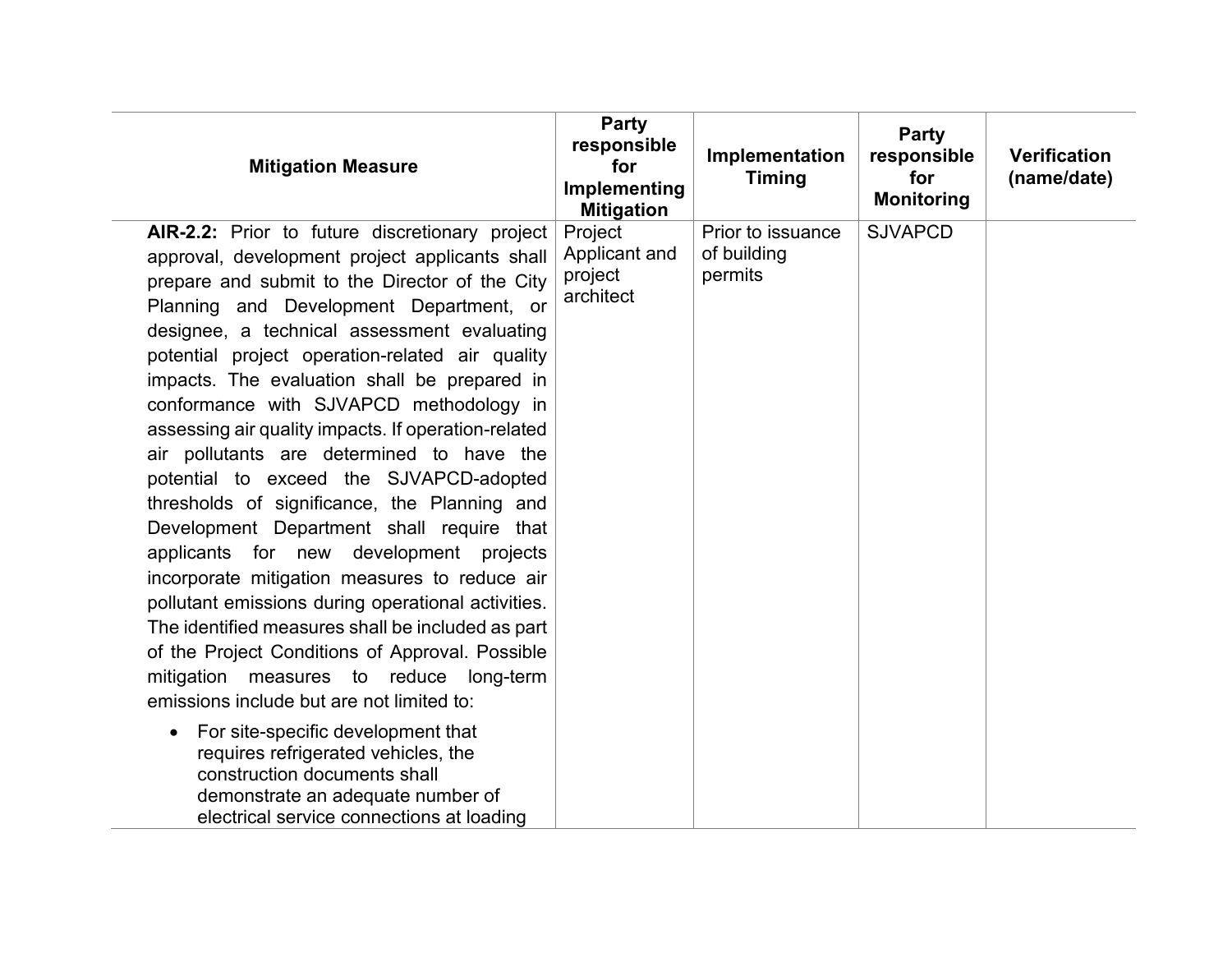| Mitigation Measure | Party responsible for Implementing Mitigation | Implementation Timing | Party responsible for Monitoring | Verification (name/date) |
|---|---|---|---|---|
| **AIR-2.2:** Prior to future discretionary project approval, development project applicants shall prepare and submit to the Director of the City Planning and Development Department, or designee, a technical assessment evaluating potential project operation-related air quality impacts. The evaluation shall be prepared in conformance with SJVAPCD methodology in assessing air quality impacts. If operation-related air pollutants are determined to have the potential to exceed the SJVAPCD-adopted thresholds of significance, the Planning and Development Department shall require that applicants for new development projects incorporate mitigation measures to reduce air pollutant emissions during operational activities. The identified measures shall be included as part of the Project Conditions of Approval. Possible mitigation measures to reduce long-term emissions include but are not limited to:<br><br>• For site-specific development that requires refrigerated vehicles, the construction documents shall demonstrate an adequate number of electrical service connections at loading | Project Applicant and project architect | Prior to issuance of building permits | SJVAPCD | |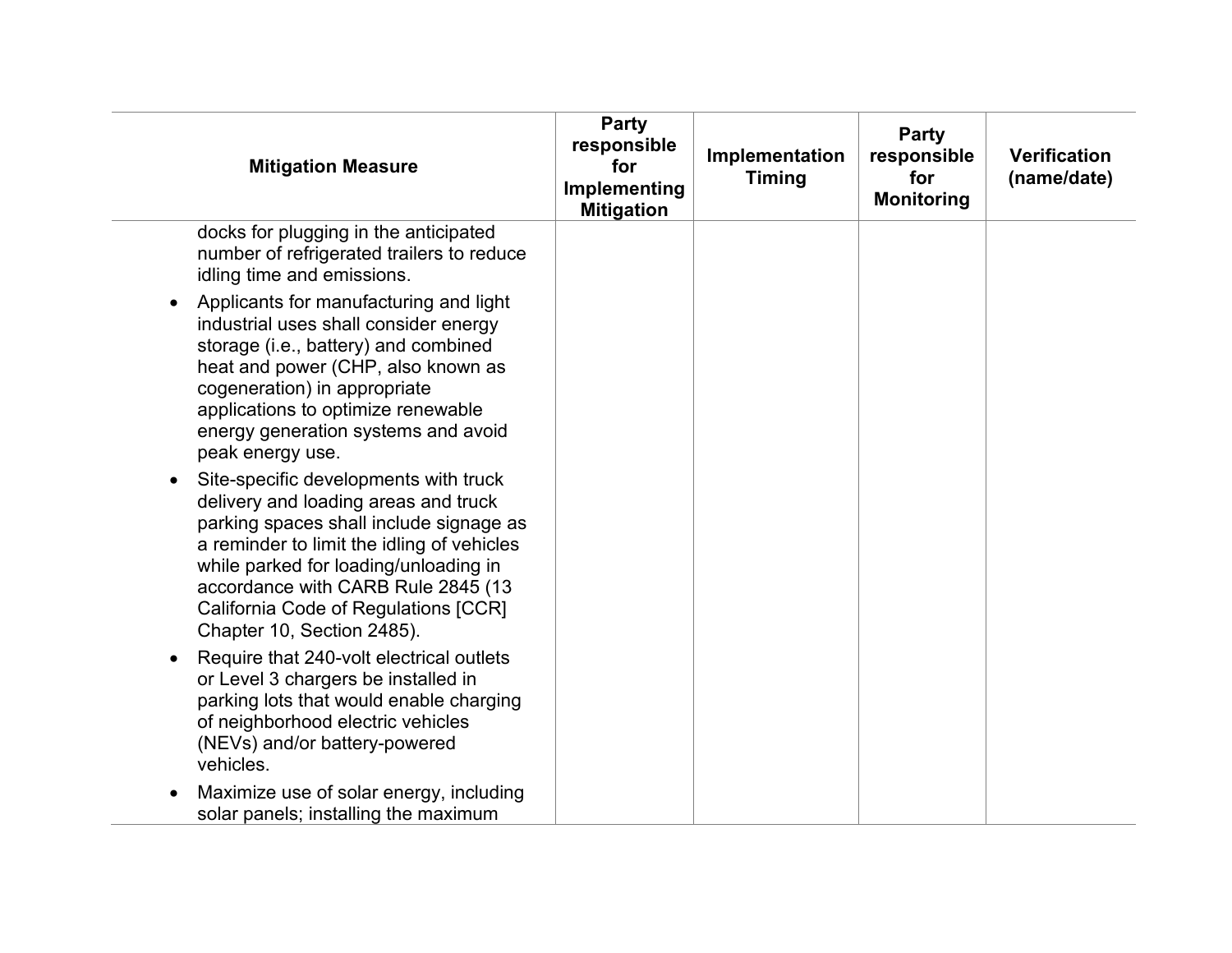| Mitigation Measure | Party responsible for Implementing Mitigation | Implementation Timing | Party responsible for Monitoring | Verification (name/date) |
|---|---|---|---|---|
| docks for plugging in the anticipated number of refrigerated trailers to reduce idling time and emissions.<br>• Applicants for manufacturing and light industrial uses shall consider energy storage (i.e., battery) and combined heat and power (CHP, also known as cogeneration) in appropriate applications to optimize renewable energy generation systems and avoid peak energy use.<br>• Site-specific developments with truck delivery and loading areas and truck parking spaces shall include signage as a reminder to limit the idling of vehicles while parked for loading/unloading in accordance with CARB Rule 2845 (13 California Code of Regulations [CCR] Chapter 10, Section 2485).<br>• Require that 240-volt electrical outlets or Level 3 chargers be installed in parking lots that would enable charging of neighborhood electric vehicles (NEVs) and/or battery-powered vehicles.<br>• Maximize use of solar energy, including solar panels; installing the maximum | | | | |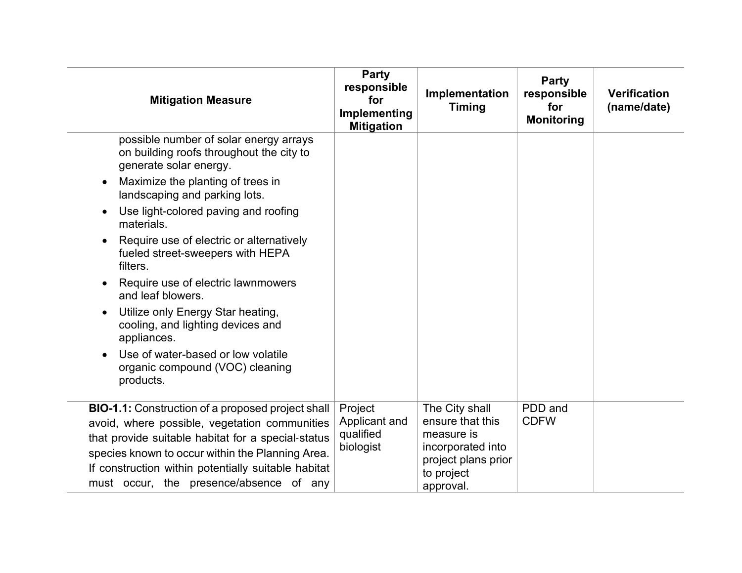| Mitigation Measure | Party responsible for Implementing Mitigation | Implementation Timing | Party responsible for Monitoring | Verification (name/date) |
|---|---|---|---|---|
| possible number of solar energy arrays on building roofs throughout the city to generate solar energy.<br>• Maximize the planting of trees in landscaping and parking lots.<br>• Use light-colored paving and roofing materials.<br>• Require use of electric or alternatively fueled street-sweepers with HEPA filters.<br>• Require use of electric lawnmowers and leaf blowers.<br>• Utilize only Energy Star heating, cooling, and lighting devices and appliances.<br>• Use of water-based or low volatile organic compound (VOC) cleaning products. | | | | |
| **BIO-1.1:** Construction of a proposed project shall avoid, where possible, vegetation communities that provide suitable habitat for a special-status species known to occur within the Planning Area. If construction within potentially suitable habitat must occur, the presence/absence of any | Project Applicant and qualified biologist | The City shall ensure that this measure is incorporated into project plans prior to project approval. | PDD and CDFW | |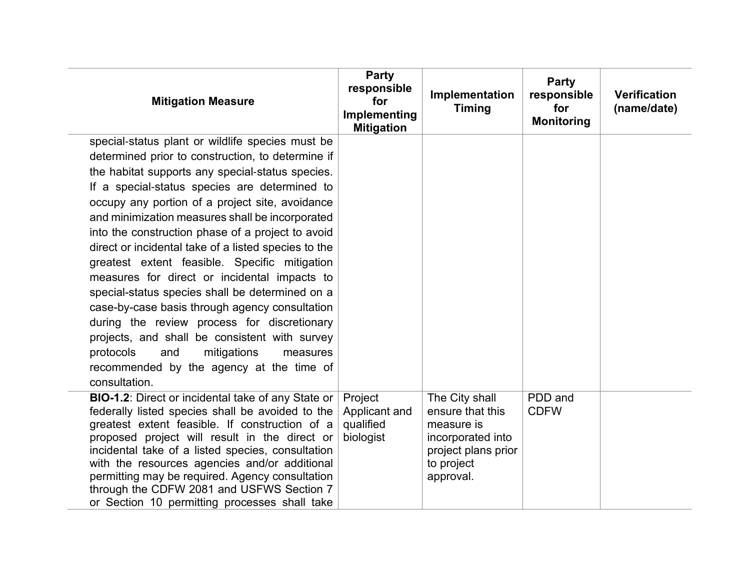| Mitigation Measure | Party responsible for Implementing Mitigation | Implementation Timing | Party responsible for Monitoring | Verification (name/date) |
|---|---|---|---|---|
| special-status plant or wildlife species must be determined prior to construction, to determine if the habitat supports any special-status species. If a special-status species are determined to occupy any portion of a project site, avoidance and minimization measures shall be incorporated into the construction phase of a project to avoid direct or incidental take of a listed species to the greatest extent feasible. Specific mitigation measures for direct or incidental impacts to special-status species shall be determined on a case-by-case basis through agency consultation during the review process for discretionary projects, and shall be consistent with survey protocols and mitigations measures recommended by the agency at the time of consultation. | | | | |
| **BIO-1.2**: Direct or incidental take of any State or federally listed species shall be avoided to the greatest extent feasible. If construction of a proposed project will result in the direct or incidental take of a listed species, consultation with the resources agencies and/or additional permitting may be required. Agency consultation through the CDFW 2081 and USFWS Section 7 or Section 10 permitting processes shall take | Project Applicant and qualified biologist | The City shall ensure that this measure is incorporated into project plans prior to project approval. | PDD and CDFW | |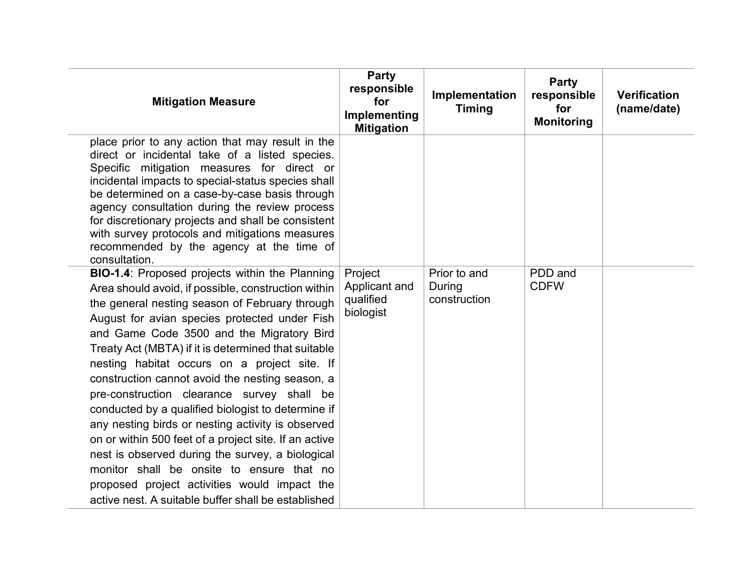| Mitigation Measure | Party responsible for Implementing Mitigation | Implementation Timing | Party responsible for Monitoring | Verification (name/date) |
|---|---|---|---|---|
| place prior to any action that may result in the direct or incidental take of a listed species. Specific mitigation measures for direct or incidental impacts to special-status species shall be determined on a case-by-case basis through agency consultation during the review process for discretionary projects and shall be consistent with survey protocols and mitigations measures recommended by the agency at the time of consultation. | | | | |
| **BIO-1.4**: Proposed projects within the Planning Area should avoid, if possible, construction within the general nesting season of February through August for avian species protected under Fish and Game Code 3500 and the Migratory Bird Treaty Act (MBTA) if it is determined that suitable nesting habitat occurs on a project site. If construction cannot avoid the nesting season, a pre-construction clearance survey shall be conducted by a qualified biologist to determine if any nesting birds or nesting activity is observed on or within 500 feet of a project site. If an active nest is observed during the survey, a biological monitor shall be onsite to ensure that no proposed project activities would impact the active nest. A suitable buffer shall be established | Project Applicant and qualified biologist | Prior to and During construction | PDD and CDFW | |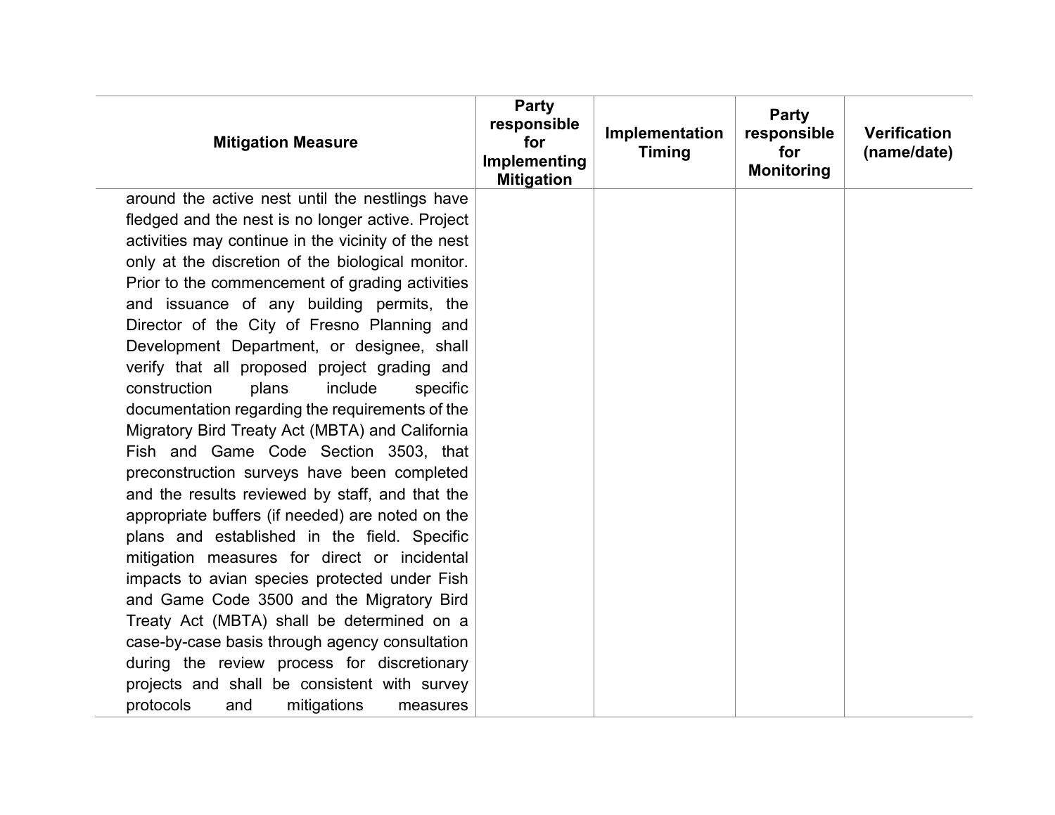| Mitigation Measure | Party responsible for Implementing Mitigation | Implementation Timing | Party responsible for Monitoring | Verification (name/date) |
|---|---|---|---|---|
| around the active nest until the nestlings have fledged and the nest is no longer active. Project activities may continue in the vicinity of the nest only at the discretion of the biological monitor. Prior to the commencement of grading activities and issuance of any building permits, the Director of the City of Fresno Planning and Development Department, or designee, shall verify that all proposed project grading and construction plans include specific documentation regarding the requirements of the Migratory Bird Treaty Act (MBTA) and California Fish and Game Code Section 3503, that preconstruction surveys have been completed and the results reviewed by staff, and that the appropriate buffers (if needed) are noted on the plans and established in the field. Specific mitigation measures for direct or incidental impacts to avian species protected under Fish and Game Code 3500 and the Migratory Bird Treaty Act (MBTA) shall be determined on a case-by-case basis through agency consultation during the review process for discretionary projects and shall be consistent with survey protocols and mitigations measures | | | | |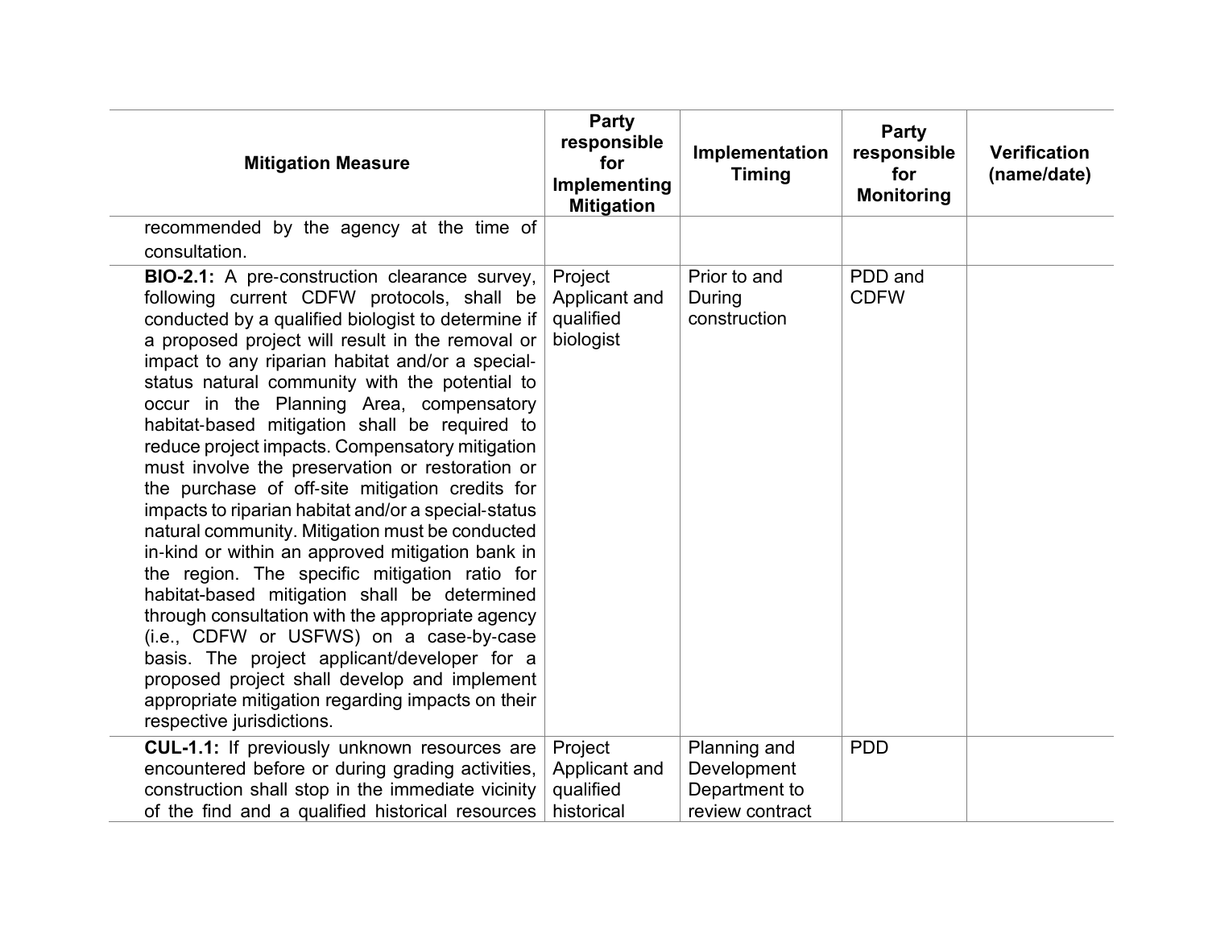| Mitigation Measure | Party responsible for Implementing Mitigation | Implementation Timing | Party responsible for Monitoring | Verification (name/date) |
|---|---|---|---|---|
| recommended by the agency at the time of consultation. | | | | |
| **BIO-2.1:** A pre-construction clearance survey, following current CDFW protocols, shall be conducted by a qualified biologist to determine if a proposed project will result in the removal or impact to any riparian habitat and/or a special-status natural community with the potential to occur in the Planning Area, compensatory habitat-based mitigation shall be required to reduce project impacts. Compensatory mitigation must involve the preservation or restoration or the purchase of off-site mitigation credits for impacts to riparian habitat and/or a special-status natural community. Mitigation must be conducted in-kind or within an approved mitigation bank in the region. The specific mitigation ratio for habitat-based mitigation shall be determined through consultation with the appropriate agency (i.e., CDFW or USFWS) on a case-by-case basis. The project applicant/developer for a proposed project shall develop and implement appropriate mitigation regarding impacts on their respective jurisdictions. | Project Applicant and qualified biologist | Prior to and During construction | PDD and CDFW | |
| **CUL-1.1:** If previously unknown resources are encountered before or during grading activities, construction shall stop in the immediate vicinity of the find and a qualified historical resources | Project Applicant and qualified historical | Planning and Development Department to review contract | PDD | |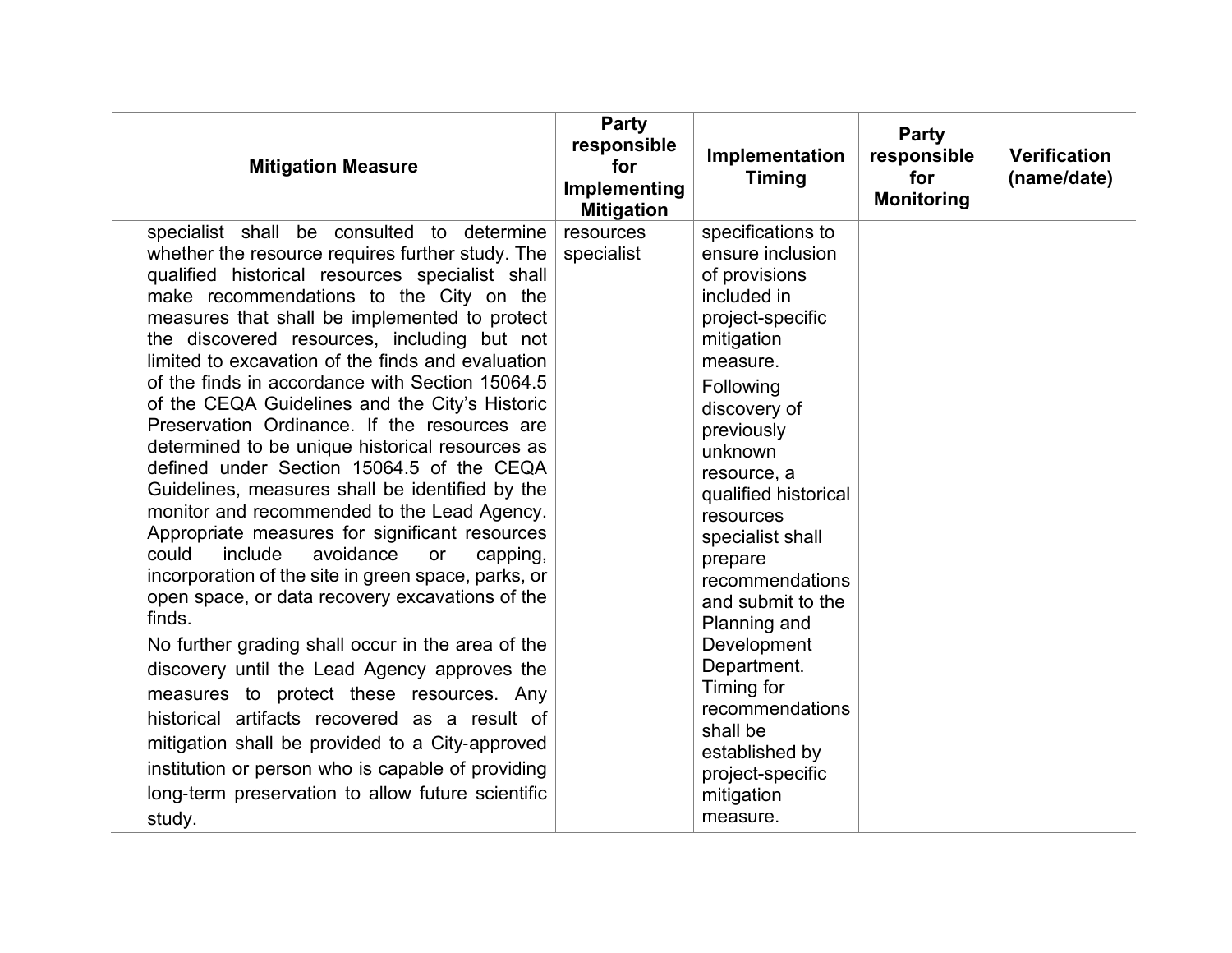| Mitigation Measure | Party responsible for Implementing Mitigation | Implementation Timing | Party responsible for Monitoring | Verification (name/date) |
| --- | --- | --- | --- | --- |
| specialist shall be consulted to determine whether the resource requires further study. The qualified historical resources specialist shall make recommendations to the City on the measures that shall be implemented to protect the discovered resources, including but not limited to excavation of the finds and evaluation of the finds in accordance with Section 15064.5 of the CEQA Guidelines and the City's Historic Preservation Ordinance. If the resources are determined to be unique historical resources as defined under Section 15064.5 of the CEQA Guidelines, measures shall be identified by the monitor and recommended to the Lead Agency. Appropriate measures for significant resources could include avoidance or capping, incorporation of the site in green space, parks, or open space, or data recovery excavations of the finds.<br><br>No further grading shall occur in the area of the discovery until the Lead Agency approves the measures to protect these resources. Any historical artifacts recovered as a result of mitigation shall be provided to a City-approved institution or person who is capable of providing long-term preservation to allow future scientific study. | resources specialist | specifications to ensure inclusion of provisions included in project-specific mitigation measure.<br><br>Following discovery of previously unknown resource, a qualified historical resources specialist shall prepare recommendations and submit to the Planning and Development Department. Timing for recommendations shall be established by project-specific mitigation measure. | | |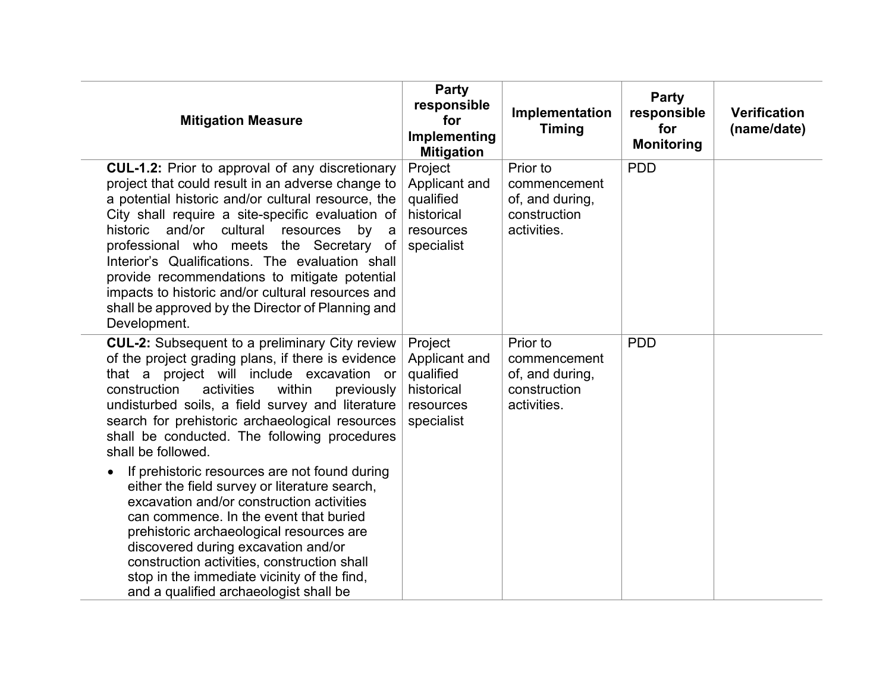| Mitigation Measure | Party responsible for Implementing Mitigation | Implementation Timing | Party responsible for Monitoring | Verification (name/date) |
|---|---|---|---|---|
| **CUL-1.2:** Prior to approval of any discretionary project that could result in an adverse change to a potential historic and/or cultural resource, the City shall require a site-specific evaluation of historic and/or cultural resources by a professional who meets the Secretary of Interior's Qualifications. The evaluation shall provide recommendations to mitigate potential impacts to historic and/or cultural resources and shall be approved by the Director of Planning and Development. | Project Applicant and qualified historical resources specialist | Prior to commencement of, and during, construction activities. | PDD | |
| **CUL-2:** Subsequent to a preliminary City review of the project grading plans, if there is evidence that a project will include excavation or construction activities within previously undisturbed soils, a field survey and literature search for prehistoric archaeological resources shall be conducted. The following procedures shall be followed.<br><br>• If prehistoric resources are not found during either the field survey or literature search, excavation and/or construction activities can commence. In the event that buried prehistoric archaeological resources are discovered during excavation and/or construction activities, construction shall stop in the immediate vicinity of the find, and a qualified archaeologist shall be | Project Applicant and qualified historical resources specialist | Prior to commencement of, and during, construction activities. | PDD | |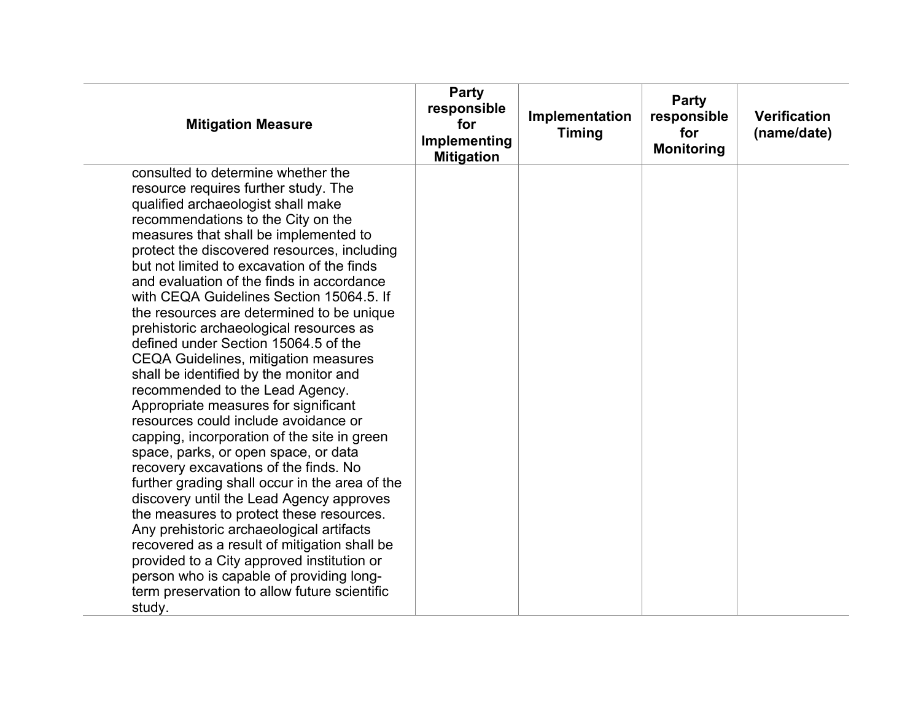| Mitigation Measure | Party responsible for Implementing Mitigation | Implementation Timing | Party responsible for Monitoring | Verification (name/date) |
|---|---|---|---|---|
| consulted to determine whether the resource requires further study. The qualified archaeologist shall make recommendations to the City on the measures that shall be implemented to protect the discovered resources, including but not limited to excavation of the finds and evaluation of the finds in accordance with CEQA Guidelines Section 15064.5. If the resources are determined to be unique prehistoric archaeological resources as defined under Section 15064.5 of the CEQA Guidelines, mitigation measures shall be identified by the monitor and recommended to the Lead Agency. Appropriate measures for significant resources could include avoidance or capping, incorporation of the site in green space, parks, or open space, or data recovery excavations of the finds. No further grading shall occur in the area of the discovery until the Lead Agency approves the measures to protect these resources. Any prehistoric archaeological artifacts recovered as a result of mitigation shall be provided to a City approved institution or person who is capable of providing long-term preservation to allow future scientific study. | | | | |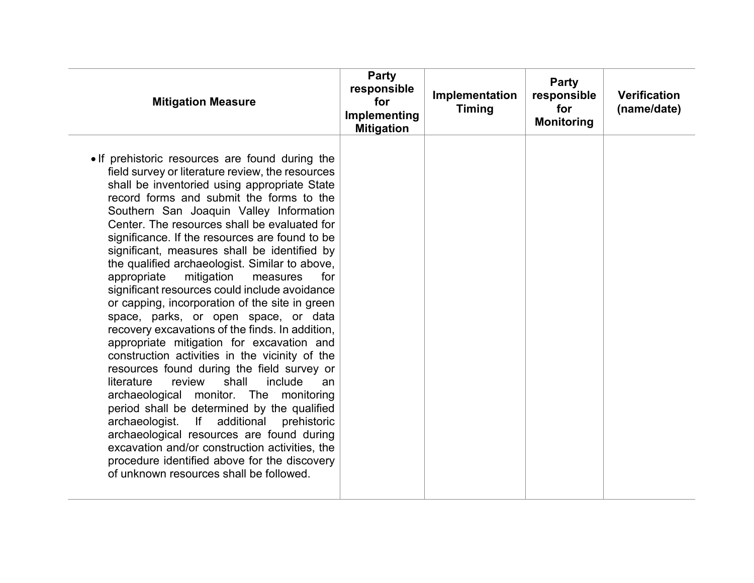| Mitigation Measure | Party responsible for Implementing Mitigation | Implementation Timing | Party responsible for Monitoring | Verification (name/date) |
|---|---|---|---|---|
| • If prehistoric resources are found during the field survey or literature review, the resources shall be inventoried using appropriate State record forms and submit the forms to the Southern San Joaquin Valley Information Center. The resources shall be evaluated for significance. If the resources are found to be significant, measures shall be identified by the qualified archaeologist. Similar to above, appropriate mitigation measures for significant resources could include avoidance or capping, incorporation of the site in green space, parks, or open space, or data recovery excavations of the finds. In addition, appropriate mitigation for excavation and construction activities in the vicinity of the resources found during the field survey or literature review shall include an archaeological monitor. The monitoring period shall be determined by the qualified archaeologist. If additional prehistoric archaeological resources are found during excavation and/or construction activities, the procedure identified above for the discovery of unknown resources shall be followed. | | | | |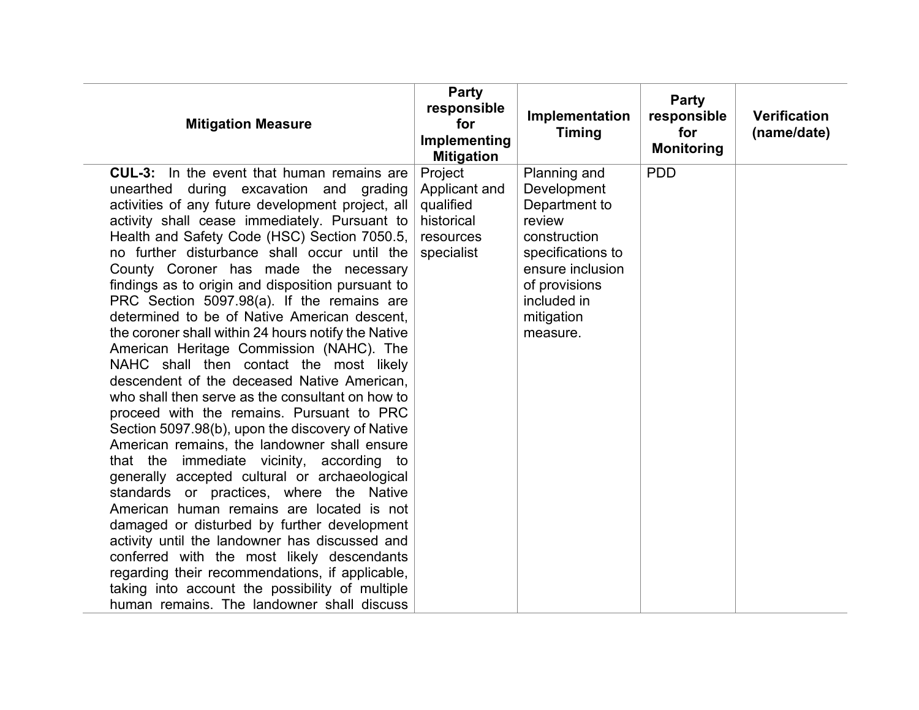| Mitigation Measure | Party responsible for Implementing Mitigation | Implementation Timing | Party responsible for Monitoring | Verification (name/date) |
|---|---|---|---|---|
| **CUL-3:** In the event that human remains are unearthed during excavation and grading activities of any future development project, all activity shall cease immediately. Pursuant to Health and Safety Code (HSC) Section 7050.5, no further disturbance shall occur until the County Coroner has made the necessary findings as to origin and disposition pursuant to PRC Section 5097.98(a). If the remains are determined to be of Native American descent, the coroner shall within 24 hours notify the Native American Heritage Commission (NAHC). The NAHC shall then contact the most likely descendent of the deceased Native American, who shall then serve as the consultant on how to proceed with the remains. Pursuant to PRC Section 5097.98(b), upon the discovery of Native American remains, the landowner shall ensure that the immediate vicinity, according to generally accepted cultural or archaeological standards or practices, where the Native American human remains are located is not damaged or disturbed by further development activity until the landowner has discussed and conferred with the most likely descendants regarding their recommendations, if applicable, taking into account the possibility of multiple human remains. The landowner shall discuss | Project Applicant and qualified historical resources specialist | Planning and Development Department to review construction specifications to ensure inclusion of provisions included in mitigation measure. | PDD | |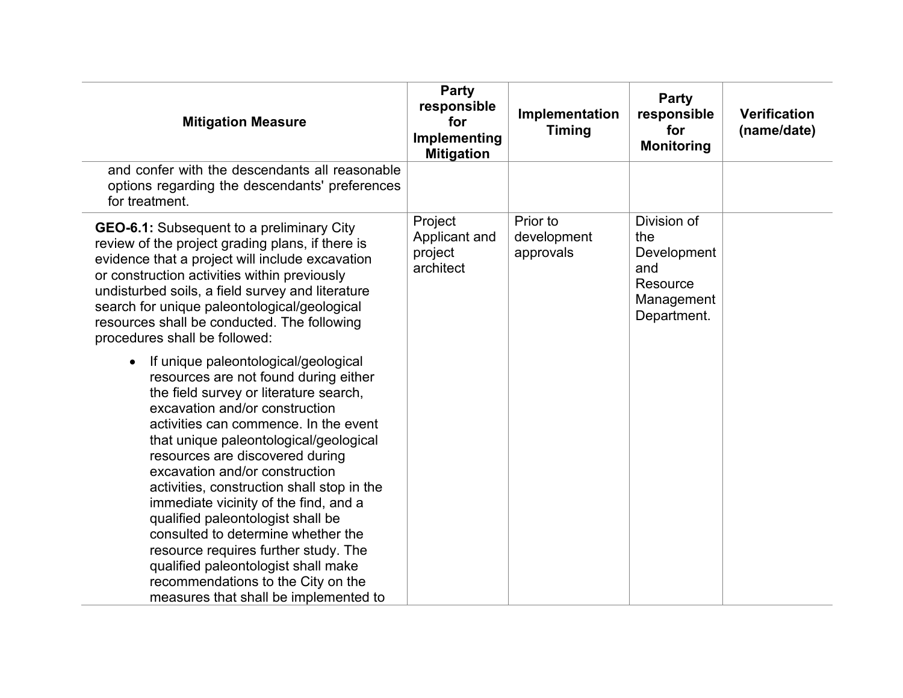| Mitigation Measure | Party responsible for Implementing Mitigation | Implementation Timing | Party responsible for Monitoring | Verification (name/date) |
|---|---|---|---|---|
| and confer with the descendants all reasonable options regarding the descendants' preferences for treatment. | | | | |
| **GEO-6.1:** Subsequent to a preliminary City review of the project grading plans, if there is evidence that a project will include excavation or construction activities within previously undisturbed soils, a field survey and literature search for unique paleontological/geological resources shall be conducted. The following procedures shall be followed: <br><br> • If unique paleontological/geological resources are not found during either the field survey or literature search, excavation and/or construction activities can commence. In the event that unique paleontological/geological resources are discovered during excavation and/or construction activities, construction shall stop in the immediate vicinity of the find, and a qualified paleontologist shall be consulted to determine whether the resource requires further study. The qualified paleontologist shall make recommendations to the City on the measures that shall be implemented to | Project Applicant and project architect | Prior to development approvals | Division of the Development and Resource Management Department. | |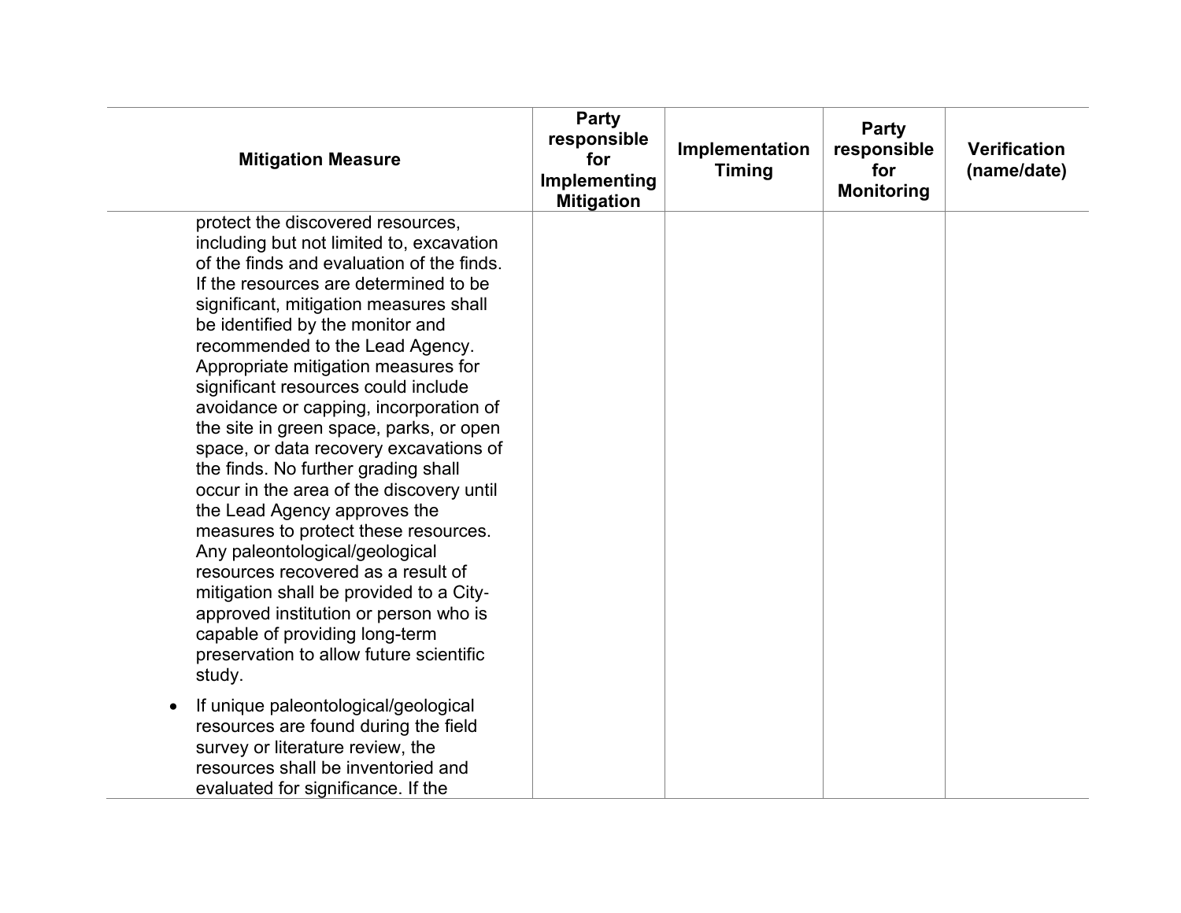| Mitigation Measure | Party responsible for Implementing Mitigation | Implementation Timing | Party responsible for Monitoring | Verification (name/date) |
|---|---|---|---|---|
| protect the discovered resources, including but not limited to, excavation of the finds and evaluation of the finds. If the resources are determined to be significant, mitigation measures shall be identified by the monitor and recommended to the Lead Agency. Appropriate mitigation measures for significant resources could include avoidance or capping, incorporation of the site in green space, parks, or open space, or data recovery excavations of the finds. No further grading shall occur in the area of the discovery until the Lead Agency approves the measures to protect these resources. Any paleontological/geological resources recovered as a result of mitigation shall be provided to a City-approved institution or person who is capable of providing long-term preservation to allow future scientific study.<br><br>• If unique paleontological/geological resources are found during the field survey or literature review, the resources shall be inventoried and evaluated for significance. If the | | | | |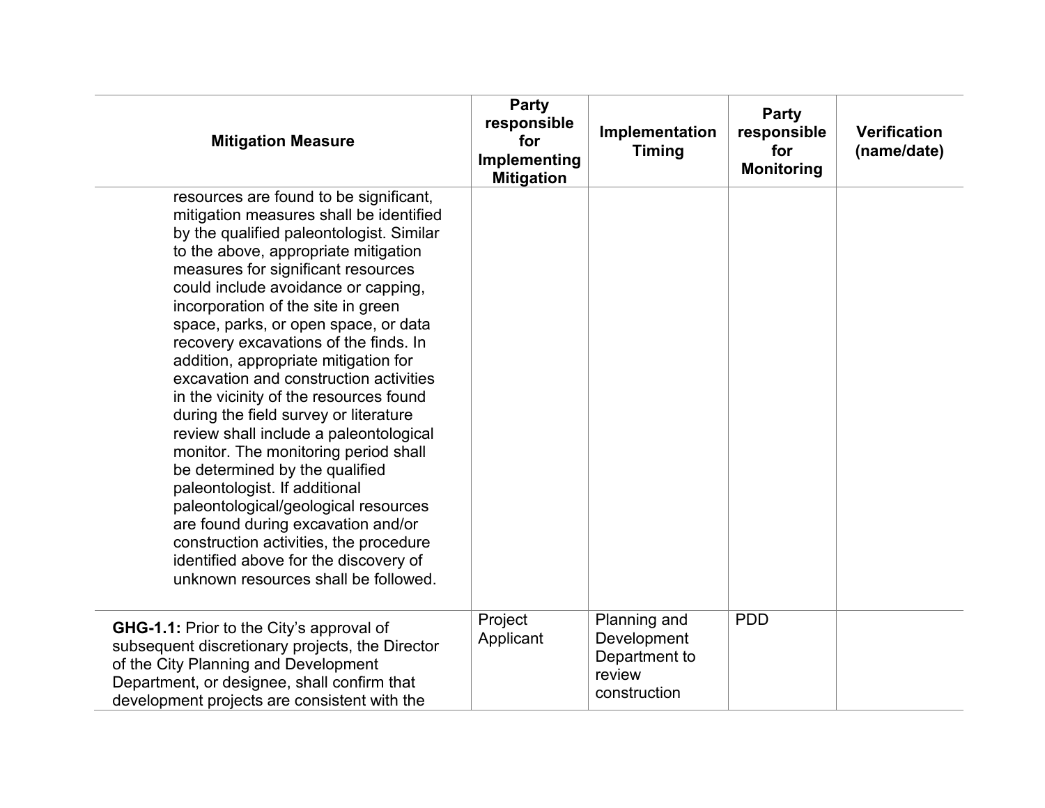| Mitigation Measure | Party responsible for Implementing Mitigation | Implementation Timing | Party responsible for Monitoring | Verification (name/date) |
|---|---|---|---|---|
| resources are found to be significant, mitigation measures shall be identified by the qualified paleontologist. Similar to the above, appropriate mitigation measures for significant resources could include avoidance or capping, incorporation of the site in green space, parks, or open space, or data recovery excavations of the finds. In addition, appropriate mitigation for excavation and construction activities in the vicinity of the resources found during the field survey or literature review shall include a paleontological monitor. The monitoring period shall be determined by the qualified paleontologist. If additional paleontological/geological resources are found during excavation and/or construction activities, the procedure identified above for the discovery of unknown resources shall be followed. | | | | |
| **GHG-1.1:** Prior to the City's approval of subsequent discretionary projects, the Director of the City Planning and Development Department, or designee, shall confirm that development projects are consistent with the | Project Applicant | Planning and Development Department to review construction | PDD | |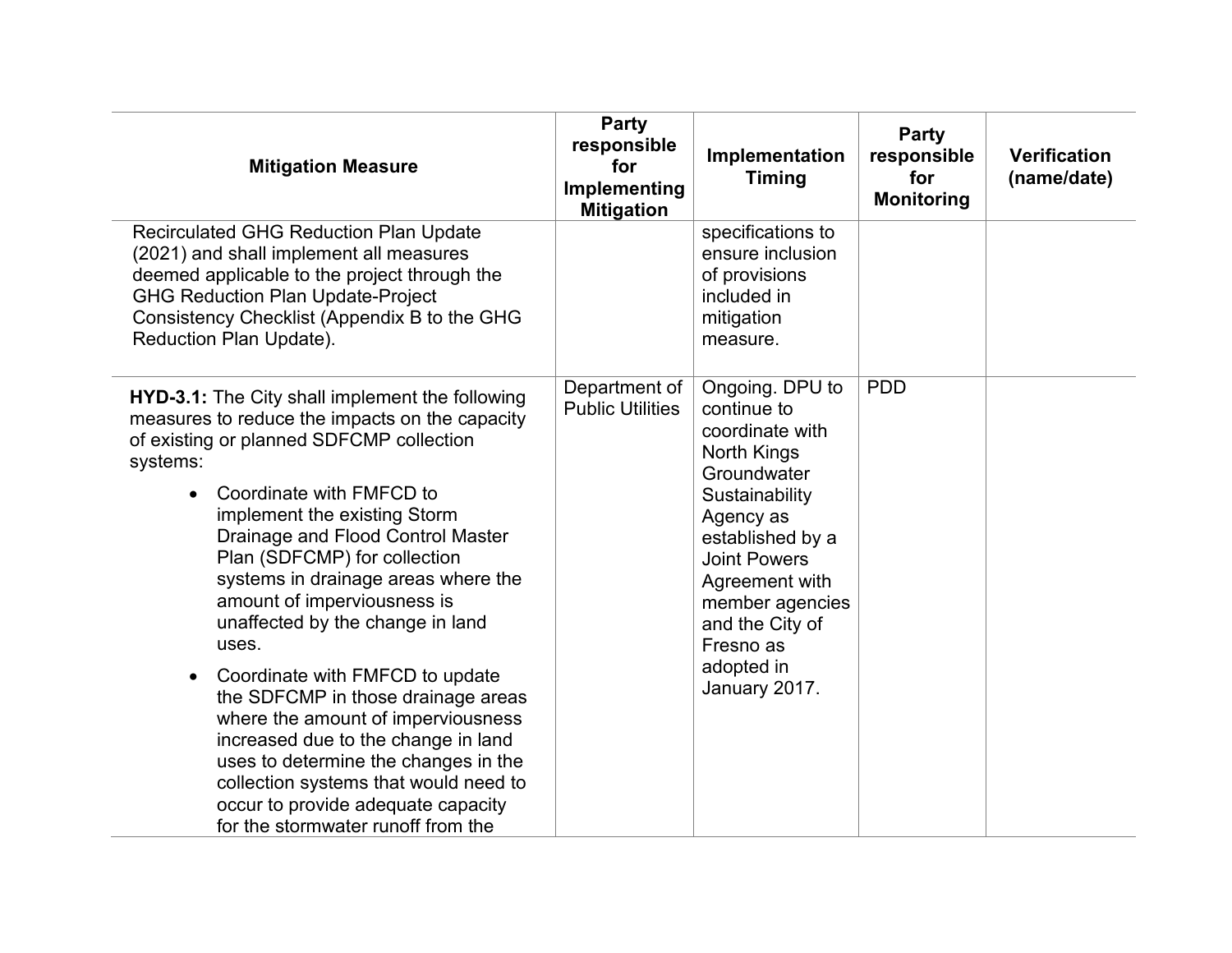| Mitigation Measure | Party responsible for Implementing Mitigation | Implementation Timing | Party responsible for Monitoring | Verification (name/date) |
|---|---|---|---|---|
| Recirculated GHG Reduction Plan Update (2021) and shall implement all measures deemed applicable to the project through the GHG Reduction Plan Update-Project Consistency Checklist (Appendix B to the GHG Reduction Plan Update). | | specifications to ensure inclusion of provisions included in mitigation measure. | | |
| **HYD-3.1:** The City shall implement the following measures to reduce the impacts on the capacity of existing or planned SDFCMP collection systems:<br>• Coordinate with FMFCD to implement the existing Storm Drainage and Flood Control Master Plan (SDFCMP) for collection systems in drainage areas where the amount of imperviousness is unaffected by the change in land uses.<br>• Coordinate with FMFCD to update the SDFCMP in those drainage areas where the amount of imperviousness increased due to the change in land uses to determine the changes in the collection systems that would need to occur to provide adequate capacity for the stormwater runoff from the | Department of Public Utilities | Ongoing. DPU to continue to coordinate with North Kings Groundwater Sustainability Agency as established by a Joint Powers Agreement with member agencies and the City of Fresno as adopted in January 2017. | PDD | |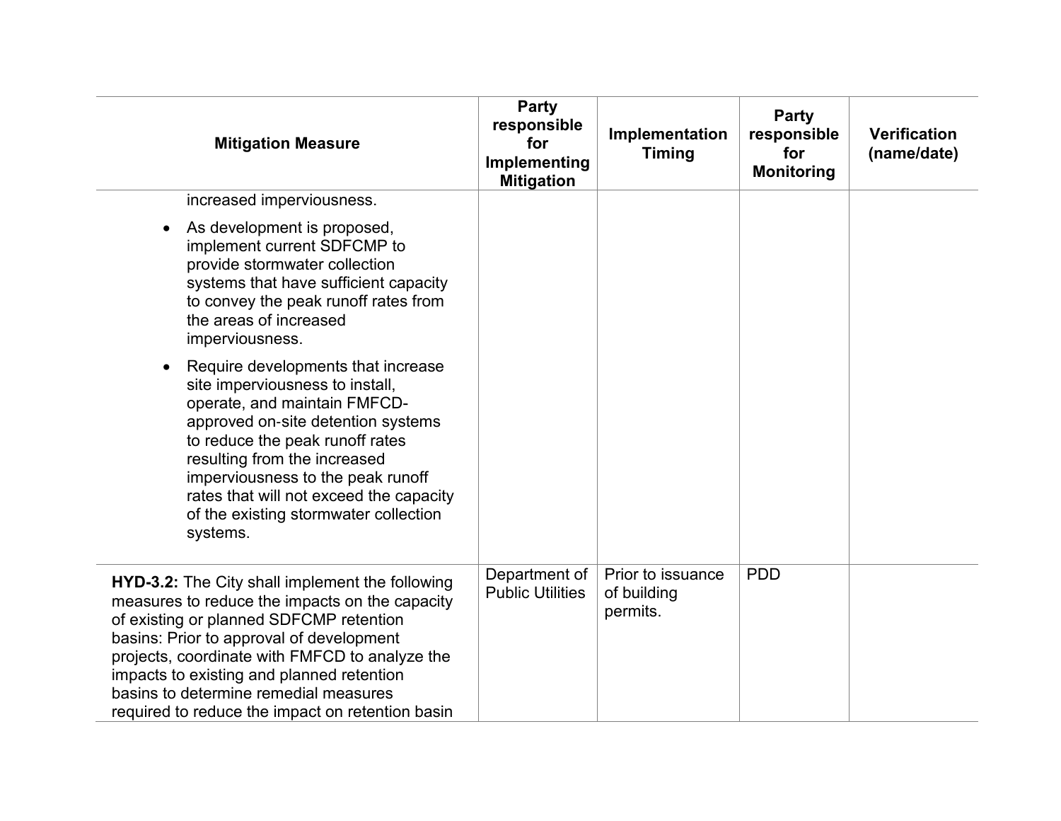| Mitigation Measure | Party responsible for Implementing Mitigation | Implementation Timing | Party responsible for Monitoring | Verification (name/date) |
|---|---|---|---|---|
| increased imperviousness.<br>• As development is proposed, implement current SDFCMP to provide stormwater collection systems that have sufficient capacity to convey the peak runoff rates from the areas of increased imperviousness.<br>• Require developments that increase site imperviousness to install, operate, and maintain FMFCD-approved on-site detention systems to reduce the peak runoff rates resulting from the increased imperviousness to the peak runoff rates that will not exceed the capacity of the existing stormwater collection systems. | | | | |
| **HYD-3.2:** The City shall implement the following measures to reduce the impacts on the capacity of existing or planned SDFCMP retention basins: Prior to approval of development projects, coordinate with FMFCD to analyze the impacts to existing and planned retention basins to determine remedial measures required to reduce the impact on retention basin | Department of Public Utilities | Prior to issuance of building permits. | PDD | |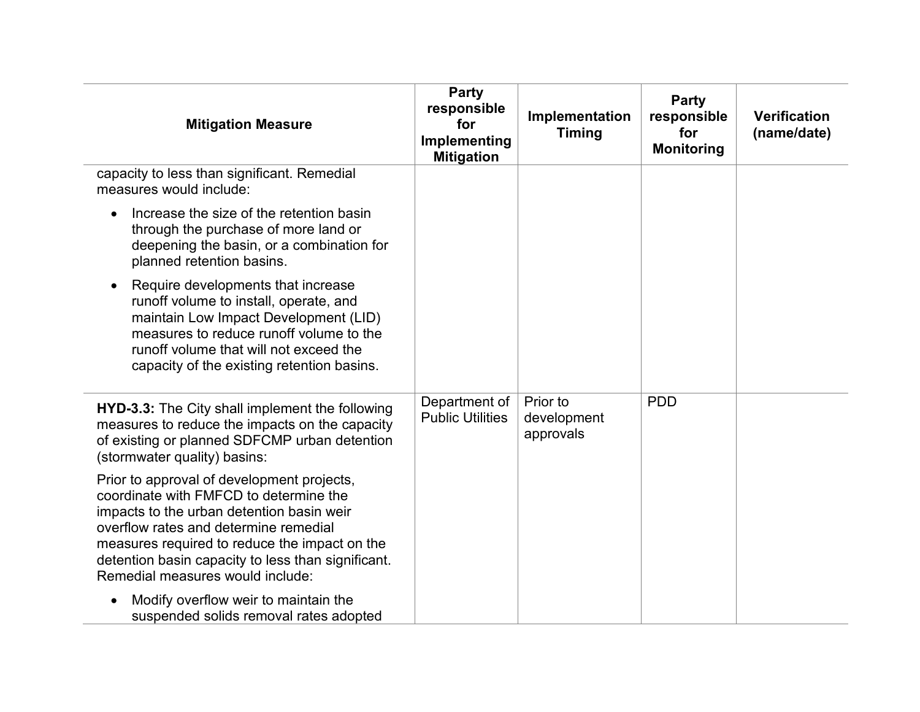| Mitigation Measure | Party responsible for Implementing Mitigation | Implementation Timing | Party responsible for Monitoring | Verification (name/date) |
|---|---|---|---|---|
| capacity to less than significant. Remedial measures would include:<br><br>• Increase the size of the retention basin through the purchase of more land or deepening the basin, or a combination for planned retention basins.<br><br>• Require developments that increase runoff volume to install, operate, and maintain Low Impact Development (LID) measures to reduce runoff volume to the runoff volume that will not exceed the capacity of the existing retention basins. | | | | |
| **HYD-3.3:** The City shall implement the following measures to reduce the impacts on the capacity of existing or planned SDFCMP urban detention (stormwater quality) basins:<br><br>Prior to approval of development projects, coordinate with FMFCD to determine the impacts to the urban detention basin weir overflow rates and determine remedial measures required to reduce the impact on the detention basin capacity to less than significant. Remedial measures would include:<br><br>• Modify overflow weir to maintain the suspended solids removal rates adopted | Department of Public Utilities | Prior to development approvals | PDD | |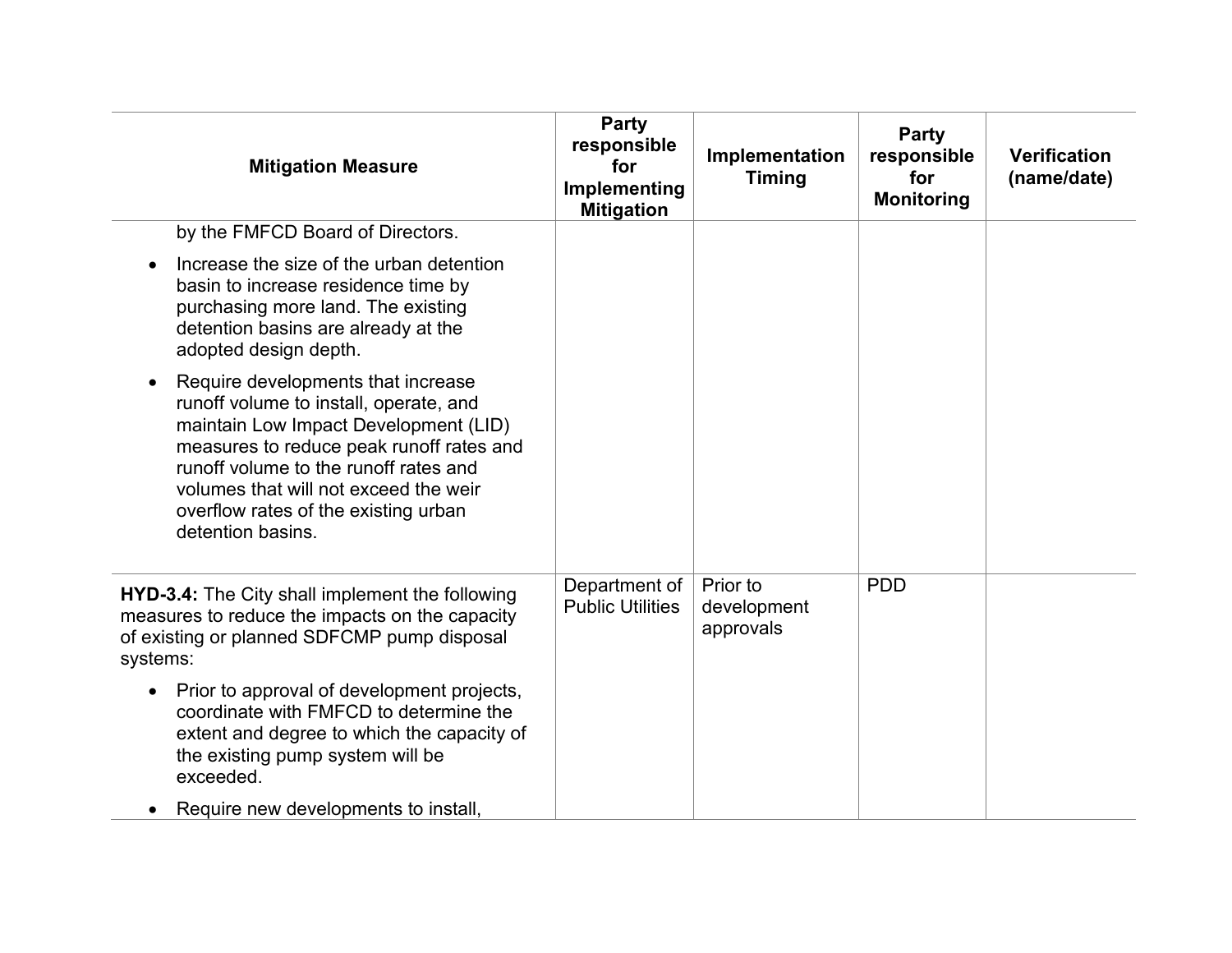| Mitigation Measure | Party responsible for Implementing Mitigation | Implementation Timing | Party responsible for Monitoring | Verification (name/date) |
|---|---|---|---|---|
| by the FMFCD Board of Directors.<br>• Increase the size of the urban detention basin to increase residence time by purchasing more land. The existing detention basins are already at the adopted design depth.<br>• Require developments that increase runoff volume to install, operate, and maintain Low Impact Development (LID) measures to reduce peak runoff rates and runoff volume to the runoff rates and volumes that will not exceed the weir overflow rates of the existing urban detention basins. | | | | |
| **HYD-3.4:** The City shall implement the following measures to reduce the impacts on the capacity of existing or planned SDFCMP pump disposal systems:<br>• Prior to approval of development projects, coordinate with FMFCD to determine the extent and degree to which the capacity of the existing pump system will be exceeded.<br>• Require new developments to install, | Department of Public Utilities | Prior to development approvals | PDD | |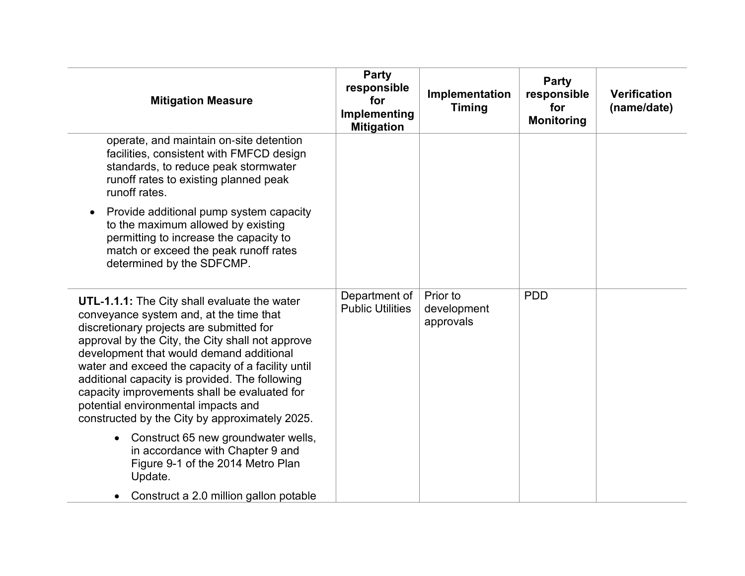| Mitigation Measure | Party responsible for Implementing Mitigation | Implementation Timing | Party responsible for Monitoring | Verification (name/date) |
|---|---|---|---|---|
| operate, and maintain on-site detention facilities, consistent with FMFCD design standards, to reduce peak stormwater runoff rates to existing planned peak runoff rates.<br><br>• Provide additional pump system capacity to the maximum allowed by existing permitting to increase the capacity to match or exceed the peak runoff rates determined by the SDFCMP. | | | | |
| **UTL-1.1.1:** The City shall evaluate the water conveyance system and, at the time that discretionary projects are submitted for approval by the City, the City shall not approve development that would demand additional water and exceed the capacity of a facility until additional capacity is provided. The following capacity improvements shall be evaluated for potential environmental impacts and constructed by the City by approximately 2025.<br><br>• Construct 65 new groundwater wells, in accordance with Chapter 9 and Figure 9-1 of the 2014 Metro Plan Update.<br><br>• Construct a 2.0 million gallon potable | Department of Public Utilities | Prior to development approvals | PDD | |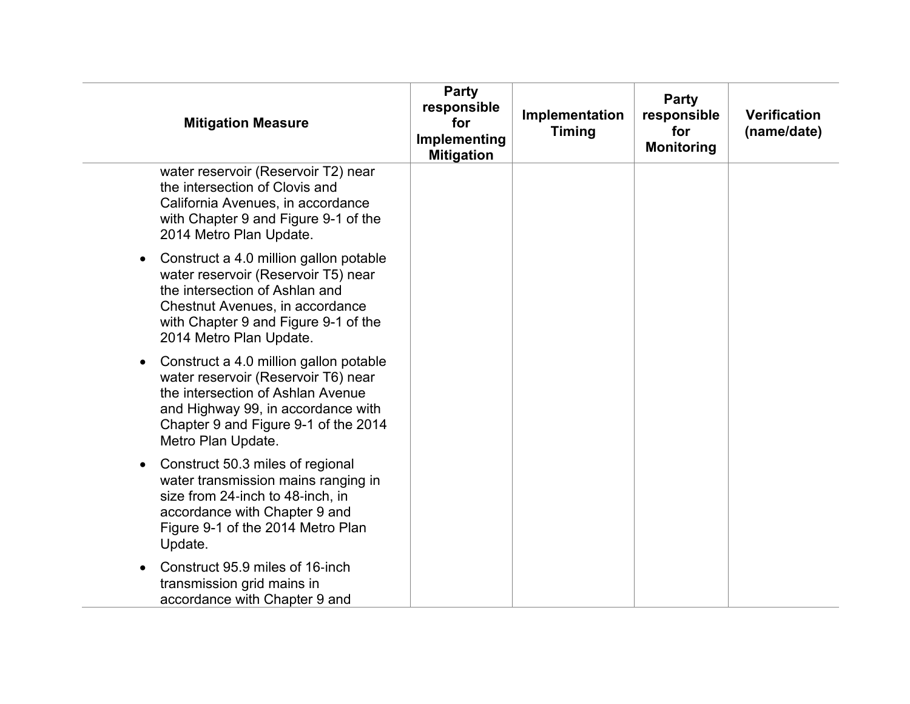| Mitigation Measure | Party responsible for Implementing Mitigation | Implementation Timing | Party responsible for Monitoring | Verification (name/date) |
|---|---|---|---|---|
| water reservoir (Reservoir T2) near the intersection of Clovis and California Avenues, in accordance with Chapter 9 and Figure 9-1 of the 2014 Metro Plan Update.<br>• Construct a 4.0 million gallon potable water reservoir (Reservoir T5) near the intersection of Ashlan and Chestnut Avenues, in accordance with Chapter 9 and Figure 9-1 of the 2014 Metro Plan Update.<br>• Construct a 4.0 million gallon potable water reservoir (Reservoir T6) near the intersection of Ashlan Avenue and Highway 99, in accordance with Chapter 9 and Figure 9-1 of the 2014 Metro Plan Update.<br>• Construct 50.3 miles of regional water transmission mains ranging in size from 24-inch to 48-inch, in accordance with Chapter 9 and Figure 9-1 of the 2014 Metro Plan Update.<br>• Construct 95.9 miles of 16-inch transmission grid mains in accordance with Chapter 9 and | | | | |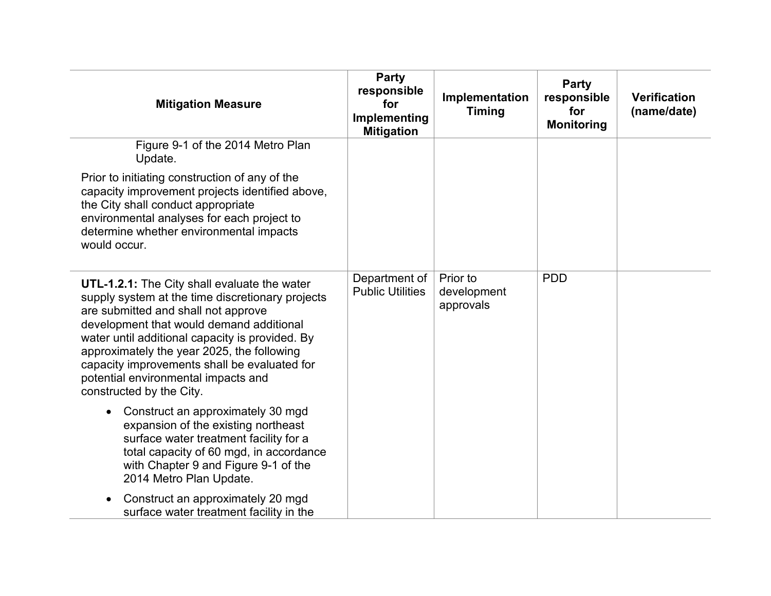| Mitigation Measure | Party responsible for Implementing Mitigation | Implementation Timing | Party responsible for Monitoring | Verification (name/date) |
|---|---|---|---|---|
| Figure 9-1 of the 2014 Metro Plan Update.<br><br>Prior to initiating construction of any of the capacity improvement projects identified above, the City shall conduct appropriate environmental analyses for each project to determine whether environmental impacts would occur. | | | | |
| **UTL-1.2.1:** The City shall evaluate the water supply system at the time discretionary projects are submitted and shall not approve development that would demand additional water until additional capacity is provided. By approximately the year 2025, the following capacity improvements shall be evaluated for potential environmental impacts and constructed by the City.<br><br>• Construct an approximately 30 mgd expansion of the existing northeast surface water treatment facility for a total capacity of 60 mgd, in accordance with Chapter 9 and Figure 9-1 of the 2014 Metro Plan Update.<br><br>• Construct an approximately 20 mgd surface water treatment facility in the | Department of Public Utilities | Prior to development approvals | PDD | |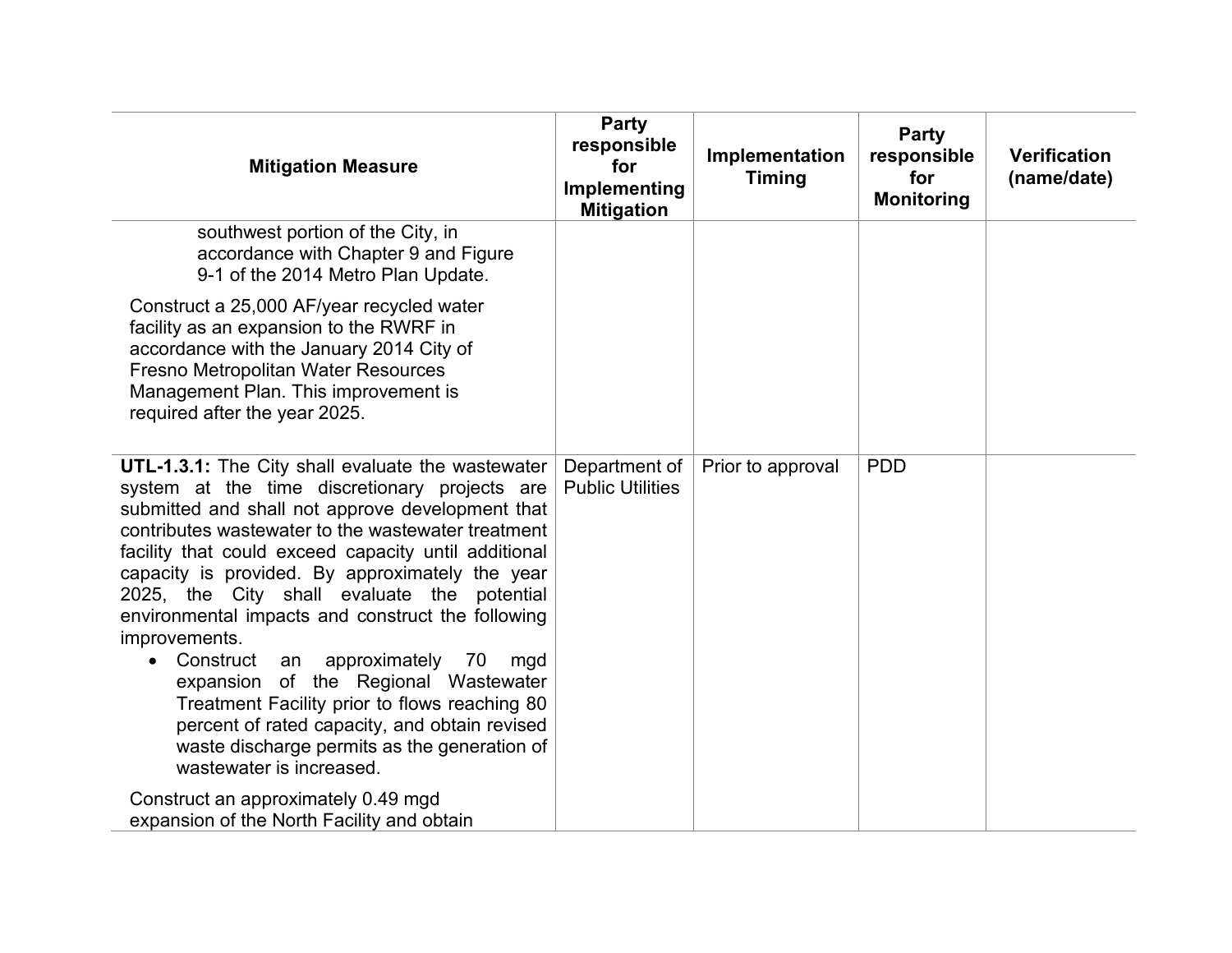| Mitigation Measure | Party responsible for Implementing Mitigation | Implementation Timing | Party responsible for Monitoring | Verification (name/date) |
|---|---|---|---|---|
| southwest portion of the City, in accordance with Chapter 9 and Figure 9-1 of the 2014 Metro Plan Update.<br><br>Construct a 25,000 AF/year recycled water facility as an expansion to the RWRF in accordance with the January 2014 City of Fresno Metropolitan Water Resources Management Plan. This improvement is required after the year 2025. | | | | |
| **UTL-1.3.1:** The City shall evaluate the wastewater system at the time discretionary projects are submitted and shall not approve development that contributes wastewater to the wastewater treatment facility that could exceed capacity until additional capacity is provided. By approximately the year 2025, the City shall evaluate the potential environmental impacts and construct the following improvements.<br>• Construct an approximately 70 mgd expansion of the Regional Wastewater Treatment Facility prior to flows reaching 80 percent of rated capacity, and obtain revised waste discharge permits as the generation of wastewater is increased.<br><br>Construct an approximately 0.49 mgd expansion of the North Facility and obtain | Department of Public Utilities | Prior to approval | PDD | |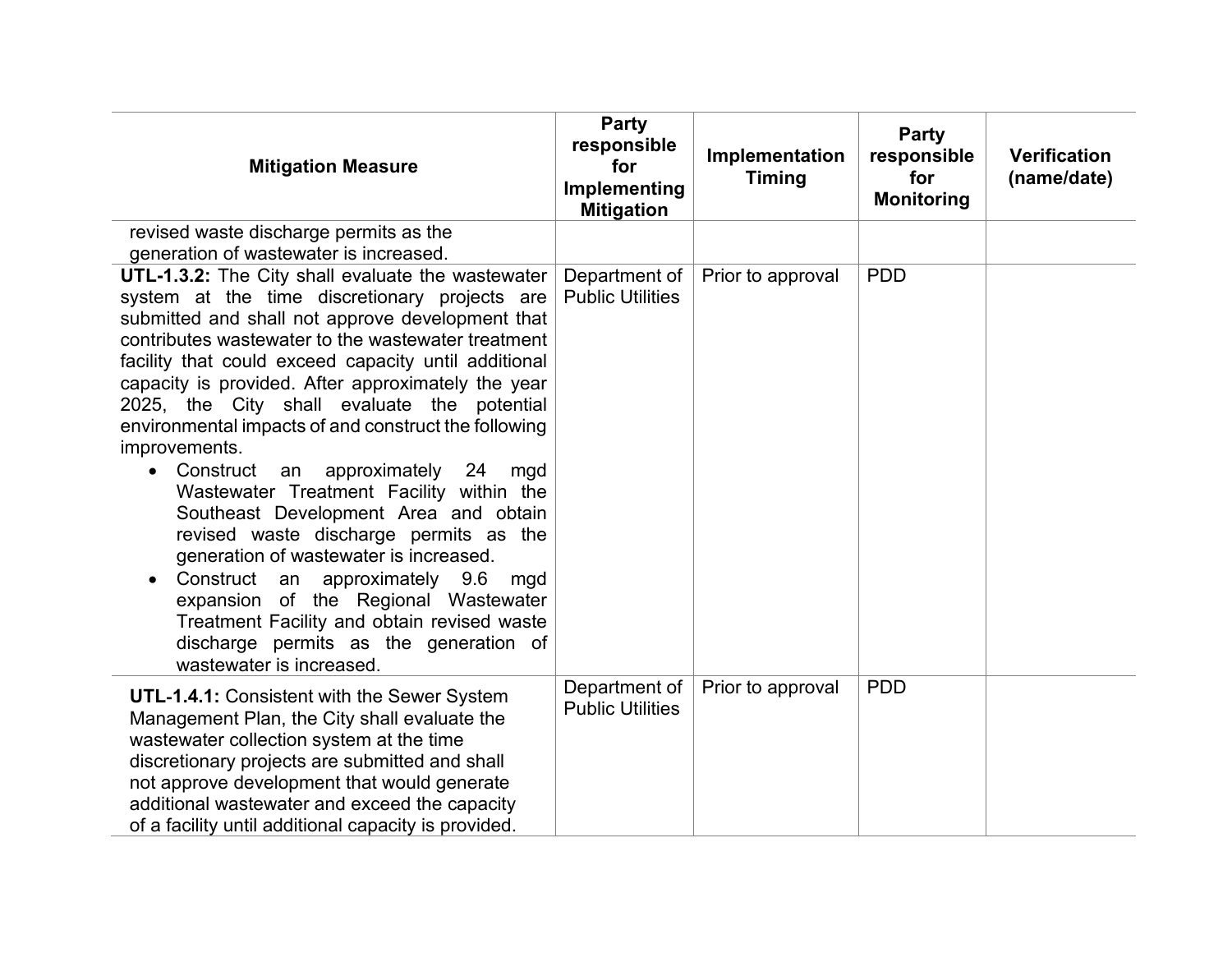| Mitigation Measure | Party responsible for Implementing Mitigation | Implementation Timing | Party responsible for Monitoring | Verification (name/date) |
|---|---|---|---|---|
| revised waste discharge permits as the generation of wastewater is increased. | | | | |
| **UTL-1.3.2:** The City shall evaluate the wastewater system at the time discretionary projects are submitted and shall not approve development that contributes wastewater to the wastewater treatment facility that could exceed capacity until additional capacity is provided. After approximately the year 2025, the City shall evaluate the potential environmental impacts of and construct the following improvements.<br>• Construct an approximately 24 mgd Wastewater Treatment Facility within the Southeast Development Area and obtain revised waste discharge permits as the generation of wastewater is increased.<br>• Construct an approximately 9.6 mgd expansion of the Regional Wastewater Treatment Facility and obtain revised waste discharge permits as the generation of wastewater is increased. | Department of Public Utilities | Prior to approval | PDD | |
| **UTL-1.4.1:** Consistent with the Sewer System Management Plan, the City shall evaluate the wastewater collection system at the time discretionary projects are submitted and shall not approve development that would generate additional wastewater and exceed the capacity of a facility until additional capacity is provided. | Department of Public Utilities | Prior to approval | PDD | |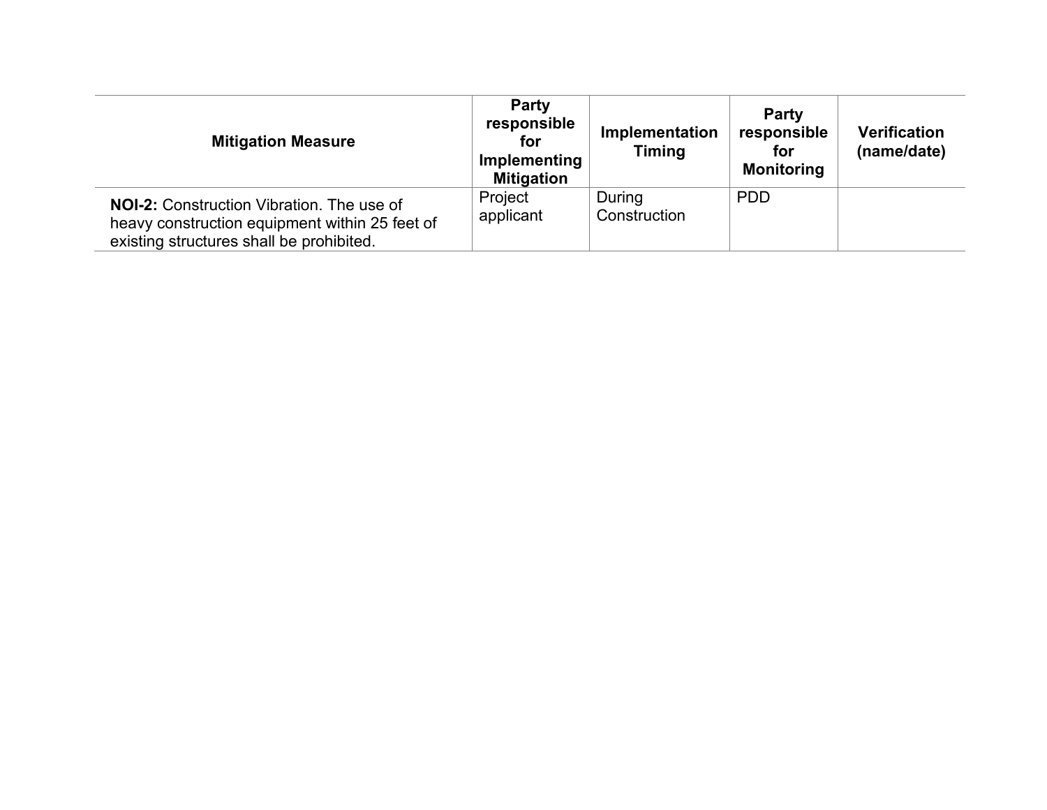| Mitigation Measure | Party responsible for Implementing Mitigation | Implementation Timing | Party responsible for Monitoring | Verification (name/date) |
|---|---|---|---|---|
| **NOI-2:** Construction Vibration. The use of heavy construction equipment within 25 feet of existing structures shall be prohibited. | Project applicant | During Construction | PDD | |